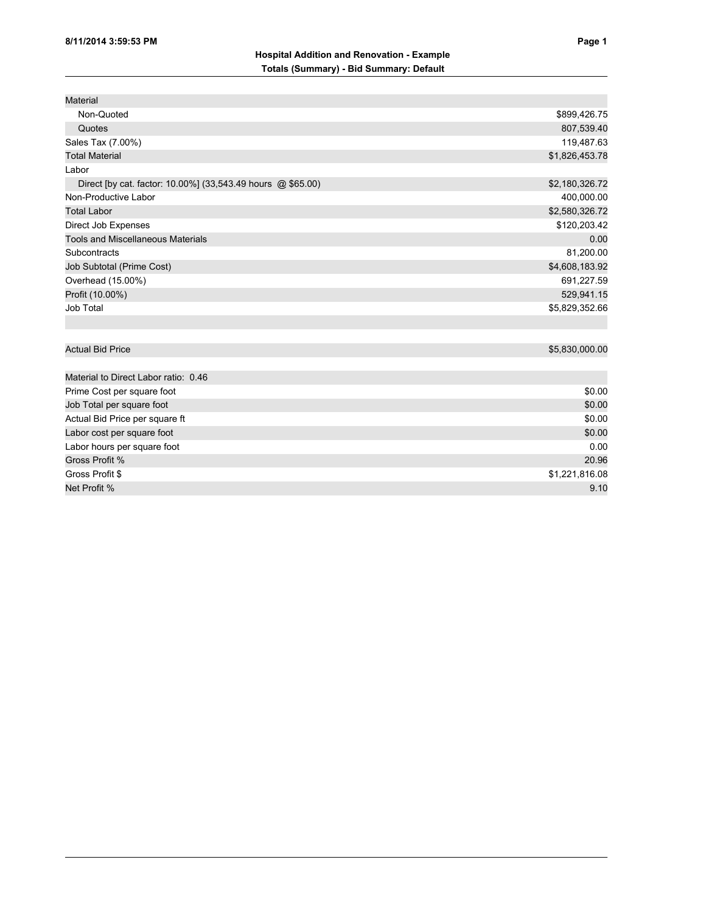# Hospital Addition and Renovation - Example

## Totals (Summary) - Bid Summary: Default

| Item | Amount |
| --- | --- |
| Material | |
| Non-Quoted | $899,426.75 |
| Quotes | 807,539.40 |
| Sales Tax (7.00%) | 119,487.63 |
| Total Material | $1,826,453.78 |
| Labor | |
| Direct [by cat. factor: 10.00%] (33,543.49 hours @ $65.00) | $2,180,326.72 |
| Non-Productive Labor | 400,000.00 |
| Total Labor | $2,580,326.72 |
| Direct Job Expenses | $120,203.42 |
| Tools and Miscellaneous Materials | 0.00 |
| Subcontracts | 81,200.00 |
| Job Subtotal (Prime Cost) | $4,608,183.92 |
| Overhead (15.00%) | 691,227.59 |
| Profit (10.00%) | 529,941.15 |
| Job Total | $5,829,352.66 |

| Item | Amount |
| --- | --- |
| Actual Bid Price | $5,830,000.00 |

| Item | Amount |
| --- | --- |
| Material to Direct Labor ratio: 0.46 | |
| Prime Cost per square foot | $0.00 |
| Job Total per square foot | $0.00 |
| Actual Bid Price per square ft | $0.00 |
| Labor cost per square foot | $0.00 |
| Labor hours per square foot | 0.00 |
| Gross Profit % | 20.96 |
| Gross Profit $ | $1,221,816.08 |
| Net Profit % | 9.10 |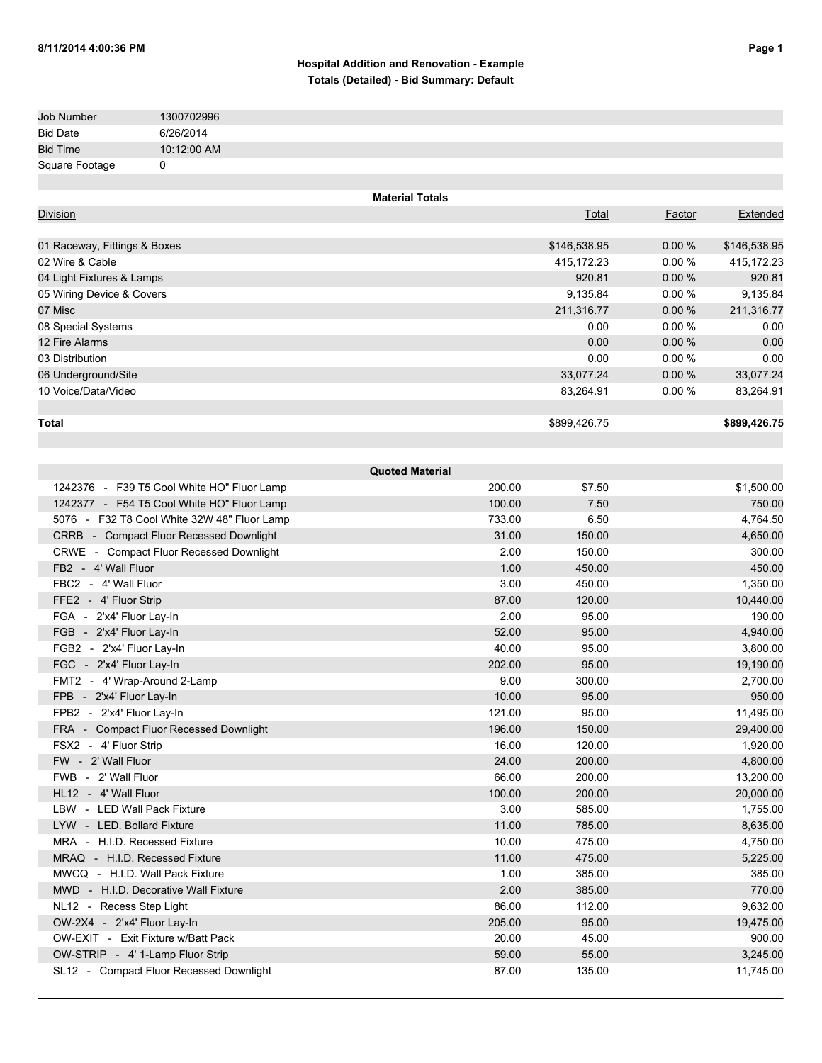**Hospital Addition and Renovation - Example**

**Totals (Detailed) - Bid Summary: Default**

| | |
|---|---|
| Job Number | 1300702996 |
| Bid Date | 6/26/2014 |
| Bid Time | 10:12:00 AM |
| Square Footage | 0 |

**Material Totals**

| Division | Total | Factor | Extended |
|---|---|---|---|
| 01 Raceway, Fittings & Boxes | $146,538.95 | 0.00 % | $146,538.95 |
| 02 Wire & Cable | 415,172.23 | 0.00 % | 415,172.23 |
| 04 Light Fixtures & Lamps | 920.81 | 0.00 % | 920.81 |
| 05 Wiring Device & Covers | 9,135.84 | 0.00 % | 9,135.84 |
| 07 Misc | 211,316.77 | 0.00 % | 211,316.77 |
| 08 Special Systems | 0.00 | 0.00 % | 0.00 |
| 12 Fire Alarms | 0.00 | 0.00 % | 0.00 |
| 03 Distribution | 0.00 | 0.00 % | 0.00 |
| 06 Underground/Site | 33,077.24 | 0.00 % | 33,077.24 |
| 10 Voice/Data/Video | 83,264.91 | 0.00 % | 83,264.91 |
| **Total** | $899,426.75 | | **$899,426.75** |

**Quoted Material**

| Item | Quantity | Price | Extended |
|---|---|---|---|
| 1242376 - F39 T5 Cool White HO" Fluor Lamp | 200.00 | $7.50 | $1,500.00 |
| 1242377 - F54 T5 Cool White HO" Fluor Lamp | 100.00 | 7.50 | 750.00 |
| 5076 - F32 T8 Cool White 32W 48" Fluor Lamp | 733.00 | 6.50 | 4,764.50 |
| CRRB - Compact Fluor Recessed Downlight | 31.00 | 150.00 | 4,650.00 |
| CRWE - Compact Fluor Recessed Downlight | 2.00 | 150.00 | 300.00 |
| FB2 - 4' Wall Fluor | 1.00 | 450.00 | 450.00 |
| FBC2 - 4' Wall Fluor | 3.00 | 450.00 | 1,350.00 |
| FFE2 - 4' Fluor Strip | 87.00 | 120.00 | 10,440.00 |
| FGA - 2'x4' Fluor Lay-In | 2.00 | 95.00 | 190.00 |
| FGB - 2'x4' Fluor Lay-In | 52.00 | 95.00 | 4,940.00 |
| FGB2 - 2'x4' Fluor Lay-In | 40.00 | 95.00 | 3,800.00 |
| FGC - 2'x4' Fluor Lay-In | 202.00 | 95.00 | 19,190.00 |
| FMT2 - 4' Wrap-Around 2-Lamp | 9.00 | 300.00 | 2,700.00 |
| FPB - 2'x4' Fluor Lay-In | 10.00 | 95.00 | 950.00 |
| FPB2 - 2'x4' Fluor Lay-In | 121.00 | 95.00 | 11,495.00 |
| FRA - Compact Fluor Recessed Downlight | 196.00 | 150.00 | 29,400.00 |
| FSX2 - 4' Fluor Strip | 16.00 | 120.00 | 1,920.00 |
| FW - 2' Wall Fluor | 24.00 | 200.00 | 4,800.00 |
| FWB - 2' Wall Fluor | 66.00 | 200.00 | 13,200.00 |
| HL12 - 4' Wall Fluor | 100.00 | 200.00 | 20,000.00 |
| LBW - LED Wall Pack Fixture | 3.00 | 585.00 | 1,755.00 |
| LYW - LED. Bollard Fixture | 11.00 | 785.00 | 8,635.00 |
| MRA - H.I.D. Recessed Fixture | 10.00 | 475.00 | 4,750.00 |
| MRAQ - H.I.D. Recessed Fixture | 11.00 | 475.00 | 5,225.00 |
| MWCQ - H.I.D. Wall Pack Fixture | 1.00 | 385.00 | 385.00 |
| MWD - H.I.D. Decorative Wall Fixture | 2.00 | 385.00 | 770.00 |
| NL12 - Recess Step Light | 86.00 | 112.00 | 9,632.00 |
| OW-2X4 - 2'x4' Fluor Lay-In | 205.00 | 95.00 | 19,475.00 |
| OW-EXIT - Exit Fixture w/Batt Pack | 20.00 | 45.00 | 900.00 |
| OW-STRIP - 4' 1-Lamp Fluor Strip | 59.00 | 55.00 | 3,245.00 |
| SL12 - Compact Fluor Recessed Downlight | 87.00 | 135.00 | 11,745.00 |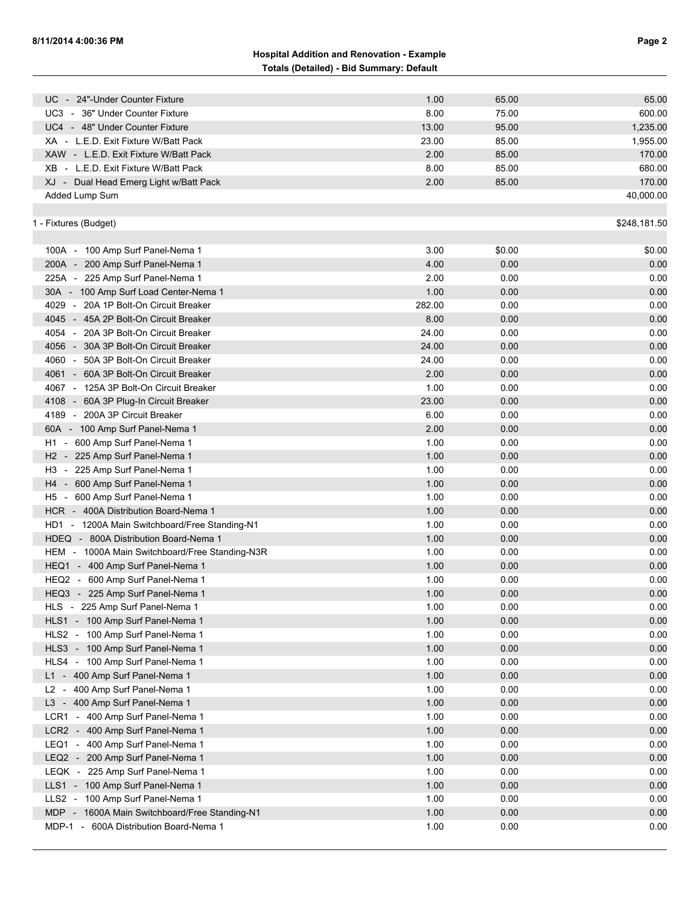**Hospital Addition and Renovation - Example**
**Totals (Detailed) - Bid Summary: Default**

| Item | Quantity | Unit Price | Total |
|---|---|---|---|
| UC - 24"-Under Counter Fixture | 1.00 | 65.00 | 65.00 |
| UC3 - 36" Under Counter Fixture | 8.00 | 75.00 | 600.00 |
| UC4 - 48" Under Counter Fixture | 13.00 | 95.00 | 1,235.00 |
| XA - L.E.D. Exit Fixture W/Batt Pack | 23.00 | 85.00 | 1,955.00 |
| XAW - L.E.D. Exit Fixture W/Batt Pack | 2.00 | 85.00 | 170.00 |
| XB - L.E.D. Exit Fixture W/Batt Pack | 8.00 | 85.00 | 680.00 |
| XJ - Dual Head Emerg Light w/Batt Pack | 2.00 | 85.00 | 170.00 |
| Added Lump Sum | | | 40,000.00 |
| | | | |
| 1 - Fixtures (Budget) | | | $248,181.50 |
| | | | |
| 100A - 100 Amp Surf Panel-Nema 1 | 3.00 | $0.00 | $0.00 |
| 200A - 200 Amp Surf Panel-Nema 1 | 4.00 | 0.00 | 0.00 |
| 225A - 225 Amp Surf Panel-Nema 1 | 2.00 | 0.00 | 0.00 |
| 30A - 100 Amp Surf Load Center-Nema 1 | 1.00 | 0.00 | 0.00 |
| 4029 - 20A 1P Bolt-On Circuit Breaker | 282.00 | 0.00 | 0.00 |
| 4045 - 45A 2P Bolt-On Circuit Breaker | 8.00 | 0.00 | 0.00 |
| 4054 - 20A 3P Bolt-On Circuit Breaker | 24.00 | 0.00 | 0.00 |
| 4056 - 30A 3P Bolt-On Circuit Breaker | 24.00 | 0.00 | 0.00 |
| 4060 - 50A 3P Bolt-On Circuit Breaker | 24.00 | 0.00 | 0.00 |
| 4061 - 60A 3P Bolt-On Circuit Breaker | 2.00 | 0.00 | 0.00 |
| 4067 - 125A 3P Bolt-On Circuit Breaker | 1.00 | 0.00 | 0.00 |
| 4108 - 60A 3P Plug-In Circuit Breaker | 23.00 | 0.00 | 0.00 |
| 4189 - 200A 3P Circuit Breaker | 6.00 | 0.00 | 0.00 |
| 60A - 100 Amp Surf Panel-Nema 1 | 2.00 | 0.00 | 0.00 |
| H1 - 600 Amp Surf Panel-Nema 1 | 1.00 | 0.00 | 0.00 |
| H2 - 225 Amp Surf Panel-Nema 1 | 1.00 | 0.00 | 0.00 |
| H3 - 225 Amp Surf Panel-Nema 1 | 1.00 | 0.00 | 0.00 |
| H4 - 600 Amp Surf Panel-Nema 1 | 1.00 | 0.00 | 0.00 |
| H5 - 600 Amp Surf Panel-Nema 1 | 1.00 | 0.00 | 0.00 |
| HCR - 400A Distribution Board-Nema 1 | 1.00 | 0.00 | 0.00 |
| HD1 - 1200A Main Switchboard/Free Standing-N1 | 1.00 | 0.00 | 0.00 |
| HDEQ - 800A Distribution Board-Nema 1 | 1.00 | 0.00 | 0.00 |
| HEM - 1000A Main Switchboard/Free Standing-N3R | 1.00 | 0.00 | 0.00 |
| HEQ1 - 400 Amp Surf Panel-Nema 1 | 1.00 | 0.00 | 0.00 |
| HEQ2 - 600 Amp Surf Panel-Nema 1 | 1.00 | 0.00 | 0.00 |
| HEQ3 - 225 Amp Surf Panel-Nema 1 | 1.00 | 0.00 | 0.00 |
| HLS - 225 Amp Surf Panel-Nema 1 | 1.00 | 0.00 | 0.00 |
| HLS1 - 100 Amp Surf Panel-Nema 1 | 1.00 | 0.00 | 0.00 |
| HLS2 - 100 Amp Surf Panel-Nema 1 | 1.00 | 0.00 | 0.00 |
| HLS3 - 100 Amp Surf Panel-Nema 1 | 1.00 | 0.00 | 0.00 |
| HLS4 - 100 Amp Surf Panel-Nema 1 | 1.00 | 0.00 | 0.00 |
| L1 - 400 Amp Surf Panel-Nema 1 | 1.00 | 0.00 | 0.00 |
| L2 - 400 Amp Surf Panel-Nema 1 | 1.00 | 0.00 | 0.00 |
| L3 - 400 Amp Surf Panel-Nema 1 | 1.00 | 0.00 | 0.00 |
| LCR1 - 400 Amp Surf Panel-Nema 1 | 1.00 | 0.00 | 0.00 |
| LCR2 - 400 Amp Surf Panel-Nema 1 | 1.00 | 0.00 | 0.00 |
| LEQ1 - 400 Amp Surf Panel-Nema 1 | 1.00 | 0.00 | 0.00 |
| LEQ2 - 200 Amp Surf Panel-Nema 1 | 1.00 | 0.00 | 0.00 |
| LEQK - 225 Amp Surf Panel-Nema 1 | 1.00 | 0.00 | 0.00 |
| LLS1 - 100 Amp Surf Panel-Nema 1 | 1.00 | 0.00 | 0.00 |
| LLS2 - 100 Amp Surf Panel-Nema 1 | 1.00 | 0.00 | 0.00 |
| MDP - 1600A Main Switchboard/Free Standing-N1 | 1.00 | 0.00 | 0.00 |
| MDP-1 - 600A Distribution Board-Nema 1 | 1.00 | 0.00 | 0.00 |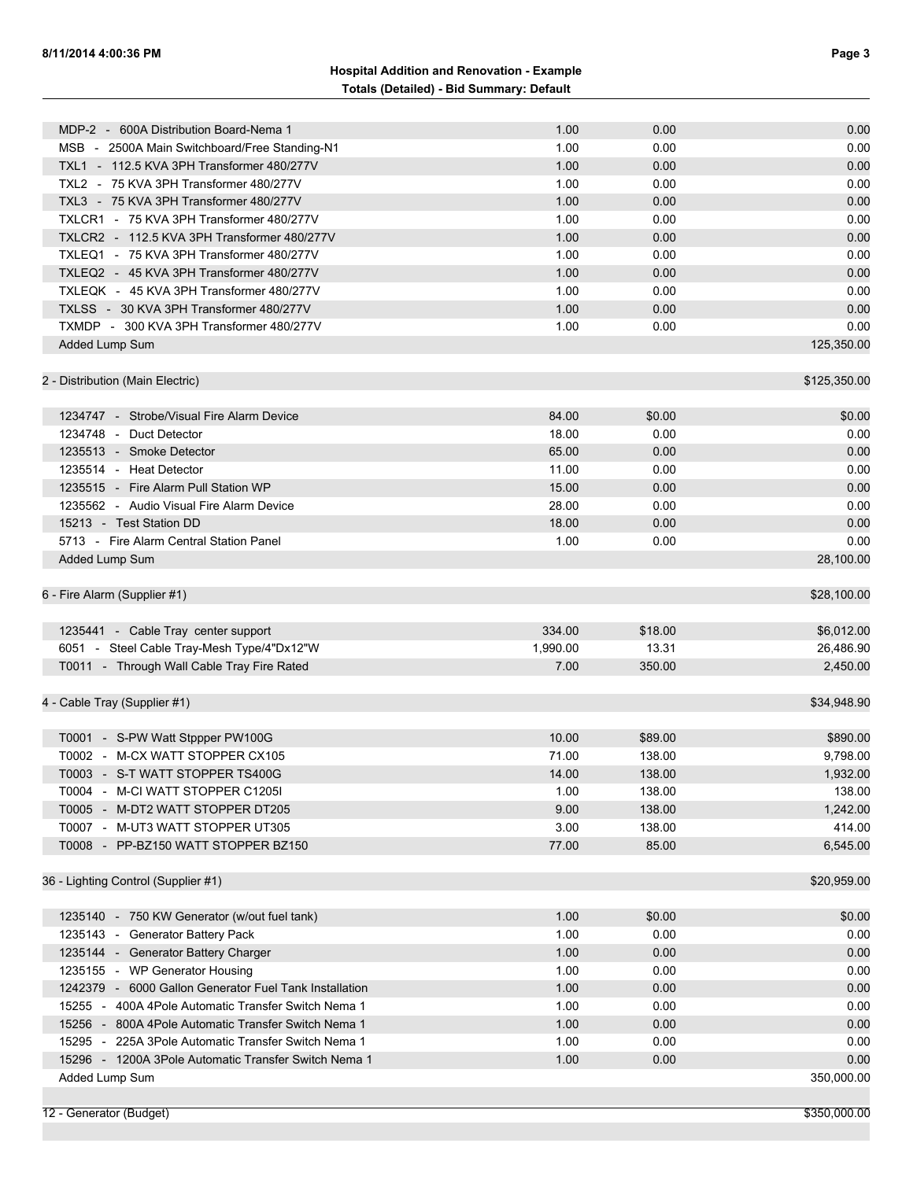| Item | Quantity | Unit Price | Total |
|---|---|---|---|
| MDP-2 - 600A Distribution Board-Nema 1 | 1.00 | 0.00 | 0.00 |
| MSB - 2500A Main Switchboard/Free Standing-N1 | 1.00 | 0.00 | 0.00 |
| TXL1 - 112.5 KVA 3PH Transformer 480/277V | 1.00 | 0.00 | 0.00 |
| TXL2 - 75 KVA 3PH Transformer 480/277V | 1.00 | 0.00 | 0.00 |
| TXL3 - 75 KVA 3PH Transformer 480/277V | 1.00 | 0.00 | 0.00 |
| TXLCR1 - 75 KVA 3PH Transformer 480/277V | 1.00 | 0.00 | 0.00 |
| TXLCR2 - 112.5 KVA 3PH Transformer 480/277V | 1.00 | 0.00 | 0.00 |
| TXLEQ1 - 75 KVA 3PH Transformer 480/277V | 1.00 | 0.00 | 0.00 |
| TXLEQ2 - 45 KVA 3PH Transformer 480/277V | 1.00 | 0.00 | 0.00 |
| TXLEQK - 45 KVA 3PH Transformer 480/277V | 1.00 | 0.00 | 0.00 |
| TXLSS - 30 KVA 3PH Transformer 480/277V | 1.00 | 0.00 | 0.00 |
| TXMDP - 300 KVA 3PH Transformer 480/277V | 1.00 | 0.00 | 0.00 |
| Added Lump Sum | | | 125,350.00 |
| **2 - Distribution (Main Electric)** | | | **$125,350.00** |
| 1234747 - Strobe/Visual Fire Alarm Device | 84.00 | $0.00 | $0.00 |
| 1234748 - Duct Detector | 18.00 | 0.00 | 0.00 |
| 1235513 - Smoke Detector | 65.00 | 0.00 | 0.00 |
| 1235514 - Heat Detector | 11.00 | 0.00 | 0.00 |
| 1235515 - Fire Alarm Pull Station WP | 15.00 | 0.00 | 0.00 |
| 1235562 - Audio Visual Fire Alarm Device | 28.00 | 0.00 | 0.00 |
| 15213 - Test Station DD | 18.00 | 0.00 | 0.00 |
| 5713 - Fire Alarm Central Station Panel | 1.00 | 0.00 | 0.00 |
| Added Lump Sum | | | 28,100.00 |
| **6 - Fire Alarm (Supplier #1)** | | | **$28,100.00** |
| 1235441 - Cable Tray center support | 334.00 | $18.00 | $6,012.00 |
| 6051 - Steel Cable Tray-Mesh Type/4"Dx12"W | 1,990.00 | 13.31 | 26,486.90 |
| T0011 - Through Wall Cable Tray Fire Rated | 7.00 | 350.00 | 2,450.00 |
| **4 - Cable Tray (Supplier #1)** | | | **$34,948.90** |
| T0001 - S-PW Watt Stppper PW100G | 10.00 | $89.00 | $890.00 |
| T0002 - M-CX WATT STOPPER CX105 | 71.00 | 138.00 | 9,798.00 |
| T0003 - S-T WATT STOPPER TS400G | 14.00 | 138.00 | 1,932.00 |
| T0004 - M-CI WATT STOPPER C1205I | 1.00 | 138.00 | 138.00 |
| T0005 - M-DT2 WATT STOPPER DT205 | 9.00 | 138.00 | 1,242.00 |
| T0007 - M-UT3 WATT STOPPER UT305 | 3.00 | 138.00 | 414.00 |
| T0008 - PP-BZ150 WATT STOPPER BZ150 | 77.00 | 85.00 | 6,545.00 |
| **36 - Lighting Control (Supplier #1)** | | | **$20,959.00** |
| 1235140 - 750 KW Generator (w/out fuel tank) | 1.00 | $0.00 | $0.00 |
| 1235143 - Generator Battery Pack | 1.00 | 0.00 | 0.00 |
| 1235144 - Generator Battery Charger | 1.00 | 0.00 | 0.00 |
| 1235155 - WP Generator Housing | 1.00 | 0.00 | 0.00 |
| 1242379 - 6000 Gallon Generator Fuel Tank Installation | 1.00 | 0.00 | 0.00 |
| 15255 - 400A 4Pole Automatic Transfer Switch Nema 1 | 1.00 | 0.00 | 0.00 |
| 15256 - 800A 4Pole Automatic Transfer Switch Nema 1 | 1.00 | 0.00 | 0.00 |
| 15295 - 225A 3Pole Automatic Transfer Switch Nema 1 | 1.00 | 0.00 | 0.00 |
| 15296 - 1200A 3Pole Automatic Transfer Switch Nema 1 | 1.00 | 0.00 | 0.00 |
| Added Lump Sum | | | 350,000.00 |
| **12 - Generator (Budget)** | | | **$350,000.00** |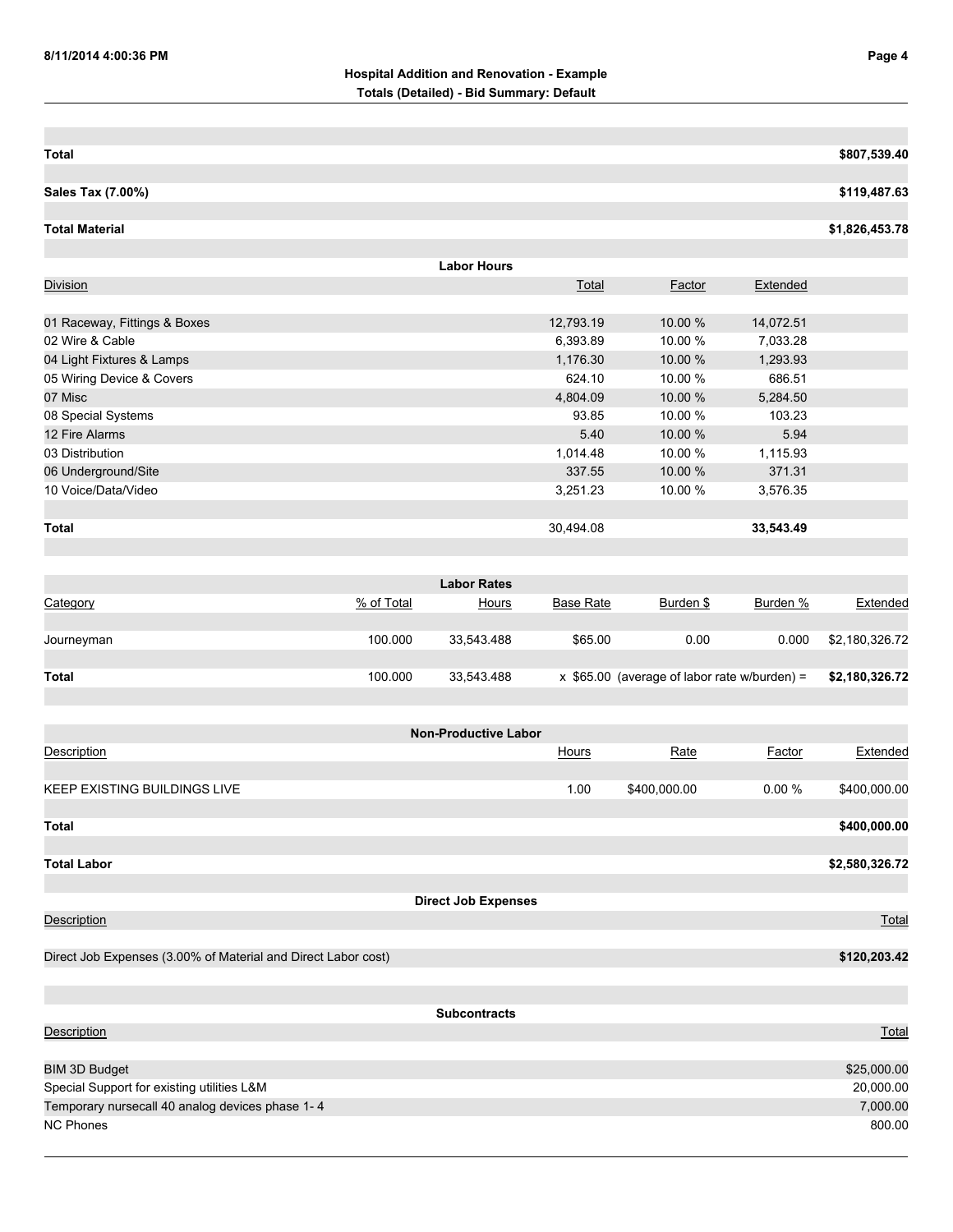## Hospital Addition and Renovation - Example

### Totals (Detailed) - Bid Summary: Default

| | |
|---|---|
| **Total** | **$807,539.40** |
| **Sales Tax (7.00%)** | **$119,487.63** |
| **Total Material** | **$1,826,453.78** |

### Labor Hours

| Division | Total | Factor | Extended |
|---|---|---|---|
| 01 Raceway, Fittings & Boxes | 12,793.19 | 10.00 % | 14,072.51 |
| 02 Wire & Cable | 6,393.89 | 10.00 % | 7,033.28 |
| 04 Light Fixtures & Lamps | 1,176.30 | 10.00 % | 1,293.93 |
| 05 Wiring Device & Covers | 624.10 | 10.00 % | 686.51 |
| 07 Misc | 4,804.09 | 10.00 % | 5,284.50 |
| 08 Special Systems | 93.85 | 10.00 % | 103.23 |
| 12 Fire Alarms | 5.40 | 10.00 % | 5.94 |
| 03 Distribution | 1,014.48 | 10.00 % | 1,115.93 |
| 06 Underground/Site | 337.55 | 10.00 % | 371.31 |
| 10 Voice/Data/Video | 3,251.23 | 10.00 % | 3,576.35 |
| **Total** | 30,494.08 | | **33,543.49** |

### Labor Rates

| Category | % of Total | Hours | Base Rate | Burden $ | Burden % | Extended |
|---|---|---|---|---|---|---|
| Journeyman | 100.000 | 33,543.488 | $65.00 | 0.00 | 0.000 | $2,180,326.72 |
| **Total** | 100.000 | 33,543.488 | x $65.00 (average of labor rate w/burden) = | | | **$2,180,326.72** |

### Non-Productive Labor

| Description | Hours | Rate | Factor | Extended |
|---|---|---|---|---|
| KEEP EXISTING BUILDINGS LIVE | 1.00 | $400,000.00 | 0.00 % | $400,000.00 |
| **Total** | | | | **$400,000.00** |
| **Total Labor** | | | | **$2,580,326.72** |

### Direct Job Expenses

| Description | Total |
|---|---|
| Direct Job Expenses (3.00% of Material and Direct Labor cost) | **$120,203.42** |

### Subcontracts

| Description | Total |
|---|---|
| BIM 3D Budget | $25,000.00 |
| Special Support for existing utilities L&M | 20,000.00 |
| Temporary nursecall 40 analog devices phase 1- 4 | 7,000.00 |
| NC Phones | 800.00 |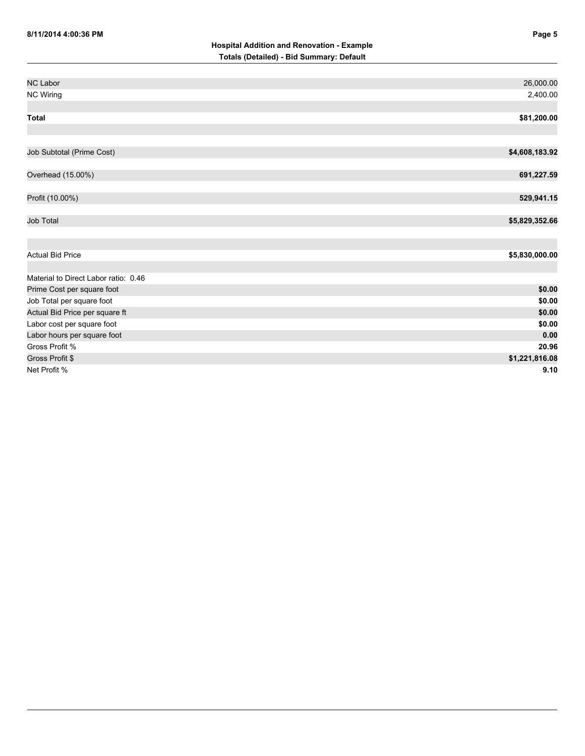| | |
|---|---|
| NC Labor | 26,000.00 |
| NC Wiring | 2,400.00 |
| | |
| **Total** | **$81,200.00** |
| | |
| Job Subtotal (Prime Cost) | **$4,608,183.92** |
| Overhead (15.00%) | **691,227.59** |
| Profit (10.00%) | **529,941.15** |
| Job Total | **$5,829,352.66** |
| | |
| Actual Bid Price | **$5,830,000.00** |
| | |
| Material to Direct Labor ratio: 0.46 | |
| Prime Cost per square foot | **$0.00** |
| Job Total per square foot | **$0.00** |
| Actual Bid Price per square ft | **$0.00** |
| Labor cost per square foot | **$0.00** |
| Labor hours per square foot | **0.00** |
| Gross Profit % | **20.96** |
| Gross Profit $ | **$1,221,816.08** |
| Net Profit % | **9.10** |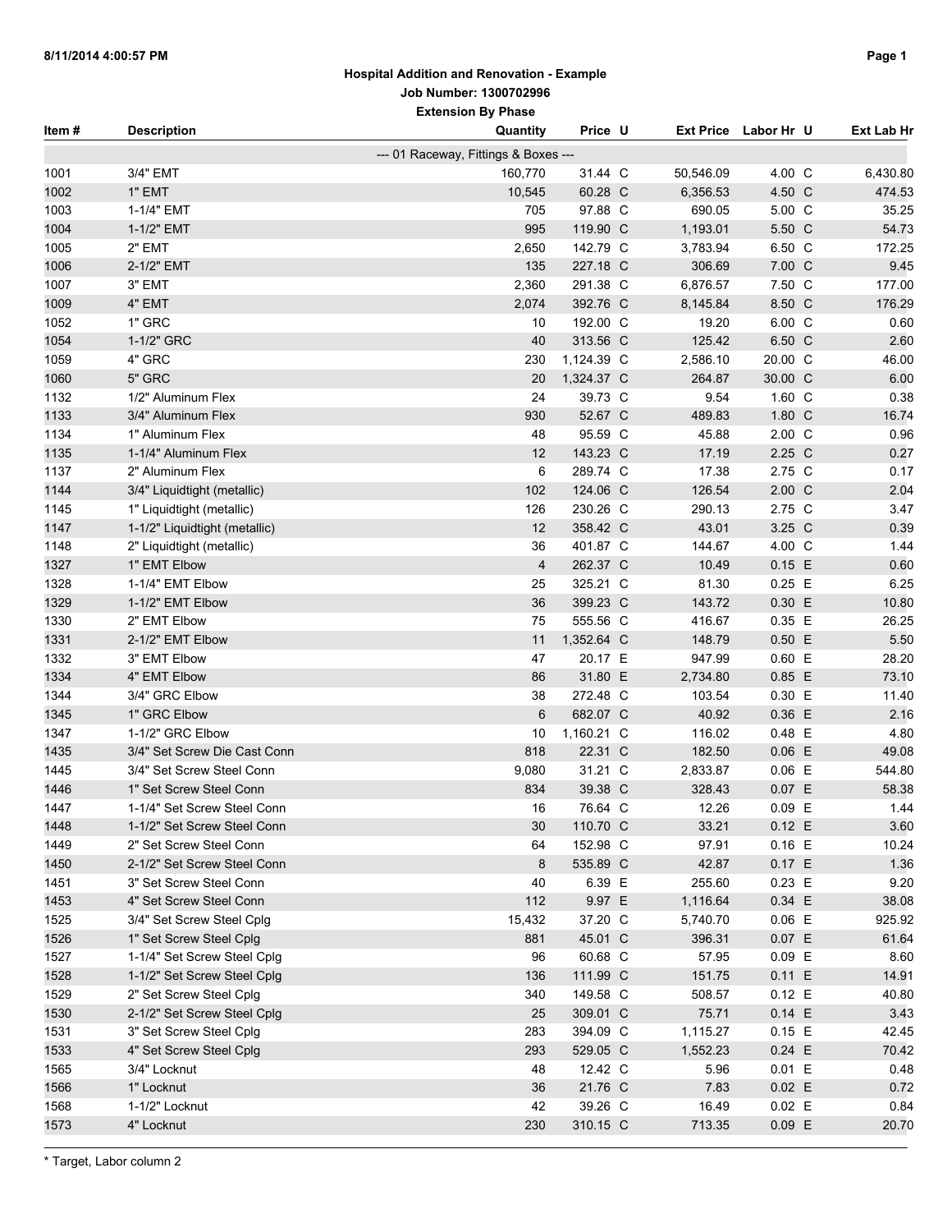## Hospital Addition and Renovation - Example

**Job Number: 1300702996**

**Extension By Phase**

| Item # | Description | Quantity | Price | U | Ext Price | Labor Hr | U | Ext Lab Hr |
|---|---|---|---|---|---|---|---|---|
| | --- 01 Raceway, Fittings & Boxes --- | | | | | | | |
| 1001 | 3/4" EMT | 160,770 | 31.44 | C | 50,546.09 | 4.00 | C | 6,430.80 |
| 1002 | 1" EMT | 10,545 | 60.28 | C | 6,356.53 | 4.50 | C | 474.53 |
| 1003 | 1-1/4" EMT | 705 | 97.88 | C | 690.05 | 5.00 | C | 35.25 |
| 1004 | 1-1/2" EMT | 995 | 119.90 | C | 1,193.01 | 5.50 | C | 54.73 |
| 1005 | 2" EMT | 2,650 | 142.79 | C | 3,783.94 | 6.50 | C | 172.25 |
| 1006 | 2-1/2" EMT | 135 | 227.18 | C | 306.69 | 7.00 | C | 9.45 |
| 1007 | 3" EMT | 2,360 | 291.38 | C | 6,876.57 | 7.50 | C | 177.00 |
| 1009 | 4" EMT | 2,074 | 392.76 | C | 8,145.84 | 8.50 | C | 176.29 |
| 1052 | 1" GRC | 10 | 192.00 | C | 19.20 | 6.00 | C | 0.60 |
| 1054 | 1-1/2" GRC | 40 | 313.56 | C | 125.42 | 6.50 | C | 2.60 |
| 1059 | 4" GRC | 230 | 1,124.39 | C | 2,586.10 | 20.00 | C | 46.00 |
| 1060 | 5" GRC | 20 | 1,324.37 | C | 264.87 | 30.00 | C | 6.00 |
| 1132 | 1/2" Aluminum Flex | 24 | 39.73 | C | 9.54 | 1.60 | C | 0.38 |
| 1133 | 3/4" Aluminum Flex | 930 | 52.67 | C | 489.83 | 1.80 | C | 16.74 |
| 1134 | 1" Aluminum Flex | 48 | 95.59 | C | 45.88 | 2.00 | C | 0.96 |
| 1135 | 1-1/4" Aluminum Flex | 12 | 143.23 | C | 17.19 | 2.25 | C | 0.27 |
| 1137 | 2" Aluminum Flex | 6 | 289.74 | C | 17.38 | 2.75 | C | 0.17 |
| 1144 | 3/4" Liquidtight (metallic) | 102 | 124.06 | C | 126.54 | 2.00 | C | 2.04 |
| 1145 | 1" Liquidtight (metallic) | 126 | 230.26 | C | 290.13 | 2.75 | C | 3.47 |
| 1147 | 1-1/2" Liquidtight (metallic) | 12 | 358.42 | C | 43.01 | 3.25 | C | 0.39 |
| 1148 | 2" Liquidtight (metallic) | 36 | 401.87 | C | 144.67 | 4.00 | C | 1.44 |
| 1327 | 1" EMT Elbow | 4 | 262.37 | C | 10.49 | 0.15 | E | 0.60 |
| 1328 | 1-1/4" EMT Elbow | 25 | 325.21 | C | 81.30 | 0.25 | E | 6.25 |
| 1329 | 1-1/2" EMT Elbow | 36 | 399.23 | C | 143.72 | 0.30 | E | 10.80 |
| 1330 | 2" EMT Elbow | 75 | 555.56 | C | 416.67 | 0.35 | E | 26.25 |
| 1331 | 2-1/2" EMT Elbow | 11 | 1,352.64 | C | 148.79 | 0.50 | E | 5.50 |
| 1332 | 3" EMT Elbow | 47 | 20.17 | E | 947.99 | 0.60 | E | 28.20 |
| 1334 | 4" EMT Elbow | 86 | 31.80 | E | 2,734.80 | 0.85 | E | 73.10 |
| 1344 | 3/4" GRC Elbow | 38 | 272.48 | C | 103.54 | 0.30 | E | 11.40 |
| 1345 | 1" GRC Elbow | 6 | 682.07 | C | 40.92 | 0.36 | E | 2.16 |
| 1347 | 1-1/2" GRC Elbow | 10 | 1,160.21 | C | 116.02 | 0.48 | E | 4.80 |
| 1435 | 3/4" Set Screw Die Cast Conn | 818 | 22.31 | C | 182.50 | 0.06 | E | 49.08 |
| 1445 | 3/4" Set Screw Steel Conn | 9,080 | 31.21 | C | 2,833.87 | 0.06 | E | 544.80 |
| 1446 | 1" Set Screw Steel Conn | 834 | 39.38 | C | 328.43 | 0.07 | E | 58.38 |
| 1447 | 1-1/4" Set Screw Steel Conn | 16 | 76.64 | C | 12.26 | 0.09 | E | 1.44 |
| 1448 | 1-1/2" Set Screw Steel Conn | 30 | 110.70 | C | 33.21 | 0.12 | E | 3.60 |
| 1449 | 2" Set Screw Steel Conn | 64 | 152.98 | C | 97.91 | 0.16 | E | 10.24 |
| 1450 | 2-1/2" Set Screw Steel Conn | 8 | 535.89 | C | 42.87 | 0.17 | E | 1.36 |
| 1451 | 3" Set Screw Steel Conn | 40 | 6.39 | E | 255.60 | 0.23 | E | 9.20 |
| 1453 | 4" Set Screw Steel Conn | 112 | 9.97 | E | 1,116.64 | 0.34 | E | 38.08 |
| 1525 | 3/4" Set Screw Steel Cplg | 15,432 | 37.20 | C | 5,740.70 | 0.06 | E | 925.92 |
| 1526 | 1" Set Screw Steel Cplg | 881 | 45.01 | C | 396.31 | 0.07 | E | 61.64 |
| 1527 | 1-1/4" Set Screw Steel Cplg | 96 | 60.68 | C | 57.95 | 0.09 | E | 8.60 |
| 1528 | 1-1/2" Set Screw Steel Cplg | 136 | 111.99 | C | 151.75 | 0.11 | E | 14.91 |
| 1529 | 2" Set Screw Steel Cplg | 340 | 149.58 | C | 508.57 | 0.12 | E | 40.80 |
| 1530 | 2-1/2" Set Screw Steel Cplg | 25 | 309.01 | C | 75.71 | 0.14 | E | 3.43 |
| 1531 | 3" Set Screw Steel Cplg | 283 | 394.09 | C | 1,115.27 | 0.15 | E | 42.45 |
| 1533 | 4" Set Screw Steel Cplg | 293 | 529.05 | C | 1,552.23 | 0.24 | E | 70.42 |
| 1565 | 3/4" Locknut | 48 | 12.42 | C | 5.96 | 0.01 | E | 0.48 |
| 1566 | 1" Locknut | 36 | 21.76 | C | 7.83 | 0.02 | E | 0.72 |
| 1568 | 1-1/2" Locknut | 42 | 39.26 | C | 16.49 | 0.02 | E | 0.84 |
| 1573 | 4" Locknut | 230 | 310.15 | C | 713.35 | 0.09 | E | 20.70 |

* Target, Labor column 2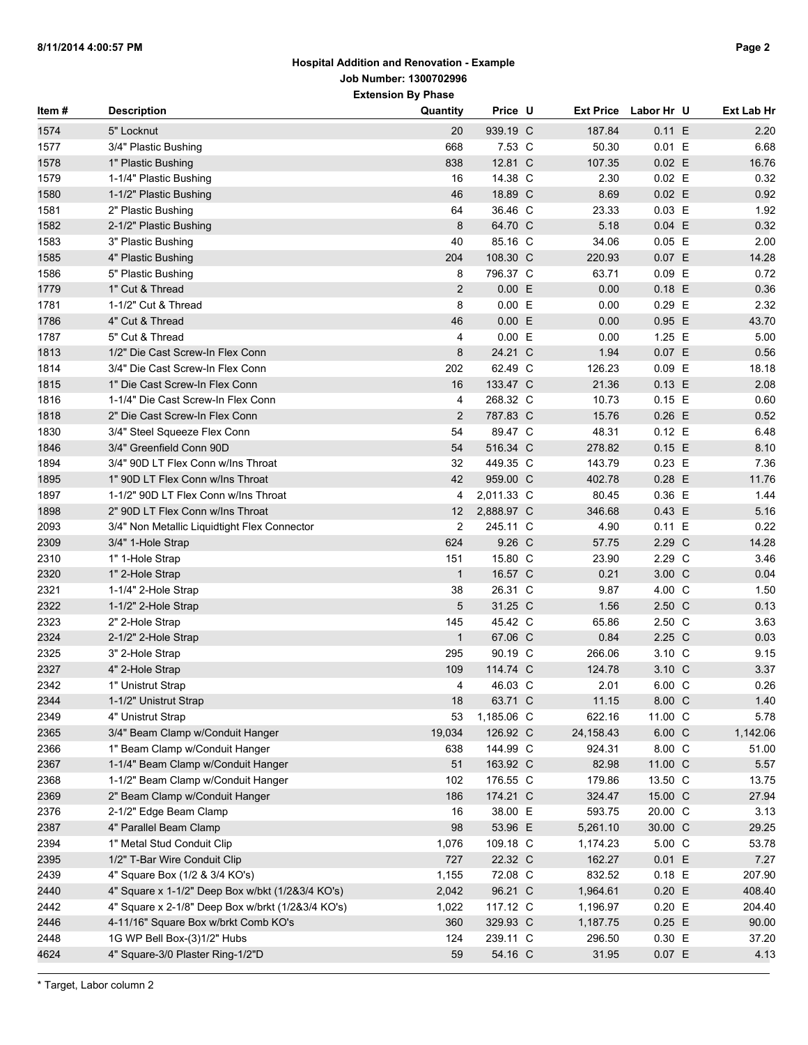**Hospital Addition and Renovation - Example**

**Job Number: 1300702996**

**Extension By Phase**

| Item # | Description | Quantity | Price | U | Ext Price | Labor Hr | U | Ext Lab Hr |
|---|---|---|---|---|---|---|---|---|
| 1574 | 5" Locknut | 20 | 939.19 | C | 187.84 | 0.11 | E | 2.20 |
| 1577 | 3/4" Plastic Bushing | 668 | 7.53 | C | 50.30 | 0.01 | E | 6.68 |
| 1578 | 1" Plastic Bushing | 838 | 12.81 | C | 107.35 | 0.02 | E | 16.76 |
| 1579 | 1-1/4" Plastic Bushing | 16 | 14.38 | C | 2.30 | 0.02 | E | 0.32 |
| 1580 | 1-1/2" Plastic Bushing | 46 | 18.89 | C | 8.69 | 0.02 | E | 0.92 |
| 1581 | 2" Plastic Bushing | 64 | 36.46 | C | 23.33 | 0.03 | E | 1.92 |
| 1582 | 2-1/2" Plastic Bushing | 8 | 64.70 | C | 5.18 | 0.04 | E | 0.32 |
| 1583 | 3" Plastic Bushing | 40 | 85.16 | C | 34.06 | 0.05 | E | 2.00 |
| 1585 | 4" Plastic Bushing | 204 | 108.30 | C | 220.93 | 0.07 | E | 14.28 |
| 1586 | 5" Plastic Bushing | 8 | 796.37 | C | 63.71 | 0.09 | E | 0.72 |
| 1779 | 1" Cut & Thread | 2 | 0.00 | E | 0.00 | 0.18 | E | 0.36 |
| 1781 | 1-1/2" Cut & Thread | 8 | 0.00 | E | 0.00 | 0.29 | E | 2.32 |
| 1786 | 4" Cut & Thread | 46 | 0.00 | E | 0.00 | 0.95 | E | 43.70 |
| 1787 | 5" Cut & Thread | 4 | 0.00 | E | 0.00 | 1.25 | E | 5.00 |
| 1813 | 1/2" Die Cast Screw-In Flex Conn | 8 | 24.21 | C | 1.94 | 0.07 | E | 0.56 |
| 1814 | 3/4" Die Cast Screw-In Flex Conn | 202 | 62.49 | C | 126.23 | 0.09 | E | 18.18 |
| 1815 | 1" Die Cast Screw-In Flex Conn | 16 | 133.47 | C | 21.36 | 0.13 | E | 2.08 |
| 1816 | 1-1/4" Die Cast Screw-In Flex Conn | 4 | 268.32 | C | 10.73 | 0.15 | E | 0.60 |
| 1818 | 2" Die Cast Screw-In Flex Conn | 2 | 787.83 | C | 15.76 | 0.26 | E | 0.52 |
| 1830 | 3/4" Steel Squeeze Flex Conn | 54 | 89.47 | C | 48.31 | 0.12 | E | 6.48 |
| 1846 | 3/4" Greenfield Conn 90D | 54 | 516.34 | C | 278.82 | 0.15 | E | 8.10 |
| 1894 | 3/4" 90D LT Flex Conn w/Ins Throat | 32 | 449.35 | C | 143.79 | 0.23 | E | 7.36 |
| 1895 | 1" 90D LT Flex Conn w/Ins Throat | 42 | 959.00 | C | 402.78 | 0.28 | E | 11.76 |
| 1897 | 1-1/2" 90D LT Flex Conn w/Ins Throat | 4 | 2,011.33 | C | 80.45 | 0.36 | E | 1.44 |
| 1898 | 2" 90D LT Flex Conn w/Ins Throat | 12 | 2,888.97 | C | 346.68 | 0.43 | E | 5.16 |
| 2093 | 3/4" Non Metallic Liquidtight Flex Connector | 2 | 245.11 | C | 4.90 | 0.11 | E | 0.22 |
| 2309 | 3/4" 1-Hole Strap | 624 | 9.26 | C | 57.75 | 2.29 | C | 14.28 |
| 2310 | 1" 1-Hole Strap | 151 | 15.80 | C | 23.90 | 2.29 | C | 3.46 |
| 2320 | 1" 2-Hole Strap | 1 | 16.57 | C | 0.21 | 3.00 | C | 0.04 |
| 2321 | 1-1/4" 2-Hole Strap | 38 | 26.31 | C | 9.87 | 4.00 | C | 1.50 |
| 2322 | 1-1/2" 2-Hole Strap | 5 | 31.25 | C | 1.56 | 2.50 | C | 0.13 |
| 2323 | 2" 2-Hole Strap | 145 | 45.42 | C | 65.86 | 2.50 | C | 3.63 |
| 2324 | 2-1/2" 2-Hole Strap | 1 | 67.06 | C | 0.84 | 2.25 | C | 0.03 |
| 2325 | 3" 2-Hole Strap | 295 | 90.19 | C | 266.06 | 3.10 | C | 9.15 |
| 2327 | 4" 2-Hole Strap | 109 | 114.74 | C | 124.78 | 3.10 | C | 3.37 |
| 2342 | 1" Unistrut Strap | 4 | 46.03 | C | 2.01 | 6.00 | C | 0.26 |
| 2344 | 1-1/2" Unistrut Strap | 18 | 63.71 | C | 11.15 | 8.00 | C | 1.40 |
| 2349 | 4" Unistrut Strap | 53 | 1,185.06 | C | 622.16 | 11.00 | C | 5.78 |
| 2365 | 3/4" Beam Clamp w/Conduit Hanger | 19,034 | 126.92 | C | 24,158.43 | 6.00 | C | 1,142.06 |
| 2366 | 1" Beam Clamp w/Conduit Hanger | 638 | 144.99 | C | 924.31 | 8.00 | C | 51.00 |
| 2367 | 1-1/4" Beam Clamp w/Conduit Hanger | 51 | 163.92 | C | 82.98 | 11.00 | C | 5.57 |
| 2368 | 1-1/2" Beam Clamp w/Conduit Hanger | 102 | 176.55 | C | 179.86 | 13.50 | C | 13.75 |
| 2369 | 2" Beam Clamp w/Conduit Hanger | 186 | 174.21 | C | 324.47 | 15.00 | C | 27.94 |
| 2376 | 2-1/2" Edge Beam Clamp | 16 | 38.00 | E | 593.75 | 20.00 | C | 3.13 |
| 2387 | 4" Parallel Beam Clamp | 98 | 53.96 | E | 5,261.10 | 30.00 | C | 29.25 |
| 2394 | 1" Metal Stud Conduit Clip | 1,076 | 109.18 | C | 1,174.23 | 5.00 | C | 53.78 |
| 2395 | 1/2" T-Bar Wire Conduit Clip | 727 | 22.32 | C | 162.27 | 0.01 | E | 7.27 |
| 2439 | 4" Square Box (1/2 & 3/4 KO's) | 1,155 | 72.08 | C | 832.52 | 0.18 | E | 207.90 |
| 2440 | 4" Square x 1-1/2" Deep Box w/bkt (1/2&3/4 KO's) | 2,042 | 96.21 | C | 1,964.61 | 0.20 | E | 408.40 |
| 2442 | 4" Square x 2-1/8" Deep Box w/brkt (1/2&3/4 KO's) | 1,022 | 117.12 | C | 1,196.97 | 0.20 | E | 204.40 |
| 2446 | 4-11/16" Square Box w/brkt Comb KO's | 360 | 329.93 | C | 1,187.75 | 0.25 | E | 90.00 |
| 2448 | 1G WP Bell Box-(3)1/2" Hubs | 124 | 239.11 | C | 296.50 | 0.30 | E | 37.20 |
| 4624 | 4" Square-3/0 Plaster Ring-1/2"D | 59 | 54.16 | C | 31.95 | 0.07 | E | 4.13 |

* Target, Labor column 2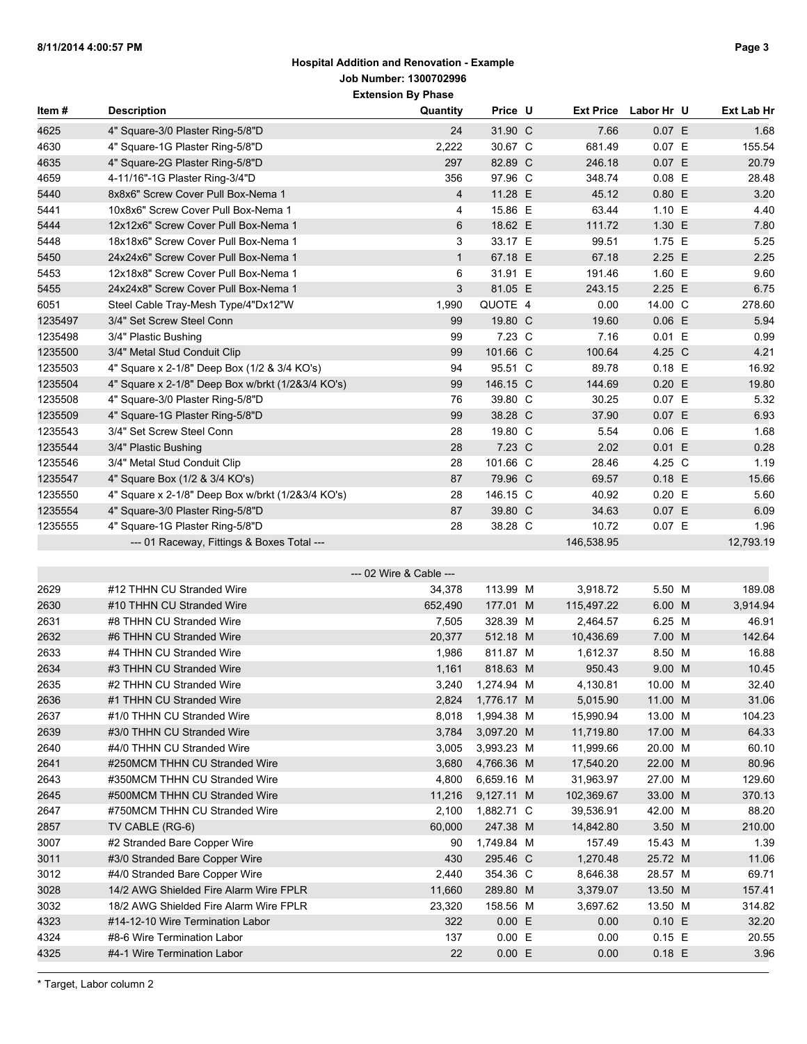**Hospital Addition and Renovation - Example**

**Job Number: 1300702996**

**Extension By Phase**

| Item # | Description | Quantity | Price | U | Ext Price | Labor Hr | U | Ext Lab Hr |
|---|---|---|---|---|---|---|---|---|
| 4625 | 4" Square-3/0 Plaster Ring-5/8"D | 24 | 31.90 | C | 7.66 | 0.07 | E | 1.68 |
| 4630 | 4" Square-1G Plaster Ring-5/8"D | 2,222 | 30.67 | C | 681.49 | 0.07 | E | 155.54 |
| 4635 | 4" Square-2G Plaster Ring-5/8"D | 297 | 82.89 | C | 246.18 | 0.07 | E | 20.79 |
| 4659 | 4-11/16"-1G Plaster Ring-3/4"D | 356 | 97.96 | C | 348.74 | 0.08 | E | 28.48 |
| 5440 | 8x8x6" Screw Cover Pull Box-Nema 1 | 4 | 11.28 | E | 45.12 | 0.80 | E | 3.20 |
| 5441 | 10x8x6" Screw Cover Pull Box-Nema 1 | 4 | 15.86 | E | 63.44 | 1.10 | E | 4.40 |
| 5444 | 12x12x6" Screw Cover Pull Box-Nema 1 | 6 | 18.62 | E | 111.72 | 1.30 | E | 7.80 |
| 5448 | 18x18x6" Screw Cover Pull Box-Nema 1 | 3 | 33.17 | E | 99.51 | 1.75 | E | 5.25 |
| 5450 | 24x24x6" Screw Cover Pull Box-Nema 1 | 1 | 67.18 | E | 67.18 | 2.25 | E | 2.25 |
| 5453 | 12x18x8" Screw Cover Pull Box-Nema 1 | 6 | 31.91 | E | 191.46 | 1.60 | E | 9.60 |
| 5455 | 24x24x8" Screw Cover Pull Box-Nema 1 | 3 | 81.05 | E | 243.15 | 2.25 | E | 6.75 |
| 6051 | Steel Cable Tray-Mesh Type/4"Dx12"W | 1,990 | QUOTE | 4 | 0.00 | 14.00 | C | 278.60 |
| 1235497 | 3/4" Set Screw Steel Conn | 99 | 19.80 | C | 19.60 | 0.06 | E | 5.94 |
| 1235498 | 3/4" Plastic Bushing | 99 | 7.23 | C | 7.16 | 0.01 | E | 0.99 |
| 1235500 | 3/4" Metal Stud Conduit Clip | 99 | 101.66 | C | 100.64 | 4.25 | C | 4.21 |
| 1235503 | 4" Square x 2-1/8" Deep Box (1/2 & 3/4 KO's) | 94 | 95.51 | C | 89.78 | 0.18 | E | 16.92 |
| 1235504 | 4" Square x 2-1/8" Deep Box w/brkt (1/2&3/4 KO's) | 99 | 146.15 | C | 144.69 | 0.20 | E | 19.80 |
| 1235508 | 4" Square-3/0 Plaster Ring-5/8"D | 76 | 39.80 | C | 30.25 | 0.07 | E | 5.32 |
| 1235509 | 4" Square-1G Plaster Ring-5/8"D | 99 | 38.28 | C | 37.90 | 0.07 | E | 6.93 |
| 1235543 | 3/4" Set Screw Steel Conn | 28 | 19.80 | C | 5.54 | 0.06 | E | 1.68 |
| 1235544 | 3/4" Plastic Bushing | 28 | 7.23 | C | 2.02 | 0.01 | E | 0.28 |
| 1235546 | 3/4" Metal Stud Conduit Clip | 28 | 101.66 | C | 28.46 | 4.25 | C | 1.19 |
| 1235547 | 4" Square Box (1/2 & 3/4 KO's) | 87 | 79.96 | C | 69.57 | 0.18 | E | 15.66 |
| 1235550 | 4" Square x 2-1/8" Deep Box w/brkt (1/2&3/4 KO's) | 28 | 146.15 | C | 40.92 | 0.20 | E | 5.60 |
| 1235554 | 4" Square-3/0 Plaster Ring-5/8"D | 87 | 39.80 | C | 34.63 | 0.07 | E | 6.09 |
| 1235555 | 4" Square-1G Plaster Ring-5/8"D | 28 | 38.28 | C | 10.72 | 0.07 | E | 1.96 |
| | --- 01 Raceway, Fittings & Boxes Total --- | | | | 146,538.95 | | | 12,793.19 |
| | | --- 02 Wire & Cable --- | | | | | | |
| 2629 | #12 THHN CU Stranded Wire | 34,378 | 113.99 | M | 3,918.72 | 5.50 | M | 189.08 |
| 2630 | #10 THHN CU Stranded Wire | 652,490 | 177.01 | M | 115,497.22 | 6.00 | M | 3,914.94 |
| 2631 | #8 THHN CU Stranded Wire | 7,505 | 328.39 | M | 2,464.57 | 6.25 | M | 46.91 |
| 2632 | #6 THHN CU Stranded Wire | 20,377 | 512.18 | M | 10,436.69 | 7.00 | M | 142.64 |
| 2633 | #4 THHN CU Stranded Wire | 1,986 | 811.87 | M | 1,612.37 | 8.50 | M | 16.88 |
| 2634 | #3 THHN CU Stranded Wire | 1,161 | 818.63 | M | 950.43 | 9.00 | M | 10.45 |
| 2635 | #2 THHN CU Stranded Wire | 3,240 | 1,274.94 | M | 4,130.81 | 10.00 | M | 32.40 |
| 2636 | #1 THHN CU Stranded Wire | 2,824 | 1,776.17 | M | 5,015.90 | 11.00 | M | 31.06 |
| 2637 | #1/0 THHN CU Stranded Wire | 8,018 | 1,994.38 | M | 15,990.94 | 13.00 | M | 104.23 |
| 2639 | #3/0 THHN CU Stranded Wire | 3,784 | 3,097.20 | M | 11,719.80 | 17.00 | M | 64.33 |
| 2640 | #4/0 THHN CU Stranded Wire | 3,005 | 3,993.23 | M | 11,999.66 | 20.00 | M | 60.10 |
| 2641 | #250MCM THHN CU Stranded Wire | 3,680 | 4,766.36 | M | 17,540.20 | 22.00 | M | 80.96 |
| 2643 | #350MCM THHN CU Stranded Wire | 4,800 | 6,659.16 | M | 31,963.97 | 27.00 | M | 129.60 |
| 2645 | #500MCM THHN CU Stranded Wire | 11,216 | 9,127.11 | M | 102,369.67 | 33.00 | M | 370.13 |
| 2647 | #750MCM THHN CU Stranded Wire | 2,100 | 1,882.71 | C | 39,536.91 | 42.00 | M | 88.20 |
| 2857 | TV CABLE (RG-6) | 60,000 | 247.38 | M | 14,842.80 | 3.50 | M | 210.00 |
| 3007 | #2 Stranded Bare Copper Wire | 90 | 1,749.84 | M | 157.49 | 15.43 | M | 1.39 |
| 3011 | #3/0 Stranded Bare Copper Wire | 430 | 295.46 | C | 1,270.48 | 25.72 | M | 11.06 |
| 3012 | #4/0 Stranded Bare Copper Wire | 2,440 | 354.36 | C | 8,646.38 | 28.57 | M | 69.71 |
| 3028 | 14/2 AWG Shielded Fire Alarm Wire FPLR | 11,660 | 289.80 | M | 3,379.07 | 13.50 | M | 157.41 |
| 3032 | 18/2 AWG Shielded Fire Alarm Wire FPLR | 23,320 | 158.56 | M | 3,697.62 | 13.50 | M | 314.82 |
| 4323 | #14-12-10 Wire Termination Labor | 322 | 0.00 | E | 0.00 | 0.10 | E | 32.20 |
| 4324 | #8-6 Wire Termination Labor | 137 | 0.00 | E | 0.00 | 0.15 | E | 20.55 |
| 4325 | #4-1 Wire Termination Labor | 22 | 0.00 | E | 0.00 | 0.18 | E | 3.96 |

* Target, Labor column 2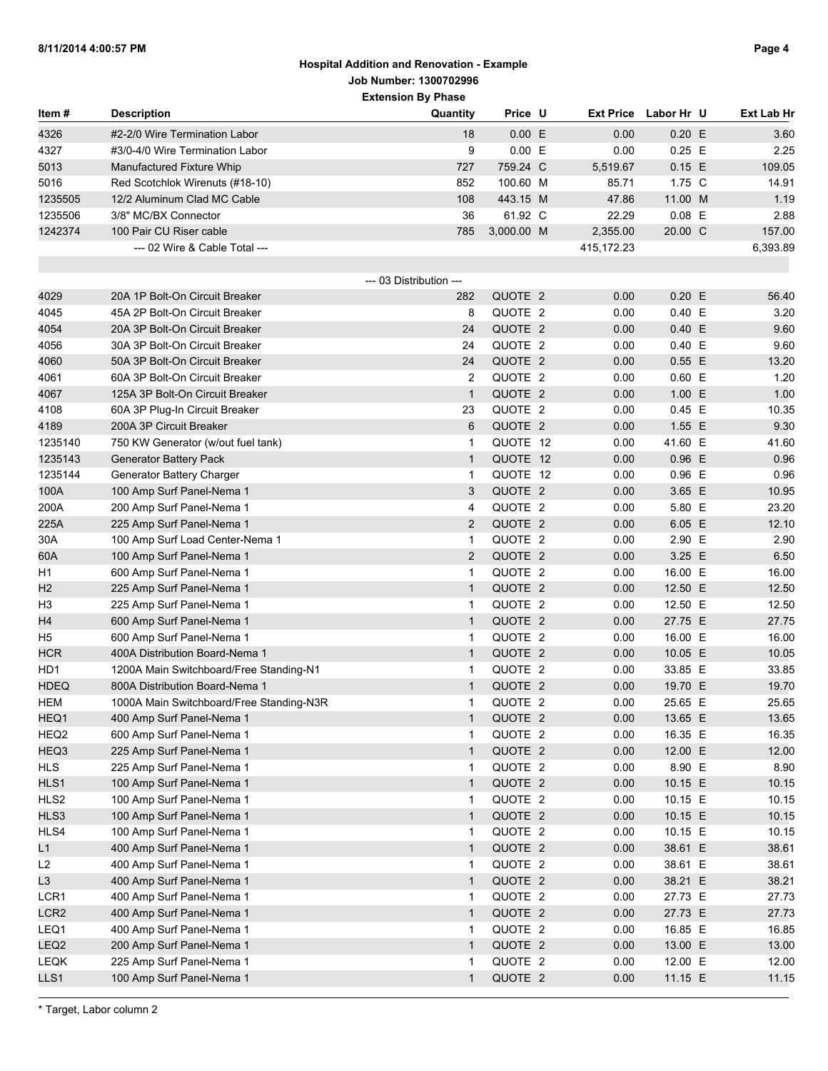**Hospital Addition and Renovation - Example**
**Job Number: 1300702996**
**Extension By Phase**

| Item # | Description | Quantity | Price | U | Ext Price | Labor Hr | U | Ext Lab Hr |
|---|---|---|---|---|---|---|---|---|
| 4326 | #2-2/0 Wire Termination Labor | 18 | 0.00 | E | 0.00 | 0.20 | E | 3.60 |
| 4327 | #3/0-4/0 Wire Termination Labor | 9 | 0.00 | E | 0.00 | 0.25 | E | 2.25 |
| 5013 | Manufactured Fixture Whip | 727 | 759.24 | C | 5,519.67 | 0.15 | E | 109.05 |
| 5016 | Red Scotchlok Wirenuts (#18-10) | 852 | 100.60 | M | 85.71 | 1.75 | C | 14.91 |
| 1235505 | 12/2 Aluminum Clad MC Cable | 108 | 443.15 | M | 47.86 | 11.00 | M | 1.19 |
| 1235506 | 3/8" MC/BX Connector | 36 | 61.92 | C | 22.29 | 0.08 | E | 2.88 |
| 1242374 | 100 Pair CU Riser cable | 785 | 3,000.00 | M | 2,355.00 | 20.00 | C | 157.00 |
| | --- 02 Wire & Cable Total --- | | | | 415,172.23 | | | 6,393.89 |
| | | | | | | | | |
| | --- 03 Distribution --- | | | | | | | |
| 4029 | 20A 1P Bolt-On Circuit Breaker | 282 | QUOTE | 2 | 0.00 | 0.20 | E | 56.40 |
| 4045 | 45A 2P Bolt-On Circuit Breaker | 8 | QUOTE | 2 | 0.00 | 0.40 | E | 3.20 |
| 4054 | 20A 3P Bolt-On Circuit Breaker | 24 | QUOTE | 2 | 0.00 | 0.40 | E | 9.60 |
| 4056 | 30A 3P Bolt-On Circuit Breaker | 24 | QUOTE | 2 | 0.00 | 0.40 | E | 9.60 |
| 4060 | 50A 3P Bolt-On Circuit Breaker | 24 | QUOTE | 2 | 0.00 | 0.55 | E | 13.20 |
| 4061 | 60A 3P Bolt-On Circuit Breaker | 2 | QUOTE | 2 | 0.00 | 0.60 | E | 1.20 |
| 4067 | 125A 3P Bolt-On Circuit Breaker | 1 | QUOTE | 2 | 0.00 | 1.00 | E | 1.00 |
| 4108 | 60A 3P Plug-In Circuit Breaker | 23 | QUOTE | 2 | 0.00 | 0.45 | E | 10.35 |
| 4189 | 200A 3P Circuit Breaker | 6 | QUOTE | 2 | 0.00 | 1.55 | E | 9.30 |
| 1235140 | 750 KW Generator (w/out fuel tank) | 1 | QUOTE | 12 | 0.00 | 41.60 | E | 41.60 |
| 1235143 | Generator Battery Pack | 1 | QUOTE | 12 | 0.00 | 0.96 | E | 0.96 |
| 1235144 | Generator Battery Charger | 1 | QUOTE | 12 | 0.00 | 0.96 | E | 0.96 |
| 100A | 100 Amp Surf Panel-Nema 1 | 3 | QUOTE | 2 | 0.00 | 3.65 | E | 10.95 |
| 200A | 200 Amp Surf Panel-Nema 1 | 4 | QUOTE | 2 | 0.00 | 5.80 | E | 23.20 |
| 225A | 225 Amp Surf Panel-Nema 1 | 2 | QUOTE | 2 | 0.00 | 6.05 | E | 12.10 |
| 30A | 100 Amp Surf Load Center-Nema 1 | 1 | QUOTE | 2 | 0.00 | 2.90 | E | 2.90 |
| 60A | 100 Amp Surf Panel-Nema 1 | 2 | QUOTE | 2 | 0.00 | 3.25 | E | 6.50 |
| H1 | 600 Amp Surf Panel-Nema 1 | 1 | QUOTE | 2 | 0.00 | 16.00 | E | 16.00 |
| H2 | 225 Amp Surf Panel-Nema 1 | 1 | QUOTE | 2 | 0.00 | 12.50 | E | 12.50 |
| H3 | 225 Amp Surf Panel-Nema 1 | 1 | QUOTE | 2 | 0.00 | 12.50 | E | 12.50 |
| H4 | 600 Amp Surf Panel-Nema 1 | 1 | QUOTE | 2 | 0.00 | 27.75 | E | 27.75 |
| H5 | 600 Amp Surf Panel-Nema 1 | 1 | QUOTE | 2 | 0.00 | 16.00 | E | 16.00 |
| HCR | 400A Distribution Board-Nema 1 | 1 | QUOTE | 2 | 0.00 | 10.05 | E | 10.05 |
| HD1 | 1200A Main Switchboard/Free Standing-N1 | 1 | QUOTE | 2 | 0.00 | 33.85 | E | 33.85 |
| HDEQ | 800A Distribution Board-Nema 1 | 1 | QUOTE | 2 | 0.00 | 19.70 | E | 19.70 |
| HEM | 1000A Main Switchboard/Free Standing-N3R | 1 | QUOTE | 2 | 0.00 | 25.65 | E | 25.65 |
| HEQ1 | 400 Amp Surf Panel-Nema 1 | 1 | QUOTE | 2 | 0.00 | 13.65 | E | 13.65 |
| HEQ2 | 600 Amp Surf Panel-Nema 1 | 1 | QUOTE | 2 | 0.00 | 16.35 | E | 16.35 |
| HEQ3 | 225 Amp Surf Panel-Nema 1 | 1 | QUOTE | 2 | 0.00 | 12.00 | E | 12.00 |
| HLS | 225 Amp Surf Panel-Nema 1 | 1 | QUOTE | 2 | 0.00 | 8.90 | E | 8.90 |
| HLS1 | 100 Amp Surf Panel-Nema 1 | 1 | QUOTE | 2 | 0.00 | 10.15 | E | 10.15 |
| HLS2 | 100 Amp Surf Panel-Nema 1 | 1 | QUOTE | 2 | 0.00 | 10.15 | E | 10.15 |
| HLS3 | 100 Amp Surf Panel-Nema 1 | 1 | QUOTE | 2 | 0.00 | 10.15 | E | 10.15 |
| HLS4 | 100 Amp Surf Panel-Nema 1 | 1 | QUOTE | 2 | 0.00 | 10.15 | E | 10.15 |
| L1 | 400 Amp Surf Panel-Nema 1 | 1 | QUOTE | 2 | 0.00 | 38.61 | E | 38.61 |
| L2 | 400 Amp Surf Panel-Nema 1 | 1 | QUOTE | 2 | 0.00 | 38.61 | E | 38.61 |
| L3 | 400 Amp Surf Panel-Nema 1 | 1 | QUOTE | 2 | 0.00 | 38.21 | E | 38.21 |
| LCR1 | 400 Amp Surf Panel-Nema 1 | 1 | QUOTE | 2 | 0.00 | 27.73 | E | 27.73 |
| LCR2 | 400 Amp Surf Panel-Nema 1 | 1 | QUOTE | 2 | 0.00 | 27.73 | E | 27.73 |
| LEQ1 | 400 Amp Surf Panel-Nema 1 | 1 | QUOTE | 2 | 0.00 | 16.85 | E | 16.85 |
| LEQ2 | 200 Amp Surf Panel-Nema 1 | 1 | QUOTE | 2 | 0.00 | 13.00 | E | 13.00 |
| LEQK | 225 Amp Surf Panel-Nema 1 | 1 | QUOTE | 2 | 0.00 | 12.00 | E | 12.00 |
| LLS1 | 100 Amp Surf Panel-Nema 1 | 1 | QUOTE | 2 | 0.00 | 11.15 | E | 11.15 |

* Target, Labor column 2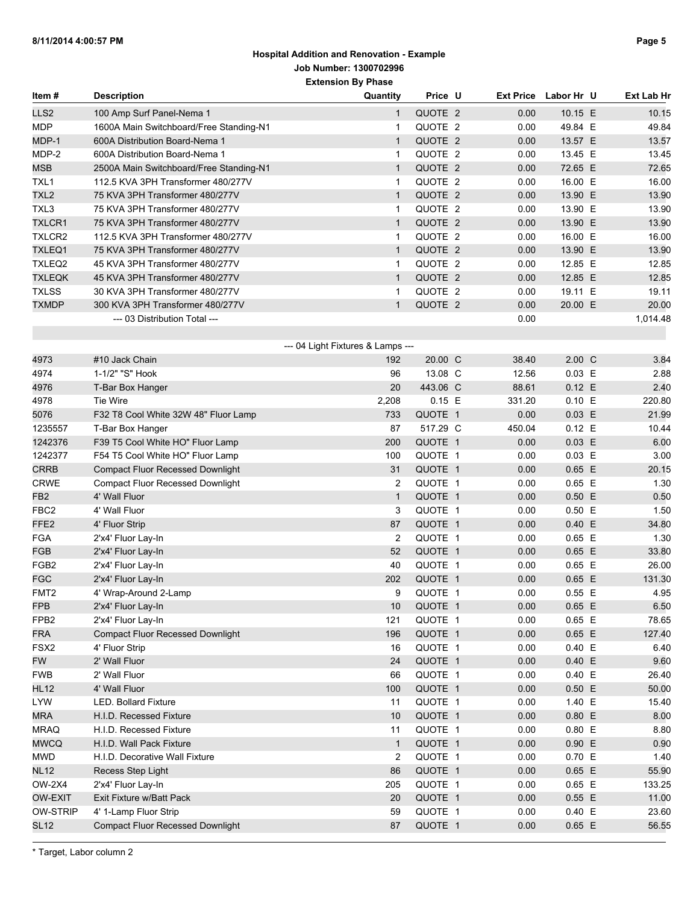**Hospital Addition and Renovation - Example**

**Job Number: 1300702996**

**Extension By Phase**

| Item # | Description | Quantity | Price | U | Ext Price | Labor Hr | U | Ext Lab Hr |
|---|---|---|---|---|---|---|---|---|
| LLS2 | 100 Amp Surf Panel-Nema 1 | 1 | QUOTE | 2 | 0.00 | 10.15 | E | 10.15 |
| MDP | 1600A Main Switchboard/Free Standing-N1 | 1 | QUOTE | 2 | 0.00 | 49.84 | E | 49.84 |
| MDP-1 | 600A Distribution Board-Nema 1 | 1 | QUOTE | 2 | 0.00 | 13.57 | E | 13.57 |
| MDP-2 | 600A Distribution Board-Nema 1 | 1 | QUOTE | 2 | 0.00 | 13.45 | E | 13.45 |
| MSB | 2500A Main Switchboard/Free Standing-N1 | 1 | QUOTE | 2 | 0.00 | 72.65 | E | 72.65 |
| TXL1 | 112.5 KVA 3PH Transformer 480/277V | 1 | QUOTE | 2 | 0.00 | 16.00 | E | 16.00 |
| TXL2 | 75 KVA 3PH Transformer 480/277V | 1 | QUOTE | 2 | 0.00 | 13.90 | E | 13.90 |
| TXL3 | 75 KVA 3PH Transformer 480/277V | 1 | QUOTE | 2 | 0.00 | 13.90 | E | 13.90 |
| TXLCR1 | 75 KVA 3PH Transformer 480/277V | 1 | QUOTE | 2 | 0.00 | 13.90 | E | 13.90 |
| TXLCR2 | 112.5 KVA 3PH Transformer 480/277V | 1 | QUOTE | 2 | 0.00 | 16.00 | E | 16.00 |
| TXLEQ1 | 75 KVA 3PH Transformer 480/277V | 1 | QUOTE | 2 | 0.00 | 13.90 | E | 13.90 |
| TXLEQ2 | 45 KVA 3PH Transformer 480/277V | 1 | QUOTE | 2 | 0.00 | 12.85 | E | 12.85 |
| TXLEQK | 45 KVA 3PH Transformer 480/277V | 1 | QUOTE | 2 | 0.00 | 12.85 | E | 12.85 |
| TXLSS | 30 KVA 3PH Transformer 480/277V | 1 | QUOTE | 2 | 0.00 | 19.11 | E | 19.11 |
| TXMDP | 300 KVA 3PH Transformer 480/277V | 1 | QUOTE | 2 | 0.00 | 20.00 | E | 20.00 |
| | --- 03 Distribution Total --- | | | | 0.00 | | | 1,014.48 |
| | --- 04 Light Fixtures & Lamps --- | | | | | | | |
| 4973 | #10 Jack Chain | 192 | 20.00 | C | 38.40 | 2.00 | C | 3.84 |
| 4974 | 1-1/2" "S" Hook | 96 | 13.08 | C | 12.56 | 0.03 | E | 2.88 |
| 4976 | T-Bar Box Hanger | 20 | 443.06 | C | 88.61 | 0.12 | E | 2.40 |
| 4978 | Tie Wire | 2,208 | 0.15 | E | 331.20 | 0.10 | E | 220.80 |
| 5076 | F32 T8 Cool White 32W 48" Fluor Lamp | 733 | QUOTE | 1 | 0.00 | 0.03 | E | 21.99 |
| 1235557 | T-Bar Box Hanger | 87 | 517.29 | C | 450.04 | 0.12 | E | 10.44 |
| 1242376 | F39 T5 Cool White HO" Fluor Lamp | 200 | QUOTE | 1 | 0.00 | 0.03 | E | 6.00 |
| 1242377 | F54 T5 Cool White HO" Fluor Lamp | 100 | QUOTE | 1 | 0.00 | 0.03 | E | 3.00 |
| CRRB | Compact Fluor Recessed Downlight | 31 | QUOTE | 1 | 0.00 | 0.65 | E | 20.15 |
| CRWE | Compact Fluor Recessed Downlight | 2 | QUOTE | 1 | 0.00 | 0.65 | E | 1.30 |
| FB2 | 4' Wall Fluor | 1 | QUOTE | 1 | 0.00 | 0.50 | E | 0.50 |
| FBC2 | 4' Wall Fluor | 3 | QUOTE | 1 | 0.00 | 0.50 | E | 1.50 |
| FFE2 | 4' Fluor Strip | 87 | QUOTE | 1 | 0.00 | 0.40 | E | 34.80 |
| FGA | 2'x4' Fluor Lay-In | 2 | QUOTE | 1 | 0.00 | 0.65 | E | 1.30 |
| FGB | 2'x4' Fluor Lay-In | 52 | QUOTE | 1 | 0.00 | 0.65 | E | 33.80 |
| FGB2 | 2'x4' Fluor Lay-In | 40 | QUOTE | 1 | 0.00 | 0.65 | E | 26.00 |
| FGC | 2'x4' Fluor Lay-In | 202 | QUOTE | 1 | 0.00 | 0.65 | E | 131.30 |
| FMT2 | 4' Wrap-Around 2-Lamp | 9 | QUOTE | 1 | 0.00 | 0.55 | E | 4.95 |
| FPB | 2'x4' Fluor Lay-In | 10 | QUOTE | 1 | 0.00 | 0.65 | E | 6.50 |
| FPB2 | 2'x4' Fluor Lay-In | 121 | QUOTE | 1 | 0.00 | 0.65 | E | 78.65 |
| FRA | Compact Fluor Recessed Downlight | 196 | QUOTE | 1 | 0.00 | 0.65 | E | 127.40 |
| FSX2 | 4' Fluor Strip | 16 | QUOTE | 1 | 0.00 | 0.40 | E | 6.40 |
| FW | 2' Wall Fluor | 24 | QUOTE | 1 | 0.00 | 0.40 | E | 9.60 |
| FWB | 2' Wall Fluor | 66 | QUOTE | 1 | 0.00 | 0.40 | E | 26.40 |
| HL12 | 4' Wall Fluor | 100 | QUOTE | 1 | 0.00 | 0.50 | E | 50.00 |
| LYW | LED. Bollard Fixture | 11 | QUOTE | 1 | 0.00 | 1.40 | E | 15.40 |
| MRA | H.I.D. Recessed Fixture | 10 | QUOTE | 1 | 0.00 | 0.80 | E | 8.00 |
| MRAQ | H.I.D. Recessed Fixture | 11 | QUOTE | 1 | 0.00 | 0.80 | E | 8.80 |
| MWCQ | H.I.D. Wall Pack Fixture | 1 | QUOTE | 1 | 0.00 | 0.90 | E | 0.90 |
| MWD | H.I.D. Decorative Wall Fixture | 2 | QUOTE | 1 | 0.00 | 0.70 | E | 1.40 |
| NL12 | Recess Step Light | 86 | QUOTE | 1 | 0.00 | 0.65 | E | 55.90 |
| OW-2X4 | 2'x4' Fluor Lay-In | 205 | QUOTE | 1 | 0.00 | 0.65 | E | 133.25 |
| OW-EXIT | Exit Fixture w/Batt Pack | 20 | QUOTE | 1 | 0.00 | 0.55 | E | 11.00 |
| OW-STRIP | 4' 1-Lamp Fluor Strip | 59 | QUOTE | 1 | 0.00 | 0.40 | E | 23.60 |
| SL12 | Compact Fluor Recessed Downlight | 87 | QUOTE | 1 | 0.00 | 0.65 | E | 56.55 |

* Target, Labor column 2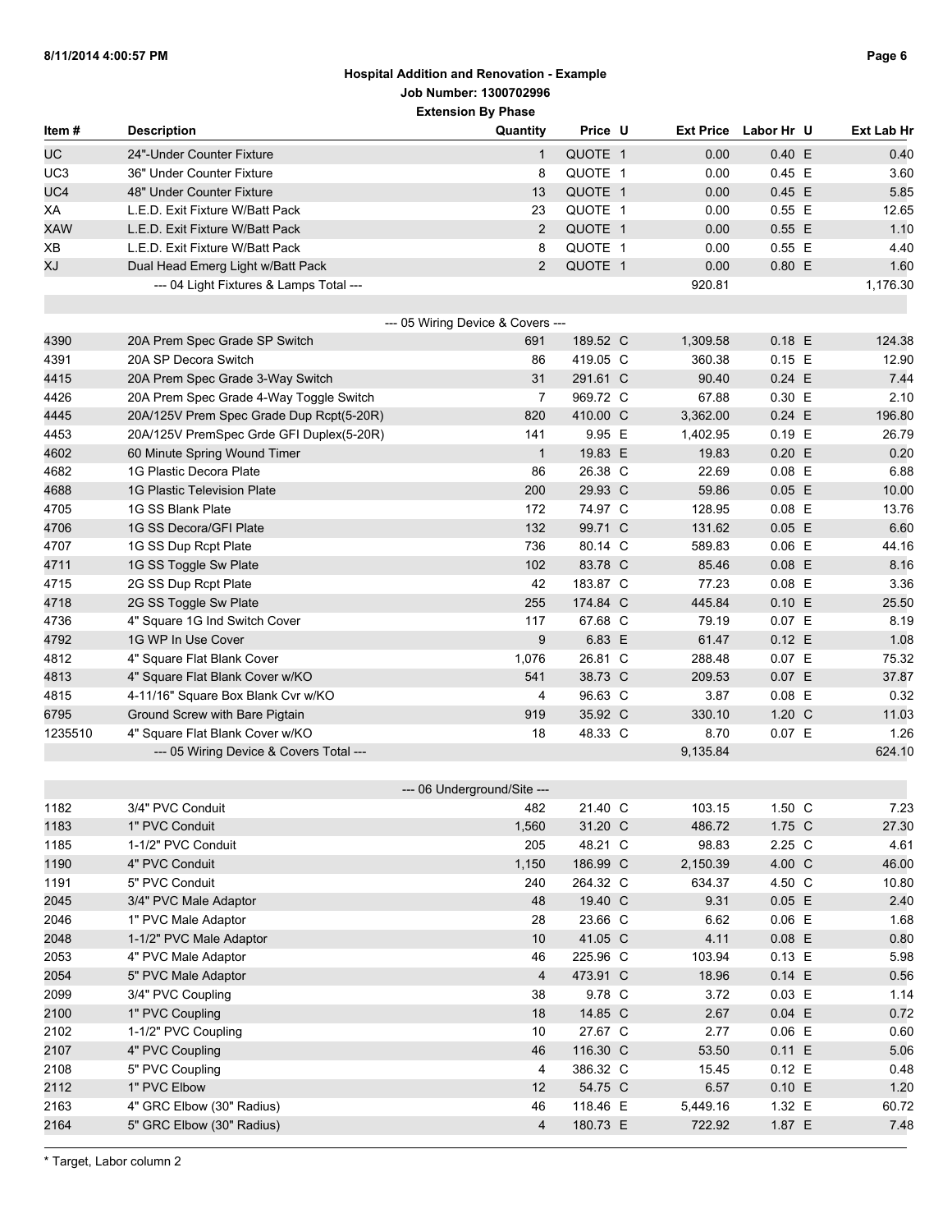**Hospital Addition and Renovation - Example**

**Job Number: 1300702996**

**Extension By Phase**

| Item # | Description | Quantity | Price | U | Ext Price | Labor Hr | U | Ext Lab Hr |
|---|---|---|---|---|---|---|---|---|
| UC | 24"-Under Counter Fixture | 1 | QUOTE | 1 | 0.00 | 0.40 | E | 0.40 |
| UC3 | 36" Under Counter Fixture | 8 | QUOTE | 1 | 0.00 | 0.45 | E | 3.60 |
| UC4 | 48" Under Counter Fixture | 13 | QUOTE | 1 | 0.00 | 0.45 | E | 5.85 |
| XA | L.E.D. Exit Fixture W/Batt Pack | 23 | QUOTE | 1 | 0.00 | 0.55 | E | 12.65 |
| XAW | L.E.D. Exit Fixture W/Batt Pack | 2 | QUOTE | 1 | 0.00 | 0.55 | E | 1.10 |
| XB | L.E.D. Exit Fixture W/Batt Pack | 8 | QUOTE | 1 | 0.00 | 0.55 | E | 4.40 |
| XJ | Dual Head Emerg Light w/Batt Pack | 2 | QUOTE | 1 | 0.00 | 0.80 | E | 1.60 |
| | --- 04 Light Fixtures & Lamps Total --- | | | | 920.81 | | | 1,176.30 |
| | --- 05 Wiring Device & Covers --- | | | | | | | |
| 4390 | 20A Prem Spec Grade SP Switch | 691 | 189.52 | C | 1,309.58 | 0.18 | E | 124.38 |
| 4391 | 20A SP Decora Switch | 86 | 419.05 | C | 360.38 | 0.15 | E | 12.90 |
| 4415 | 20A Prem Spec Grade 3-Way Switch | 31 | 291.61 | C | 90.40 | 0.24 | E | 7.44 |
| 4426 | 20A Prem Spec Grade 4-Way Toggle Switch | 7 | 969.72 | C | 67.88 | 0.30 | E | 2.10 |
| 4445 | 20A/125V Prem Spec Grade Dup Rcpt(5-20R) | 820 | 410.00 | C | 3,362.00 | 0.24 | E | 196.80 |
| 4453 | 20A/125V PremSpec Grde GFI Duplex(5-20R) | 141 | 9.95 | E | 1,402.95 | 0.19 | E | 26.79 |
| 4602 | 60 Minute Spring Wound Timer | 1 | 19.83 | E | 19.83 | 0.20 | E | 0.20 |
| 4682 | 1G Plastic Decora Plate | 86 | 26.38 | C | 22.69 | 0.08 | E | 6.88 |
| 4688 | 1G Plastic Television Plate | 200 | 29.93 | C | 59.86 | 0.05 | E | 10.00 |
| 4705 | 1G SS Blank Plate | 172 | 74.97 | C | 128.95 | 0.08 | E | 13.76 |
| 4706 | 1G SS Decora/GFI Plate | 132 | 99.71 | C | 131.62 | 0.05 | E | 6.60 |
| 4707 | 1G SS Dup Rcpt Plate | 736 | 80.14 | C | 589.83 | 0.06 | E | 44.16 |
| 4711 | 1G SS Toggle Sw Plate | 102 | 83.78 | C | 85.46 | 0.08 | E | 8.16 |
| 4715 | 2G SS Dup Rcpt Plate | 42 | 183.87 | C | 77.23 | 0.08 | E | 3.36 |
| 4718 | 2G SS Toggle Sw Plate | 255 | 174.84 | C | 445.84 | 0.10 | E | 25.50 |
| 4736 | 4" Square 1G Ind Switch Cover | 117 | 67.68 | C | 79.19 | 0.07 | E | 8.19 |
| 4792 | 1G WP In Use Cover | 9 | 6.83 | E | 61.47 | 0.12 | E | 1.08 |
| 4812 | 4" Square Flat Blank Cover | 1,076 | 26.81 | C | 288.48 | 0.07 | E | 75.32 |
| 4813 | 4" Square Flat Blank Cover w/KO | 541 | 38.73 | C | 209.53 | 0.07 | E | 37.87 |
| 4815 | 4-11/16" Square Box Blank Cvr w/KO | 4 | 96.63 | C | 3.87 | 0.08 | E | 0.32 |
| 6795 | Ground Screw with Bare Pigtain | 919 | 35.92 | C | 330.10 | 1.20 | C | 11.03 |
| 1235510 | 4" Square Flat Blank Cover w/KO | 18 | 48.33 | C | 8.70 | 0.07 | E | 1.26 |
| | --- 05 Wiring Device & Covers Total --- | | | | 9,135.84 | | | 624.10 |
| | --- 06 Underground/Site --- | | | | | | | |
| 1182 | 3/4" PVC Conduit | 482 | 21.40 | C | 103.15 | 1.50 | C | 7.23 |
| 1183 | 1" PVC Conduit | 1,560 | 31.20 | C | 486.72 | 1.75 | C | 27.30 |
| 1185 | 1-1/2" PVC Conduit | 205 | 48.21 | C | 98.83 | 2.25 | C | 4.61 |
| 1190 | 4" PVC Conduit | 1,150 | 186.99 | C | 2,150.39 | 4.00 | C | 46.00 |
| 1191 | 5" PVC Conduit | 240 | 264.32 | C | 634.37 | 4.50 | C | 10.80 |
| 2045 | 3/4" PVC Male Adaptor | 48 | 19.40 | C | 9.31 | 0.05 | E | 2.40 |
| 2046 | 1" PVC Male Adaptor | 28 | 23.66 | C | 6.62 | 0.06 | E | 1.68 |
| 2048 | 1-1/2" PVC Male Adaptor | 10 | 41.05 | C | 4.11 | 0.08 | E | 0.80 |
| 2053 | 4" PVC Male Adaptor | 46 | 225.96 | C | 103.94 | 0.13 | E | 5.98 |
| 2054 | 5" PVC Male Adaptor | 4 | 473.91 | C | 18.96 | 0.14 | E | 0.56 |
| 2099 | 3/4" PVC Coupling | 38 | 9.78 | C | 3.72 | 0.03 | E | 1.14 |
| 2100 | 1" PVC Coupling | 18 | 14.85 | C | 2.67 | 0.04 | E | 0.72 |
| 2102 | 1-1/2" PVC Coupling | 10 | 27.67 | C | 2.77 | 0.06 | E | 0.60 |
| 2107 | 4" PVC Coupling | 46 | 116.30 | C | 53.50 | 0.11 | E | 5.06 |
| 2108 | 5" PVC Coupling | 4 | 386.32 | C | 15.45 | 0.12 | E | 0.48 |
| 2112 | 1" PVC Elbow | 12 | 54.75 | C | 6.57 | 0.10 | E | 1.20 |
| 2163 | 4" GRC Elbow (30" Radius) | 46 | 118.46 | E | 5,449.16 | 1.32 | E | 60.72 |
| 2164 | 5" GRC Elbow (30" Radius) | 4 | 180.73 | E | 722.92 | 1.87 | E | 7.48 |

* Target, Labor column 2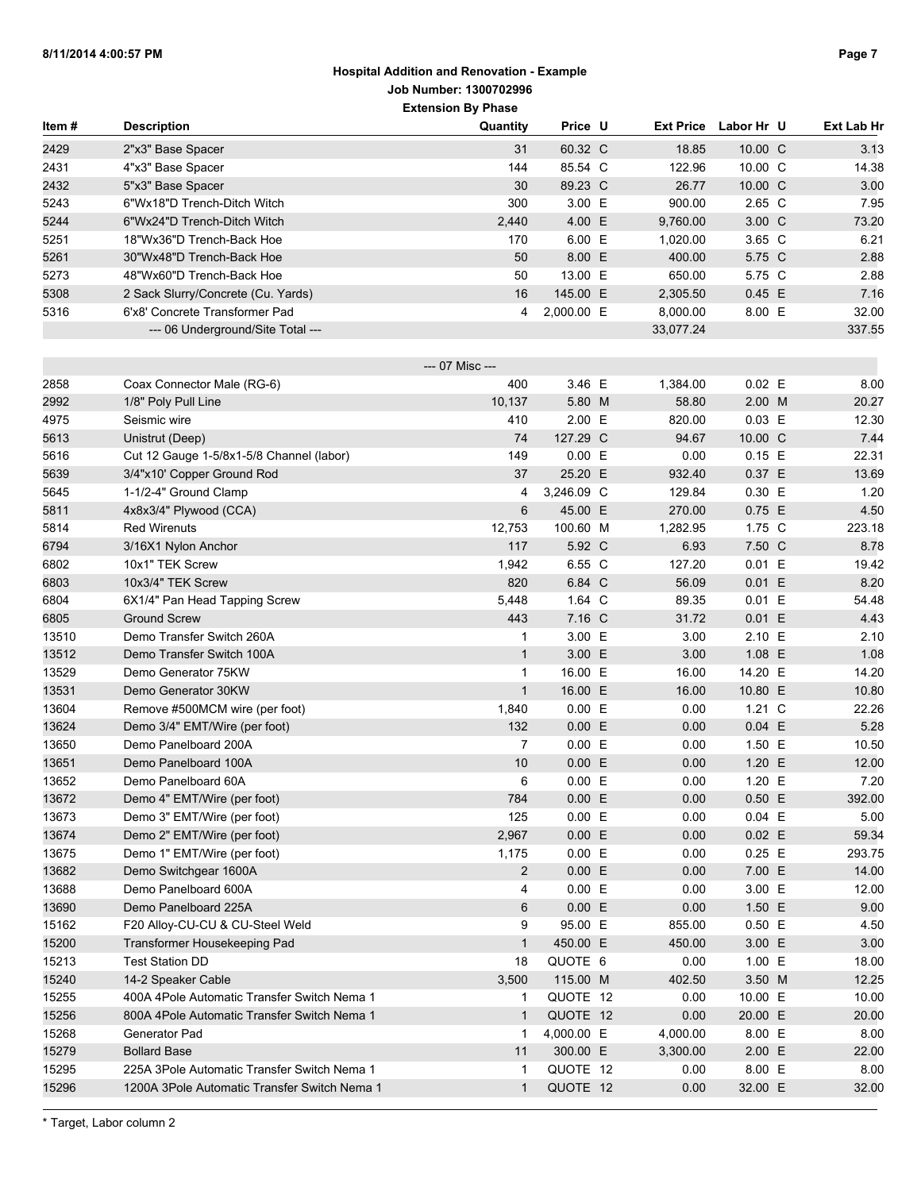## Hospital Addition and Renovation - Example

**Job Number: 1300702996**

**Extension By Phase**

| Item # | Description | Quantity | Price | U | Ext Price | Labor Hr | U | Ext Lab Hr |
|---|---|---|---|---|---|---|---|---|
| 2429 | 2"x3" Base Spacer | 31 | 60.32 | C | 18.85 | 10.00 | C | 3.13 |
| 2431 | 4"x3" Base Spacer | 144 | 85.54 | C | 122.96 | 10.00 | C | 14.38 |
| 2432 | 5"x3" Base Spacer | 30 | 89.23 | C | 26.77 | 10.00 | C | 3.00 |
| 5243 | 6"Wx18"D Trench-Ditch Witch | 300 | 3.00 | E | 900.00 | 2.65 | C | 7.95 |
| 5244 | 6"Wx24"D Trench-Ditch Witch | 2,440 | 4.00 | E | 9,760.00 | 3.00 | C | 73.20 |
| 5251 | 18"Wx36"D Trench-Back Hoe | 170 | 6.00 | E | 1,020.00 | 3.65 | C | 6.21 |
| 5261 | 30"Wx48"D Trench-Back Hoe | 50 | 8.00 | E | 400.00 | 5.75 | C | 2.88 |
| 5273 | 48"Wx60"D Trench-Back Hoe | 50 | 13.00 | E | 650.00 | 5.75 | C | 2.88 |
| 5308 | 2 Sack Slurry/Concrete (Cu. Yards) | 16 | 145.00 | E | 2,305.50 | 0.45 | E | 7.16 |
| 5316 | 6'x8' Concrete Transformer Pad | 4 | 2,000.00 | E | 8,000.00 | 8.00 | E | 32.00 |
| | --- 06 Underground/Site Total --- | | | | 33,077.24 | | | 337.55 |
| | --- 07 Misc --- | | | | | | | |
| 2858 | Coax Connector Male (RG-6) | 400 | 3.46 | E | 1,384.00 | 0.02 | E | 8.00 |
| 2992 | 1/8" Poly Pull Line | 10,137 | 5.80 | M | 58.80 | 2.00 | M | 20.27 |
| 4975 | Seismic wire | 410 | 2.00 | E | 820.00 | 0.03 | E | 12.30 |
| 5613 | Unistrut (Deep) | 74 | 127.29 | C | 94.67 | 10.00 | C | 7.44 |
| 5616 | Cut 12 Gauge 1-5/8x1-5/8 Channel (labor) | 149 | 0.00 | E | 0.00 | 0.15 | E | 22.31 |
| 5639 | 3/4"x10' Copper Ground Rod | 37 | 25.20 | E | 932.40 | 0.37 | E | 13.69 |
| 5645 | 1-1/2-4" Ground Clamp | 4 | 3,246.09 | C | 129.84 | 0.30 | E | 1.20 |
| 5811 | 4x8x3/4" Plywood (CCA) | 6 | 45.00 | E | 270.00 | 0.75 | E | 4.50 |
| 5814 | Red Wirenuts | 12,753 | 100.60 | M | 1,282.95 | 1.75 | C | 223.18 |
| 6794 | 3/16X1 Nylon Anchor | 117 | 5.92 | C | 6.93 | 7.50 | C | 8.78 |
| 6802 | 10x1" TEK Screw | 1,942 | 6.55 | C | 127.20 | 0.01 | E | 19.42 |
| 6803 | 10x3/4" TEK Screw | 820 | 6.84 | C | 56.09 | 0.01 | E | 8.20 |
| 6804 | 6X1/4" Pan Head Tapping Screw | 5,448 | 1.64 | C | 89.35 | 0.01 | E | 54.48 |
| 6805 | Ground Screw | 443 | 7.16 | C | 31.72 | 0.01 | E | 4.43 |
| 13510 | Demo Transfer Switch 260A | 1 | 3.00 | E | 3.00 | 2.10 | E | 2.10 |
| 13512 | Demo Transfer Switch 100A | 1 | 3.00 | E | 3.00 | 1.08 | E | 1.08 |
| 13529 | Demo Generator 75KW | 1 | 16.00 | E | 16.00 | 14.20 | E | 14.20 |
| 13531 | Demo Generator 30KW | 1 | 16.00 | E | 16.00 | 10.80 | E | 10.80 |
| 13604 | Remove #500MCM wire (per foot) | 1,840 | 0.00 | E | 0.00 | 1.21 | C | 22.26 |
| 13624 | Demo 3/4" EMT/Wire (per foot) | 132 | 0.00 | E | 0.00 | 0.04 | E | 5.28 |
| 13650 | Demo Panelboard 200A | 7 | 0.00 | E | 0.00 | 1.50 | E | 10.50 |
| 13651 | Demo Panelboard 100A | 10 | 0.00 | E | 0.00 | 1.20 | E | 12.00 |
| 13652 | Demo Panelboard 60A | 6 | 0.00 | E | 0.00 | 1.20 | E | 7.20 |
| 13672 | Demo 4" EMT/Wire (per foot) | 784 | 0.00 | E | 0.00 | 0.50 | E | 392.00 |
| 13673 | Demo 3" EMT/Wire (per foot) | 125 | 0.00 | E | 0.00 | 0.04 | E | 5.00 |
| 13674 | Demo 2" EMT/Wire (per foot) | 2,967 | 0.00 | E | 0.00 | 0.02 | E | 59.34 |
| 13675 | Demo 1" EMT/Wire (per foot) | 1,175 | 0.00 | E | 0.00 | 0.25 | E | 293.75 |
| 13682 | Demo Switchgear 1600A | 2 | 0.00 | E | 0.00 | 7.00 | E | 14.00 |
| 13688 | Demo Panelboard 600A | 4 | 0.00 | E | 0.00 | 3.00 | E | 12.00 |
| 13690 | Demo Panelboard 225A | 6 | 0.00 | E | 0.00 | 1.50 | E | 9.00 |
| 15162 | F20 Alloy-CU-CU & CU-Steel Weld | 9 | 95.00 | E | 855.00 | 0.50 | E | 4.50 |
| 15200 | Transformer Housekeeping Pad | 1 | 450.00 | E | 450.00 | 3.00 | E | 3.00 |
| 15213 | Test Station DD | 18 | QUOTE | 6 | 0.00 | 1.00 | E | 18.00 |
| 15240 | 14-2 Speaker Cable | 3,500 | 115.00 | M | 402.50 | 3.50 | M | 12.25 |
| 15255 | 400A 4Pole Automatic Transfer Switch Nema 1 | 1 | QUOTE | 12 | 0.00 | 10.00 | E | 10.00 |
| 15256 | 800A 4Pole Automatic Transfer Switch Nema 1 | 1 | QUOTE | 12 | 0.00 | 20.00 | E | 20.00 |
| 15268 | Generator Pad | 1 | 4,000.00 | E | 4,000.00 | 8.00 | E | 8.00 |
| 15279 | Bollard Base | 11 | 300.00 | E | 3,300.00 | 2.00 | E | 22.00 |
| 15295 | 225A 3Pole Automatic Transfer Switch Nema 1 | 1 | QUOTE | 12 | 0.00 | 8.00 | E | 8.00 |
| 15296 | 1200A 3Pole Automatic Transfer Switch Nema 1 | 1 | QUOTE | 12 | 0.00 | 32.00 | E | 32.00 |

* Target, Labor column 2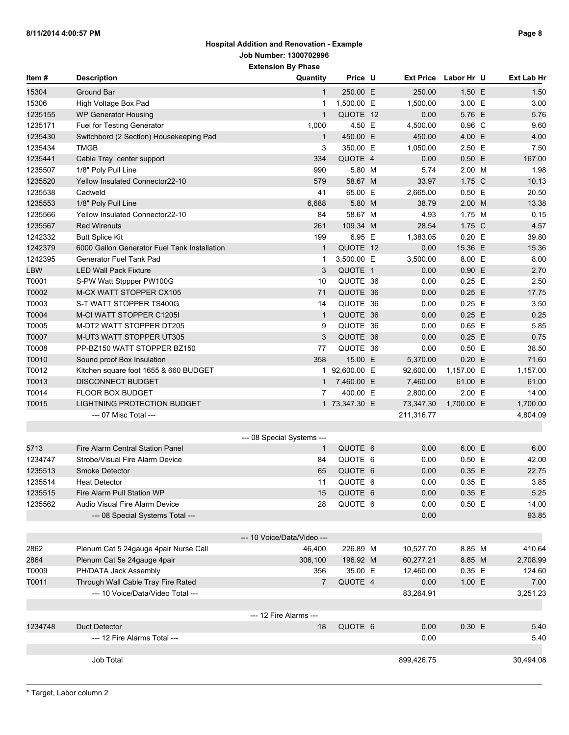**Hospital Addition and Renovation - Example**

**Job Number: 1300702996**

**Extension By Phase**

| Item # | Description | Quantity | Price | U | Ext Price | Labor Hr | U | Ext Lab Hr |
|---|---|---|---|---|---|---|---|---|
| 15304 | Ground Bar | 1 | 250.00 | E | 250.00 | 1.50 | E | 1.50 |
| 15306 | High Voltage Box Pad | 1 | 1,500.00 | E | 1,500.00 | 3.00 | E | 3.00 |
| 1235155 | WP Generator Housing | 1 | QUOTE | 12 | 0.00 | 5.76 | E | 5.76 |
| 1235171 | Fuel for Testing Generator | 1,000 | 4.50 | E | 4,500.00 | 0.96 | C | 9.60 |
| 1235430 | Switchbord (2 Section) Housekeeping Pad | 1 | 450.00 | E | 450.00 | 4.00 | E | 4.00 |
| 1235434 | TMGB | 3 | 350.00 | E | 1,050.00 | 2.50 | E | 7.50 |
| 1235441 | Cable Tray center support | 334 | QUOTE | 4 | 0.00 | 0.50 | E | 167.00 |
| 1235507 | 1/8" Poly Pull Line | 990 | 5.80 | M | 5.74 | 2.00 | M | 1.98 |
| 1235520 | Yellow Insulated Connector22-10 | 579 | 58.67 | M | 33.97 | 1.75 | C | 10.13 |
| 1235538 | Cadweld | 41 | 65.00 | E | 2,665.00 | 0.50 | E | 20.50 |
| 1235553 | 1/8" Poly Pull Line | 6,688 | 5.80 | M | 38.79 | 2.00 | M | 13.38 |
| 1235566 | Yellow Insulated Connector22-10 | 84 | 58.67 | M | 4.93 | 1.75 | M | 0.15 |
| 1235567 | Red Wirenuts | 261 | 109.34 | M | 28.54 | 1.75 | C | 4.57 |
| 1242332 | Butt Splice Kit | 199 | 6.95 | E | 1,383.05 | 0.20 | E | 39.80 |
| 1242379 | 6000 Gallon Generator Fuel Tank Installation | 1 | QUOTE | 12 | 0.00 | 15.36 | E | 15.36 |
| 1242395 | Generator Fuel Tank Pad | 1 | 3,500.00 | E | 3,500.00 | 8.00 | E | 8.00 |
| LBW | LED Wall Pack Fixture | 3 | QUOTE | 1 | 0.00 | 0.90 | E | 2.70 |
| T0001 | S-PW Watt Stppper PW100G | 10 | QUOTE | 36 | 0.00 | 0.25 | E | 2.50 |
| T0002 | M-CX WATT STOPPER CX105 | 71 | QUOTE | 36 | 0.00 | 0.25 | E | 17.75 |
| T0003 | S-T WATT STOPPER TS400G | 14 | QUOTE | 36 | 0.00 | 0.25 | E | 3.50 |
| T0004 | M-CI WATT STOPPER C1205I | 1 | QUOTE | 36 | 0.00 | 0.25 | E | 0.25 |
| T0005 | M-DT2 WATT STOPPER DT205 | 9 | QUOTE | 36 | 0.00 | 0.65 | E | 5.85 |
| T0007 | M-UT3 WATT STOPPER UT305 | 3 | QUOTE | 36 | 0.00 | 0.25 | E | 0.75 |
| T0008 | PP-BZ150 WATT STOPPER BZ150 | 77 | QUOTE | 36 | 0.00 | 0.50 | E | 38.50 |
| T0010 | Sound proof Box Insulation | 358 | 15.00 | E | 5,370.00 | 0.20 | E | 71.60 |
| T0012 | Kitchen square foot 1655 & 660 BUDGET | 1 | 92,600.00 | E | 92,600.00 | 1,157.00 | E | 1,157.00 |
| T0013 | DISCONNECT BUDGET | 1 | 7,460.00 | E | 7,460.00 | 61.00 | E | 61.00 |
| T0014 | FLOOR BOX BUDGET | 7 | 400.00 | E | 2,800.00 | 2.00 | E | 14.00 |
| T0015 | LIGHTNING PROTECTION BUDGET | 1 | 73,347.30 | E | 73,347.30 | 1,700.00 | E | 1,700.00 |
| | --- 07 Misc Total --- | | | | 211,316.77 | | | 4,804.09 |
| | | --- 08 Special Systems --- | | | | | | |
| 5713 | Fire Alarm Central Station Panel | 1 | QUOTE | 6 | 0.00 | 6.00 | E | 6.00 |
| 1234747 | Strobe/Visual Fire Alarm Device | 84 | QUOTE | 6 | 0.00 | 0.50 | E | 42.00 |
| 1235513 | Smoke Detector | 65 | QUOTE | 6 | 0.00 | 0.35 | E | 22.75 |
| 1235514 | Heat Detector | 11 | QUOTE | 6 | 0.00 | 0.35 | E | 3.85 |
| 1235515 | Fire Alarm Pull Station WP | 15 | QUOTE | 6 | 0.00 | 0.35 | E | 5.25 |
| 1235562 | Audio Visual Fire Alarm Device | 28 | QUOTE | 6 | 0.00 | 0.50 | E | 14.00 |
| | --- 08 Special Systems Total --- | | | | 0.00 | | | 93.85 |
| | | --- 10 Voice/Data/Video --- | | | | | | |
| 2862 | Plenum Cat 5 24gauge 4pair Nurse Call | 46,400 | 226.89 | M | 10,527.70 | 8.85 | M | 410.64 |
| 2864 | Plenum Cat 5e 24gauge 4pair | 306,100 | 196.92 | M | 60,277.21 | 8.85 | M | 2,708.99 |
| T0009 | PH/DATA Jack Assembly | 356 | 35.00 | E | 12,460.00 | 0.35 | E | 124.60 |
| T0011 | Through Wall Cable Tray Fire Rated | 7 | QUOTE | 4 | 0.00 | 1.00 | E | 7.00 |
| | --- 10 Voice/Data/Video Total --- | | | | 83,264.91 | | | 3,251.23 |
| | | --- 12 Fire Alarms --- | | | | | | |
| 1234748 | Duct Detector | 18 | QUOTE | 6 | 0.00 | 0.30 | E | 5.40 |
| | --- 12 Fire Alarms Total --- | | | | 0.00 | | | 5.40 |
| | Job Total | | | | 899,426.75 | | | 30,494.08 |

\* Target, Labor column 2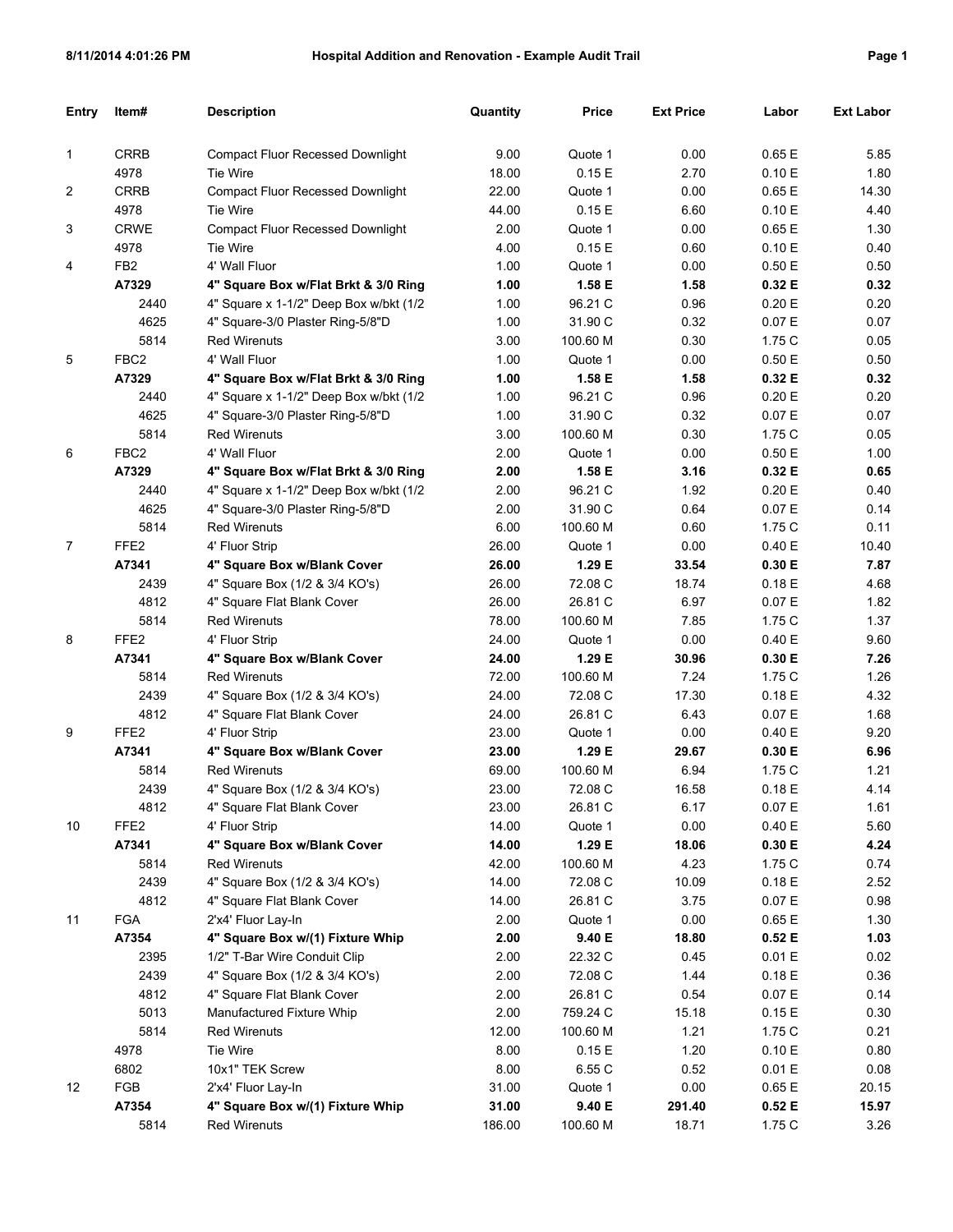| Entry | Item# | Description | Quantity | Price | Ext Price | Labor | Ext Labor |
|---|---|---|---|---|---|---|---|
| 1 | CRRB | Compact Fluor Recessed Downlight | 9.00 | Quote 1 | 0.00 | 0.65 E | 5.85 |
| | 4978 | Tie Wire | 18.00 | 0.15 E | 2.70 | 0.10 E | 1.80 |
| 2 | CRRB | Compact Fluor Recessed Downlight | 22.00 | Quote 1 | 0.00 | 0.65 E | 14.30 |
| | 4978 | Tie Wire | 44.00 | 0.15 E | 6.60 | 0.10 E | 4.40 |
| 3 | CRWE | Compact Fluor Recessed Downlight | 2.00 | Quote 1 | 0.00 | 0.65 E | 1.30 |
| | 4978 | Tie Wire | 4.00 | 0.15 E | 0.60 | 0.10 E | 0.40 |
| 4 | FB2 | 4' Wall Fluor | 1.00 | Quote 1 | 0.00 | 0.50 E | 0.50 |
| | **A7329** | **4" Square Box w/Flat Brkt & 3/0 Ring** | **1.00** | **1.58 E** | **1.58** | **0.32 E** | **0.32** |
| | 2440 | 4" Square x 1-1/2" Deep Box w/bkt (1/2 | 1.00 | 96.21 C | 0.96 | 0.20 E | 0.20 |
| | 4625 | 4" Square-3/0 Plaster Ring-5/8"D | 1.00 | 31.90 C | 0.32 | 0.07 E | 0.07 |
| | 5814 | Red Wirenuts | 3.00 | 100.60 M | 0.30 | 1.75 C | 0.05 |
| 5 | FBC2 | 4' Wall Fluor | 1.00 | Quote 1 | 0.00 | 0.50 E | 0.50 |
| | **A7329** | **4" Square Box w/Flat Brkt & 3/0 Ring** | **1.00** | **1.58 E** | **1.58** | **0.32 E** | **0.32** |
| | 2440 | 4" Square x 1-1/2" Deep Box w/bkt (1/2 | 1.00 | 96.21 C | 0.96 | 0.20 E | 0.20 |
| | 4625 | 4" Square-3/0 Plaster Ring-5/8"D | 1.00 | 31.90 C | 0.32 | 0.07 E | 0.07 |
| | 5814 | Red Wirenuts | 3.00 | 100.60 M | 0.30 | 1.75 C | 0.05 |
| 6 | FBC2 | 4' Wall Fluor | 2.00 | Quote 1 | 0.00 | 0.50 E | 1.00 |
| | **A7329** | **4" Square Box w/Flat Brkt & 3/0 Ring** | **2.00** | **1.58 E** | **3.16** | **0.32 E** | **0.65** |
| | 2440 | 4" Square x 1-1/2" Deep Box w/bkt (1/2 | 2.00 | 96.21 C | 1.92 | 0.20 E | 0.40 |
| | 4625 | 4" Square-3/0 Plaster Ring-5/8"D | 2.00 | 31.90 C | 0.64 | 0.07 E | 0.14 |
| | 5814 | Red Wirenuts | 6.00 | 100.60 M | 0.60 | 1.75 C | 0.11 |
| 7 | FFE2 | 4' Fluor Strip | 26.00 | Quote 1 | 0.00 | 0.40 E | 10.40 |
| | **A7341** | **4" Square Box w/Blank Cover** | **26.00** | **1.29 E** | **33.54** | **0.30 E** | **7.87** |
| | 2439 | 4" Square Box (1/2 & 3/4 KO's) | 26.00 | 72.08 C | 18.74 | 0.18 E | 4.68 |
| | 4812 | 4" Square Flat Blank Cover | 26.00 | 26.81 C | 6.97 | 0.07 E | 1.82 |
| | 5814 | Red Wirenuts | 78.00 | 100.60 M | 7.85 | 1.75 C | 1.37 |
| 8 | FFE2 | 4' Fluor Strip | 24.00 | Quote 1 | 0.00 | 0.40 E | 9.60 |
| | **A7341** | **4" Square Box w/Blank Cover** | **24.00** | **1.29 E** | **30.96** | **0.30 E** | **7.26** |
| | 5814 | Red Wirenuts | 72.00 | 100.60 M | 7.24 | 1.75 C | 1.26 |
| | 2439 | 4" Square Box (1/2 & 3/4 KO's) | 24.00 | 72.08 C | 17.30 | 0.18 E | 4.32 |
| | 4812 | 4" Square Flat Blank Cover | 24.00 | 26.81 C | 6.43 | 0.07 E | 1.68 |
| 9 | FFE2 | 4' Fluor Strip | 23.00 | Quote 1 | 0.00 | 0.40 E | 9.20 |
| | **A7341** | **4" Square Box w/Blank Cover** | **23.00** | **1.29 E** | **29.67** | **0.30 E** | **6.96** |
| | 5814 | Red Wirenuts | 69.00 | 100.60 M | 6.94 | 1.75 C | 1.21 |
| | 2439 | 4" Square Box (1/2 & 3/4 KO's) | 23.00 | 72.08 C | 16.58 | 0.18 E | 4.14 |
| | 4812 | 4" Square Flat Blank Cover | 23.00 | 26.81 C | 6.17 | 0.07 E | 1.61 |
| 10 | FFE2 | 4' Fluor Strip | 14.00 | Quote 1 | 0.00 | 0.40 E | 5.60 |
| | **A7341** | **4" Square Box w/Blank Cover** | **14.00** | **1.29 E** | **18.06** | **0.30 E** | **4.24** |
| | 5814 | Red Wirenuts | 42.00 | 100.60 M | 4.23 | 1.75 C | 0.74 |
| | 2439 | 4" Square Box (1/2 & 3/4 KO's) | 14.00 | 72.08 C | 10.09 | 0.18 E | 2.52 |
| | 4812 | 4" Square Flat Blank Cover | 14.00 | 26.81 C | 3.75 | 0.07 E | 0.98 |
| 11 | FGA | 2'x4' Fluor Lay-In | 2.00 | Quote 1 | 0.00 | 0.65 E | 1.30 |
| | **A7354** | **4" Square Box w/(1) Fixture Whip** | **2.00** | **9.40 E** | **18.80** | **0.52 E** | **1.03** |
| | 2395 | 1/2" T-Bar Wire Conduit Clip | 2.00 | 22.32 C | 0.45 | 0.01 E | 0.02 |
| | 2439 | 4" Square Box (1/2 & 3/4 KO's) | 2.00 | 72.08 C | 1.44 | 0.18 E | 0.36 |
| | 4812 | 4" Square Flat Blank Cover | 2.00 | 26.81 C | 0.54 | 0.07 E | 0.14 |
| | 5013 | Manufactured Fixture Whip | 2.00 | 759.24 C | 15.18 | 0.15 E | 0.30 |
| | 5814 | Red Wirenuts | 12.00 | 100.60 M | 1.21 | 1.75 C | 0.21 |
| | 4978 | Tie Wire | 8.00 | 0.15 E | 1.20 | 0.10 E | 0.80 |
| | 6802 | 10x1" TEK Screw | 8.00 | 6.55 C | 0.52 | 0.01 E | 0.08 |
| 12 | FGB | 2'x4' Fluor Lay-In | 31.00 | Quote 1 | 0.00 | 0.65 E | 20.15 |
| | **A7354** | **4" Square Box w/(1) Fixture Whip** | **31.00** | **9.40 E** | **291.40** | **0.52 E** | **15.97** |
| | 5814 | Red Wirenuts | 186.00 | 100.60 M | 18.71 | 1.75 C | 3.26 |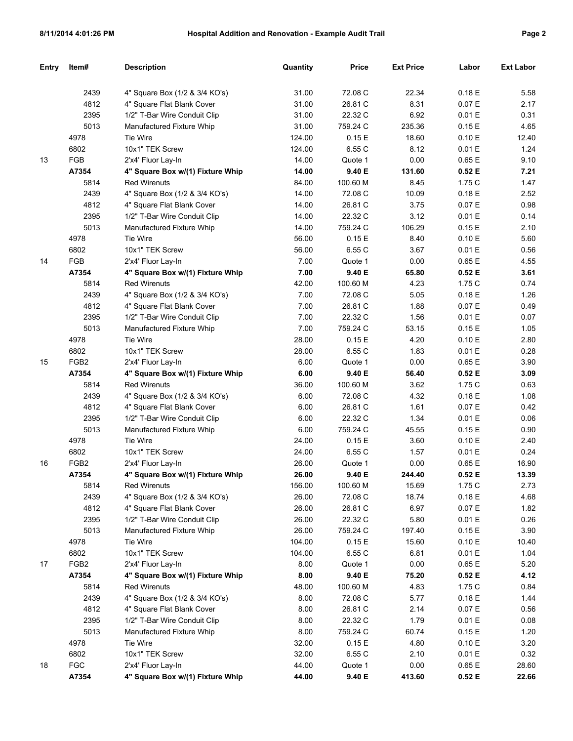| Entry | Item# | Description | Quantity | Price | Ext Price | Labor | Ext Labor |
|---|---|---|---|---|---|---|---|
| | 2439 | 4" Square Box (1/2 & 3/4 KO's) | 31.00 | 72.08 C | 22.34 | 0.18 E | 5.58 |
| | 4812 | 4" Square Flat Blank Cover | 31.00 | 26.81 C | 8.31 | 0.07 E | 2.17 |
| | 2395 | 1/2" T-Bar Wire Conduit Clip | 31.00 | 22.32 C | 6.92 | 0.01 E | 0.31 |
| | 5013 | Manufactured Fixture Whip | 31.00 | 759.24 C | 235.36 | 0.15 E | 4.65 |
| | 4978 | Tie Wire | 124.00 | 0.15 E | 18.60 | 0.10 E | 12.40 |
| | 6802 | 10x1" TEK Screw | 124.00 | 6.55 C | 8.12 | 0.01 E | 1.24 |
| 13 | FGB | 2'x4' Fluor Lay-In | 14.00 | Quote 1 | 0.00 | 0.65 E | 9.10 |
| | **A7354** | **4" Square Box w/(1) Fixture Whip** | **14.00** | **9.40 E** | **131.60** | **0.52 E** | **7.21** |
| | 5814 | Red Wirenuts | 84.00 | 100.60 M | 8.45 | 1.75 C | 1.47 |
| | 2439 | 4" Square Box (1/2 & 3/4 KO's) | 14.00 | 72.08 C | 10.09 | 0.18 E | 2.52 |
| | 4812 | 4" Square Flat Blank Cover | 14.00 | 26.81 C | 3.75 | 0.07 E | 0.98 |
| | 2395 | 1/2" T-Bar Wire Conduit Clip | 14.00 | 22.32 C | 3.12 | 0.01 E | 0.14 |
| | 5013 | Manufactured Fixture Whip | 14.00 | 759.24 C | 106.29 | 0.15 E | 2.10 |
| | 4978 | Tie Wire | 56.00 | 0.15 E | 8.40 | 0.10 E | 5.60 |
| | 6802 | 10x1" TEK Screw | 56.00 | 6.55 C | 3.67 | 0.01 E | 0.56 |
| 14 | FGB | 2'x4' Fluor Lay-In | 7.00 | Quote 1 | 0.00 | 0.65 E | 4.55 |
| | **A7354** | **4" Square Box w/(1) Fixture Whip** | **7.00** | **9.40 E** | **65.80** | **0.52 E** | **3.61** |
| | 5814 | Red Wirenuts | 42.00 | 100.60 M | 4.23 | 1.75 C | 0.74 |
| | 2439 | 4" Square Box (1/2 & 3/4 KO's) | 7.00 | 72.08 C | 5.05 | 0.18 E | 1.26 |
| | 4812 | 4" Square Flat Blank Cover | 7.00 | 26.81 C | 1.88 | 0.07 E | 0.49 |
| | 2395 | 1/2" T-Bar Wire Conduit Clip | 7.00 | 22.32 C | 1.56 | 0.01 E | 0.07 |
| | 5013 | Manufactured Fixture Whip | 7.00 | 759.24 C | 53.15 | 0.15 E | 1.05 |
| | 4978 | Tie Wire | 28.00 | 0.15 E | 4.20 | 0.10 E | 2.80 |
| | 6802 | 10x1" TEK Screw | 28.00 | 6.55 C | 1.83 | 0.01 E | 0.28 |
| 15 | FGB2 | 2'x4' Fluor Lay-In | 6.00 | Quote 1 | 0.00 | 0.65 E | 3.90 |
| | **A7354** | **4" Square Box w/(1) Fixture Whip** | **6.00** | **9.40 E** | **56.40** | **0.52 E** | **3.09** |
| | 5814 | Red Wirenuts | 36.00 | 100.60 M | 3.62 | 1.75 C | 0.63 |
| | 2439 | 4" Square Box (1/2 & 3/4 KO's) | 6.00 | 72.08 C | 4.32 | 0.18 E | 1.08 |
| | 4812 | 4" Square Flat Blank Cover | 6.00 | 26.81 C | 1.61 | 0.07 E | 0.42 |
| | 2395 | 1/2" T-Bar Wire Conduit Clip | 6.00 | 22.32 C | 1.34 | 0.01 E | 0.06 |
| | 5013 | Manufactured Fixture Whip | 6.00 | 759.24 C | 45.55 | 0.15 E | 0.90 |
| | 4978 | Tie Wire | 24.00 | 0.15 E | 3.60 | 0.10 E | 2.40 |
| | 6802 | 10x1" TEK Screw | 24.00 | 6.55 C | 1.57 | 0.01 E | 0.24 |
| 16 | FGB2 | 2'x4' Fluor Lay-In | 26.00 | Quote 1 | 0.00 | 0.65 E | 16.90 |
| | **A7354** | **4" Square Box w/(1) Fixture Whip** | **26.00** | **9.40 E** | **244.40** | **0.52 E** | **13.39** |
| | 5814 | Red Wirenuts | 156.00 | 100.60 M | 15.69 | 1.75 C | 2.73 |
| | 2439 | 4" Square Box (1/2 & 3/4 KO's) | 26.00 | 72.08 C | 18.74 | 0.18 E | 4.68 |
| | 4812 | 4" Square Flat Blank Cover | 26.00 | 26.81 C | 6.97 | 0.07 E | 1.82 |
| | 2395 | 1/2" T-Bar Wire Conduit Clip | 26.00 | 22.32 C | 5.80 | 0.01 E | 0.26 |
| | 5013 | Manufactured Fixture Whip | 26.00 | 759.24 C | 197.40 | 0.15 E | 3.90 |
| | 4978 | Tie Wire | 104.00 | 0.15 E | 15.60 | 0.10 E | 10.40 |
| | 6802 | 10x1" TEK Screw | 104.00 | 6.55 C | 6.81 | 0.01 E | 1.04 |
| 17 | FGB2 | 2'x4' Fluor Lay-In | 8.00 | Quote 1 | 0.00 | 0.65 E | 5.20 |
| | **A7354** | **4" Square Box w/(1) Fixture Whip** | **8.00** | **9.40 E** | **75.20** | **0.52 E** | **4.12** |
| | 5814 | Red Wirenuts | 48.00 | 100.60 M | 4.83 | 1.75 C | 0.84 |
| | 2439 | 4" Square Box (1/2 & 3/4 KO's) | 8.00 | 72.08 C | 5.77 | 0.18 E | 1.44 |
| | 4812 | 4" Square Flat Blank Cover | 8.00 | 26.81 C | 2.14 | 0.07 E | 0.56 |
| | 2395 | 1/2" T-Bar Wire Conduit Clip | 8.00 | 22.32 C | 1.79 | 0.01 E | 0.08 |
| | 5013 | Manufactured Fixture Whip | 8.00 | 759.24 C | 60.74 | 0.15 E | 1.20 |
| | 4978 | Tie Wire | 32.00 | 0.15 E | 4.80 | 0.10 E | 3.20 |
| | 6802 | 10x1" TEK Screw | 32.00 | 6.55 C | 2.10 | 0.01 E | 0.32 |
| 18 | FGC | 2'x4' Fluor Lay-In | 44.00 | Quote 1 | 0.00 | 0.65 E | 28.60 |
| | **A7354** | **4" Square Box w/(1) Fixture Whip** | **44.00** | **9.40 E** | **413.60** | **0.52 E** | **22.66** |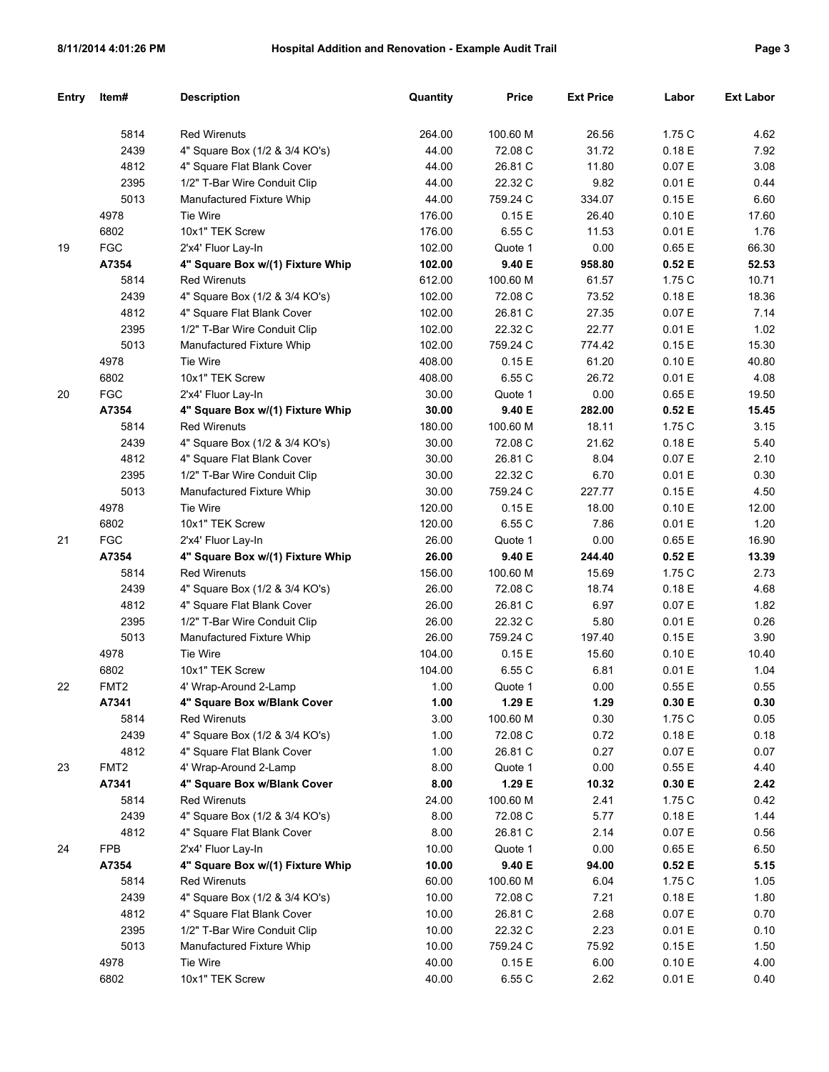| Entry | Item# | Description | Quantity | Price | Ext Price | Labor | Ext Labor |
|---|---|---|---|---|---|---|---|
| | 5814 | Red Wirenuts | 264.00 | 100.60 M | 26.56 | 1.75 C | 4.62 |
| | 2439 | 4" Square Box (1/2 & 3/4 KO's) | 44.00 | 72.08 C | 31.72 | 0.18 E | 7.92 |
| | 4812 | 4" Square Flat Blank Cover | 44.00 | 26.81 C | 11.80 | 0.07 E | 3.08 |
| | 2395 | 1/2" T-Bar Wire Conduit Clip | 44.00 | 22.32 C | 9.82 | 0.01 E | 0.44 |
| | 5013 | Manufactured Fixture Whip | 44.00 | 759.24 C | 334.07 | 0.15 E | 6.60 |
| | 4978 | Tie Wire | 176.00 | 0.15 E | 26.40 | 0.10 E | 17.60 |
| | 6802 | 10x1" TEK Screw | 176.00 | 6.55 C | 11.53 | 0.01 E | 1.76 |
| 19 | FGC | 2'x4' Fluor Lay-In | 102.00 | Quote 1 | 0.00 | 0.65 E | 66.30 |
| | **A7354** | **4" Square Box w/(1) Fixture Whip** | **102.00** | **9.40 E** | **958.80** | **0.52 E** | **52.53** |
| | 5814 | Red Wirenuts | 612.00 | 100.60 M | 61.57 | 1.75 C | 10.71 |
| | 2439 | 4" Square Box (1/2 & 3/4 KO's) | 102.00 | 72.08 C | 73.52 | 0.18 E | 18.36 |
| | 4812 | 4" Square Flat Blank Cover | 102.00 | 26.81 C | 27.35 | 0.07 E | 7.14 |
| | 2395 | 1/2" T-Bar Wire Conduit Clip | 102.00 | 22.32 C | 22.77 | 0.01 E | 1.02 |
| | 5013 | Manufactured Fixture Whip | 102.00 | 759.24 C | 774.42 | 0.15 E | 15.30 |
| | 4978 | Tie Wire | 408.00 | 0.15 E | 61.20 | 0.10 E | 40.80 |
| | 6802 | 10x1" TEK Screw | 408.00 | 6.55 C | 26.72 | 0.01 E | 4.08 |
| 20 | FGC | 2'x4' Fluor Lay-In | 30.00 | Quote 1 | 0.00 | 0.65 E | 19.50 |
| | **A7354** | **4" Square Box w/(1) Fixture Whip** | **30.00** | **9.40 E** | **282.00** | **0.52 E** | **15.45** |
| | 5814 | Red Wirenuts | 180.00 | 100.60 M | 18.11 | 1.75 C | 3.15 |
| | 2439 | 4" Square Box (1/2 & 3/4 KO's) | 30.00 | 72.08 C | 21.62 | 0.18 E | 5.40 |
| | 4812 | 4" Square Flat Blank Cover | 30.00 | 26.81 C | 8.04 | 0.07 E | 2.10 |
| | 2395 | 1/2" T-Bar Wire Conduit Clip | 30.00 | 22.32 C | 6.70 | 0.01 E | 0.30 |
| | 5013 | Manufactured Fixture Whip | 30.00 | 759.24 C | 227.77 | 0.15 E | 4.50 |
| | 4978 | Tie Wire | 120.00 | 0.15 E | 18.00 | 0.10 E | 12.00 |
| | 6802 | 10x1" TEK Screw | 120.00 | 6.55 C | 7.86 | 0.01 E | 1.20 |
| 21 | FGC | 2'x4' Fluor Lay-In | 26.00 | Quote 1 | 0.00 | 0.65 E | 16.90 |
| | **A7354** | **4" Square Box w/(1) Fixture Whip** | **26.00** | **9.40 E** | **244.40** | **0.52 E** | **13.39** |
| | 5814 | Red Wirenuts | 156.00 | 100.60 M | 15.69 | 1.75 C | 2.73 |
| | 2439 | 4" Square Box (1/2 & 3/4 KO's) | 26.00 | 72.08 C | 18.74 | 0.18 E | 4.68 |
| | 4812 | 4" Square Flat Blank Cover | 26.00 | 26.81 C | 6.97 | 0.07 E | 1.82 |
| | 2395 | 1/2" T-Bar Wire Conduit Clip | 26.00 | 22.32 C | 5.80 | 0.01 E | 0.26 |
| | 5013 | Manufactured Fixture Whip | 26.00 | 759.24 C | 197.40 | 0.15 E | 3.90 |
| | 4978 | Tie Wire | 104.00 | 0.15 E | 15.60 | 0.10 E | 10.40 |
| | 6802 | 10x1" TEK Screw | 104.00 | 6.55 C | 6.81 | 0.01 E | 1.04 |
| 22 | FMT2 | 4' Wrap-Around 2-Lamp | 1.00 | Quote 1 | 0.00 | 0.55 E | 0.55 |
| | **A7341** | **4" Square Box w/Blank Cover** | **1.00** | **1.29 E** | **1.29** | **0.30 E** | **0.30** |
| | 5814 | Red Wirenuts | 3.00 | 100.60 M | 0.30 | 1.75 C | 0.05 |
| | 2439 | 4" Square Box (1/2 & 3/4 KO's) | 1.00 | 72.08 C | 0.72 | 0.18 E | 0.18 |
| | 4812 | 4" Square Flat Blank Cover | 1.00 | 26.81 C | 0.27 | 0.07 E | 0.07 |
| 23 | FMT2 | 4' Wrap-Around 2-Lamp | 8.00 | Quote 1 | 0.00 | 0.55 E | 4.40 |
| | **A7341** | **4" Square Box w/Blank Cover** | **8.00** | **1.29 E** | **10.32** | **0.30 E** | **2.42** |
| | 5814 | Red Wirenuts | 24.00 | 100.60 M | 2.41 | 1.75 C | 0.42 |
| | 2439 | 4" Square Box (1/2 & 3/4 KO's) | 8.00 | 72.08 C | 5.77 | 0.18 E | 1.44 |
| | 4812 | 4" Square Flat Blank Cover | 8.00 | 26.81 C | 2.14 | 0.07 E | 0.56 |
| 24 | FPB | 2'x4' Fluor Lay-In | 10.00 | Quote 1 | 0.00 | 0.65 E | 6.50 |
| | **A7354** | **4" Square Box w/(1) Fixture Whip** | **10.00** | **9.40 E** | **94.00** | **0.52 E** | **5.15** |
| | 5814 | Red Wirenuts | 60.00 | 100.60 M | 6.04 | 1.75 C | 1.05 |
| | 2439 | 4" Square Box (1/2 & 3/4 KO's) | 10.00 | 72.08 C | 7.21 | 0.18 E | 1.80 |
| | 4812 | 4" Square Flat Blank Cover | 10.00 | 26.81 C | 2.68 | 0.07 E | 0.70 |
| | 2395 | 1/2" T-Bar Wire Conduit Clip | 10.00 | 22.32 C | 2.23 | 0.01 E | 0.10 |
| | 5013 | Manufactured Fixture Whip | 10.00 | 759.24 C | 75.92 | 0.15 E | 1.50 |
| | 4978 | Tie Wire | 40.00 | 0.15 E | 6.00 | 0.10 E | 4.00 |
| | 6802 | 10x1" TEK Screw | 40.00 | 6.55 C | 2.62 | 0.01 E | 0.40 |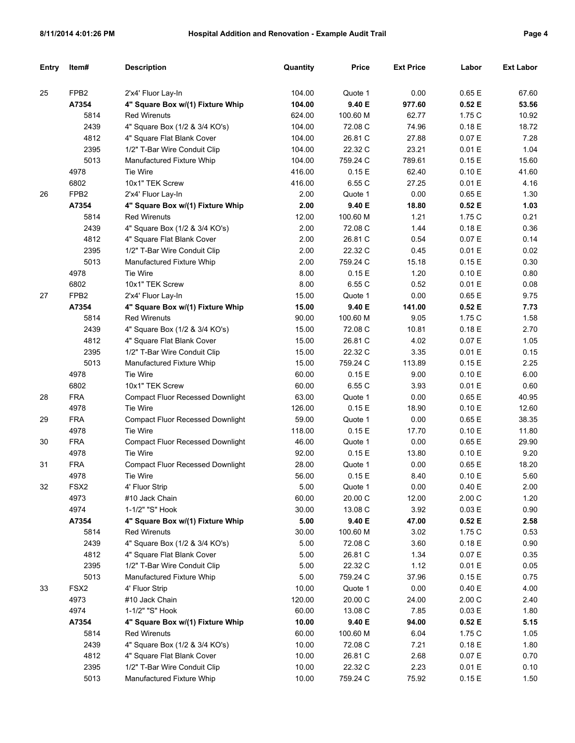| Entry | Item# | Description | Quantity | Price | Ext Price | Labor | Ext Labor |
|---|---|---|---|---|---|---|---|
| 25 | FPB2 | 2'x4' Fluor Lay-In | 104.00 | Quote 1 | 0.00 | 0.65 E | 67.60 |
| | **A7354** | **4" Square Box w/(1) Fixture Whip** | **104.00** | **9.40 E** | **977.60** | **0.52 E** | **53.56** |
| | 5814 | Red Wirenuts | 624.00 | 100.60 M | 62.77 | 1.75 C | 10.92 |
| | 2439 | 4" Square Box (1/2 & 3/4 KO's) | 104.00 | 72.08 C | 74.96 | 0.18 E | 18.72 |
| | 4812 | 4" Square Flat Blank Cover | 104.00 | 26.81 C | 27.88 | 0.07 E | 7.28 |
| | 2395 | 1/2" T-Bar Wire Conduit Clip | 104.00 | 22.32 C | 23.21 | 0.01 E | 1.04 |
| | 5013 | Manufactured Fixture Whip | 104.00 | 759.24 C | 789.61 | 0.15 E | 15.60 |
| | 4978 | Tie Wire | 416.00 | 0.15 E | 62.40 | 0.10 E | 41.60 |
| | 6802 | 10x1" TEK Screw | 416.00 | 6.55 C | 27.25 | 0.01 E | 4.16 |
| 26 | FPB2 | 2'x4' Fluor Lay-In | 2.00 | Quote 1 | 0.00 | 0.65 E | 1.30 |
| | **A7354** | **4" Square Box w/(1) Fixture Whip** | **2.00** | **9.40 E** | **18.80** | **0.52 E** | **1.03** |
| | 5814 | Red Wirenuts | 12.00 | 100.60 M | 1.21 | 1.75 C | 0.21 |
| | 2439 | 4" Square Box (1/2 & 3/4 KO's) | 2.00 | 72.08 C | 1.44 | 0.18 E | 0.36 |
| | 4812 | 4" Square Flat Blank Cover | 2.00 | 26.81 C | 0.54 | 0.07 E | 0.14 |
| | 2395 | 1/2" T-Bar Wire Conduit Clip | 2.00 | 22.32 C | 0.45 | 0.01 E | 0.02 |
| | 5013 | Manufactured Fixture Whip | 2.00 | 759.24 C | 15.18 | 0.15 E | 0.30 |
| | 4978 | Tie Wire | 8.00 | 0.15 E | 1.20 | 0.10 E | 0.80 |
| | 6802 | 10x1" TEK Screw | 8.00 | 6.55 C | 0.52 | 0.01 E | 0.08 |
| 27 | FPB2 | 2'x4' Fluor Lay-In | 15.00 | Quote 1 | 0.00 | 0.65 E | 9.75 |
| | **A7354** | **4" Square Box w/(1) Fixture Whip** | **15.00** | **9.40 E** | **141.00** | **0.52 E** | **7.73** |
| | 5814 | Red Wirenuts | 90.00 | 100.60 M | 9.05 | 1.75 C | 1.58 |
| | 2439 | 4" Square Box (1/2 & 3/4 KO's) | 15.00 | 72.08 C | 10.81 | 0.18 E | 2.70 |
| | 4812 | 4" Square Flat Blank Cover | 15.00 | 26.81 C | 4.02 | 0.07 E | 1.05 |
| | 2395 | 1/2" T-Bar Wire Conduit Clip | 15.00 | 22.32 C | 3.35 | 0.01 E | 0.15 |
| | 5013 | Manufactured Fixture Whip | 15.00 | 759.24 C | 113.89 | 0.15 E | 2.25 |
| | 4978 | Tie Wire | 60.00 | 0.15 E | 9.00 | 0.10 E | 6.00 |
| | 6802 | 10x1" TEK Screw | 60.00 | 6.55 C | 3.93 | 0.01 E | 0.60 |
| 28 | FRA | Compact Fluor Recessed Downlight | 63.00 | Quote 1 | 0.00 | 0.65 E | 40.95 |
| | 4978 | Tie Wire | 126.00 | 0.15 E | 18.90 | 0.10 E | 12.60 |
| 29 | FRA | Compact Fluor Recessed Downlight | 59.00 | Quote 1 | 0.00 | 0.65 E | 38.35 |
| | 4978 | Tie Wire | 118.00 | 0.15 E | 17.70 | 0.10 E | 11.80 |
| 30 | FRA | Compact Fluor Recessed Downlight | 46.00 | Quote 1 | 0.00 | 0.65 E | 29.90 |
| | 4978 | Tie Wire | 92.00 | 0.15 E | 13.80 | 0.10 E | 9.20 |
| 31 | FRA | Compact Fluor Recessed Downlight | 28.00 | Quote 1 | 0.00 | 0.65 E | 18.20 |
| | 4978 | Tie Wire | 56.00 | 0.15 E | 8.40 | 0.10 E | 5.60 |
| 32 | FSX2 | 4' Fluor Strip | 5.00 | Quote 1 | 0.00 | 0.40 E | 2.00 |
| | 4973 | #10 Jack Chain | 60.00 | 20.00 C | 12.00 | 2.00 C | 1.20 |
| | 4974 | 1-1/2" "S" Hook | 30.00 | 13.08 C | 3.92 | 0.03 E | 0.90 |
| | **A7354** | **4" Square Box w/(1) Fixture Whip** | **5.00** | **9.40 E** | **47.00** | **0.52 E** | **2.58** |
| | 5814 | Red Wirenuts | 30.00 | 100.60 M | 3.02 | 1.75 C | 0.53 |
| | 2439 | 4" Square Box (1/2 & 3/4 KO's) | 5.00 | 72.08 C | 3.60 | 0.18 E | 0.90 |
| | 4812 | 4" Square Flat Blank Cover | 5.00 | 26.81 C | 1.34 | 0.07 E | 0.35 |
| | 2395 | 1/2" T-Bar Wire Conduit Clip | 5.00 | 22.32 C | 1.12 | 0.01 E | 0.05 |
| | 5013 | Manufactured Fixture Whip | 5.00 | 759.24 C | 37.96 | 0.15 E | 0.75 |
| 33 | FSX2 | 4' Fluor Strip | 10.00 | Quote 1 | 0.00 | 0.40 E | 4.00 |
| | 4973 | #10 Jack Chain | 120.00 | 20.00 C | 24.00 | 2.00 C | 2.40 |
| | 4974 | 1-1/2" "S" Hook | 60.00 | 13.08 C | 7.85 | 0.03 E | 1.80 |
| | **A7354** | **4" Square Box w/(1) Fixture Whip** | **10.00** | **9.40 E** | **94.00** | **0.52 E** | **5.15** |
| | 5814 | Red Wirenuts | 60.00 | 100.60 M | 6.04 | 1.75 C | 1.05 |
| | 2439 | 4" Square Box (1/2 & 3/4 KO's) | 10.00 | 72.08 C | 7.21 | 0.18 E | 1.80 |
| | 4812 | 4" Square Flat Blank Cover | 10.00 | 26.81 C | 2.68 | 0.07 E | 0.70 |
| | 2395 | 1/2" T-Bar Wire Conduit Clip | 10.00 | 22.32 C | 2.23 | 0.01 E | 0.10 |
| | 5013 | Manufactured Fixture Whip | 10.00 | 759.24 C | 75.92 | 0.15 E | 1.50 |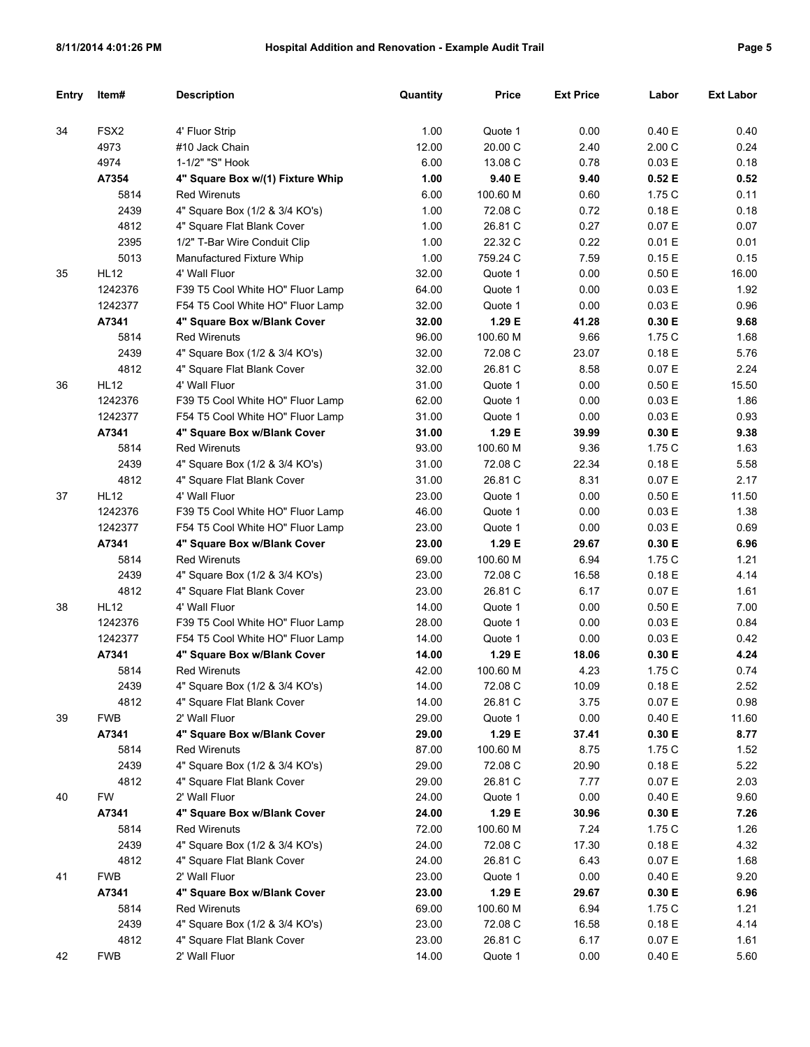| Entry | Item# | Description | Quantity | Price | Ext Price | Labor | Ext Labor |
|---|---|---|---|---|---|---|---|
| 34 | FSX2 | 4' Fluor Strip | 1.00 | Quote 1 | 0.00 | 0.40 E | 0.40 |
| | 4973 | #10 Jack Chain | 12.00 | 20.00 C | 2.40 | 2.00 C | 0.24 |
| | 4974 | 1-1/2" "S" Hook | 6.00 | 13.08 C | 0.78 | 0.03 E | 0.18 |
| | **A7354** | **4" Square Box w/(1) Fixture Whip** | **1.00** | **9.40 E** | **9.40** | **0.52 E** | **0.52** |
| | 5814 | Red Wirenuts | 6.00 | 100.60 M | 0.60 | 1.75 C | 0.11 |
| | 2439 | 4" Square Box (1/2 & 3/4 KO's) | 1.00 | 72.08 C | 0.72 | 0.18 E | 0.18 |
| | 4812 | 4" Square Flat Blank Cover | 1.00 | 26.81 C | 0.27 | 0.07 E | 0.07 |
| | 2395 | 1/2" T-Bar Wire Conduit Clip | 1.00 | 22.32 C | 0.22 | 0.01 E | 0.01 |
| | 5013 | Manufactured Fixture Whip | 1.00 | 759.24 C | 7.59 | 0.15 E | 0.15 |
| 35 | HL12 | 4' Wall Fluor | 32.00 | Quote 1 | 0.00 | 0.50 E | 16.00 |
| | 1242376 | F39 T5 Cool White HO" Fluor Lamp | 64.00 | Quote 1 | 0.00 | 0.03 E | 1.92 |
| | 1242377 | F54 T5 Cool White HO" Fluor Lamp | 32.00 | Quote 1 | 0.00 | 0.03 E | 0.96 |
| | **A7341** | **4" Square Box w/Blank Cover** | **32.00** | **1.29 E** | **41.28** | **0.30 E** | **9.68** |
| | 5814 | Red Wirenuts | 96.00 | 100.60 M | 9.66 | 1.75 C | 1.68 |
| | 2439 | 4" Square Box (1/2 & 3/4 KO's) | 32.00 | 72.08 C | 23.07 | 0.18 E | 5.76 |
| | 4812 | 4" Square Flat Blank Cover | 32.00 | 26.81 C | 8.58 | 0.07 E | 2.24 |
| 36 | HL12 | 4' Wall Fluor | 31.00 | Quote 1 | 0.00 | 0.50 E | 15.50 |
| | 1242376 | F39 T5 Cool White HO" Fluor Lamp | 62.00 | Quote 1 | 0.00 | 0.03 E | 1.86 |
| | 1242377 | F54 T5 Cool White HO" Fluor Lamp | 31.00 | Quote 1 | 0.00 | 0.03 E | 0.93 |
| | **A7341** | **4" Square Box w/Blank Cover** | **31.00** | **1.29 E** | **39.99** | **0.30 E** | **9.38** |
| | 5814 | Red Wirenuts | 93.00 | 100.60 M | 9.36 | 1.75 C | 1.63 |
| | 2439 | 4" Square Box (1/2 & 3/4 KO's) | 31.00 | 72.08 C | 22.34 | 0.18 E | 5.58 |
| | 4812 | 4" Square Flat Blank Cover | 31.00 | 26.81 C | 8.31 | 0.07 E | 2.17 |
| 37 | HL12 | 4' Wall Fluor | 23.00 | Quote 1 | 0.00 | 0.50 E | 11.50 |
| | 1242376 | F39 T5 Cool White HO" Fluor Lamp | 46.00 | Quote 1 | 0.00 | 0.03 E | 1.38 |
| | 1242377 | F54 T5 Cool White HO" Fluor Lamp | 23.00 | Quote 1 | 0.00 | 0.03 E | 0.69 |
| | **A7341** | **4" Square Box w/Blank Cover** | **23.00** | **1.29 E** | **29.67** | **0.30 E** | **6.96** |
| | 5814 | Red Wirenuts | 69.00 | 100.60 M | 6.94 | 1.75 C | 1.21 |
| | 2439 | 4" Square Box (1/2 & 3/4 KO's) | 23.00 | 72.08 C | 16.58 | 0.18 E | 4.14 |
| | 4812 | 4" Square Flat Blank Cover | 23.00 | 26.81 C | 6.17 | 0.07 E | 1.61 |
| 38 | HL12 | 4' Wall Fluor | 14.00 | Quote 1 | 0.00 | 0.50 E | 7.00 |
| | 1242376 | F39 T5 Cool White HO" Fluor Lamp | 28.00 | Quote 1 | 0.00 | 0.03 E | 0.84 |
| | 1242377 | F54 T5 Cool White HO" Fluor Lamp | 14.00 | Quote 1 | 0.00 | 0.03 E | 0.42 |
| | **A7341** | **4" Square Box w/Blank Cover** | **14.00** | **1.29 E** | **18.06** | **0.30 E** | **4.24** |
| | 5814 | Red Wirenuts | 42.00 | 100.60 M | 4.23 | 1.75 C | 0.74 |
| | 2439 | 4" Square Box (1/2 & 3/4 KO's) | 14.00 | 72.08 C | 10.09 | 0.18 E | 2.52 |
| | 4812 | 4" Square Flat Blank Cover | 14.00 | 26.81 C | 3.75 | 0.07 E | 0.98 |
| 39 | FWB | 2' Wall Fluor | 29.00 | Quote 1 | 0.00 | 0.40 E | 11.60 |
| | **A7341** | **4" Square Box w/Blank Cover** | **29.00** | **1.29 E** | **37.41** | **0.30 E** | **8.77** |
| | 5814 | Red Wirenuts | 87.00 | 100.60 M | 8.75 | 1.75 C | 1.52 |
| | 2439 | 4" Square Box (1/2 & 3/4 KO's) | 29.00 | 72.08 C | 20.90 | 0.18 E | 5.22 |
| | 4812 | 4" Square Flat Blank Cover | 29.00 | 26.81 C | 7.77 | 0.07 E | 2.03 |
| 40 | FW | 2' Wall Fluor | 24.00 | Quote 1 | 0.00 | 0.40 E | 9.60 |
| | **A7341** | **4" Square Box w/Blank Cover** | **24.00** | **1.29 E** | **30.96** | **0.30 E** | **7.26** |
| | 5814 | Red Wirenuts | 72.00 | 100.60 M | 7.24 | 1.75 C | 1.26 |
| | 2439 | 4" Square Box (1/2 & 3/4 KO's) | 24.00 | 72.08 C | 17.30 | 0.18 E | 4.32 |
| | 4812 | 4" Square Flat Blank Cover | 24.00 | 26.81 C | 6.43 | 0.07 E | 1.68 |
| 41 | FWB | 2' Wall Fluor | 23.00 | Quote 1 | 0.00 | 0.40 E | 9.20 |
| | **A7341** | **4" Square Box w/Blank Cover** | **23.00** | **1.29 E** | **29.67** | **0.30 E** | **6.96** |
| | 5814 | Red Wirenuts | 69.00 | 100.60 M | 6.94 | 1.75 C | 1.21 |
| | 2439 | 4" Square Box (1/2 & 3/4 KO's) | 23.00 | 72.08 C | 16.58 | 0.18 E | 4.14 |
| | 4812 | 4" Square Flat Blank Cover | 23.00 | 26.81 C | 6.17 | 0.07 E | 1.61 |
| 42 | FWB | 2' Wall Fluor | 14.00 | Quote 1 | 0.00 | 0.40 E | 5.60 |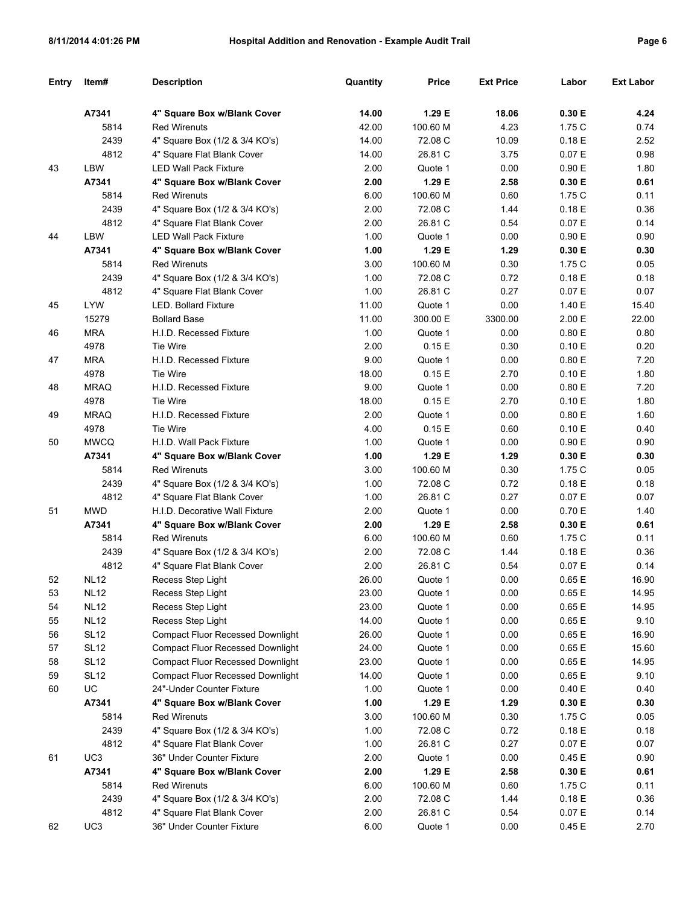| Entry | Item# | Description | Quantity | Price | Ext Price | Labor | Ext Labor |
|---|---|---|---|---|---|---|---|
| | **A7341** | **4" Square Box w/Blank Cover** | **14.00** | **1.29 E** | **18.06** | **0.30 E** | **4.24** |
| | 5814 | Red Wirenuts | 42.00 | 100.60 M | 4.23 | 1.75 C | 0.74 |
| | 2439 | 4" Square Box (1/2 & 3/4 KO's) | 14.00 | 72.08 C | 10.09 | 0.18 E | 2.52 |
| | 4812 | 4" Square Flat Blank Cover | 14.00 | 26.81 C | 3.75 | 0.07 E | 0.98 |
| 43 | LBW | LED Wall Pack Fixture | 2.00 | Quote 1 | 0.00 | 0.90 E | 1.80 |
| | **A7341** | **4" Square Box w/Blank Cover** | **2.00** | **1.29 E** | **2.58** | **0.30 E** | **0.61** |
| | 5814 | Red Wirenuts | 6.00 | 100.60 M | 0.60 | 1.75 C | 0.11 |
| | 2439 | 4" Square Box (1/2 & 3/4 KO's) | 2.00 | 72.08 C | 1.44 | 0.18 E | 0.36 |
| | 4812 | 4" Square Flat Blank Cover | 2.00 | 26.81 C | 0.54 | 0.07 E | 0.14 |
| 44 | LBW | LED Wall Pack Fixture | 1.00 | Quote 1 | 0.00 | 0.90 E | 0.90 |
| | **A7341** | **4" Square Box w/Blank Cover** | **1.00** | **1.29 E** | **1.29** | **0.30 E** | **0.30** |
| | 5814 | Red Wirenuts | 3.00 | 100.60 M | 0.30 | 1.75 C | 0.05 |
| | 2439 | 4" Square Box (1/2 & 3/4 KO's) | 1.00 | 72.08 C | 0.72 | 0.18 E | 0.18 |
| | 4812 | 4" Square Flat Blank Cover | 1.00 | 26.81 C | 0.27 | 0.07 E | 0.07 |
| 45 | LYW | LED. Bollard Fixture | 11.00 | Quote 1 | 0.00 | 1.40 E | 15.40 |
| | 15279 | Bollard Base | 11.00 | 300.00 E | 3300.00 | 2.00 E | 22.00 |
| 46 | MRA | H.I.D. Recessed Fixture | 1.00 | Quote 1 | 0.00 | 0.80 E | 0.80 |
| | 4978 | Tie Wire | 2.00 | 0.15 E | 0.30 | 0.10 E | 0.20 |
| 47 | MRA | H.I.D. Recessed Fixture | 9.00 | Quote 1 | 0.00 | 0.80 E | 7.20 |
| | 4978 | Tie Wire | 18.00 | 0.15 E | 2.70 | 0.10 E | 1.80 |
| 48 | MRAQ | H.I.D. Recessed Fixture | 9.00 | Quote 1 | 0.00 | 0.80 E | 7.20 |
| | 4978 | Tie Wire | 18.00 | 0.15 E | 2.70 | 0.10 E | 1.80 |
| 49 | MRAQ | H.I.D. Recessed Fixture | 2.00 | Quote 1 | 0.00 | 0.80 E | 1.60 |
| | 4978 | Tie Wire | 4.00 | 0.15 E | 0.60 | 0.10 E | 0.40 |
| 50 | MWCQ | H.I.D. Wall Pack Fixture | 1.00 | Quote 1 | 0.00 | 0.90 E | 0.90 |
| | **A7341** | **4" Square Box w/Blank Cover** | **1.00** | **1.29 E** | **1.29** | **0.30 E** | **0.30** |
| | 5814 | Red Wirenuts | 3.00 | 100.60 M | 0.30 | 1.75 C | 0.05 |
| | 2439 | 4" Square Box (1/2 & 3/4 KO's) | 1.00 | 72.08 C | 0.72 | 0.18 E | 0.18 |
| | 4812 | 4" Square Flat Blank Cover | 1.00 | 26.81 C | 0.27 | 0.07 E | 0.07 |
| 51 | MWD | H.I.D. Decorative Wall Fixture | 2.00 | Quote 1 | 0.00 | 0.70 E | 1.40 |
| | **A7341** | **4" Square Box w/Blank Cover** | **2.00** | **1.29 E** | **2.58** | **0.30 E** | **0.61** |
| | 5814 | Red Wirenuts | 6.00 | 100.60 M | 0.60 | 1.75 C | 0.11 |
| | 2439 | 4" Square Box (1/2 & 3/4 KO's) | 2.00 | 72.08 C | 1.44 | 0.18 E | 0.36 |
| | 4812 | 4" Square Flat Blank Cover | 2.00 | 26.81 C | 0.54 | 0.07 E | 0.14 |
| 52 | NL12 | Recess Step Light | 26.00 | Quote 1 | 0.00 | 0.65 E | 16.90 |
| 53 | NL12 | Recess Step Light | 23.00 | Quote 1 | 0.00 | 0.65 E | 14.95 |
| 54 | NL12 | Recess Step Light | 23.00 | Quote 1 | 0.00 | 0.65 E | 14.95 |
| 55 | NL12 | Recess Step Light | 14.00 | Quote 1 | 0.00 | 0.65 E | 9.10 |
| 56 | SL12 | Compact Fluor Recessed Downlight | 26.00 | Quote 1 | 0.00 | 0.65 E | 16.90 |
| 57 | SL12 | Compact Fluor Recessed Downlight | 24.00 | Quote 1 | 0.00 | 0.65 E | 15.60 |
| 58 | SL12 | Compact Fluor Recessed Downlight | 23.00 | Quote 1 | 0.00 | 0.65 E | 14.95 |
| 59 | SL12 | Compact Fluor Recessed Downlight | 14.00 | Quote 1 | 0.00 | 0.65 E | 9.10 |
| 60 | UC | 24"-Under Counter Fixture | 1.00 | Quote 1 | 0.00 | 0.40 E | 0.40 |
| | **A7341** | **4" Square Box w/Blank Cover** | **1.00** | **1.29 E** | **1.29** | **0.30 E** | **0.30** |
| | 5814 | Red Wirenuts | 3.00 | 100.60 M | 0.30 | 1.75 C | 0.05 |
| | 2439 | 4" Square Box (1/2 & 3/4 KO's) | 1.00 | 72.08 C | 0.72 | 0.18 E | 0.18 |
| | 4812 | 4" Square Flat Blank Cover | 1.00 | 26.81 C | 0.27 | 0.07 E | 0.07 |
| 61 | UC3 | 36" Under Counter Fixture | 2.00 | Quote 1 | 0.00 | 0.45 E | 0.90 |
| | **A7341** | **4" Square Box w/Blank Cover** | **2.00** | **1.29 E** | **2.58** | **0.30 E** | **0.61** |
| | 5814 | Red Wirenuts | 6.00 | 100.60 M | 0.60 | 1.75 C | 0.11 |
| | 2439 | 4" Square Box (1/2 & 3/4 KO's) | 2.00 | 72.08 C | 1.44 | 0.18 E | 0.36 |
| | 4812 | 4" Square Flat Blank Cover | 2.00 | 26.81 C | 0.54 | 0.07 E | 0.14 |
| 62 | UC3 | 36" Under Counter Fixture | 6.00 | Quote 1 | 0.00 | 0.45 E | 2.70 |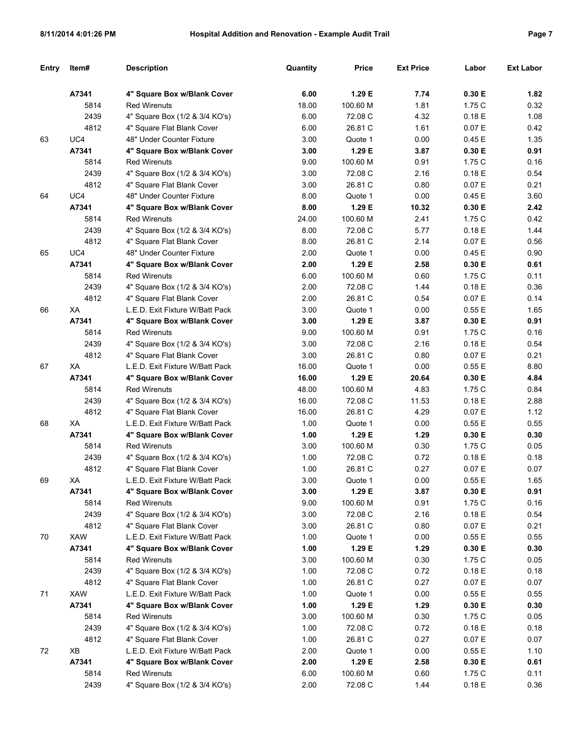| Entry | Item# | Description | Quantity | Price | Ext Price | Labor | Ext Labor |
|---|---|---|---|---|---|---|---|
| | **A7341** | **4" Square Box w/Blank Cover** | **6.00** | **1.29 E** | **7.74** | **0.30 E** | **1.82** |
| | 5814 | Red Wirenuts | 18.00 | 100.60 M | 1.81 | 1.75 C | 0.32 |
| | 2439 | 4" Square Box (1/2 & 3/4 KO's) | 6.00 | 72.08 C | 4.32 | 0.18 E | 1.08 |
| | 4812 | 4" Square Flat Blank Cover | 6.00 | 26.81 C | 1.61 | 0.07 E | 0.42 |
| 63 | UC4 | 48" Under Counter Fixture | 3.00 | Quote 1 | 0.00 | 0.45 E | 1.35 |
| | **A7341** | **4" Square Box w/Blank Cover** | **3.00** | **1.29 E** | **3.87** | **0.30 E** | **0.91** |
| | 5814 | Red Wirenuts | 9.00 | 100.60 M | 0.91 | 1.75 C | 0.16 |
| | 2439 | 4" Square Box (1/2 & 3/4 KO's) | 3.00 | 72.08 C | 2.16 | 0.18 E | 0.54 |
| | 4812 | 4" Square Flat Blank Cover | 3.00 | 26.81 C | 0.80 | 0.07 E | 0.21 |
| 64 | UC4 | 48" Under Counter Fixture | 8.00 | Quote 1 | 0.00 | 0.45 E | 3.60 |
| | **A7341** | **4" Square Box w/Blank Cover** | **8.00** | **1.29 E** | **10.32** | **0.30 E** | **2.42** |
| | 5814 | Red Wirenuts | 24.00 | 100.60 M | 2.41 | 1.75 C | 0.42 |
| | 2439 | 4" Square Box (1/2 & 3/4 KO's) | 8.00 | 72.08 C | 5.77 | 0.18 E | 1.44 |
| | 4812 | 4" Square Flat Blank Cover | 8.00 | 26.81 C | 2.14 | 0.07 E | 0.56 |
| 65 | UC4 | 48" Under Counter Fixture | 2.00 | Quote 1 | 0.00 | 0.45 E | 0.90 |
| | **A7341** | **4" Square Box w/Blank Cover** | **2.00** | **1.29 E** | **2.58** | **0.30 E** | **0.61** |
| | 5814 | Red Wirenuts | 6.00 | 100.60 M | 0.60 | 1.75 C | 0.11 |
| | 2439 | 4" Square Box (1/2 & 3/4 KO's) | 2.00 | 72.08 C | 1.44 | 0.18 E | 0.36 |
| | 4812 | 4" Square Flat Blank Cover | 2.00 | 26.81 C | 0.54 | 0.07 E | 0.14 |
| 66 | XA | L.E.D. Exit Fixture W/Batt Pack | 3.00 | Quote 1 | 0.00 | 0.55 E | 1.65 |
| | **A7341** | **4" Square Box w/Blank Cover** | **3.00** | **1.29 E** | **3.87** | **0.30 E** | **0.91** |
| | 5814 | Red Wirenuts | 9.00 | 100.60 M | 0.91 | 1.75 C | 0.16 |
| | 2439 | 4" Square Box (1/2 & 3/4 KO's) | 3.00 | 72.08 C | 2.16 | 0.18 E | 0.54 |
| | 4812 | 4" Square Flat Blank Cover | 3.00 | 26.81 C | 0.80 | 0.07 E | 0.21 |
| 67 | XA | L.E.D. Exit Fixture W/Batt Pack | 16.00 | Quote 1 | 0.00 | 0.55 E | 8.80 |
| | **A7341** | **4" Square Box w/Blank Cover** | **16.00** | **1.29 E** | **20.64** | **0.30 E** | **4.84** |
| | 5814 | Red Wirenuts | 48.00 | 100.60 M | 4.83 | 1.75 C | 0.84 |
| | 2439 | 4" Square Box (1/2 & 3/4 KO's) | 16.00 | 72.08 C | 11.53 | 0.18 E | 2.88 |
| | 4812 | 4" Square Flat Blank Cover | 16.00 | 26.81 C | 4.29 | 0.07 E | 1.12 |
| 68 | XA | L.E.D. Exit Fixture W/Batt Pack | 1.00 | Quote 1 | 0.00 | 0.55 E | 0.55 |
| | **A7341** | **4" Square Box w/Blank Cover** | **1.00** | **1.29 E** | **1.29** | **0.30 E** | **0.30** |
| | 5814 | Red Wirenuts | 3.00 | 100.60 M | 0.30 | 1.75 C | 0.05 |
| | 2439 | 4" Square Box (1/2 & 3/4 KO's) | 1.00 | 72.08 C | 0.72 | 0.18 E | 0.18 |
| | 4812 | 4" Square Flat Blank Cover | 1.00 | 26.81 C | 0.27 | 0.07 E | 0.07 |
| 69 | XA | L.E.D. Exit Fixture W/Batt Pack | 3.00 | Quote 1 | 0.00 | 0.55 E | 1.65 |
| | **A7341** | **4" Square Box w/Blank Cover** | **3.00** | **1.29 E** | **3.87** | **0.30 E** | **0.91** |
| | 5814 | Red Wirenuts | 9.00 | 100.60 M | 0.91 | 1.75 C | 0.16 |
| | 2439 | 4" Square Box (1/2 & 3/4 KO's) | 3.00 | 72.08 C | 2.16 | 0.18 E | 0.54 |
| | 4812 | 4" Square Flat Blank Cover | 3.00 | 26.81 C | 0.80 | 0.07 E | 0.21 |
| 70 | XAW | L.E.D. Exit Fixture W/Batt Pack | 1.00 | Quote 1 | 0.00 | 0.55 E | 0.55 |
| | **A7341** | **4" Square Box w/Blank Cover** | **1.00** | **1.29 E** | **1.29** | **0.30 E** | **0.30** |
| | 5814 | Red Wirenuts | 3.00 | 100.60 M | 0.30 | 1.75 C | 0.05 |
| | 2439 | 4" Square Box (1/2 & 3/4 KO's) | 1.00 | 72.08 C | 0.72 | 0.18 E | 0.18 |
| | 4812 | 4" Square Flat Blank Cover | 1.00 | 26.81 C | 0.27 | 0.07 E | 0.07 |
| 71 | XAW | L.E.D. Exit Fixture W/Batt Pack | 1.00 | Quote 1 | 0.00 | 0.55 E | 0.55 |
| | **A7341** | **4" Square Box w/Blank Cover** | **1.00** | **1.29 E** | **1.29** | **0.30 E** | **0.30** |
| | 5814 | Red Wirenuts | 3.00 | 100.60 M | 0.30 | 1.75 C | 0.05 |
| | 2439 | 4" Square Box (1/2 & 3/4 KO's) | 1.00 | 72.08 C | 0.72 | 0.18 E | 0.18 |
| | 4812 | 4" Square Flat Blank Cover | 1.00 | 26.81 C | 0.27 | 0.07 E | 0.07 |
| 72 | XB | L.E.D. Exit Fixture W/Batt Pack | 2.00 | Quote 1 | 0.00 | 0.55 E | 1.10 |
| | **A7341** | **4" Square Box w/Blank Cover** | **2.00** | **1.29 E** | **2.58** | **0.30 E** | **0.61** |
| | 5814 | Red Wirenuts | 6.00 | 100.60 M | 0.60 | 1.75 C | 0.11 |
| | 2439 | 4" Square Box (1/2 & 3/4 KO's) | 2.00 | 72.08 C | 1.44 | 0.18 E | 0.36 |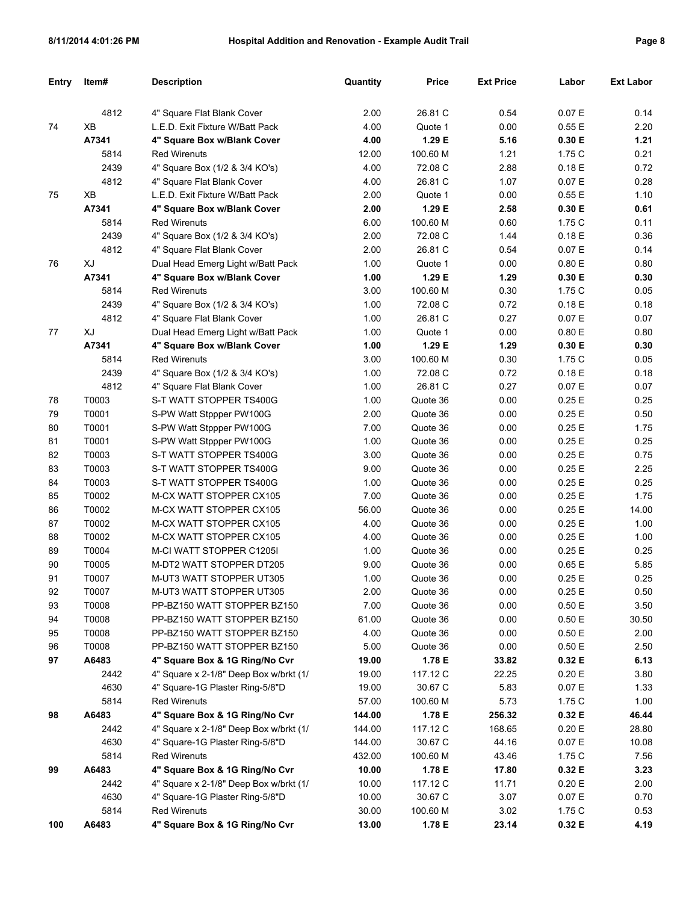| Entry | Item# | Description | Quantity | Price | Ext Price | Labor | Ext Labor |
|---|---|---|---|---|---|---|---|
| | 4812 | 4" Square Flat Blank Cover | 2.00 | 26.81 C | 0.54 | 0.07 E | 0.14 |
| 74 | XB | L.E.D. Exit Fixture W/Batt Pack | 4.00 | Quote 1 | 0.00 | 0.55 E | 2.20 |
| | **A7341** | **4" Square Box w/Blank Cover** | **4.00** | **1.29 E** | **5.16** | **0.30 E** | **1.21** |
| | 5814 | Red Wirenuts | 12.00 | 100.60 M | 1.21 | 1.75 C | 0.21 |
| | 2439 | 4" Square Box (1/2 & 3/4 KO's) | 4.00 | 72.08 C | 2.88 | 0.18 E | 0.72 |
| | 4812 | 4" Square Flat Blank Cover | 4.00 | 26.81 C | 1.07 | 0.07 E | 0.28 |
| 75 | XB | L.E.D. Exit Fixture W/Batt Pack | 2.00 | Quote 1 | 0.00 | 0.55 E | 1.10 |
| | **A7341** | **4" Square Box w/Blank Cover** | **2.00** | **1.29 E** | **2.58** | **0.30 E** | **0.61** |
| | 5814 | Red Wirenuts | 6.00 | 100.60 M | 0.60 | 1.75 C | 0.11 |
| | 2439 | 4" Square Box (1/2 & 3/4 KO's) | 2.00 | 72.08 C | 1.44 | 0.18 E | 0.36 |
| | 4812 | 4" Square Flat Blank Cover | 2.00 | 26.81 C | 0.54 | 0.07 E | 0.14 |
| 76 | XJ | Dual Head Emerg Light w/Batt Pack | 1.00 | Quote 1 | 0.00 | 0.80 E | 0.80 |
| | **A7341** | **4" Square Box w/Blank Cover** | **1.00** | **1.29 E** | **1.29** | **0.30 E** | **0.30** |
| | 5814 | Red Wirenuts | 3.00 | 100.60 M | 0.30 | 1.75 C | 0.05 |
| | 2439 | 4" Square Box (1/2 & 3/4 KO's) | 1.00 | 72.08 C | 0.72 | 0.18 E | 0.18 |
| | 4812 | 4" Square Flat Blank Cover | 1.00 | 26.81 C | 0.27 | 0.07 E | 0.07 |
| 77 | XJ | Dual Head Emerg Light w/Batt Pack | 1.00 | Quote 1 | 0.00 | 0.80 E | 0.80 |
| | **A7341** | **4" Square Box w/Blank Cover** | **1.00** | **1.29 E** | **1.29** | **0.30 E** | **0.30** |
| | 5814 | Red Wirenuts | 3.00 | 100.60 M | 0.30 | 1.75 C | 0.05 |
| | 2439 | 4" Square Box (1/2 & 3/4 KO's) | 1.00 | 72.08 C | 0.72 | 0.18 E | 0.18 |
| | 4812 | 4" Square Flat Blank Cover | 1.00 | 26.81 C | 0.27 | 0.07 E | 0.07 |
| 78 | T0003 | S-T WATT STOPPER TS400G | 1.00 | Quote 36 | 0.00 | 0.25 E | 0.25 |
| 79 | T0001 | S-PW Watt Stppper PW100G | 2.00 | Quote 36 | 0.00 | 0.25 E | 0.50 |
| 80 | T0001 | S-PW Watt Stppper PW100G | 7.00 | Quote 36 | 0.00 | 0.25 E | 1.75 |
| 81 | T0001 | S-PW Watt Stppper PW100G | 1.00 | Quote 36 | 0.00 | 0.25 E | 0.25 |
| 82 | T0003 | S-T WATT STOPPER TS400G | 3.00 | Quote 36 | 0.00 | 0.25 E | 0.75 |
| 83 | T0003 | S-T WATT STOPPER TS400G | 9.00 | Quote 36 | 0.00 | 0.25 E | 2.25 |
| 84 | T0003 | S-T WATT STOPPER TS400G | 1.00 | Quote 36 | 0.00 | 0.25 E | 0.25 |
| 85 | T0002 | M-CX WATT STOPPER CX105 | 7.00 | Quote 36 | 0.00 | 0.25 E | 1.75 |
| 86 | T0002 | M-CX WATT STOPPER CX105 | 56.00 | Quote 36 | 0.00 | 0.25 E | 14.00 |
| 87 | T0002 | M-CX WATT STOPPER CX105 | 4.00 | Quote 36 | 0.00 | 0.25 E | 1.00 |
| 88 | T0002 | M-CX WATT STOPPER CX105 | 4.00 | Quote 36 | 0.00 | 0.25 E | 1.00 |
| 89 | T0004 | M-CI WATT STOPPER C1205I | 1.00 | Quote 36 | 0.00 | 0.25 E | 0.25 |
| 90 | T0005 | M-DT2 WATT STOPPER DT205 | 9.00 | Quote 36 | 0.00 | 0.65 E | 5.85 |
| 91 | T0007 | M-UT3 WATT STOPPER UT305 | 1.00 | Quote 36 | 0.00 | 0.25 E | 0.25 |
| 92 | T0007 | M-UT3 WATT STOPPER UT305 | 2.00 | Quote 36 | 0.00 | 0.25 E | 0.50 |
| 93 | T0008 | PP-BZ150 WATT STOPPER BZ150 | 7.00 | Quote 36 | 0.00 | 0.50 E | 3.50 |
| 94 | T0008 | PP-BZ150 WATT STOPPER BZ150 | 61.00 | Quote 36 | 0.00 | 0.50 E | 30.50 |
| 95 | T0008 | PP-BZ150 WATT STOPPER BZ150 | 4.00 | Quote 36 | 0.00 | 0.50 E | 2.00 |
| 96 | T0008 | PP-BZ150 WATT STOPPER BZ150 | 5.00 | Quote 36 | 0.00 | 0.50 E | 2.50 |
| **97** | **A6483** | **4" Square Box & 1G Ring/No Cvr** | **19.00** | **1.78 E** | **33.82** | **0.32 E** | **6.13** |
| | 2442 | 4" Square x 2-1/8" Deep Box w/brkt (1/ | 19.00 | 117.12 C | 22.25 | 0.20 E | 3.80 |
| | 4630 | 4" Square-1G Plaster Ring-5/8"D | 19.00 | 30.67 C | 5.83 | 0.07 E | 1.33 |
| | 5814 | Red Wirenuts | 57.00 | 100.60 M | 5.73 | 1.75 C | 1.00 |
| **98** | **A6483** | **4" Square Box & 1G Ring/No Cvr** | **144.00** | **1.78 E** | **256.32** | **0.32 E** | **46.44** |
| | 2442 | 4" Square x 2-1/8" Deep Box w/brkt (1/ | 144.00 | 117.12 C | 168.65 | 0.20 E | 28.80 |
| | 4630 | 4" Square-1G Plaster Ring-5/8"D | 144.00 | 30.67 C | 44.16 | 0.07 E | 10.08 |
| | 5814 | Red Wirenuts | 432.00 | 100.60 M | 43.46 | 1.75 C | 7.56 |
| **99** | **A6483** | **4" Square Box & 1G Ring/No Cvr** | **10.00** | **1.78 E** | **17.80** | **0.32 E** | **3.23** |
| | 2442 | 4" Square x 2-1/8" Deep Box w/brkt (1/ | 10.00 | 117.12 C | 11.71 | 0.20 E | 2.00 |
| | 4630 | 4" Square-1G Plaster Ring-5/8"D | 10.00 | 30.67 C | 3.07 | 0.07 E | 0.70 |
| | 5814 | Red Wirenuts | 30.00 | 100.60 M | 3.02 | 1.75 C | 0.53 |
| **100** | **A6483** | **4" Square Box & 1G Ring/No Cvr** | **13.00** | **1.78 E** | **23.14** | **0.32 E** | **4.19** |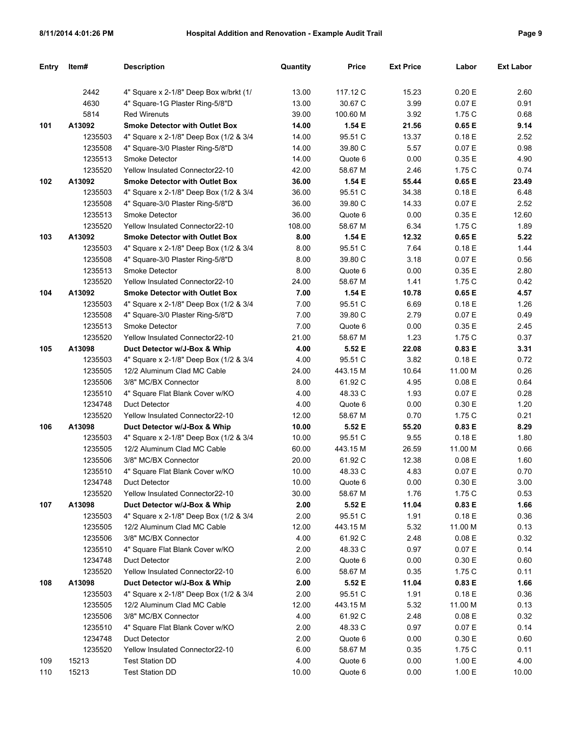| Entry | Item# | Description | Quantity | Price | Ext Price | Labor | Ext Labor |
|---|---|---|---|---|---|---|---|
| | 2442 | 4" Square x 2-1/8" Deep Box w/brkt (1/ | 13.00 | 117.12 C | 15.23 | 0.20 E | 2.60 |
| | 4630 | 4" Square-1G Plaster Ring-5/8"D | 13.00 | 30.67 C | 3.99 | 0.07 E | 0.91 |
| | 5814 | Red Wirenuts | 39.00 | 100.60 M | 3.92 | 1.75 C | 0.68 |
| **101** | **A13092** | **Smoke Detector with Outlet Box** | **14.00** | **1.54 E** | **21.56** | **0.65 E** | **9.14** |
| | 1235503 | 4" Square x 2-1/8" Deep Box (1/2 & 3/4 | 14.00 | 95.51 C | 13.37 | 0.18 E | 2.52 |
| | 1235508 | 4" Square-3/0 Plaster Ring-5/8"D | 14.00 | 39.80 C | 5.57 | 0.07 E | 0.98 |
| | 1235513 | Smoke Detector | 14.00 | Quote 6 | 0.00 | 0.35 E | 4.90 |
| | 1235520 | Yellow Insulated Connector22-10 | 42.00 | 58.67 M | 2.46 | 1.75 C | 0.74 |
| **102** | **A13092** | **Smoke Detector with Outlet Box** | **36.00** | **1.54 E** | **55.44** | **0.65 E** | **23.49** |
| | 1235503 | 4" Square x 2-1/8" Deep Box (1/2 & 3/4 | 36.00 | 95.51 C | 34.38 | 0.18 E | 6.48 |
| | 1235508 | 4" Square-3/0 Plaster Ring-5/8"D | 36.00 | 39.80 C | 14.33 | 0.07 E | 2.52 |
| | 1235513 | Smoke Detector | 36.00 | Quote 6 | 0.00 | 0.35 E | 12.60 |
| | 1235520 | Yellow Insulated Connector22-10 | 108.00 | 58.67 M | 6.34 | 1.75 C | 1.89 |
| **103** | **A13092** | **Smoke Detector with Outlet Box** | **8.00** | **1.54 E** | **12.32** | **0.65 E** | **5.22** |
| | 1235503 | 4" Square x 2-1/8" Deep Box (1/2 & 3/4 | 8.00 | 95.51 C | 7.64 | 0.18 E | 1.44 |
| | 1235508 | 4" Square-3/0 Plaster Ring-5/8"D | 8.00 | 39.80 C | 3.18 | 0.07 E | 0.56 |
| | 1235513 | Smoke Detector | 8.00 | Quote 6 | 0.00 | 0.35 E | 2.80 |
| | 1235520 | Yellow Insulated Connector22-10 | 24.00 | 58.67 M | 1.41 | 1.75 C | 0.42 |
| **104** | **A13092** | **Smoke Detector with Outlet Box** | **7.00** | **1.54 E** | **10.78** | **0.65 E** | **4.57** |
| | 1235503 | 4" Square x 2-1/8" Deep Box (1/2 & 3/4 | 7.00 | 95.51 C | 6.69 | 0.18 E | 1.26 |
| | 1235508 | 4" Square-3/0 Plaster Ring-5/8"D | 7.00 | 39.80 C | 2.79 | 0.07 E | 0.49 |
| | 1235513 | Smoke Detector | 7.00 | Quote 6 | 0.00 | 0.35 E | 2.45 |
| | 1235520 | Yellow Insulated Connector22-10 | 21.00 | 58.67 M | 1.23 | 1.75 C | 0.37 |
| **105** | **A13098** | **Duct Detector w/J-Box & Whip** | **4.00** | **5.52 E** | **22.08** | **0.83 E** | **3.31** |
| | 1235503 | 4" Square x 2-1/8" Deep Box (1/2 & 3/4 | 4.00 | 95.51 C | 3.82 | 0.18 E | 0.72 |
| | 1235505 | 12/2 Aluminum Clad MC Cable | 24.00 | 443.15 M | 10.64 | 11.00 M | 0.26 |
| | 1235506 | 3/8" MC/BX Connector | 8.00 | 61.92 C | 4.95 | 0.08 E | 0.64 |
| | 1235510 | 4" Square Flat Blank Cover w/KO | 4.00 | 48.33 C | 1.93 | 0.07 E | 0.28 |
| | 1234748 | Duct Detector | 4.00 | Quote 6 | 0.00 | 0.30 E | 1.20 |
| | 1235520 | Yellow Insulated Connector22-10 | 12.00 | 58.67 M | 0.70 | 1.75 C | 0.21 |
| **106** | **A13098** | **Duct Detector w/J-Box & Whip** | **10.00** | **5.52 E** | **55.20** | **0.83 E** | **8.29** |
| | 1235503 | 4" Square x 2-1/8" Deep Box (1/2 & 3/4 | 10.00 | 95.51 C | 9.55 | 0.18 E | 1.80 |
| | 1235505 | 12/2 Aluminum Clad MC Cable | 60.00 | 443.15 M | 26.59 | 11.00 M | 0.66 |
| | 1235506 | 3/8" MC/BX Connector | 20.00 | 61.92 C | 12.38 | 0.08 E | 1.60 |
| | 1235510 | 4" Square Flat Blank Cover w/KO | 10.00 | 48.33 C | 4.83 | 0.07 E | 0.70 |
| | 1234748 | Duct Detector | 10.00 | Quote 6 | 0.00 | 0.30 E | 3.00 |
| | 1235520 | Yellow Insulated Connector22-10 | 30.00 | 58.67 M | 1.76 | 1.75 C | 0.53 |
| **107** | **A13098** | **Duct Detector w/J-Box & Whip** | **2.00** | **5.52 E** | **11.04** | **0.83 E** | **1.66** |
| | 1235503 | 4" Square x 2-1/8" Deep Box (1/2 & 3/4 | 2.00 | 95.51 C | 1.91 | 0.18 E | 0.36 |
| | 1235505 | 12/2 Aluminum Clad MC Cable | 12.00 | 443.15 M | 5.32 | 11.00 M | 0.13 |
| | 1235506 | 3/8" MC/BX Connector | 4.00 | 61.92 C | 2.48 | 0.08 E | 0.32 |
| | 1235510 | 4" Square Flat Blank Cover w/KO | 2.00 | 48.33 C | 0.97 | 0.07 E | 0.14 |
| | 1234748 | Duct Detector | 2.00 | Quote 6 | 0.00 | 0.30 E | 0.60 |
| | 1235520 | Yellow Insulated Connector22-10 | 6.00 | 58.67 M | 0.35 | 1.75 C | 0.11 |
| **108** | **A13098** | **Duct Detector w/J-Box & Whip** | **2.00** | **5.52 E** | **11.04** | **0.83 E** | **1.66** |
| | 1235503 | 4" Square x 2-1/8" Deep Box (1/2 & 3/4 | 2.00 | 95.51 C | 1.91 | 0.18 E | 0.36 |
| | 1235505 | 12/2 Aluminum Clad MC Cable | 12.00 | 443.15 M | 5.32 | 11.00 M | 0.13 |
| | 1235506 | 3/8" MC/BX Connector | 4.00 | 61.92 C | 2.48 | 0.08 E | 0.32 |
| | 1235510 | 4" Square Flat Blank Cover w/KO | 2.00 | 48.33 C | 0.97 | 0.07 E | 0.14 |
| | 1234748 | Duct Detector | 2.00 | Quote 6 | 0.00 | 0.30 E | 0.60 |
| | 1235520 | Yellow Insulated Connector22-10 | 6.00 | 58.67 M | 0.35 | 1.75 C | 0.11 |
| 109 | 15213 | Test Station DD | 4.00 | Quote 6 | 0.00 | 1.00 E | 4.00 |
| 110 | 15213 | Test Station DD | 10.00 | Quote 6 | 0.00 | 1.00 E | 10.00 |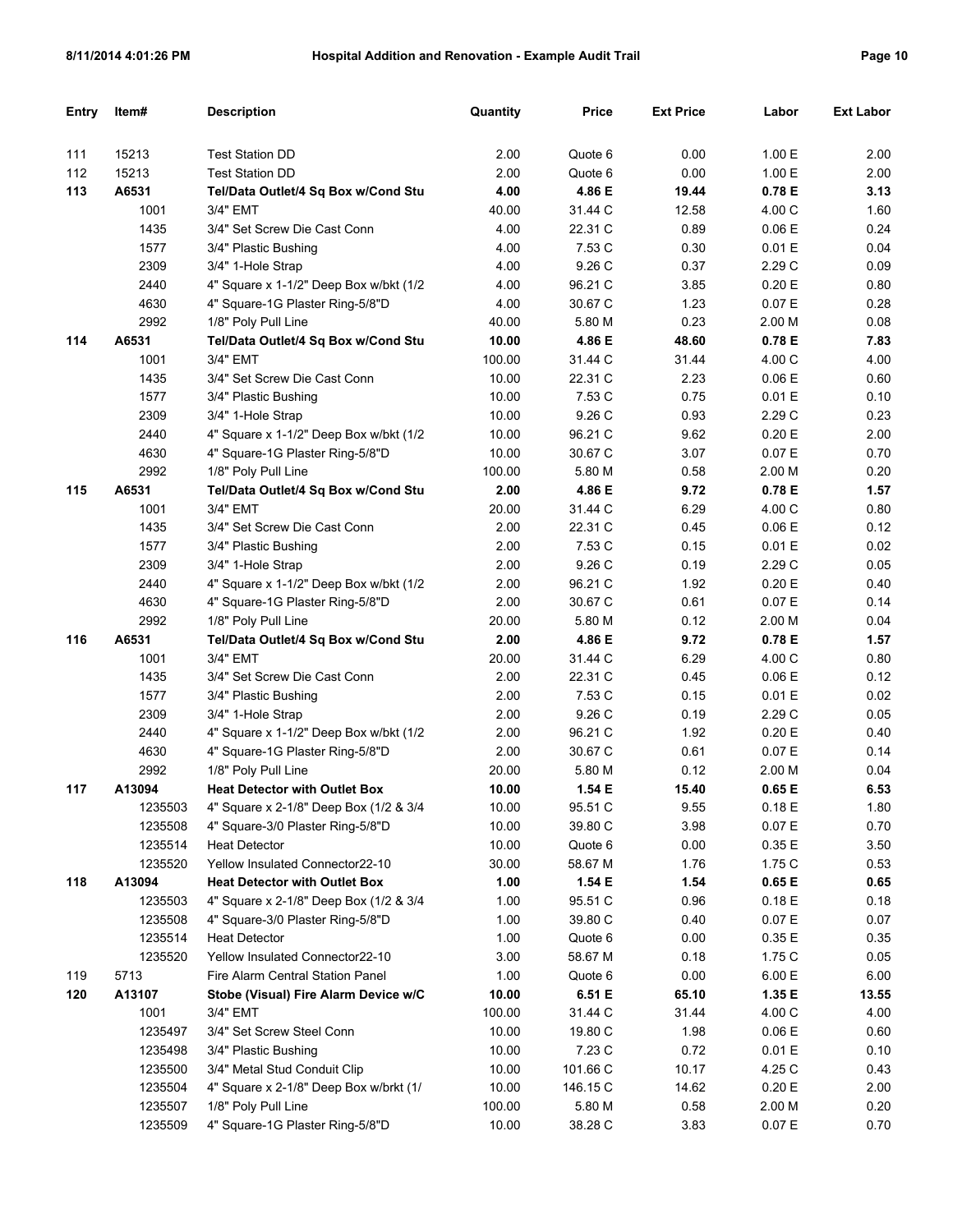| Entry | Item# | Description | Quantity | Price | Ext Price | Labor | Ext Labor |
|---|---|---|---|---|---|---|---|
| 111 | 15213 | Test Station DD | 2.00 | Quote 6 | 0.00 | 1.00 E | 2.00 |
| 112 | 15213 | Test Station DD | 2.00 | Quote 6 | 0.00 | 1.00 E | 2.00 |
| **113** | **A6531** | **Tel/Data Outlet/4 Sq Box w/Cond Stu** | **4.00** | **4.86 E** | **19.44** | **0.78 E** | **3.13** |
| | 1001 | 3/4" EMT | 40.00 | 31.44 C | 12.58 | 4.00 C | 1.60 |
| | 1435 | 3/4" Set Screw Die Cast Conn | 4.00 | 22.31 C | 0.89 | 0.06 E | 0.24 |
| | 1577 | 3/4" Plastic Bushing | 4.00 | 7.53 C | 0.30 | 0.01 E | 0.04 |
| | 2309 | 3/4" 1-Hole Strap | 4.00 | 9.26 C | 0.37 | 2.29 C | 0.09 |
| | 2440 | 4" Square x 1-1/2" Deep Box w/bkt (1/2 | 4.00 | 96.21 C | 3.85 | 0.20 E | 0.80 |
| | 4630 | 4" Square-1G Plaster Ring-5/8"D | 4.00 | 30.67 C | 1.23 | 0.07 E | 0.28 |
| | 2992 | 1/8" Poly Pull Line | 40.00 | 5.80 M | 0.23 | 2.00 M | 0.08 |
| **114** | **A6531** | **Tel/Data Outlet/4 Sq Box w/Cond Stu** | **10.00** | **4.86 E** | **48.60** | **0.78 E** | **7.83** |
| | 1001 | 3/4" EMT | 100.00 | 31.44 C | 31.44 | 4.00 C | 4.00 |
| | 1435 | 3/4" Set Screw Die Cast Conn | 10.00 | 22.31 C | 2.23 | 0.06 E | 0.60 |
| | 1577 | 3/4" Plastic Bushing | 10.00 | 7.53 C | 0.75 | 0.01 E | 0.10 |
| | 2309 | 3/4" 1-Hole Strap | 10.00 | 9.26 C | 0.93 | 2.29 C | 0.23 |
| | 2440 | 4" Square x 1-1/2" Deep Box w/bkt (1/2 | 10.00 | 96.21 C | 9.62 | 0.20 E | 2.00 |
| | 4630 | 4" Square-1G Plaster Ring-5/8"D | 10.00 | 30.67 C | 3.07 | 0.07 E | 0.70 |
| | 2992 | 1/8" Poly Pull Line | 100.00 | 5.80 M | 0.58 | 2.00 M | 0.20 |
| **115** | **A6531** | **Tel/Data Outlet/4 Sq Box w/Cond Stu** | **2.00** | **4.86 E** | **9.72** | **0.78 E** | **1.57** |
| | 1001 | 3/4" EMT | 20.00 | 31.44 C | 6.29 | 4.00 C | 0.80 |
| | 1435 | 3/4" Set Screw Die Cast Conn | 2.00 | 22.31 C | 0.45 | 0.06 E | 0.12 |
| | 1577 | 3/4" Plastic Bushing | 2.00 | 7.53 C | 0.15 | 0.01 E | 0.02 |
| | 2309 | 3/4" 1-Hole Strap | 2.00 | 9.26 C | 0.19 | 2.29 C | 0.05 |
| | 2440 | 4" Square x 1-1/2" Deep Box w/bkt (1/2 | 2.00 | 96.21 C | 1.92 | 0.20 E | 0.40 |
| | 4630 | 4" Square-1G Plaster Ring-5/8"D | 2.00 | 30.67 C | 0.61 | 0.07 E | 0.14 |
| | 2992 | 1/8" Poly Pull Line | 20.00 | 5.80 M | 0.12 | 2.00 M | 0.04 |
| **116** | **A6531** | **Tel/Data Outlet/4 Sq Box w/Cond Stu** | **2.00** | **4.86 E** | **9.72** | **0.78 E** | **1.57** |
| | 1001 | 3/4" EMT | 20.00 | 31.44 C | 6.29 | 4.00 C | 0.80 |
| | 1435 | 3/4" Set Screw Die Cast Conn | 2.00 | 22.31 C | 0.45 | 0.06 E | 0.12 |
| | 1577 | 3/4" Plastic Bushing | 2.00 | 7.53 C | 0.15 | 0.01 E | 0.02 |
| | 2309 | 3/4" 1-Hole Strap | 2.00 | 9.26 C | 0.19 | 2.29 C | 0.05 |
| | 2440 | 4" Square x 1-1/2" Deep Box w/bkt (1/2 | 2.00 | 96.21 C | 1.92 | 0.20 E | 0.40 |
| | 4630 | 4" Square-1G Plaster Ring-5/8"D | 2.00 | 30.67 C | 0.61 | 0.07 E | 0.14 |
| | 2992 | 1/8" Poly Pull Line | 20.00 | 5.80 M | 0.12 | 2.00 M | 0.04 |
| **117** | **A13094** | **Heat Detector with Outlet Box** | **10.00** | **1.54 E** | **15.40** | **0.65 E** | **6.53** |
| | 1235503 | 4" Square x 2-1/8" Deep Box (1/2 & 3/4 | 10.00 | 95.51 C | 9.55 | 0.18 E | 1.80 |
| | 1235508 | 4" Square-3/0 Plaster Ring-5/8"D | 10.00 | 39.80 C | 3.98 | 0.07 E | 0.70 |
| | 1235514 | Heat Detector | 10.00 | Quote 6 | 0.00 | 0.35 E | 3.50 |
| | 1235520 | Yellow Insulated Connector22-10 | 30.00 | 58.67 M | 1.76 | 1.75 C | 0.53 |
| **118** | **A13094** | **Heat Detector with Outlet Box** | **1.00** | **1.54 E** | **1.54** | **0.65 E** | **0.65** |
| | 1235503 | 4" Square x 2-1/8" Deep Box (1/2 & 3/4 | 1.00 | 95.51 C | 0.96 | 0.18 E | 0.18 |
| | 1235508 | 4" Square-3/0 Plaster Ring-5/8"D | 1.00 | 39.80 C | 0.40 | 0.07 E | 0.07 |
| | 1235514 | Heat Detector | 1.00 | Quote 6 | 0.00 | 0.35 E | 0.35 |
| | 1235520 | Yellow Insulated Connector22-10 | 3.00 | 58.67 M | 0.18 | 1.75 C | 0.05 |
| 119 | 5713 | Fire Alarm Central Station Panel | 1.00 | Quote 6 | 0.00 | 6.00 E | 6.00 |
| **120** | **A13107** | **Stobe (Visual) Fire Alarm Device w/C** | **10.00** | **6.51 E** | **65.10** | **1.35 E** | **13.55** |
| | 1001 | 3/4" EMT | 100.00 | 31.44 C | 31.44 | 4.00 C | 4.00 |
| | 1235497 | 3/4" Set Screw Steel Conn | 10.00 | 19.80 C | 1.98 | 0.06 E | 0.60 |
| | 1235498 | 3/4" Plastic Bushing | 10.00 | 7.23 C | 0.72 | 0.01 E | 0.10 |
| | 1235500 | 3/4" Metal Stud Conduit Clip | 10.00 | 101.66 C | 10.17 | 4.25 C | 0.43 |
| | 1235504 | 4" Square x 2-1/8" Deep Box w/brkt (1/ | 10.00 | 146.15 C | 14.62 | 0.20 E | 2.00 |
| | 1235507 | 1/8" Poly Pull Line | 100.00 | 5.80 M | 0.58 | 2.00 M | 0.20 |
| | 1235509 | 4" Square-1G Plaster Ring-5/8"D | 10.00 | 38.28 C | 3.83 | 0.07 E | 0.70 |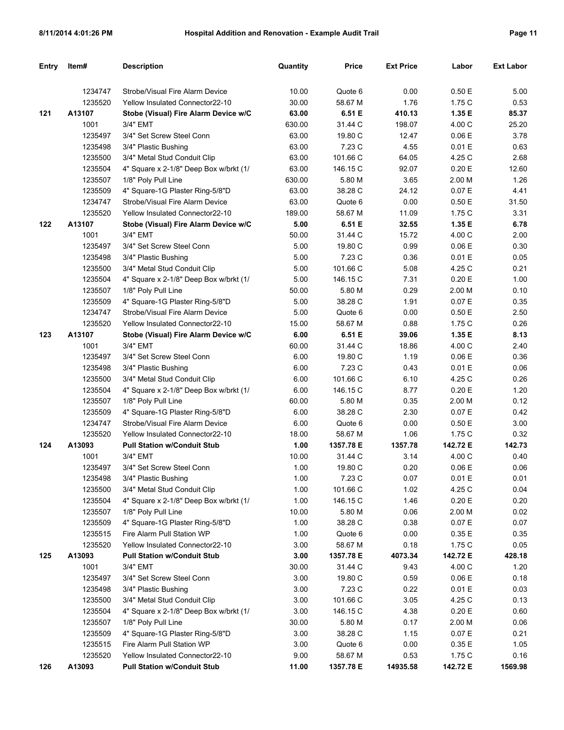| Entry | Item# | Description | Quantity | Price | Ext Price | Labor | Ext Labor |
|---|---|---|---|---|---|---|---|
| | 1234747 | Strobe/Visual Fire Alarm Device | 10.00 | Quote 6 | 0.00 | 0.50 E | 5.00 |
| | 1235520 | Yellow Insulated Connector22-10 | 30.00 | 58.67 M | 1.76 | 1.75 C | 0.53 |
| **121** | **A13107** | **Stobe (Visual) Fire Alarm Device w/C** | **63.00** | **6.51 E** | **410.13** | **1.35 E** | **85.37** |
| | 1001 | 3/4" EMT | 630.00 | 31.44 C | 198.07 | 4.00 C | 25.20 |
| | 1235497 | 3/4" Set Screw Steel Conn | 63.00 | 19.80 C | 12.47 | 0.06 E | 3.78 |
| | 1235498 | 3/4" Plastic Bushing | 63.00 | 7.23 C | 4.55 | 0.01 E | 0.63 |
| | 1235500 | 3/4" Metal Stud Conduit Clip | 63.00 | 101.66 C | 64.05 | 4.25 C | 2.68 |
| | 1235504 | 4" Square x 2-1/8" Deep Box w/brkt (1/ | 63.00 | 146.15 C | 92.07 | 0.20 E | 12.60 |
| | 1235507 | 1/8" Poly Pull Line | 630.00 | 5.80 M | 3.65 | 2.00 M | 1.26 |
| | 1235509 | 4" Square-1G Plaster Ring-5/8"D | 63.00 | 38.28 C | 24.12 | 0.07 E | 4.41 |
| | 1234747 | Strobe/Visual Fire Alarm Device | 63.00 | Quote 6 | 0.00 | 0.50 E | 31.50 |
| | 1235520 | Yellow Insulated Connector22-10 | 189.00 | 58.67 M | 11.09 | 1.75 C | 3.31 |
| **122** | **A13107** | **Stobe (Visual) Fire Alarm Device w/C** | **5.00** | **6.51 E** | **32.55** | **1.35 E** | **6.78** |
| | 1001 | 3/4" EMT | 50.00 | 31.44 C | 15.72 | 4.00 C | 2.00 |
| | 1235497 | 3/4" Set Screw Steel Conn | 5.00 | 19.80 C | 0.99 | 0.06 E | 0.30 |
| | 1235498 | 3/4" Plastic Bushing | 5.00 | 7.23 C | 0.36 | 0.01 E | 0.05 |
| | 1235500 | 3/4" Metal Stud Conduit Clip | 5.00 | 101.66 C | 5.08 | 4.25 C | 0.21 |
| | 1235504 | 4" Square x 2-1/8" Deep Box w/brkt (1/ | 5.00 | 146.15 C | 7.31 | 0.20 E | 1.00 |
| | 1235507 | 1/8" Poly Pull Line | 50.00 | 5.80 M | 0.29 | 2.00 M | 0.10 |
| | 1235509 | 4" Square-1G Plaster Ring-5/8"D | 5.00 | 38.28 C | 1.91 | 0.07 E | 0.35 |
| | 1234747 | Strobe/Visual Fire Alarm Device | 5.00 | Quote 6 | 0.00 | 0.50 E | 2.50 |
| | 1235520 | Yellow Insulated Connector22-10 | 15.00 | 58.67 M | 0.88 | 1.75 C | 0.26 |
| **123** | **A13107** | **Stobe (Visual) Fire Alarm Device w/C** | **6.00** | **6.51 E** | **39.06** | **1.35 E** | **8.13** |
| | 1001 | 3/4" EMT | 60.00 | 31.44 C | 18.86 | 4.00 C | 2.40 |
| | 1235497 | 3/4" Set Screw Steel Conn | 6.00 | 19.80 C | 1.19 | 0.06 E | 0.36 |
| | 1235498 | 3/4" Plastic Bushing | 6.00 | 7.23 C | 0.43 | 0.01 E | 0.06 |
| | 1235500 | 3/4" Metal Stud Conduit Clip | 6.00 | 101.66 C | 6.10 | 4.25 C | 0.26 |
| | 1235504 | 4" Square x 2-1/8" Deep Box w/brkt (1/ | 6.00 | 146.15 C | 8.77 | 0.20 E | 1.20 |
| | 1235507 | 1/8" Poly Pull Line | 60.00 | 5.80 M | 0.35 | 2.00 M | 0.12 |
| | 1235509 | 4" Square-1G Plaster Ring-5/8"D | 6.00 | 38.28 C | 2.30 | 0.07 E | 0.42 |
| | 1234747 | Strobe/Visual Fire Alarm Device | 6.00 | Quote 6 | 0.00 | 0.50 E | 3.00 |
| | 1235520 | Yellow Insulated Connector22-10 | 18.00 | 58.67 M | 1.06 | 1.75 C | 0.32 |
| **124** | **A13093** | **Pull Station w/Conduit Stub** | **1.00** | **1357.78 E** | **1357.78** | **142.72 E** | **142.73** |
| | 1001 | 3/4" EMT | 10.00 | 31.44 C | 3.14 | 4.00 C | 0.40 |
| | 1235497 | 3/4" Set Screw Steel Conn | 1.00 | 19.80 C | 0.20 | 0.06 E | 0.06 |
| | 1235498 | 3/4" Plastic Bushing | 1.00 | 7.23 C | 0.07 | 0.01 E | 0.01 |
| | 1235500 | 3/4" Metal Stud Conduit Clip | 1.00 | 101.66 C | 1.02 | 4.25 C | 0.04 |
| | 1235504 | 4" Square x 2-1/8" Deep Box w/brkt (1/ | 1.00 | 146.15 C | 1.46 | 0.20 E | 0.20 |
| | 1235507 | 1/8" Poly Pull Line | 10.00 | 5.80 M | 0.06 | 2.00 M | 0.02 |
| | 1235509 | 4" Square-1G Plaster Ring-5/8"D | 1.00 | 38.28 C | 0.38 | 0.07 E | 0.07 |
| | 1235515 | Fire Alarm Pull Station WP | 1.00 | Quote 6 | 0.00 | 0.35 E | 0.35 |
| | 1235520 | Yellow Insulated Connector22-10 | 3.00 | 58.67 M | 0.18 | 1.75 C | 0.05 |
| **125** | **A13093** | **Pull Station w/Conduit Stub** | **3.00** | **1357.78 E** | **4073.34** | **142.72 E** | **428.18** |
| | 1001 | 3/4" EMT | 30.00 | 31.44 C | 9.43 | 4.00 C | 1.20 |
| | 1235497 | 3/4" Set Screw Steel Conn | 3.00 | 19.80 C | 0.59 | 0.06 E | 0.18 |
| | 1235498 | 3/4" Plastic Bushing | 3.00 | 7.23 C | 0.22 | 0.01 E | 0.03 |
| | 1235500 | 3/4" Metal Stud Conduit Clip | 3.00 | 101.66 C | 3.05 | 4.25 C | 0.13 |
| | 1235504 | 4" Square x 2-1/8" Deep Box w/brkt (1/ | 3.00 | 146.15 C | 4.38 | 0.20 E | 0.60 |
| | 1235507 | 1/8" Poly Pull Line | 30.00 | 5.80 M | 0.17 | 2.00 M | 0.06 |
| | 1235509 | 4" Square-1G Plaster Ring-5/8"D | 3.00 | 38.28 C | 1.15 | 0.07 E | 0.21 |
| | 1235515 | Fire Alarm Pull Station WP | 3.00 | Quote 6 | 0.00 | 0.35 E | 1.05 |
| | 1235520 | Yellow Insulated Connector22-10 | 9.00 | 58.67 M | 0.53 | 1.75 C | 0.16 |
| **126** | **A13093** | **Pull Station w/Conduit Stub** | **11.00** | **1357.78 E** | **14935.58** | **142.72 E** | **1569.98** |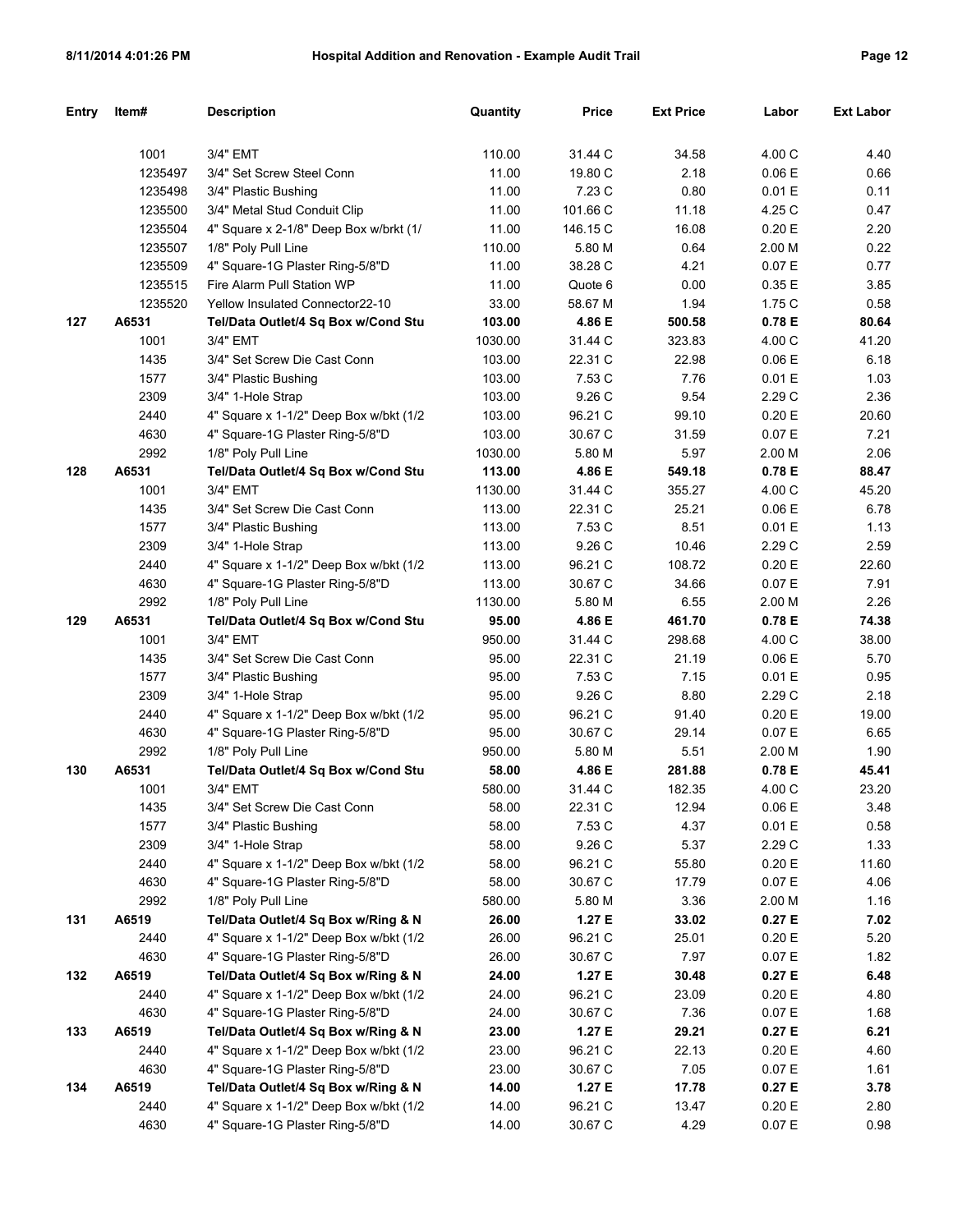| Entry | Item# | Description | Quantity | Price | Ext Price | Labor | Ext Labor |
|---|---|---|---|---|---|---|---|
| | 1001 | 3/4" EMT | 110.00 | 31.44 C | 34.58 | 4.00 C | 4.40 |
| | 1235497 | 3/4" Set Screw Steel Conn | 11.00 | 19.80 C | 2.18 | 0.06 E | 0.66 |
| | 1235498 | 3/4" Plastic Bushing | 11.00 | 7.23 C | 0.80 | 0.01 E | 0.11 |
| | 1235500 | 3/4" Metal Stud Conduit Clip | 11.00 | 101.66 C | 11.18 | 4.25 C | 0.47 |
| | 1235504 | 4" Square x 2-1/8" Deep Box w/brkt (1/ | 11.00 | 146.15 C | 16.08 | 0.20 E | 2.20 |
| | 1235507 | 1/8" Poly Pull Line | 110.00 | 5.80 M | 0.64 | 2.00 M | 0.22 |
| | 1235509 | 4" Square-1G Plaster Ring-5/8"D | 11.00 | 38.28 C | 4.21 | 0.07 E | 0.77 |
| | 1235515 | Fire Alarm Pull Station WP | 11.00 | Quote 6 | 0.00 | 0.35 E | 3.85 |
| | 1235520 | Yellow Insulated Connector22-10 | 33.00 | 58.67 M | 1.94 | 1.75 C | 0.58 |
| **127** | **A6531** | **Tel/Data Outlet/4 Sq Box w/Cond Stu** | **103.00** | **4.86 E** | **500.58** | **0.78 E** | **80.64** |
| | 1001 | 3/4" EMT | 1030.00 | 31.44 C | 323.83 | 4.00 C | 41.20 |
| | 1435 | 3/4" Set Screw Die Cast Conn | 103.00 | 22.31 C | 22.98 | 0.06 E | 6.18 |
| | 1577 | 3/4" Plastic Bushing | 103.00 | 7.53 C | 7.76 | 0.01 E | 1.03 |
| | 2309 | 3/4" 1-Hole Strap | 103.00 | 9.26 C | 9.54 | 2.29 C | 2.36 |
| | 2440 | 4" Square x 1-1/2" Deep Box w/bkt (1/2 | 103.00 | 96.21 C | 99.10 | 0.20 E | 20.60 |
| | 4630 | 4" Square-1G Plaster Ring-5/8"D | 103.00 | 30.67 C | 31.59 | 0.07 E | 7.21 |
| | 2992 | 1/8" Poly Pull Line | 1030.00 | 5.80 M | 5.97 | 2.00 M | 2.06 |
| **128** | **A6531** | **Tel/Data Outlet/4 Sq Box w/Cond Stu** | **113.00** | **4.86 E** | **549.18** | **0.78 E** | **88.47** |
| | 1001 | 3/4" EMT | 1130.00 | 31.44 C | 355.27 | 4.00 C | 45.20 |
| | 1435 | 3/4" Set Screw Die Cast Conn | 113.00 | 22.31 C | 25.21 | 0.06 E | 6.78 |
| | 1577 | 3/4" Plastic Bushing | 113.00 | 7.53 C | 8.51 | 0.01 E | 1.13 |
| | 2309 | 3/4" 1-Hole Strap | 113.00 | 9.26 C | 10.46 | 2.29 C | 2.59 |
| | 2440 | 4" Square x 1-1/2" Deep Box w/bkt (1/2 | 113.00 | 96.21 C | 108.72 | 0.20 E | 22.60 |
| | 4630 | 4" Square-1G Plaster Ring-5/8"D | 113.00 | 30.67 C | 34.66 | 0.07 E | 7.91 |
| | 2992 | 1/8" Poly Pull Line | 1130.00 | 5.80 M | 6.55 | 2.00 M | 2.26 |
| **129** | **A6531** | **Tel/Data Outlet/4 Sq Box w/Cond Stu** | **95.00** | **4.86 E** | **461.70** | **0.78 E** | **74.38** |
| | 1001 | 3/4" EMT | 950.00 | 31.44 C | 298.68 | 4.00 C | 38.00 |
| | 1435 | 3/4" Set Screw Die Cast Conn | 95.00 | 22.31 C | 21.19 | 0.06 E | 5.70 |
| | 1577 | 3/4" Plastic Bushing | 95.00 | 7.53 C | 7.15 | 0.01 E | 0.95 |
| | 2309 | 3/4" 1-Hole Strap | 95.00 | 9.26 C | 8.80 | 2.29 C | 2.18 |
| | 2440 | 4" Square x 1-1/2" Deep Box w/bkt (1/2 | 95.00 | 96.21 C | 91.40 | 0.20 E | 19.00 |
| | 4630 | 4" Square-1G Plaster Ring-5/8"D | 95.00 | 30.67 C | 29.14 | 0.07 E | 6.65 |
| | 2992 | 1/8" Poly Pull Line | 950.00 | 5.80 M | 5.51 | 2.00 M | 1.90 |
| **130** | **A6531** | **Tel/Data Outlet/4 Sq Box w/Cond Stu** | **58.00** | **4.86 E** | **281.88** | **0.78 E** | **45.41** |
| | 1001 | 3/4" EMT | 580.00 | 31.44 C | 182.35 | 4.00 C | 23.20 |
| | 1435 | 3/4" Set Screw Die Cast Conn | 58.00 | 22.31 C | 12.94 | 0.06 E | 3.48 |
| | 1577 | 3/4" Plastic Bushing | 58.00 | 7.53 C | 4.37 | 0.01 E | 0.58 |
| | 2309 | 3/4" 1-Hole Strap | 58.00 | 9.26 C | 5.37 | 2.29 C | 1.33 |
| | 2440 | 4" Square x 1-1/2" Deep Box w/bkt (1/2 | 58.00 | 96.21 C | 55.80 | 0.20 E | 11.60 |
| | 4630 | 4" Square-1G Plaster Ring-5/8"D | 58.00 | 30.67 C | 17.79 | 0.07 E | 4.06 |
| | 2992 | 1/8" Poly Pull Line | 580.00 | 5.80 M | 3.36 | 2.00 M | 1.16 |
| **131** | **A6519** | **Tel/Data Outlet/4 Sq Box w/Ring & N** | **26.00** | **1.27 E** | **33.02** | **0.27 E** | **7.02** |
| | 2440 | 4" Square x 1-1/2" Deep Box w/bkt (1/2 | 26.00 | 96.21 C | 25.01 | 0.20 E | 5.20 |
| | 4630 | 4" Square-1G Plaster Ring-5/8"D | 26.00 | 30.67 C | 7.97 | 0.07 E | 1.82 |
| **132** | **A6519** | **Tel/Data Outlet/4 Sq Box w/Ring & N** | **24.00** | **1.27 E** | **30.48** | **0.27 E** | **6.48** |
| | 2440 | 4" Square x 1-1/2" Deep Box w/bkt (1/2 | 24.00 | 96.21 C | 23.09 | 0.20 E | 4.80 |
| | 4630 | 4" Square-1G Plaster Ring-5/8"D | 24.00 | 30.67 C | 7.36 | 0.07 E | 1.68 |
| **133** | **A6519** | **Tel/Data Outlet/4 Sq Box w/Ring & N** | **23.00** | **1.27 E** | **29.21** | **0.27 E** | **6.21** |
| | 2440 | 4" Square x 1-1/2" Deep Box w/bkt (1/2 | 23.00 | 96.21 C | 22.13 | 0.20 E | 4.60 |
| | 4630 | 4" Square-1G Plaster Ring-5/8"D | 23.00 | 30.67 C | 7.05 | 0.07 E | 1.61 |
| **134** | **A6519** | **Tel/Data Outlet/4 Sq Box w/Ring & N** | **14.00** | **1.27 E** | **17.78** | **0.27 E** | **3.78** |
| | 2440 | 4" Square x 1-1/2" Deep Box w/bkt (1/2 | 14.00 | 96.21 C | 13.47 | 0.20 E | 2.80 |
| | 4630 | 4" Square-1G Plaster Ring-5/8"D | 14.00 | 30.67 C | 4.29 | 0.07 E | 0.98 |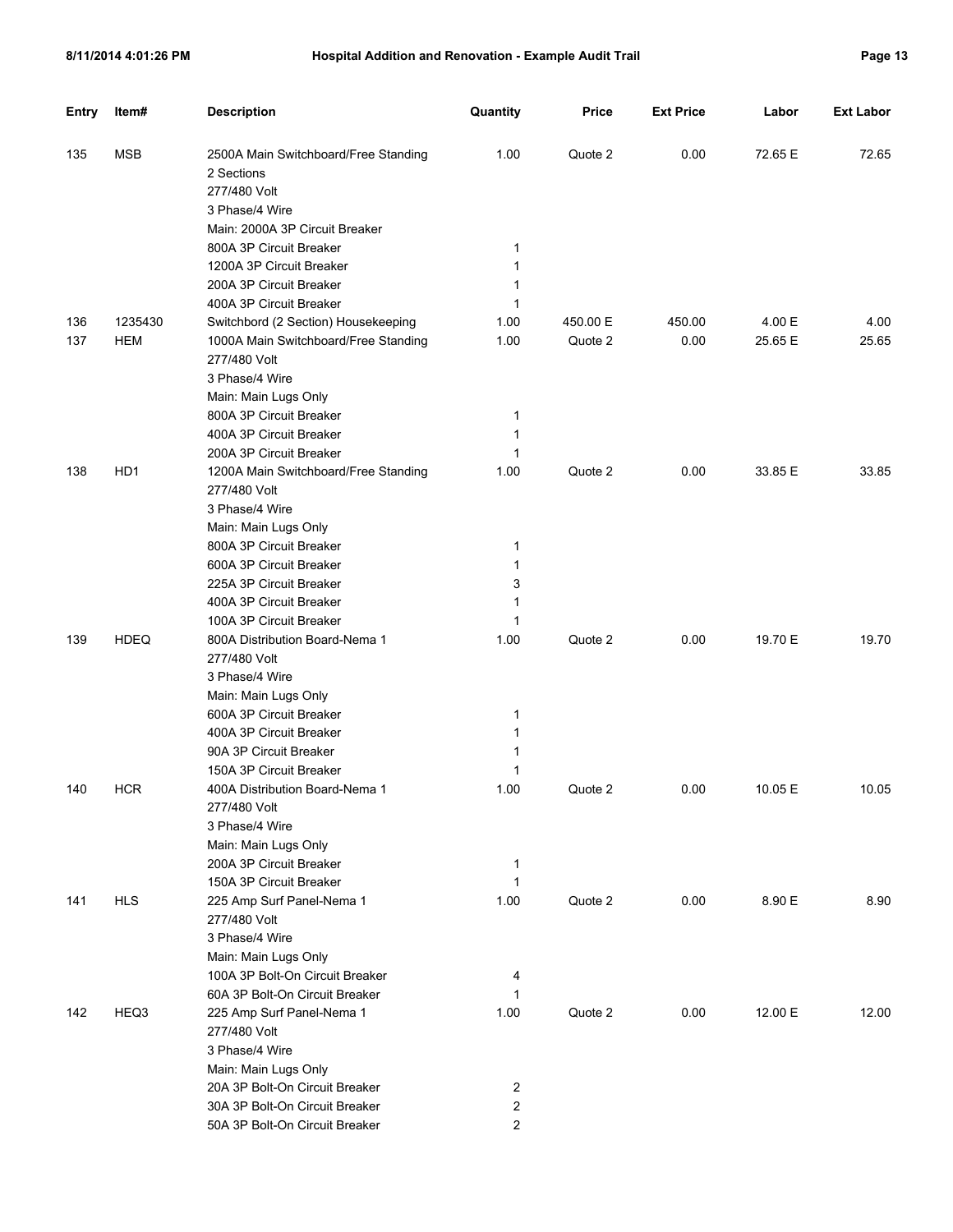| Entry | Item# | Description | Quantity | Price | Ext Price | Labor | Ext Labor |
|---|---|---|---|---|---|---|---|
| 135 | MSB | 2500A Main Switchboard/Free Standing | 1.00 | Quote 2 | 0.00 | 72.65 E | 72.65 |
| | | 2 Sections | | | | | |
| | | 277/480 Volt | | | | | |
| | | 3 Phase/4 Wire | | | | | |
| | | Main: 2000A 3P Circuit Breaker | | | | | |
| | | 800A 3P Circuit Breaker | 1 | | | | |
| | | 1200A 3P Circuit Breaker | 1 | | | | |
| | | 200A 3P Circuit Breaker | 1 | | | | |
| | | 400A 3P Circuit Breaker | 1 | | | | |
| 136 | 1235430 | Switchbord (2 Section) Housekeeping | 1.00 | 450.00 E | 450.00 | 4.00 E | 4.00 |
| 137 | HEM | 1000A Main Switchboard/Free Standing | 1.00 | Quote 2 | 0.00 | 25.65 E | 25.65 |
| | | 277/480 Volt | | | | | |
| | | 3 Phase/4 Wire | | | | | |
| | | Main: Main Lugs Only | | | | | |
| | | 800A 3P Circuit Breaker | 1 | | | | |
| | | 400A 3P Circuit Breaker | 1 | | | | |
| | | 200A 3P Circuit Breaker | 1 | | | | |
| 138 | HD1 | 1200A Main Switchboard/Free Standing | 1.00 | Quote 2 | 0.00 | 33.85 E | 33.85 |
| | | 277/480 Volt | | | | | |
| | | 3 Phase/4 Wire | | | | | |
| | | Main: Main Lugs Only | | | | | |
| | | 800A 3P Circuit Breaker | 1 | | | | |
| | | 600A 3P Circuit Breaker | 1 | | | | |
| | | 225A 3P Circuit Breaker | 3 | | | | |
| | | 400A 3P Circuit Breaker | 1 | | | | |
| | | 100A 3P Circuit Breaker | 1 | | | | |
| 139 | HDEQ | 800A Distribution Board-Nema 1 | 1.00 | Quote 2 | 0.00 | 19.70 E | 19.70 |
| | | 277/480 Volt | | | | | |
| | | 3 Phase/4 Wire | | | | | |
| | | Main: Main Lugs Only | | | | | |
| | | 600A 3P Circuit Breaker | 1 | | | | |
| | | 400A 3P Circuit Breaker | 1 | | | | |
| | | 90A 3P Circuit Breaker | 1 | | | | |
| | | 150A 3P Circuit Breaker | 1 | | | | |
| 140 | HCR | 400A Distribution Board-Nema 1 | 1.00 | Quote 2 | 0.00 | 10.05 E | 10.05 |
| | | 277/480 Volt | | | | | |
| | | 3 Phase/4 Wire | | | | | |
| | | Main: Main Lugs Only | | | | | |
| | | 200A 3P Circuit Breaker | 1 | | | | |
| | | 150A 3P Circuit Breaker | 1 | | | | |
| 141 | HLS | 225 Amp Surf Panel-Nema 1 | 1.00 | Quote 2 | 0.00 | 8.90 E | 8.90 |
| | | 277/480 Volt | | | | | |
| | | 3 Phase/4 Wire | | | | | |
| | | Main: Main Lugs Only | | | | | |
| | | 100A 3P Bolt-On Circuit Breaker | 4 | | | | |
| | | 60A 3P Bolt-On Circuit Breaker | 1 | | | | |
| 142 | HEQ3 | 225 Amp Surf Panel-Nema 1 | 1.00 | Quote 2 | 0.00 | 12.00 E | 12.00 |
| | | 277/480 Volt | | | | | |
| | | 3 Phase/4 Wire | | | | | |
| | | Main: Main Lugs Only | | | | | |
| | | 20A 3P Bolt-On Circuit Breaker | 2 | | | | |
| | | 30A 3P Bolt-On Circuit Breaker | 2 | | | | |
| | | 50A 3P Bolt-On Circuit Breaker | 2 | | | | |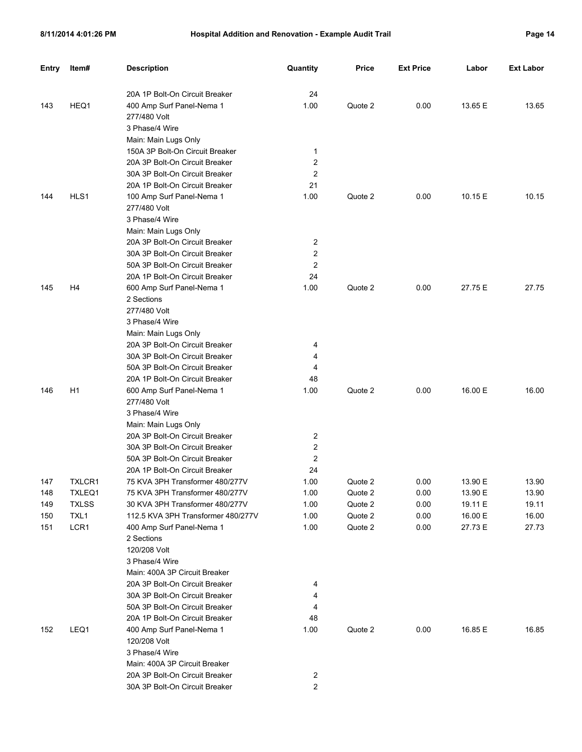| Entry | Item# | Description | Quantity | Price | Ext Price | Labor | Ext Labor |
|---|---|---|---|---|---|---|---|
| | | 20A 1P Bolt-On Circuit Breaker | 24 | | | | |
| 143 | HEQ1 | 400 Amp Surf Panel-Nema 1 | 1.00 | Quote 2 | 0.00 | 13.65 E | 13.65 |
| | | 277/480 Volt | | | | | |
| | | 3 Phase/4 Wire | | | | | |
| | | Main: Main Lugs Only | | | | | |
| | | 150A 3P Bolt-On Circuit Breaker | 1 | | | | |
| | | 20A 3P Bolt-On Circuit Breaker | 2 | | | | |
| | | 30A 3P Bolt-On Circuit Breaker | 2 | | | | |
| | | 20A 1P Bolt-On Circuit Breaker | 21 | | | | |
| 144 | HLS1 | 100 Amp Surf Panel-Nema 1 | 1.00 | Quote 2 | 0.00 | 10.15 E | 10.15 |
| | | 277/480 Volt | | | | | |
| | | 3 Phase/4 Wire | | | | | |
| | | Main: Main Lugs Only | | | | | |
| | | 20A 3P Bolt-On Circuit Breaker | 2 | | | | |
| | | 30A 3P Bolt-On Circuit Breaker | 2 | | | | |
| | | 50A 3P Bolt-On Circuit Breaker | 2 | | | | |
| | | 20A 1P Bolt-On Circuit Breaker | 24 | | | | |
| 145 | H4 | 600 Amp Surf Panel-Nema 1 | 1.00 | Quote 2 | 0.00 | 27.75 E | 27.75 |
| | | 2 Sections | | | | | |
| | | 277/480 Volt | | | | | |
| | | 3 Phase/4 Wire | | | | | |
| | | Main: Main Lugs Only | | | | | |
| | | 20A 3P Bolt-On Circuit Breaker | 4 | | | | |
| | | 30A 3P Bolt-On Circuit Breaker | 4 | | | | |
| | | 50A 3P Bolt-On Circuit Breaker | 4 | | | | |
| | | 20A 1P Bolt-On Circuit Breaker | 48 | | | | |
| 146 | H1 | 600 Amp Surf Panel-Nema 1 | 1.00 | Quote 2 | 0.00 | 16.00 E | 16.00 |
| | | 277/480 Volt | | | | | |
| | | 3 Phase/4 Wire | | | | | |
| | | Main: Main Lugs Only | | | | | |
| | | 20A 3P Bolt-On Circuit Breaker | 2 | | | | |
| | | 30A 3P Bolt-On Circuit Breaker | 2 | | | | |
| | | 50A 3P Bolt-On Circuit Breaker | 2 | | | | |
| | | 20A 1P Bolt-On Circuit Breaker | 24 | | | | |
| 147 | TXLCR1 | 75 KVA 3PH Transformer 480/277V | 1.00 | Quote 2 | 0.00 | 13.90 E | 13.90 |
| 148 | TXLEQ1 | 75 KVA 3PH Transformer 480/277V | 1.00 | Quote 2 | 0.00 | 13.90 E | 13.90 |
| 149 | TXLSS | 30 KVA 3PH Transformer 480/277V | 1.00 | Quote 2 | 0.00 | 19.11 E | 19.11 |
| 150 | TXL1 | 112.5 KVA 3PH Transformer 480/277V | 1.00 | Quote 2 | 0.00 | 16.00 E | 16.00 |
| 151 | LCR1 | 400 Amp Surf Panel-Nema 1 | 1.00 | Quote 2 | 0.00 | 27.73 E | 27.73 |
| | | 2 Sections | | | | | |
| | | 120/208 Volt | | | | | |
| | | 3 Phase/4 Wire | | | | | |
| | | Main: 400A 3P Circuit Breaker | | | | | |
| | | 20A 3P Bolt-On Circuit Breaker | 4 | | | | |
| | | 30A 3P Bolt-On Circuit Breaker | 4 | | | | |
| | | 50A 3P Bolt-On Circuit Breaker | 4 | | | | |
| | | 20A 1P Bolt-On Circuit Breaker | 48 | | | | |
| 152 | LEQ1 | 400 Amp Surf Panel-Nema 1 | 1.00 | Quote 2 | 0.00 | 16.85 E | 16.85 |
| | | 120/208 Volt | | | | | |
| | | 3 Phase/4 Wire | | | | | |
| | | Main: 400A 3P Circuit Breaker | | | | | |
| | | 20A 3P Bolt-On Circuit Breaker | 2 | | | | |
| | | 30A 3P Bolt-On Circuit Breaker | 2 | | | | |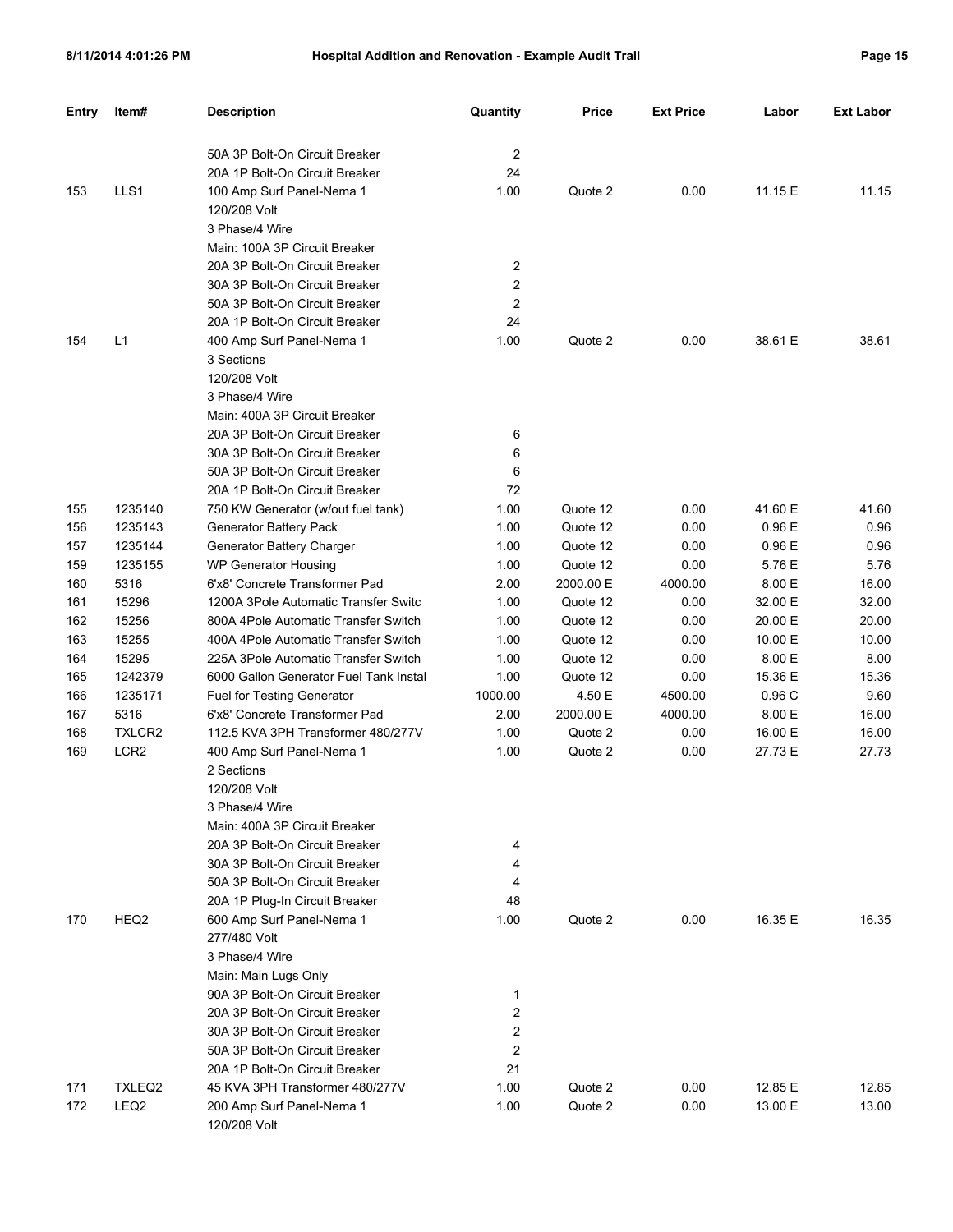| Entry | Item# | Description | Quantity | Price | Ext Price | Labor | Ext Labor |
|---|---|---|---|---|---|---|---|
| | | 50A 3P Bolt-On Circuit Breaker | 2 | | | | |
| | | 20A 1P Bolt-On Circuit Breaker | 24 | | | | |
| 153 | LLS1 | 100 Amp Surf Panel-Nema 1 | 1.00 | Quote 2 | 0.00 | 11.15 E | 11.15 |
| | | 120/208 Volt | | | | | |
| | | 3 Phase/4 Wire | | | | | |
| | | Main: 100A 3P Circuit Breaker | | | | | |
| | | 20A 3P Bolt-On Circuit Breaker | 2 | | | | |
| | | 30A 3P Bolt-On Circuit Breaker | 2 | | | | |
| | | 50A 3P Bolt-On Circuit Breaker | 2 | | | | |
| | | 20A 1P Bolt-On Circuit Breaker | 24 | | | | |
| 154 | L1 | 400 Amp Surf Panel-Nema 1 | 1.00 | Quote 2 | 0.00 | 38.61 E | 38.61 |
| | | 3 Sections | | | | | |
| | | 120/208 Volt | | | | | |
| | | 3 Phase/4 Wire | | | | | |
| | | Main: 400A 3P Circuit Breaker | | | | | |
| | | 20A 3P Bolt-On Circuit Breaker | 6 | | | | |
| | | 30A 3P Bolt-On Circuit Breaker | 6 | | | | |
| | | 50A 3P Bolt-On Circuit Breaker | 6 | | | | |
| | | 20A 1P Bolt-On Circuit Breaker | 72 | | | | |
| 155 | 1235140 | 750 KW Generator (w/out fuel tank) | 1.00 | Quote 12 | 0.00 | 41.60 E | 41.60 |
| 156 | 1235143 | Generator Battery Pack | 1.00 | Quote 12 | 0.00 | 0.96 E | 0.96 |
| 157 | 1235144 | Generator Battery Charger | 1.00 | Quote 12 | 0.00 | 0.96 E | 0.96 |
| 159 | 1235155 | WP Generator Housing | 1.00 | Quote 12 | 0.00 | 5.76 E | 5.76 |
| 160 | 5316 | 6'x8' Concrete Transformer Pad | 2.00 | 2000.00 E | 4000.00 | 8.00 E | 16.00 |
| 161 | 15296 | 1200A 3Pole Automatic Transfer Switc | 1.00 | Quote 12 | 0.00 | 32.00 E | 32.00 |
| 162 | 15256 | 800A 4Pole Automatic Transfer Switch | 1.00 | Quote 12 | 0.00 | 20.00 E | 20.00 |
| 163 | 15255 | 400A 4Pole Automatic Transfer Switch | 1.00 | Quote 12 | 0.00 | 10.00 E | 10.00 |
| 164 | 15295 | 225A 3Pole Automatic Transfer Switch | 1.00 | Quote 12 | 0.00 | 8.00 E | 8.00 |
| 165 | 1242379 | 6000 Gallon Generator Fuel Tank Instal | 1.00 | Quote 12 | 0.00 | 15.36 E | 15.36 |
| 166 | 1235171 | Fuel for Testing Generator | 1000.00 | 4.50 E | 4500.00 | 0.96 C | 9.60 |
| 167 | 5316 | 6'x8' Concrete Transformer Pad | 2.00 | 2000.00 E | 4000.00 | 8.00 E | 16.00 |
| 168 | TXLCR2 | 112.5 KVA 3PH Transformer 480/277V | 1.00 | Quote 2 | 0.00 | 16.00 E | 16.00 |
| 169 | LCR2 | 400 Amp Surf Panel-Nema 1 | 1.00 | Quote 2 | 0.00 | 27.73 E | 27.73 |
| | | 2 Sections | | | | | |
| | | 120/208 Volt | | | | | |
| | | 3 Phase/4 Wire | | | | | |
| | | Main: 400A 3P Circuit Breaker | | | | | |
| | | 20A 3P Bolt-On Circuit Breaker | 4 | | | | |
| | | 30A 3P Bolt-On Circuit Breaker | 4 | | | | |
| | | 50A 3P Bolt-On Circuit Breaker | 4 | | | | |
| | | 20A 1P Plug-In Circuit Breaker | 48 | | | | |
| 170 | HEQ2 | 600 Amp Surf Panel-Nema 1 | 1.00 | Quote 2 | 0.00 | 16.35 E | 16.35 |
| | | 277/480 Volt | | | | | |
| | | 3 Phase/4 Wire | | | | | |
| | | Main: Main Lugs Only | | | | | |
| | | 90A 3P Bolt-On Circuit Breaker | 1 | | | | |
| | | 20A 3P Bolt-On Circuit Breaker | 2 | | | | |
| | | 30A 3P Bolt-On Circuit Breaker | 2 | | | | |
| | | 50A 3P Bolt-On Circuit Breaker | 2 | | | | |
| | | 20A 1P Bolt-On Circuit Breaker | 21 | | | | |
| 171 | TXLEQ2 | 45 KVA 3PH Transformer 480/277V | 1.00 | Quote 2 | 0.00 | 12.85 E | 12.85 |
| 172 | LEQ2 | 200 Amp Surf Panel-Nema 1 | 1.00 | Quote 2 | 0.00 | 13.00 E | 13.00 |
| | | 120/208 Volt | | | | | |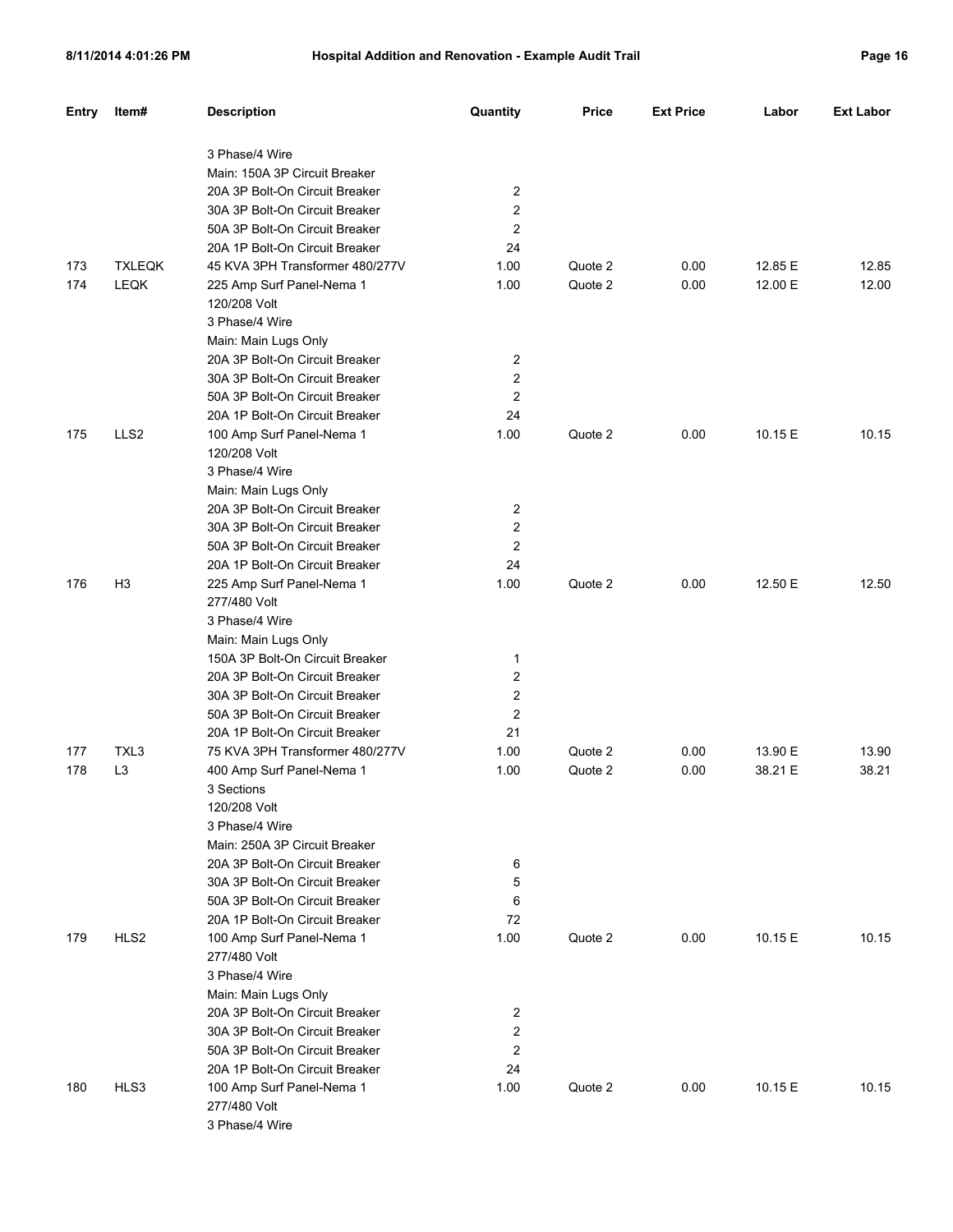| Entry | Item# | Description | Quantity | Price | Ext Price | Labor | Ext Labor |
|---|---|---|---|---|---|---|---|
| | | 3 Phase/4 Wire | | | | | |
| | | Main: 150A 3P Circuit Breaker | | | | | |
| | | 20A 3P Bolt-On Circuit Breaker | 2 | | | | |
| | | 30A 3P Bolt-On Circuit Breaker | 2 | | | | |
| | | 50A 3P Bolt-On Circuit Breaker | 2 | | | | |
| | | 20A 1P Bolt-On Circuit Breaker | 24 | | | | |
| 173 | TXLEQK | 45 KVA 3PH Transformer 480/277V | 1.00 | Quote 2 | 0.00 | 12.85 E | 12.85 |
| 174 | LEQK | 225 Amp Surf Panel-Nema 1 | 1.00 | Quote 2 | 0.00 | 12.00 E | 12.00 |
| | | 120/208 Volt | | | | | |
| | | 3 Phase/4 Wire | | | | | |
| | | Main: Main Lugs Only | | | | | |
| | | 20A 3P Bolt-On Circuit Breaker | 2 | | | | |
| | | 30A 3P Bolt-On Circuit Breaker | 2 | | | | |
| | | 50A 3P Bolt-On Circuit Breaker | 2 | | | | |
| | | 20A 1P Bolt-On Circuit Breaker | 24 | | | | |
| 175 | LLS2 | 100 Amp Surf Panel-Nema 1 | 1.00 | Quote 2 | 0.00 | 10.15 E | 10.15 |
| | | 120/208 Volt | | | | | |
| | | 3 Phase/4 Wire | | | | | |
| | | Main: Main Lugs Only | | | | | |
| | | 20A 3P Bolt-On Circuit Breaker | 2 | | | | |
| | | 30A 3P Bolt-On Circuit Breaker | 2 | | | | |
| | | 50A 3P Bolt-On Circuit Breaker | 2 | | | | |
| | | 20A 1P Bolt-On Circuit Breaker | 24 | | | | |
| 176 | H3 | 225 Amp Surf Panel-Nema 1 | 1.00 | Quote 2 | 0.00 | 12.50 E | 12.50 |
| | | 277/480 Volt | | | | | |
| | | 3 Phase/4 Wire | | | | | |
| | | Main: Main Lugs Only | | | | | |
| | | 150A 3P Bolt-On Circuit Breaker | 1 | | | | |
| | | 20A 3P Bolt-On Circuit Breaker | 2 | | | | |
| | | 30A 3P Bolt-On Circuit Breaker | 2 | | | | |
| | | 50A 3P Bolt-On Circuit Breaker | 2 | | | | |
| | | 20A 1P Bolt-On Circuit Breaker | 21 | | | | |
| 177 | TXL3 | 75 KVA 3PH Transformer 480/277V | 1.00 | Quote 2 | 0.00 | 13.90 E | 13.90 |
| 178 | L3 | 400 Amp Surf Panel-Nema 1 | 1.00 | Quote 2 | 0.00 | 38.21 E | 38.21 |
| | | 3 Sections | | | | | |
| | | 120/208 Volt | | | | | |
| | | 3 Phase/4 Wire | | | | | |
| | | Main: 250A 3P Circuit Breaker | | | | | |
| | | 20A 3P Bolt-On Circuit Breaker | 6 | | | | |
| | | 30A 3P Bolt-On Circuit Breaker | 5 | | | | |
| | | 50A 3P Bolt-On Circuit Breaker | 6 | | | | |
| | | 20A 1P Bolt-On Circuit Breaker | 72 | | | | |
| 179 | HLS2 | 100 Amp Surf Panel-Nema 1 | 1.00 | Quote 2 | 0.00 | 10.15 E | 10.15 |
| | | 277/480 Volt | | | | | |
| | | 3 Phase/4 Wire | | | | | |
| | | Main: Main Lugs Only | | | | | |
| | | 20A 3P Bolt-On Circuit Breaker | 2 | | | | |
| | | 30A 3P Bolt-On Circuit Breaker | 2 | | | | |
| | | 50A 3P Bolt-On Circuit Breaker | 2 | | | | |
| | | 20A 1P Bolt-On Circuit Breaker | 24 | | | | |
| 180 | HLS3 | 100 Amp Surf Panel-Nema 1 | 1.00 | Quote 2 | 0.00 | 10.15 E | 10.15 |
| | | 277/480 Volt | | | | | |
| | | 3 Phase/4 Wire | | | | | |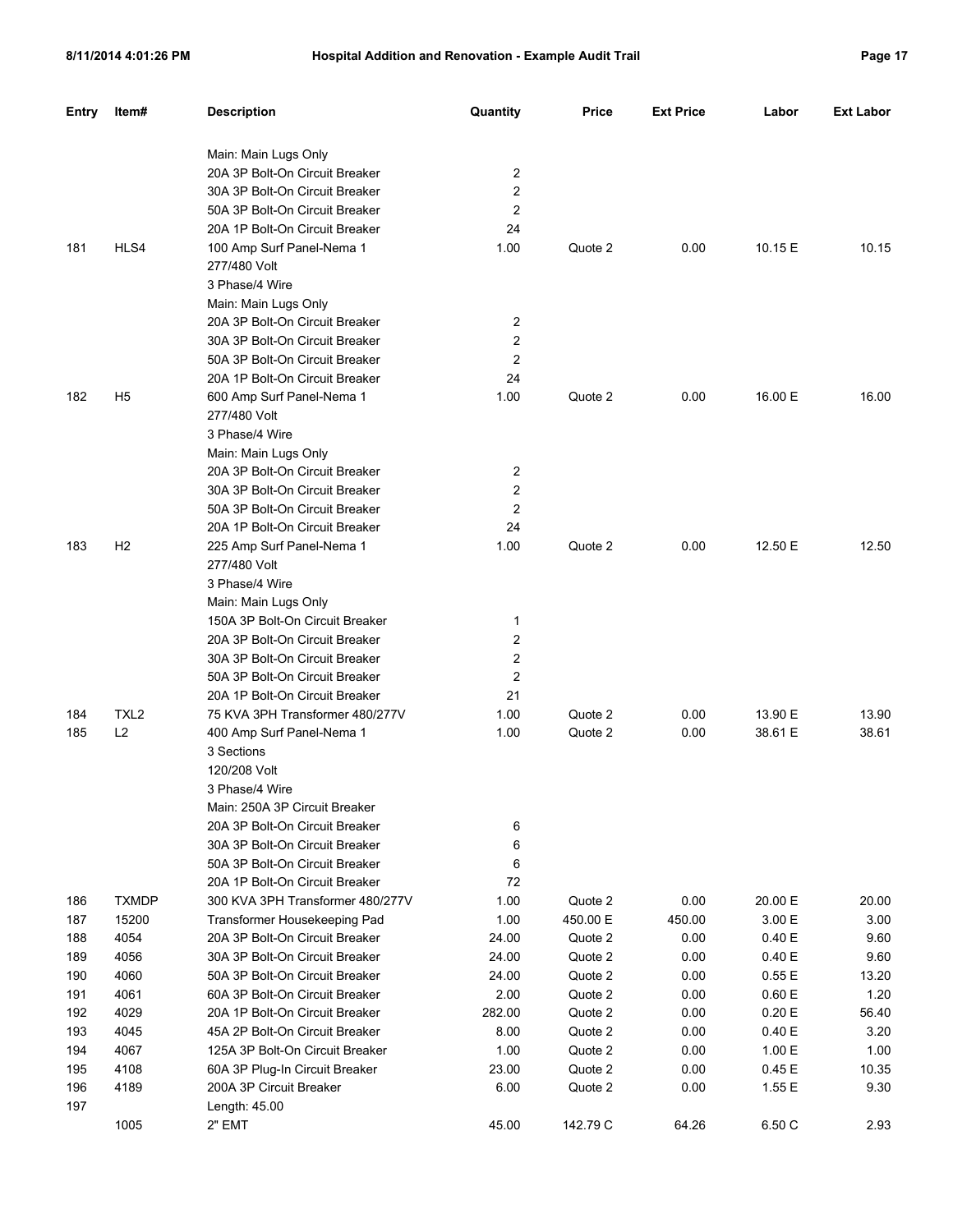| Entry | Item# | Description | Quantity | Price | Ext Price | Labor | Ext Labor |
|---|---|---|---|---|---|---|---|
| | | Main: Main Lugs Only | | | | | |
| | | 20A 3P Bolt-On Circuit Breaker | 2 | | | | |
| | | 30A 3P Bolt-On Circuit Breaker | 2 | | | | |
| | | 50A 3P Bolt-On Circuit Breaker | 2 | | | | |
| | | 20A 1P Bolt-On Circuit Breaker | 24 | | | | |
| 181 | HLS4 | 100 Amp Surf Panel-Nema 1 | 1.00 | Quote 2 | 0.00 | 10.15 E | 10.15 |
| | | 277/480 Volt | | | | | |
| | | 3 Phase/4 Wire | | | | | |
| | | Main: Main Lugs Only | | | | | |
| | | 20A 3P Bolt-On Circuit Breaker | 2 | | | | |
| | | 30A 3P Bolt-On Circuit Breaker | 2 | | | | |
| | | 50A 3P Bolt-On Circuit Breaker | 2 | | | | |
| | | 20A 1P Bolt-On Circuit Breaker | 24 | | | | |
| 182 | H5 | 600 Amp Surf Panel-Nema 1 | 1.00 | Quote 2 | 0.00 | 16.00 E | 16.00 |
| | | 277/480 Volt | | | | | |
| | | 3 Phase/4 Wire | | | | | |
| | | Main: Main Lugs Only | | | | | |
| | | 20A 3P Bolt-On Circuit Breaker | 2 | | | | |
| | | 30A 3P Bolt-On Circuit Breaker | 2 | | | | |
| | | 50A 3P Bolt-On Circuit Breaker | 2 | | | | |
| | | 20A 1P Bolt-On Circuit Breaker | 24 | | | | |
| 183 | H2 | 225 Amp Surf Panel-Nema 1 | 1.00 | Quote 2 | 0.00 | 12.50 E | 12.50 |
| | | 277/480 Volt | | | | | |
| | | 3 Phase/4 Wire | | | | | |
| | | Main: Main Lugs Only | | | | | |
| | | 150A 3P Bolt-On Circuit Breaker | 1 | | | | |
| | | 20A 3P Bolt-On Circuit Breaker | 2 | | | | |
| | | 30A 3P Bolt-On Circuit Breaker | 2 | | | | |
| | | 50A 3P Bolt-On Circuit Breaker | 2 | | | | |
| | | 20A 1P Bolt-On Circuit Breaker | 21 | | | | |
| 184 | TXL2 | 75 KVA 3PH Transformer 480/277V | 1.00 | Quote 2 | 0.00 | 13.90 E | 13.90 |
| 185 | L2 | 400 Amp Surf Panel-Nema 1 | 1.00 | Quote 2 | 0.00 | 38.61 E | 38.61 |
| | | 3 Sections | | | | | |
| | | 120/208 Volt | | | | | |
| | | 3 Phase/4 Wire | | | | | |
| | | Main: 250A 3P Circuit Breaker | | | | | |
| | | 20A 3P Bolt-On Circuit Breaker | 6 | | | | |
| | | 30A 3P Bolt-On Circuit Breaker | 6 | | | | |
| | | 50A 3P Bolt-On Circuit Breaker | 6 | | | | |
| | | 20A 1P Bolt-On Circuit Breaker | 72 | | | | |
| 186 | TXMDP | 300 KVA 3PH Transformer 480/277V | 1.00 | Quote 2 | 0.00 | 20.00 E | 20.00 |
| 187 | 15200 | Transformer Housekeeping Pad | 1.00 | 450.00 E | 450.00 | 3.00 E | 3.00 |
| 188 | 4054 | 20A 3P Bolt-On Circuit Breaker | 24.00 | Quote 2 | 0.00 | 0.40 E | 9.60 |
| 189 | 4056 | 30A 3P Bolt-On Circuit Breaker | 24.00 | Quote 2 | 0.00 | 0.40 E | 9.60 |
| 190 | 4060 | 50A 3P Bolt-On Circuit Breaker | 24.00 | Quote 2 | 0.00 | 0.55 E | 13.20 |
| 191 | 4061 | 60A 3P Bolt-On Circuit Breaker | 2.00 | Quote 2 | 0.00 | 0.60 E | 1.20 |
| 192 | 4029 | 20A 1P Bolt-On Circuit Breaker | 282.00 | Quote 2 | 0.00 | 0.20 E | 56.40 |
| 193 | 4045 | 45A 2P Bolt-On Circuit Breaker | 8.00 | Quote 2 | 0.00 | 0.40 E | 3.20 |
| 194 | 4067 | 125A 3P Bolt-On Circuit Breaker | 1.00 | Quote 2 | 0.00 | 1.00 E | 1.00 |
| 195 | 4108 | 60A 3P Plug-In Circuit Breaker | 23.00 | Quote 2 | 0.00 | 0.45 E | 10.35 |
| 196 | 4189 | 200A 3P Circuit Breaker | 6.00 | Quote 2 | 0.00 | 1.55 E | 9.30 |
| 197 | | Length: 45.00 | | | | | |
| | 1005 | 2" EMT | 45.00 | 142.79 C | 64.26 | 6.50 C | 2.93 |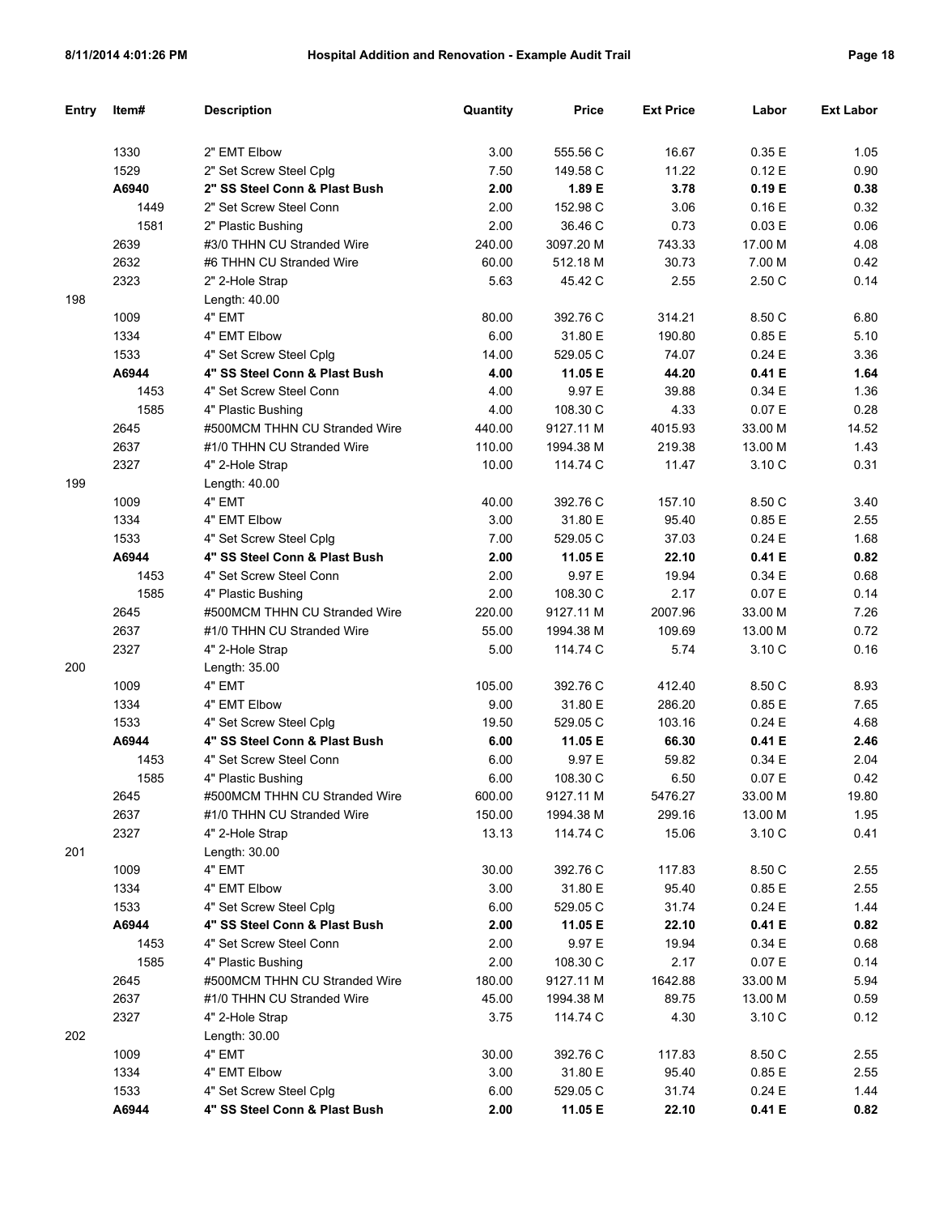| Entry | Item# | Description | Quantity | Price | Ext Price | Labor | Ext Labor |
|---|---|---|---|---|---|---|---|
| | 1330 | 2" EMT Elbow | 3.00 | 555.56 C | 16.67 | 0.35 E | 1.05 |
| | 1529 | 2" Set Screw Steel Cplg | 7.50 | 149.58 C | 11.22 | 0.12 E | 0.90 |
| | **A6940** | **2" SS Steel Conn & Plast Bush** | **2.00** | **1.89 E** | **3.78** | **0.19 E** | **0.38** |
| | 1449 | 2" Set Screw Steel Conn | 2.00 | 152.98 C | 3.06 | 0.16 E | 0.32 |
| | 1581 | 2" Plastic Bushing | 2.00 | 36.46 C | 0.73 | 0.03 E | 0.06 |
| | 2639 | #3/0 THHN CU Stranded Wire | 240.00 | 3097.20 M | 743.33 | 17.00 M | 4.08 |
| | 2632 | #6 THHN CU Stranded Wire | 60.00 | 512.18 M | 30.73 | 7.00 M | 0.42 |
| | 2323 | 2" 2-Hole Strap | 5.63 | 45.42 C | 2.55 | 2.50 C | 0.14 |
| 198 | | Length: 40.00 | | | | | |
| | 1009 | 4" EMT | 80.00 | 392.76 C | 314.21 | 8.50 C | 6.80 |
| | 1334 | 4" EMT Elbow | 6.00 | 31.80 E | 190.80 | 0.85 E | 5.10 |
| | 1533 | 4" Set Screw Steel Cplg | 14.00 | 529.05 C | 74.07 | 0.24 E | 3.36 |
| | **A6944** | **4" SS Steel Conn & Plast Bush** | **4.00** | **11.05 E** | **44.20** | **0.41 E** | **1.64** |
| | 1453 | 4" Set Screw Steel Conn | 4.00 | 9.97 E | 39.88 | 0.34 E | 1.36 |
| | 1585 | 4" Plastic Bushing | 4.00 | 108.30 C | 4.33 | 0.07 E | 0.28 |
| | 2645 | #500MCM THHN CU Stranded Wire | 440.00 | 9127.11 M | 4015.93 | 33.00 M | 14.52 |
| | 2637 | #1/0 THHN CU Stranded Wire | 110.00 | 1994.38 M | 219.38 | 13.00 M | 1.43 |
| | 2327 | 4" 2-Hole Strap | 10.00 | 114.74 C | 11.47 | 3.10 C | 0.31 |
| 199 | | Length: 40.00 | | | | | |
| | 1009 | 4" EMT | 40.00 | 392.76 C | 157.10 | 8.50 C | 3.40 |
| | 1334 | 4" EMT Elbow | 3.00 | 31.80 E | 95.40 | 0.85 E | 2.55 |
| | 1533 | 4" Set Screw Steel Cplg | 7.00 | 529.05 C | 37.03 | 0.24 E | 1.68 |
| | **A6944** | **4" SS Steel Conn & Plast Bush** | **2.00** | **11.05 E** | **22.10** | **0.41 E** | **0.82** |
| | 1453 | 4" Set Screw Steel Conn | 2.00 | 9.97 E | 19.94 | 0.34 E | 0.68 |
| | 1585 | 4" Plastic Bushing | 2.00 | 108.30 C | 2.17 | 0.07 E | 0.14 |
| | 2645 | #500MCM THHN CU Stranded Wire | 220.00 | 9127.11 M | 2007.96 | 33.00 M | 7.26 |
| | 2637 | #1/0 THHN CU Stranded Wire | 55.00 | 1994.38 M | 109.69 | 13.00 M | 0.72 |
| | 2327 | 4" 2-Hole Strap | 5.00 | 114.74 C | 5.74 | 3.10 C | 0.16 |
| 200 | | Length: 35.00 | | | | | |
| | 1009 | 4" EMT | 105.00 | 392.76 C | 412.40 | 8.50 C | 8.93 |
| | 1334 | 4" EMT Elbow | 9.00 | 31.80 E | 286.20 | 0.85 E | 7.65 |
| | 1533 | 4" Set Screw Steel Cplg | 19.50 | 529.05 C | 103.16 | 0.24 E | 4.68 |
| | **A6944** | **4" SS Steel Conn & Plast Bush** | **6.00** | **11.05 E** | **66.30** | **0.41 E** | **2.46** |
| | 1453 | 4" Set Screw Steel Conn | 6.00 | 9.97 E | 59.82 | 0.34 E | 2.04 |
| | 1585 | 4" Plastic Bushing | 6.00 | 108.30 C | 6.50 | 0.07 E | 0.42 |
| | 2645 | #500MCM THHN CU Stranded Wire | 600.00 | 9127.11 M | 5476.27 | 33.00 M | 19.80 |
| | 2637 | #1/0 THHN CU Stranded Wire | 150.00 | 1994.38 M | 299.16 | 13.00 M | 1.95 |
| | 2327 | 4" 2-Hole Strap | 13.13 | 114.74 C | 15.06 | 3.10 C | 0.41 |
| 201 | | Length: 30.00 | | | | | |
| | 1009 | 4" EMT | 30.00 | 392.76 C | 117.83 | 8.50 C | 2.55 |
| | 1334 | 4" EMT Elbow | 3.00 | 31.80 E | 95.40 | 0.85 E | 2.55 |
| | 1533 | 4" Set Screw Steel Cplg | 6.00 | 529.05 C | 31.74 | 0.24 E | 1.44 |
| | **A6944** | **4" SS Steel Conn & Plast Bush** | **2.00** | **11.05 E** | **22.10** | **0.41 E** | **0.82** |
| | 1453 | 4" Set Screw Steel Conn | 2.00 | 9.97 E | 19.94 | 0.34 E | 0.68 |
| | 1585 | 4" Plastic Bushing | 2.00 | 108.30 C | 2.17 | 0.07 E | 0.14 |
| | 2645 | #500MCM THHN CU Stranded Wire | 180.00 | 9127.11 M | 1642.88 | 33.00 M | 5.94 |
| | 2637 | #1/0 THHN CU Stranded Wire | 45.00 | 1994.38 M | 89.75 | 13.00 M | 0.59 |
| | 2327 | 4" 2-Hole Strap | 3.75 | 114.74 C | 4.30 | 3.10 C | 0.12 |
| 202 | | Length: 30.00 | | | | | |
| | 1009 | 4" EMT | 30.00 | 392.76 C | 117.83 | 8.50 C | 2.55 |
| | 1334 | 4" EMT Elbow | 3.00 | 31.80 E | 95.40 | 0.85 E | 2.55 |
| | 1533 | 4" Set Screw Steel Cplg | 6.00 | 529.05 C | 31.74 | 0.24 E | 1.44 |
| | **A6944** | **4" SS Steel Conn & Plast Bush** | **2.00** | **11.05 E** | **22.10** | **0.41 E** | **0.82** |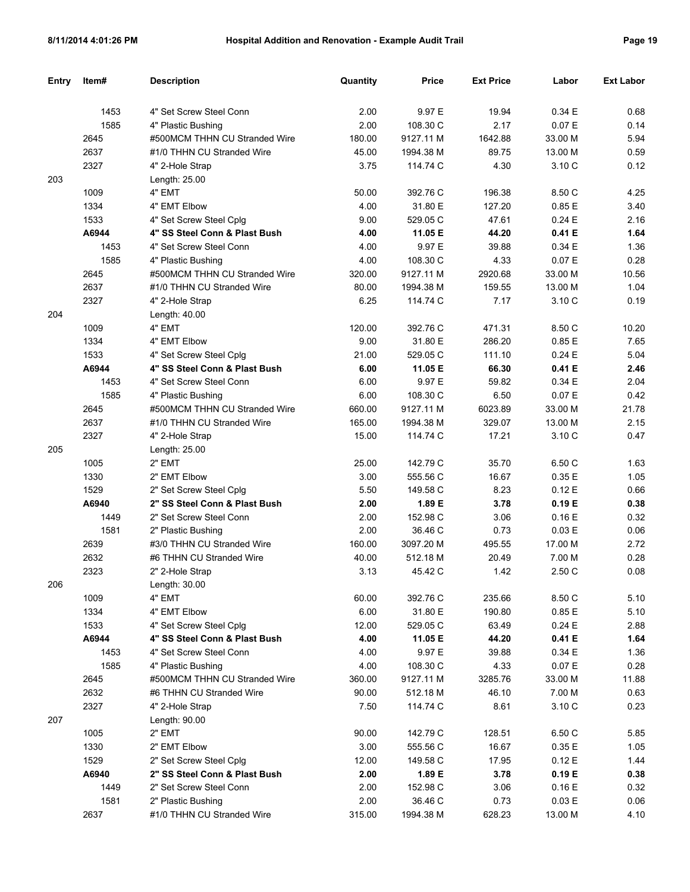| Entry | Item# | Description | Quantity | Price | Ext Price | Labor | Ext Labor |
|---|---|---|---|---|---|---|---|
| | 1453 | 4" Set Screw Steel Conn | 2.00 | 9.97 E | 19.94 | 0.34 E | 0.68 |
| | 1585 | 4" Plastic Bushing | 2.00 | 108.30 C | 2.17 | 0.07 E | 0.14 |
| | 2645 | #500MCM THHN CU Stranded Wire | 180.00 | 9127.11 M | 1642.88 | 33.00 M | 5.94 |
| | 2637 | #1/0 THHN CU Stranded Wire | 45.00 | 1994.38 M | 89.75 | 13.00 M | 0.59 |
| | 2327 | 4" 2-Hole Strap | 3.75 | 114.74 C | 4.30 | 3.10 C | 0.12 |
| 203 | | Length: 25.00 | | | | | |
| | 1009 | 4" EMT | 50.00 | 392.76 C | 196.38 | 8.50 C | 4.25 |
| | 1334 | 4" EMT Elbow | 4.00 | 31.80 E | 127.20 | 0.85 E | 3.40 |
| | 1533 | 4" Set Screw Steel Cplg | 9.00 | 529.05 C | 47.61 | 0.24 E | 2.16 |
| | **A6944** | **4" SS Steel Conn & Plast Bush** | **4.00** | **11.05 E** | **44.20** | **0.41 E** | **1.64** |
| | 1453 | 4" Set Screw Steel Conn | 4.00 | 9.97 E | 39.88 | 0.34 E | 1.36 |
| | 1585 | 4" Plastic Bushing | 4.00 | 108.30 C | 4.33 | 0.07 E | 0.28 |
| | 2645 | #500MCM THHN CU Stranded Wire | 320.00 | 9127.11 M | 2920.68 | 33.00 M | 10.56 |
| | 2637 | #1/0 THHN CU Stranded Wire | 80.00 | 1994.38 M | 159.55 | 13.00 M | 1.04 |
| | 2327 | 4" 2-Hole Strap | 6.25 | 114.74 C | 7.17 | 3.10 C | 0.19 |
| 204 | | Length: 40.00 | | | | | |
| | 1009 | 4" EMT | 120.00 | 392.76 C | 471.31 | 8.50 C | 10.20 |
| | 1334 | 4" EMT Elbow | 9.00 | 31.80 E | 286.20 | 0.85 E | 7.65 |
| | 1533 | 4" Set Screw Steel Cplg | 21.00 | 529.05 C | 111.10 | 0.24 E | 5.04 |
| | **A6944** | **4" SS Steel Conn & Plast Bush** | **6.00** | **11.05 E** | **66.30** | **0.41 E** | **2.46** |
| | 1453 | 4" Set Screw Steel Conn | 6.00 | 9.97 E | 59.82 | 0.34 E | 2.04 |
| | 1585 | 4" Plastic Bushing | 6.00 | 108.30 C | 6.50 | 0.07 E | 0.42 |
| | 2645 | #500MCM THHN CU Stranded Wire | 660.00 | 9127.11 M | 6023.89 | 33.00 M | 21.78 |
| | 2637 | #1/0 THHN CU Stranded Wire | 165.00 | 1994.38 M | 329.07 | 13.00 M | 2.15 |
| | 2327 | 4" 2-Hole Strap | 15.00 | 114.74 C | 17.21 | 3.10 C | 0.47 |
| 205 | | Length: 25.00 | | | | | |
| | 1005 | 2" EMT | 25.00 | 142.79 C | 35.70 | 6.50 C | 1.63 |
| | 1330 | 2" EMT Elbow | 3.00 | 555.56 C | 16.67 | 0.35 E | 1.05 |
| | 1529 | 2" Set Screw Steel Cplg | 5.50 | 149.58 C | 8.23 | 0.12 E | 0.66 |
| | **A6940** | **2" SS Steel Conn & Plast Bush** | **2.00** | **1.89 E** | **3.78** | **0.19 E** | **0.38** |
| | 1449 | 2" Set Screw Steel Conn | 2.00 | 152.98 C | 3.06 | 0.16 E | 0.32 |
| | 1581 | 2" Plastic Bushing | 2.00 | 36.46 C | 0.73 | 0.03 E | 0.06 |
| | 2639 | #3/0 THHN CU Stranded Wire | 160.00 | 3097.20 M | 495.55 | 17.00 M | 2.72 |
| | 2632 | #6 THHN CU Stranded Wire | 40.00 | 512.18 M | 20.49 | 7.00 M | 0.28 |
| | 2323 | 2" 2-Hole Strap | 3.13 | 45.42 C | 1.42 | 2.50 C | 0.08 |
| 206 | | Length: 30.00 | | | | | |
| | 1009 | 4" EMT | 60.00 | 392.76 C | 235.66 | 8.50 C | 5.10 |
| | 1334 | 4" EMT Elbow | 6.00 | 31.80 E | 190.80 | 0.85 E | 5.10 |
| | 1533 | 4" Set Screw Steel Cplg | 12.00 | 529.05 C | 63.49 | 0.24 E | 2.88 |
| | **A6944** | **4" SS Steel Conn & Plast Bush** | **4.00** | **11.05 E** | **44.20** | **0.41 E** | **1.64** |
| | 1453 | 4" Set Screw Steel Conn | 4.00 | 9.97 E | 39.88 | 0.34 E | 1.36 |
| | 1585 | 4" Plastic Bushing | 4.00 | 108.30 C | 4.33 | 0.07 E | 0.28 |
| | 2645 | #500MCM THHN CU Stranded Wire | 360.00 | 9127.11 M | 3285.76 | 33.00 M | 11.88 |
| | 2632 | #6 THHN CU Stranded Wire | 90.00 | 512.18 M | 46.10 | 7.00 M | 0.63 |
| | 2327 | 4" 2-Hole Strap | 7.50 | 114.74 C | 8.61 | 3.10 C | 0.23 |
| 207 | | Length: 90.00 | | | | | |
| | 1005 | 2" EMT | 90.00 | 142.79 C | 128.51 | 6.50 C | 5.85 |
| | 1330 | 2" EMT Elbow | 3.00 | 555.56 C | 16.67 | 0.35 E | 1.05 |
| | 1529 | 2" Set Screw Steel Cplg | 12.00 | 149.58 C | 17.95 | 0.12 E | 1.44 |
| | **A6940** | **2" SS Steel Conn & Plast Bush** | **2.00** | **1.89 E** | **3.78** | **0.19 E** | **0.38** |
| | 1449 | 2" Set Screw Steel Conn | 2.00 | 152.98 C | 3.06 | 0.16 E | 0.32 |
| | 1581 | 2" Plastic Bushing | 2.00 | 36.46 C | 0.73 | 0.03 E | 0.06 |
| | 2637 | #1/0 THHN CU Stranded Wire | 315.00 | 1994.38 M | 628.23 | 13.00 M | 4.10 |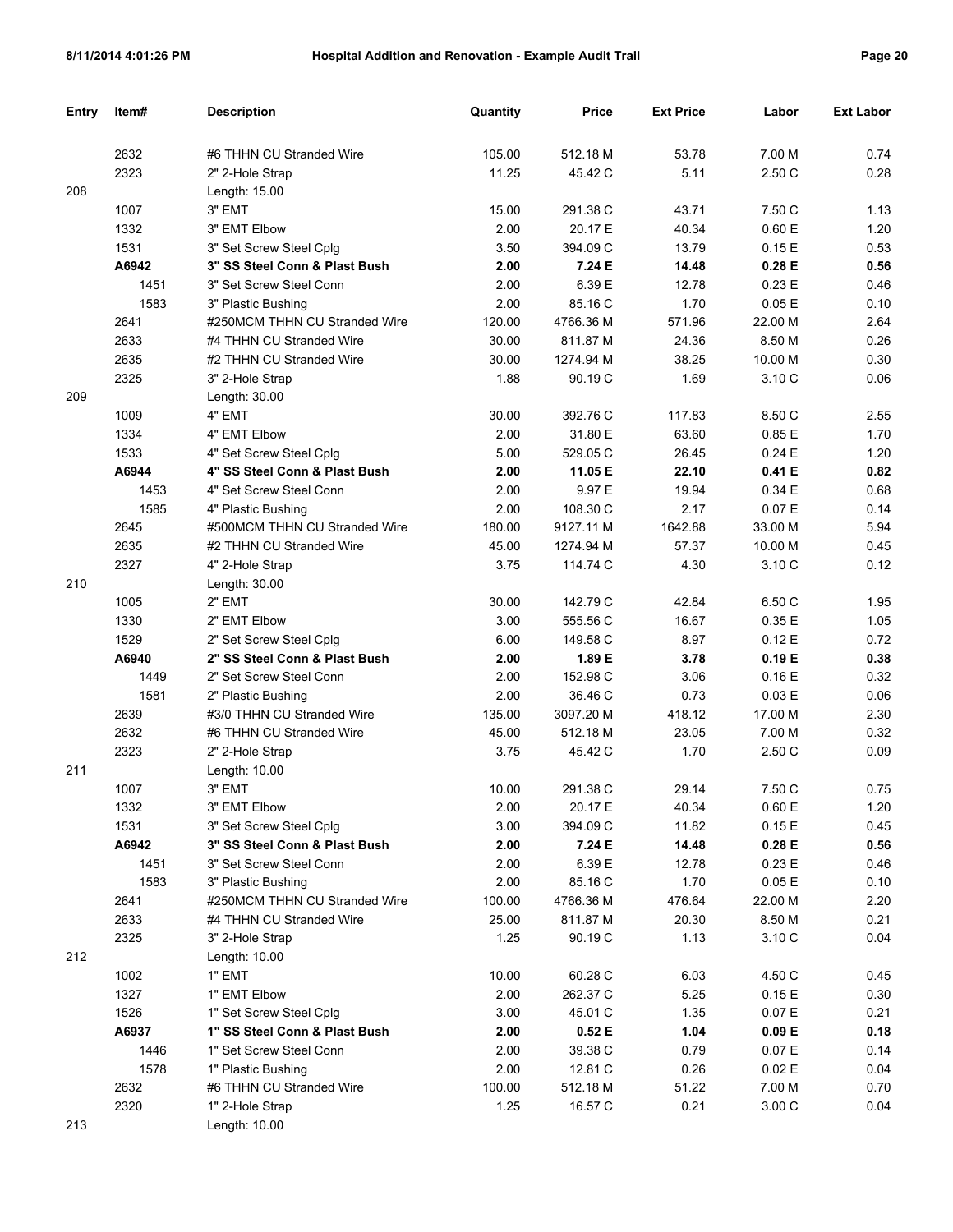| Entry | Item# | Description | Quantity | Price | Ext Price | Labor | Ext Labor |
|---|---|---|---|---|---|---|---|
| | 2632 | #6 THHN CU Stranded Wire | 105.00 | 512.18 M | 53.78 | 7.00 M | 0.74 |
| | 2323 | 2" 2-Hole Strap | 11.25 | 45.42 C | 5.11 | 2.50 C | 0.28 |
| 208 | | Length: 15.00 | | | | | |
| | 1007 | 3" EMT | 15.00 | 291.38 C | 43.71 | 7.50 C | 1.13 |
| | 1332 | 3" EMT Elbow | 2.00 | 20.17 E | 40.34 | 0.60 E | 1.20 |
| | 1531 | 3" Set Screw Steel Cplg | 3.50 | 394.09 C | 13.79 | 0.15 E | 0.53 |
| | **A6942** | **3" SS Steel Conn & Plast Bush** | **2.00** | **7.24 E** | **14.48** | **0.28 E** | **0.56** |
| | 1451 | 3" Set Screw Steel Conn | 2.00 | 6.39 E | 12.78 | 0.23 E | 0.46 |
| | 1583 | 3" Plastic Bushing | 2.00 | 85.16 C | 1.70 | 0.05 E | 0.10 |
| | 2641 | #250MCM THHN CU Stranded Wire | 120.00 | 4766.36 M | 571.96 | 22.00 M | 2.64 |
| | 2633 | #4 THHN CU Stranded Wire | 30.00 | 811.87 M | 24.36 | 8.50 M | 0.26 |
| | 2635 | #2 THHN CU Stranded Wire | 30.00 | 1274.94 M | 38.25 | 10.00 M | 0.30 |
| | 2325 | 3" 2-Hole Strap | 1.88 | 90.19 C | 1.69 | 3.10 C | 0.06 |
| 209 | | Length: 30.00 | | | | | |
| | 1009 | 4" EMT | 30.00 | 392.76 C | 117.83 | 8.50 C | 2.55 |
| | 1334 | 4" EMT Elbow | 2.00 | 31.80 E | 63.60 | 0.85 E | 1.70 |
| | 1533 | 4" Set Screw Steel Cplg | 5.00 | 529.05 C | 26.45 | 0.24 E | 1.20 |
| | **A6944** | **4" SS Steel Conn & Plast Bush** | **2.00** | **11.05 E** | **22.10** | **0.41 E** | **0.82** |
| | 1453 | 4" Set Screw Steel Conn | 2.00 | 9.97 E | 19.94 | 0.34 E | 0.68 |
| | 1585 | 4" Plastic Bushing | 2.00 | 108.30 C | 2.17 | 0.07 E | 0.14 |
| | 2645 | #500MCM THHN CU Stranded Wire | 180.00 | 9127.11 M | 1642.88 | 33.00 M | 5.94 |
| | 2635 | #2 THHN CU Stranded Wire | 45.00 | 1274.94 M | 57.37 | 10.00 M | 0.45 |
| | 2327 | 4" 2-Hole Strap | 3.75 | 114.74 C | 4.30 | 3.10 C | 0.12 |
| 210 | | Length: 30.00 | | | | | |
| | 1005 | 2" EMT | 30.00 | 142.79 C | 42.84 | 6.50 C | 1.95 |
| | 1330 | 2" EMT Elbow | 3.00 | 555.56 C | 16.67 | 0.35 E | 1.05 |
| | 1529 | 2" Set Screw Steel Cplg | 6.00 | 149.58 C | 8.97 | 0.12 E | 0.72 |
| | **A6940** | **2" SS Steel Conn & Plast Bush** | **2.00** | **1.89 E** | **3.78** | **0.19 E** | **0.38** |
| | 1449 | 2" Set Screw Steel Conn | 2.00 | 152.98 C | 3.06 | 0.16 E | 0.32 |
| | 1581 | 2" Plastic Bushing | 2.00 | 36.46 C | 0.73 | 0.03 E | 0.06 |
| | 2639 | #3/0 THHN CU Stranded Wire | 135.00 | 3097.20 M | 418.12 | 17.00 M | 2.30 |
| | 2632 | #6 THHN CU Stranded Wire | 45.00 | 512.18 M | 23.05 | 7.00 M | 0.32 |
| | 2323 | 2" 2-Hole Strap | 3.75 | 45.42 C | 1.70 | 2.50 C | 0.09 |
| 211 | | Length: 10.00 | | | | | |
| | 1007 | 3" EMT | 10.00 | 291.38 C | 29.14 | 7.50 C | 0.75 |
| | 1332 | 3" EMT Elbow | 2.00 | 20.17 E | 40.34 | 0.60 E | 1.20 |
| | 1531 | 3" Set Screw Steel Cplg | 3.00 | 394.09 C | 11.82 | 0.15 E | 0.45 |
| | **A6942** | **3" SS Steel Conn & Plast Bush** | **2.00** | **7.24 E** | **14.48** | **0.28 E** | **0.56** |
| | 1451 | 3" Set Screw Steel Conn | 2.00 | 6.39 E | 12.78 | 0.23 E | 0.46 |
| | 1583 | 3" Plastic Bushing | 2.00 | 85.16 C | 1.70 | 0.05 E | 0.10 |
| | 2641 | #250MCM THHN CU Stranded Wire | 100.00 | 4766.36 M | 476.64 | 22.00 M | 2.20 |
| | 2633 | #4 THHN CU Stranded Wire | 25.00 | 811.87 M | 20.30 | 8.50 M | 0.21 |
| | 2325 | 3" 2-Hole Strap | 1.25 | 90.19 C | 1.13 | 3.10 C | 0.04 |
| 212 | | Length: 10.00 | | | | | |
| | 1002 | 1" EMT | 10.00 | 60.28 C | 6.03 | 4.50 C | 0.45 |
| | 1327 | 1" EMT Elbow | 2.00 | 262.37 C | 5.25 | 0.15 E | 0.30 |
| | 1526 | 1" Set Screw Steel Cplg | 3.00 | 45.01 C | 1.35 | 0.07 E | 0.21 |
| | **A6937** | **1" SS Steel Conn & Plast Bush** | **2.00** | **0.52 E** | **1.04** | **0.09 E** | **0.18** |
| | 1446 | 1" Set Screw Steel Conn | 2.00 | 39.38 C | 0.79 | 0.07 E | 0.14 |
| | 1578 | 1" Plastic Bushing | 2.00 | 12.81 C | 0.26 | 0.02 E | 0.04 |
| | 2632 | #6 THHN CU Stranded Wire | 100.00 | 512.18 M | 51.22 | 7.00 M | 0.70 |
| | 2320 | 1" 2-Hole Strap | 1.25 | 16.57 C | 0.21 | 3.00 C | 0.04 |
| 213 | | Length: 10.00 | | | | | |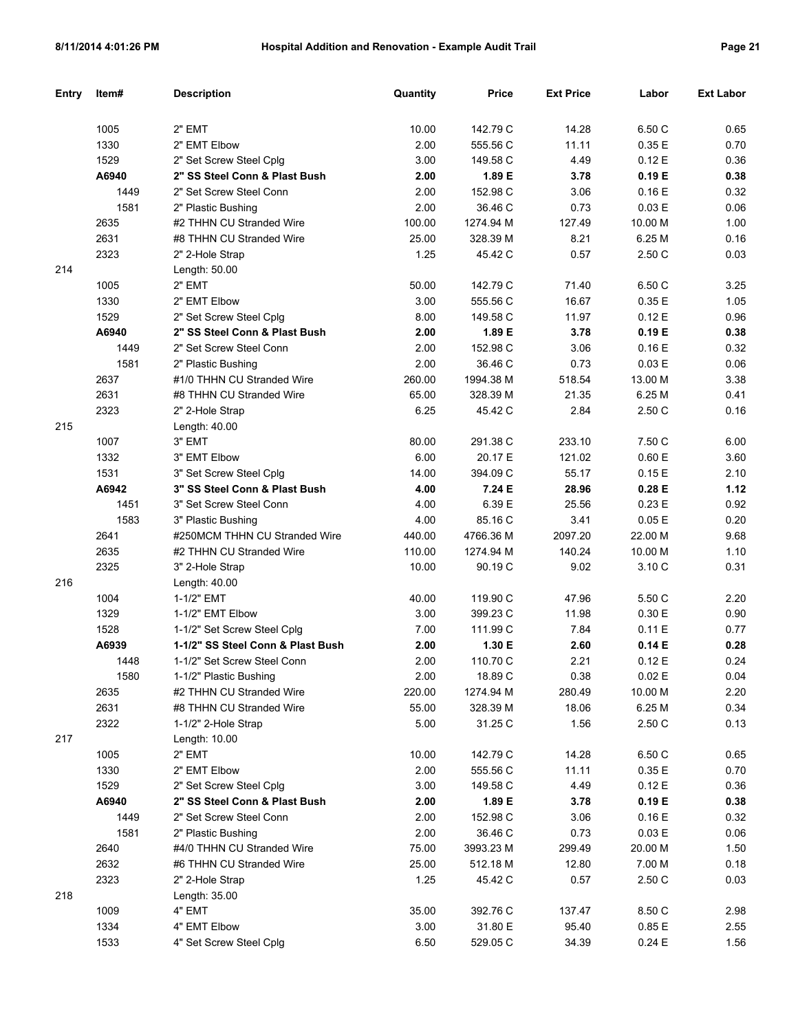| Entry | Item# | Description | Quantity | Price | Ext Price | Labor | Ext Labor |
|---|---|---|---|---|---|---|---|
| | 1005 | 2" EMT | 10.00 | 142.79 C | 14.28 | 6.50 C | 0.65 |
| | 1330 | 2" EMT Elbow | 2.00 | 555.56 C | 11.11 | 0.35 E | 0.70 |
| | 1529 | 2" Set Screw Steel Cplg | 3.00 | 149.58 C | 4.49 | 0.12 E | 0.36 |
| | **A6940** | **2" SS Steel Conn & Plast Bush** | **2.00** | **1.89 E** | **3.78** | **0.19 E** | **0.38** |
| | 1449 | 2" Set Screw Steel Conn | 2.00 | 152.98 C | 3.06 | 0.16 E | 0.32 |
| | 1581 | 2" Plastic Bushing | 2.00 | 36.46 C | 0.73 | 0.03 E | 0.06 |
| | 2635 | #2 THHN CU Stranded Wire | 100.00 | 1274.94 M | 127.49 | 10.00 M | 1.00 |
| | 2631 | #8 THHN CU Stranded Wire | 25.00 | 328.39 M | 8.21 | 6.25 M | 0.16 |
| | 2323 | 2" 2-Hole Strap | 1.25 | 45.42 C | 0.57 | 2.50 C | 0.03 |
| 214 | | Length: 50.00 | | | | | |
| | 1005 | 2" EMT | 50.00 | 142.79 C | 71.40 | 6.50 C | 3.25 |
| | 1330 | 2" EMT Elbow | 3.00 | 555.56 C | 16.67 | 0.35 E | 1.05 |
| | 1529 | 2" Set Screw Steel Cplg | 8.00 | 149.58 C | 11.97 | 0.12 E | 0.96 |
| | **A6940** | **2" SS Steel Conn & Plast Bush** | **2.00** | **1.89 E** | **3.78** | **0.19 E** | **0.38** |
| | 1449 | 2" Set Screw Steel Conn | 2.00 | 152.98 C | 3.06 | 0.16 E | 0.32 |
| | 1581 | 2" Plastic Bushing | 2.00 | 36.46 C | 0.73 | 0.03 E | 0.06 |
| | 2637 | #1/0 THHN CU Stranded Wire | 260.00 | 1994.38 M | 518.54 | 13.00 M | 3.38 |
| | 2631 | #8 THHN CU Stranded Wire | 65.00 | 328.39 M | 21.35 | 6.25 M | 0.41 |
| | 2323 | 2" 2-Hole Strap | 6.25 | 45.42 C | 2.84 | 2.50 C | 0.16 |
| 215 | | Length: 40.00 | | | | | |
| | 1007 | 3" EMT | 80.00 | 291.38 C | 233.10 | 7.50 C | 6.00 |
| | 1332 | 3" EMT Elbow | 6.00 | 20.17 E | 121.02 | 0.60 E | 3.60 |
| | 1531 | 3" Set Screw Steel Cplg | 14.00 | 394.09 C | 55.17 | 0.15 E | 2.10 |
| | **A6942** | **3" SS Steel Conn & Plast Bush** | **4.00** | **7.24 E** | **28.96** | **0.28 E** | **1.12** |
| | 1451 | 3" Set Screw Steel Conn | 4.00 | 6.39 E | 25.56 | 0.23 E | 0.92 |
| | 1583 | 3" Plastic Bushing | 4.00 | 85.16 C | 3.41 | 0.05 E | 0.20 |
| | 2641 | #250MCM THHN CU Stranded Wire | 440.00 | 4766.36 M | 2097.20 | 22.00 M | 9.68 |
| | 2635 | #2 THHN CU Stranded Wire | 110.00 | 1274.94 M | 140.24 | 10.00 M | 1.10 |
| | 2325 | 3" 2-Hole Strap | 10.00 | 90.19 C | 9.02 | 3.10 C | 0.31 |
| 216 | | Length: 40.00 | | | | | |
| | 1004 | 1-1/2" EMT | 40.00 | 119.90 C | 47.96 | 5.50 C | 2.20 |
| | 1329 | 1-1/2" EMT Elbow | 3.00 | 399.23 C | 11.98 | 0.30 E | 0.90 |
| | 1528 | 1-1/2" Set Screw Steel Cplg | 7.00 | 111.99 C | 7.84 | 0.11 E | 0.77 |
| | **A6939** | **1-1/2" SS Steel Conn & Plast Bush** | **2.00** | **1.30 E** | **2.60** | **0.14 E** | **0.28** |
| | 1448 | 1-1/2" Set Screw Steel Conn | 2.00 | 110.70 C | 2.21 | 0.12 E | 0.24 |
| | 1580 | 1-1/2" Plastic Bushing | 2.00 | 18.89 C | 0.38 | 0.02 E | 0.04 |
| | 2635 | #2 THHN CU Stranded Wire | 220.00 | 1274.94 M | 280.49 | 10.00 M | 2.20 |
| | 2631 | #8 THHN CU Stranded Wire | 55.00 | 328.39 M | 18.06 | 6.25 M | 0.34 |
| | 2322 | 1-1/2" 2-Hole Strap | 5.00 | 31.25 C | 1.56 | 2.50 C | 0.13 |
| 217 | | Length: 10.00 | | | | | |
| | 1005 | 2" EMT | 10.00 | 142.79 C | 14.28 | 6.50 C | 0.65 |
| | 1330 | 2" EMT Elbow | 2.00 | 555.56 C | 11.11 | 0.35 E | 0.70 |
| | 1529 | 2" Set Screw Steel Cplg | 3.00 | 149.58 C | 4.49 | 0.12 E | 0.36 |
| | **A6940** | **2" SS Steel Conn & Plast Bush** | **2.00** | **1.89 E** | **3.78** | **0.19 E** | **0.38** |
| | 1449 | 2" Set Screw Steel Conn | 2.00 | 152.98 C | 3.06 | 0.16 E | 0.32 |
| | 1581 | 2" Plastic Bushing | 2.00 | 36.46 C | 0.73 | 0.03 E | 0.06 |
| | 2640 | #4/0 THHN CU Stranded Wire | 75.00 | 3993.23 M | 299.49 | 20.00 M | 1.50 |
| | 2632 | #6 THHN CU Stranded Wire | 25.00 | 512.18 M | 12.80 | 7.00 M | 0.18 |
| | 2323 | 2" 2-Hole Strap | 1.25 | 45.42 C | 0.57 | 2.50 C | 0.03 |
| 218 | | Length: 35.00 | | | | | |
| | 1009 | 4" EMT | 35.00 | 392.76 C | 137.47 | 8.50 C | 2.98 |
| | 1334 | 4" EMT Elbow | 3.00 | 31.80 E | 95.40 | 0.85 E | 2.55 |
| | 1533 | 4" Set Screw Steel Cplg | 6.50 | 529.05 C | 34.39 | 0.24 E | 1.56 |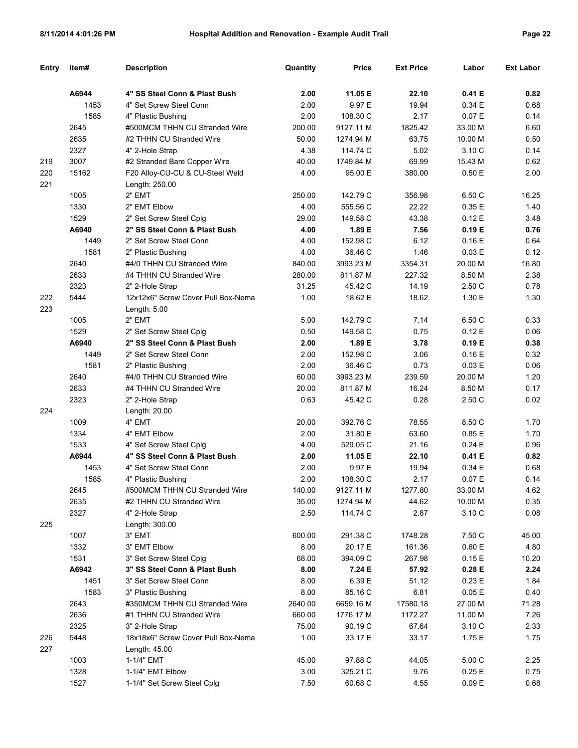| Entry | Item# | Description | Quantity | Price | Ext Price | Labor | Ext Labor |
|---|---|---|---|---|---|---|---|
| | **A6944** | **4" SS Steel Conn & Plast Bush** | **2.00** | **11.05 E** | **22.10** | **0.41 E** | **0.82** |
| | 1453 | 4" Set Screw Steel Conn | 2.00 | 9.97 E | 19.94 | 0.34 E | 0.68 |
| | 1585 | 4" Plastic Bushing | 2.00 | 108.30 C | 2.17 | 0.07 E | 0.14 |
| | 2645 | #500MCM THHN CU Stranded Wire | 200.00 | 9127.11 M | 1825.42 | 33.00 M | 6.60 |
| | 2635 | #2 THHN CU Stranded Wire | 50.00 | 1274.94 M | 63.75 | 10.00 M | 0.50 |
| | 2327 | 4" 2-Hole Strap | 4.38 | 114.74 C | 5.02 | 3.10 C | 0.14 |
| 219 | 3007 | #2 Stranded Bare Copper Wire | 40.00 | 1749.84 M | 69.99 | 15.43 M | 0.62 |
| 220 | 15162 | F20 Alloy-CU-CU & CU-Steel Weld | 4.00 | 95.00 E | 380.00 | 0.50 E | 2.00 |
| 221 | | Length: 250.00 | | | | | |
| | 1005 | 2" EMT | 250.00 | 142.79 C | 356.98 | 6.50 C | 16.25 |
| | 1330 | 2" EMT Elbow | 4.00 | 555.56 C | 22.22 | 0.35 E | 1.40 |
| | 1529 | 2" Set Screw Steel Cplg | 29.00 | 149.58 C | 43.38 | 0.12 E | 3.48 |
| | **A6940** | **2" SS Steel Conn & Plast Bush** | **4.00** | **1.89 E** | **7.56** | **0.19 E** | **0.76** |
| | 1449 | 2" Set Screw Steel Conn | 4.00 | 152.98 C | 6.12 | 0.16 E | 0.64 |
| | 1581 | 2" Plastic Bushing | 4.00 | 36.46 C | 1.46 | 0.03 E | 0.12 |
| | 2640 | #4/0 THHN CU Stranded Wire | 840.00 | 3993.23 M | 3354.31 | 20.00 M | 16.80 |
| | 2633 | #4 THHN CU Stranded Wire | 280.00 | 811.87 M | 227.32 | 8.50 M | 2.38 |
| | 2323 | 2" 2-Hole Strap | 31.25 | 45.42 C | 14.19 | 2.50 C | 0.78 |
| 222 | 5444 | 12x12x6" Screw Cover Pull Box-Nema | 1.00 | 18.62 E | 18.62 | 1.30 E | 1.30 |
| 223 | | Length: 5.00 | | | | | |
| | 1005 | 2" EMT | 5.00 | 142.79 C | 7.14 | 6.50 C | 0.33 |
| | 1529 | 2" Set Screw Steel Cplg | 0.50 | 149.58 C | 0.75 | 0.12 E | 0.06 |
| | **A6940** | **2" SS Steel Conn & Plast Bush** | **2.00** | **1.89 E** | **3.78** | **0.19 E** | **0.38** |
| | 1449 | 2" Set Screw Steel Conn | 2.00 | 152.98 C | 3.06 | 0.16 E | 0.32 |
| | 1581 | 2" Plastic Bushing | 2.00 | 36.46 C | 0.73 | 0.03 E | 0.06 |
| | 2640 | #4/0 THHN CU Stranded Wire | 60.00 | 3993.23 M | 239.59 | 20.00 M | 1.20 |
| | 2633 | #4 THHN CU Stranded Wire | 20.00 | 811.87 M | 16.24 | 8.50 M | 0.17 |
| | 2323 | 2" 2-Hole Strap | 0.63 | 45.42 C | 0.28 | 2.50 C | 0.02 |
| 224 | | Length: 20.00 | | | | | |
| | 1009 | 4" EMT | 20.00 | 392.76 C | 78.55 | 8.50 C | 1.70 |
| | 1334 | 4" EMT Elbow | 2.00 | 31.80 E | 63.60 | 0.85 E | 1.70 |
| | 1533 | 4" Set Screw Steel Cplg | 4.00 | 529.05 C | 21.16 | 0.24 E | 0.96 |
| | **A6944** | **4" SS Steel Conn & Plast Bush** | **2.00** | **11.05 E** | **22.10** | **0.41 E** | **0.82** |
| | 1453 | 4" Set Screw Steel Conn | 2.00 | 9.97 E | 19.94 | 0.34 E | 0.68 |
| | 1585 | 4" Plastic Bushing | 2.00 | 108.30 C | 2.17 | 0.07 E | 0.14 |
| | 2645 | #500MCM THHN CU Stranded Wire | 140.00 | 9127.11 M | 1277.80 | 33.00 M | 4.62 |
| | 2635 | #2 THHN CU Stranded Wire | 35.00 | 1274.94 M | 44.62 | 10.00 M | 0.35 |
| | 2327 | 4" 2-Hole Strap | 2.50 | 114.74 C | 2.87 | 3.10 C | 0.08 |
| 225 | | Length: 300.00 | | | | | |
| | 1007 | 3" EMT | 600.00 | 291.38 C | 1748.28 | 7.50 C | 45.00 |
| | 1332 | 3" EMT Elbow | 8.00 | 20.17 E | 161.36 | 0.60 E | 4.80 |
| | 1531 | 3" Set Screw Steel Cplg | 68.00 | 394.09 C | 267.98 | 0.15 E | 10.20 |
| | **A6942** | **3" SS Steel Conn & Plast Bush** | **8.00** | **7.24 E** | **57.92** | **0.28 E** | **2.24** |
| | 1451 | 3" Set Screw Steel Conn | 8.00 | 6.39 E | 51.12 | 0.23 E | 1.84 |
| | 1583 | 3" Plastic Bushing | 8.00 | 85.16 C | 6.81 | 0.05 E | 0.40 |
| | 2643 | #350MCM THHN CU Stranded Wire | 2640.00 | 6659.16 M | 17580.18 | 27.00 M | 71.28 |
| | 2636 | #1 THHN CU Stranded Wire | 660.00 | 1776.17 M | 1172.27 | 11.00 M | 7.26 |
| | 2325 | 3" 2-Hole Strap | 75.00 | 90.19 C | 67.64 | 3.10 C | 2.33 |
| 226 | 5448 | 18x18x6" Screw Cover Pull Box-Nema | 1.00 | 33.17 E | 33.17 | 1.75 E | 1.75 |
| 227 | | Length: 45.00 | | | | | |
| | 1003 | 1-1/4" EMT | 45.00 | 97.88 C | 44.05 | 5.00 C | 2.25 |
| | 1328 | 1-1/4" EMT Elbow | 3.00 | 325.21 C | 9.76 | 0.25 E | 0.75 |
| | 1527 | 1-1/4" Set Screw Steel Cplg | 7.50 | 60.68 C | 4.55 | 0.09 E | 0.68 |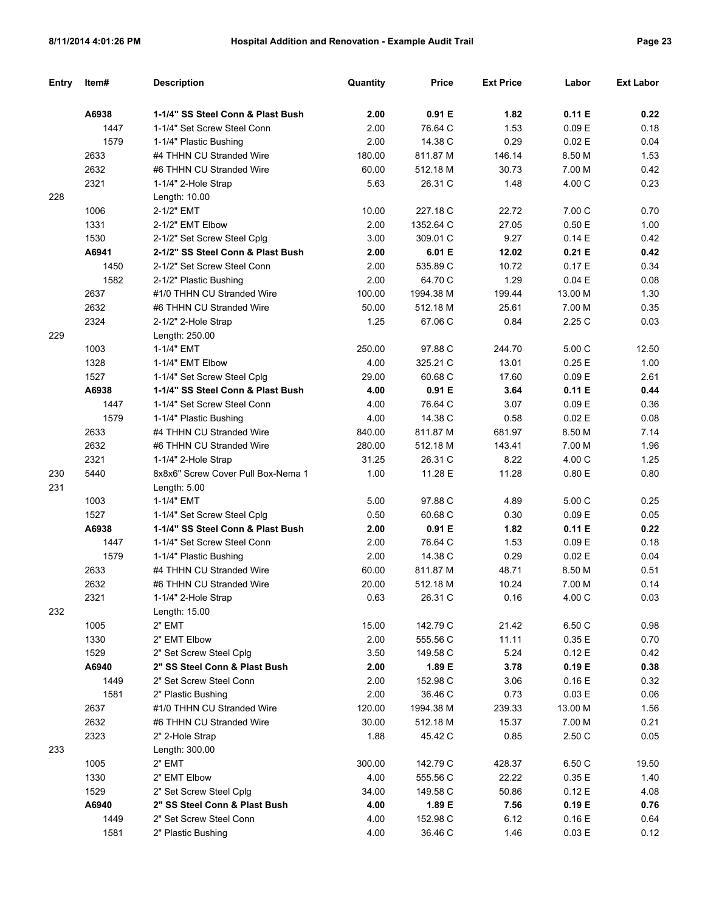| Entry | Item# | Description | Quantity | Price | Ext Price | Labor | Ext Labor |
|---|---|---|---|---|---|---|---|
| | **A6938** | **1-1/4" SS Steel Conn & Plast Bush** | **2.00** | **0.91 E** | **1.82** | **0.11 E** | **0.22** |
| | 1447 | 1-1/4" Set Screw Steel Conn | 2.00 | 76.64 C | 1.53 | 0.09 E | 0.18 |
| | 1579 | 1-1/4" Plastic Bushing | 2.00 | 14.38 C | 0.29 | 0.02 E | 0.04 |
| | 2633 | #4 THHN CU Stranded Wire | 180.00 | 811.87 M | 146.14 | 8.50 M | 1.53 |
| | 2632 | #6 THHN CU Stranded Wire | 60.00 | 512.18 M | 30.73 | 7.00 M | 0.42 |
| | 2321 | 1-1/4" 2-Hole Strap | 5.63 | 26.31 C | 1.48 | 4.00 C | 0.23 |
| 228 | | Length: 10.00 | | | | | |
| | 1006 | 2-1/2" EMT | 10.00 | 227.18 C | 22.72 | 7.00 C | 0.70 |
| | 1331 | 2-1/2" EMT Elbow | 2.00 | 1352.64 C | 27.05 | 0.50 E | 1.00 |
| | 1530 | 2-1/2" Set Screw Steel Cplg | 3.00 | 309.01 C | 9.27 | 0.14 E | 0.42 |
| | **A6941** | **2-1/2" SS Steel Conn & Plast Bush** | **2.00** | **6.01 E** | **12.02** | **0.21 E** | **0.42** |
| | 1450 | 2-1/2" Set Screw Steel Conn | 2.00 | 535.89 C | 10.72 | 0.17 E | 0.34 |
| | 1582 | 2-1/2" Plastic Bushing | 2.00 | 64.70 C | 1.29 | 0.04 E | 0.08 |
| | 2637 | #1/0 THHN CU Stranded Wire | 100.00 | 1994.38 M | 199.44 | 13.00 M | 1.30 |
| | 2632 | #6 THHN CU Stranded Wire | 50.00 | 512.18 M | 25.61 | 7.00 M | 0.35 |
| | 2324 | 2-1/2" 2-Hole Strap | 1.25 | 67.06 C | 0.84 | 2.25 C | 0.03 |
| 229 | | Length: 250.00 | | | | | |
| | 1003 | 1-1/4" EMT | 250.00 | 97.88 C | 244.70 | 5.00 C | 12.50 |
| | 1328 | 1-1/4" EMT Elbow | 4.00 | 325.21 C | 13.01 | 0.25 E | 1.00 |
| | 1527 | 1-1/4" Set Screw Steel Cplg | 29.00 | 60.68 C | 17.60 | 0.09 E | 2.61 |
| | **A6938** | **1-1/4" SS Steel Conn & Plast Bush** | **4.00** | **0.91 E** | **3.64** | **0.11 E** | **0.44** |
| | 1447 | 1-1/4" Set Screw Steel Conn | 4.00 | 76.64 C | 3.07 | 0.09 E | 0.36 |
| | 1579 | 1-1/4" Plastic Bushing | 4.00 | 14.38 C | 0.58 | 0.02 E | 0.08 |
| | 2633 | #4 THHN CU Stranded Wire | 840.00 | 811.87 M | 681.97 | 8.50 M | 7.14 |
| | 2632 | #6 THHN CU Stranded Wire | 280.00 | 512.18 M | 143.41 | 7.00 M | 1.96 |
| | 2321 | 1-1/4" 2-Hole Strap | 31.25 | 26.31 C | 8.22 | 4.00 C | 1.25 |
| 230 | 5440 | 8x8x6" Screw Cover Pull Box-Nema 1 | 1.00 | 11.28 E | 11.28 | 0.80 E | 0.80 |
| 231 | | Length: 5.00 | | | | | |
| | 1003 | 1-1/4" EMT | 5.00 | 97.88 C | 4.89 | 5.00 C | 0.25 |
| | 1527 | 1-1/4" Set Screw Steel Cplg | 0.50 | 60.68 C | 0.30 | 0.09 E | 0.05 |
| | **A6938** | **1-1/4" SS Steel Conn & Plast Bush** | **2.00** | **0.91 E** | **1.82** | **0.11 E** | **0.22** |
| | 1447 | 1-1/4" Set Screw Steel Conn | 2.00 | 76.64 C | 1.53 | 0.09 E | 0.18 |
| | 1579 | 1-1/4" Plastic Bushing | 2.00 | 14.38 C | 0.29 | 0.02 E | 0.04 |
| | 2633 | #4 THHN CU Stranded Wire | 60.00 | 811.87 M | 48.71 | 8.50 M | 0.51 |
| | 2632 | #6 THHN CU Stranded Wire | 20.00 | 512.18 M | 10.24 | 7.00 M | 0.14 |
| | 2321 | 1-1/4" 2-Hole Strap | 0.63 | 26.31 C | 0.16 | 4.00 C | 0.03 |
| 232 | | Length: 15.00 | | | | | |
| | 1005 | 2" EMT | 15.00 | 142.79 C | 21.42 | 6.50 C | 0.98 |
| | 1330 | 2" EMT Elbow | 2.00 | 555.56 C | 11.11 | 0.35 E | 0.70 |
| | 1529 | 2" Set Screw Steel Cplg | 3.50 | 149.58 C | 5.24 | 0.12 E | 0.42 |
| | **A6940** | **2" SS Steel Conn & Plast Bush** | **2.00** | **1.89 E** | **3.78** | **0.19 E** | **0.38** |
| | 1449 | 2" Set Screw Steel Conn | 2.00 | 152.98 C | 3.06 | 0.16 E | 0.32 |
| | 1581 | 2" Plastic Bushing | 2.00 | 36.46 C | 0.73 | 0.03 E | 0.06 |
| | 2637 | #1/0 THHN CU Stranded Wire | 120.00 | 1994.38 M | 239.33 | 13.00 M | 1.56 |
| | 2632 | #6 THHN CU Stranded Wire | 30.00 | 512.18 M | 15.37 | 7.00 M | 0.21 |
| | 2323 | 2" 2-Hole Strap | 1.88 | 45.42 C | 0.85 | 2.50 C | 0.05 |
| 233 | | Length: 300.00 | | | | | |
| | 1005 | 2" EMT | 300.00 | 142.79 C | 428.37 | 6.50 C | 19.50 |
| | 1330 | 2" EMT Elbow | 4.00 | 555.56 C | 22.22 | 0.35 E | 1.40 |
| | 1529 | 2" Set Screw Steel Cplg | 34.00 | 149.58 C | 50.86 | 0.12 E | 4.08 |
| | **A6940** | **2" SS Steel Conn & Plast Bush** | **4.00** | **1.89 E** | **7.56** | **0.19 E** | **0.76** |
| | 1449 | 2" Set Screw Steel Conn | 4.00 | 152.98 C | 6.12 | 0.16 E | 0.64 |
| | 1581 | 2" Plastic Bushing | 4.00 | 36.46 C | 1.46 | 0.03 E | 0.12 |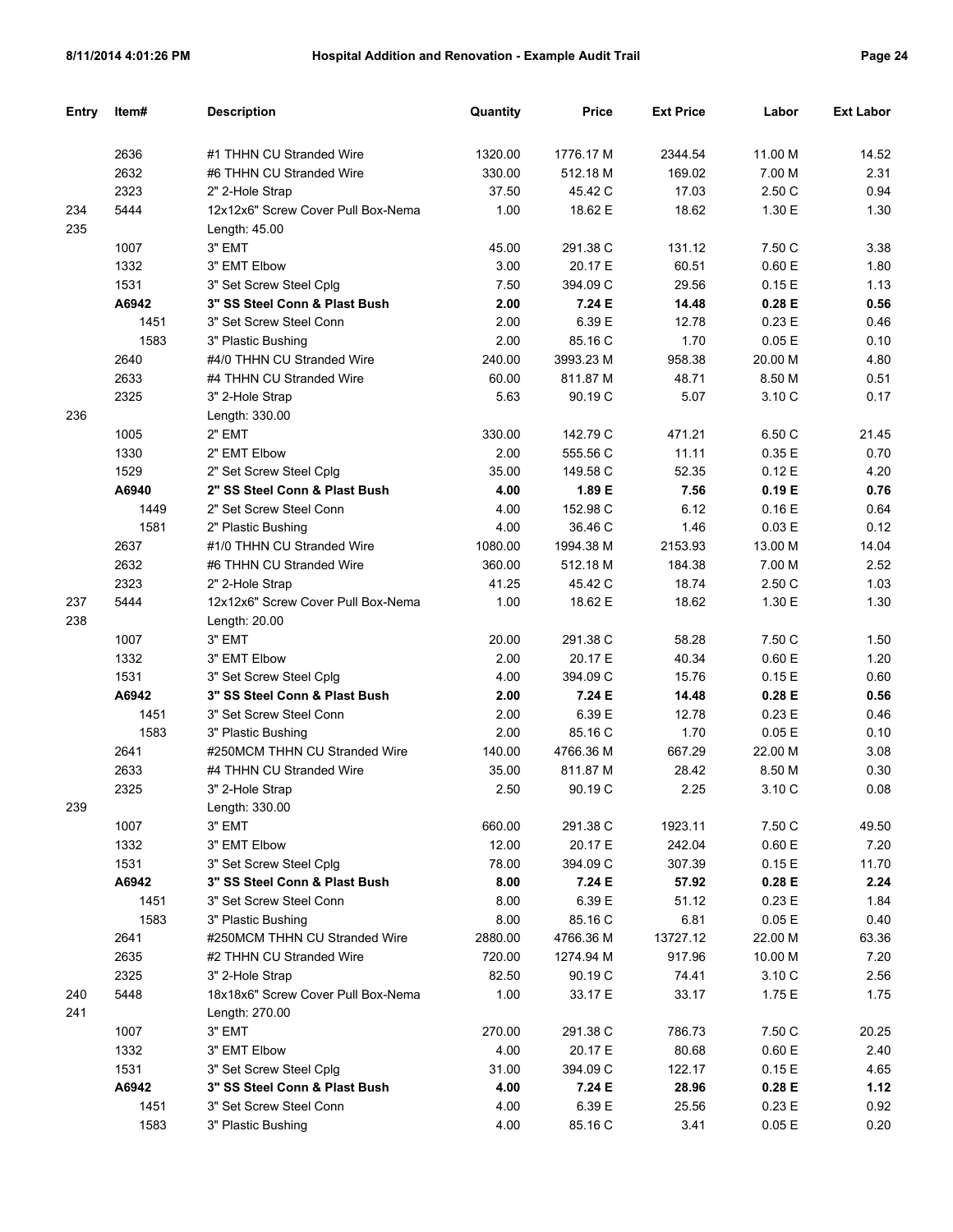| Entry | Item# | Description | Quantity | Price | Ext Price | Labor | Ext Labor |
|---|---|---|---|---|---|---|---|
| | 2636 | #1 THHN CU Stranded Wire | 1320.00 | 1776.17 M | 2344.54 | 11.00 M | 14.52 |
| | 2632 | #6 THHN CU Stranded Wire | 330.00 | 512.18 M | 169.02 | 7.00 M | 2.31 |
| | 2323 | 2" 2-Hole Strap | 37.50 | 45.42 C | 17.03 | 2.50 C | 0.94 |
| 234 | 5444 | 12x12x6" Screw Cover Pull Box-Nema | 1.00 | 18.62 E | 18.62 | 1.30 E | 1.30 |
| 235 | | Length: 45.00 | | | | | |
| | 1007 | 3" EMT | 45.00 | 291.38 C | 131.12 | 7.50 C | 3.38 |
| | 1332 | 3" EMT Elbow | 3.00 | 20.17 E | 60.51 | 0.60 E | 1.80 |
| | 1531 | 3" Set Screw Steel Cplg | 7.50 | 394.09 C | 29.56 | 0.15 E | 1.13 |
| | **A6942** | **3" SS Steel Conn & Plast Bush** | **2.00** | **7.24 E** | **14.48** | **0.28 E** | **0.56** |
| | 1451 | 3" Set Screw Steel Conn | 2.00 | 6.39 E | 12.78 | 0.23 E | 0.46 |
| | 1583 | 3" Plastic Bushing | 2.00 | 85.16 C | 1.70 | 0.05 E | 0.10 |
| | 2640 | #4/0 THHN CU Stranded Wire | 240.00 | 3993.23 M | 958.38 | 20.00 M | 4.80 |
| | 2633 | #4 THHN CU Stranded Wire | 60.00 | 811.87 M | 48.71 | 8.50 M | 0.51 |
| | 2325 | 3" 2-Hole Strap | 5.63 | 90.19 C | 5.07 | 3.10 C | 0.17 |
| 236 | | Length: 330.00 | | | | | |
| | 1005 | 2" EMT | 330.00 | 142.79 C | 471.21 | 6.50 C | 21.45 |
| | 1330 | 2" EMT Elbow | 2.00 | 555.56 C | 11.11 | 0.35 E | 0.70 |
| | 1529 | 2" Set Screw Steel Cplg | 35.00 | 149.58 C | 52.35 | 0.12 E | 4.20 |
| | **A6940** | **2" SS Steel Conn & Plast Bush** | **4.00** | **1.89 E** | **7.56** | **0.19 E** | **0.76** |
| | 1449 | 2" Set Screw Steel Conn | 4.00 | 152.98 C | 6.12 | 0.16 E | 0.64 |
| | 1581 | 2" Plastic Bushing | 4.00 | 36.46 C | 1.46 | 0.03 E | 0.12 |
| | 2637 | #1/0 THHN CU Stranded Wire | 1080.00 | 1994.38 M | 2153.93 | 13.00 M | 14.04 |
| | 2632 | #6 THHN CU Stranded Wire | 360.00 | 512.18 M | 184.38 | 7.00 M | 2.52 |
| | 2323 | 2" 2-Hole Strap | 41.25 | 45.42 C | 18.74 | 2.50 C | 1.03 |
| 237 | 5444 | 12x12x6" Screw Cover Pull Box-Nema | 1.00 | 18.62 E | 18.62 | 1.30 E | 1.30 |
| 238 | | Length: 20.00 | | | | | |
| | 1007 | 3" EMT | 20.00 | 291.38 C | 58.28 | 7.50 C | 1.50 |
| | 1332 | 3" EMT Elbow | 2.00 | 20.17 E | 40.34 | 0.60 E | 1.20 |
| | 1531 | 3" Set Screw Steel Cplg | 4.00 | 394.09 C | 15.76 | 0.15 E | 0.60 |
| | **A6942** | **3" SS Steel Conn & Plast Bush** | **2.00** | **7.24 E** | **14.48** | **0.28 E** | **0.56** |
| | 1451 | 3" Set Screw Steel Conn | 2.00 | 6.39 E | 12.78 | 0.23 E | 0.46 |
| | 1583 | 3" Plastic Bushing | 2.00 | 85.16 C | 1.70 | 0.05 E | 0.10 |
| | 2641 | #250MCM THHN CU Stranded Wire | 140.00 | 4766.36 M | 667.29 | 22.00 M | 3.08 |
| | 2633 | #4 THHN CU Stranded Wire | 35.00 | 811.87 M | 28.42 | 8.50 M | 0.30 |
| | 2325 | 3" 2-Hole Strap | 2.50 | 90.19 C | 2.25 | 3.10 C | 0.08 |
| 239 | | Length: 330.00 | | | | | |
| | 1007 | 3" EMT | 660.00 | 291.38 C | 1923.11 | 7.50 C | 49.50 |
| | 1332 | 3" EMT Elbow | 12.00 | 20.17 E | 242.04 | 0.60 E | 7.20 |
| | 1531 | 3" Set Screw Steel Cplg | 78.00 | 394.09 C | 307.39 | 0.15 E | 11.70 |
| | **A6942** | **3" SS Steel Conn & Plast Bush** | **8.00** | **7.24 E** | **57.92** | **0.28 E** | **2.24** |
| | 1451 | 3" Set Screw Steel Conn | 8.00 | 6.39 E | 51.12 | 0.23 E | 1.84 |
| | 1583 | 3" Plastic Bushing | 8.00 | 85.16 C | 6.81 | 0.05 E | 0.40 |
| | 2641 | #250MCM THHN CU Stranded Wire | 2880.00 | 4766.36 M | 13727.12 | 22.00 M | 63.36 |
| | 2635 | #2 THHN CU Stranded Wire | 720.00 | 1274.94 M | 917.96 | 10.00 M | 7.20 |
| | 2325 | 3" 2-Hole Strap | 82.50 | 90.19 C | 74.41 | 3.10 C | 2.56 |
| 240 | 5448 | 18x18x6" Screw Cover Pull Box-Nema | 1.00 | 33.17 E | 33.17 | 1.75 E | 1.75 |
| 241 | | Length: 270.00 | | | | | |
| | 1007 | 3" EMT | 270.00 | 291.38 C | 786.73 | 7.50 C | 20.25 |
| | 1332 | 3" EMT Elbow | 4.00 | 20.17 E | 80.68 | 0.60 E | 2.40 |
| | 1531 | 3" Set Screw Steel Cplg | 31.00 | 394.09 C | 122.17 | 0.15 E | 4.65 |
| | **A6942** | **3" SS Steel Conn & Plast Bush** | **4.00** | **7.24 E** | **28.96** | **0.28 E** | **1.12** |
| | 1451 | 3" Set Screw Steel Conn | 4.00 | 6.39 E | 25.56 | 0.23 E | 0.92 |
| | 1583 | 3" Plastic Bushing | 4.00 | 85.16 C | 3.41 | 0.05 E | 0.20 |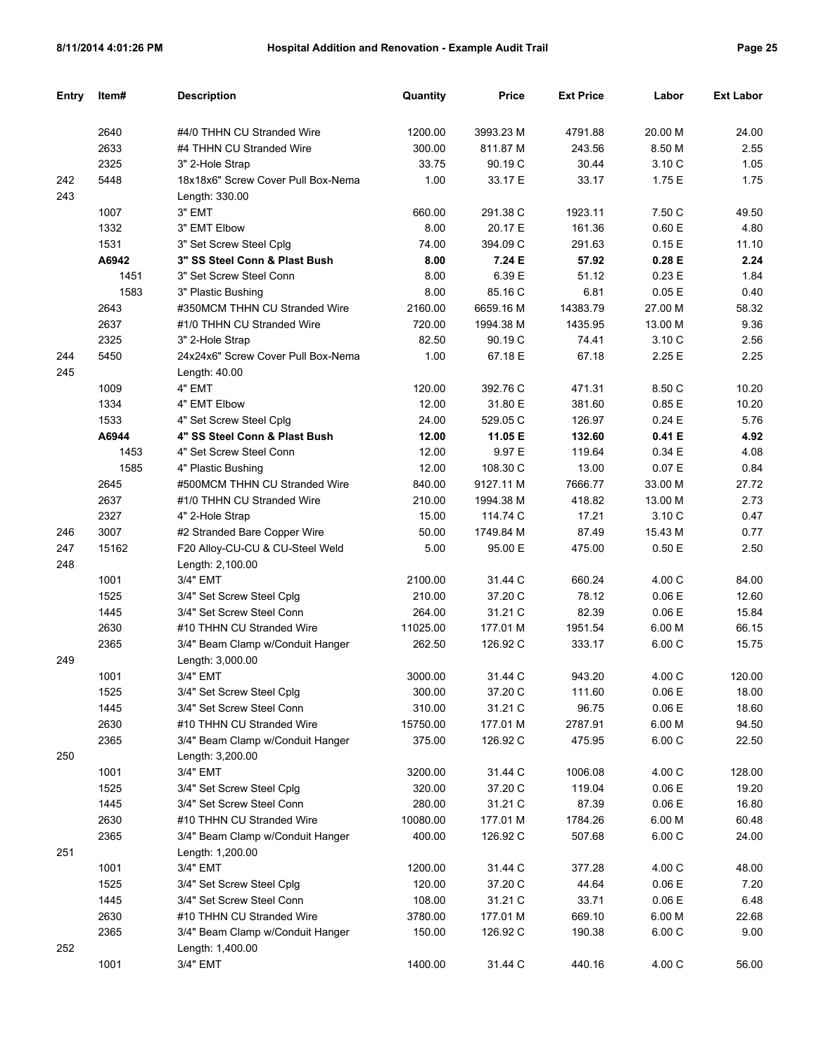| Entry | Item# | Description | Quantity | Price | Ext Price | Labor | Ext Labor |
|---|---|---|---|---|---|---|---|
| | 2640 | #4/0 THHN CU Stranded Wire | 1200.00 | 3993.23 M | 4791.88 | 20.00 M | 24.00 |
| | 2633 | #4 THHN CU Stranded Wire | 300.00 | 811.87 M | 243.56 | 8.50 M | 2.55 |
| | 2325 | 3" 2-Hole Strap | 33.75 | 90.19 C | 30.44 | 3.10 C | 1.05 |
| 242 | 5448 | 18x18x6" Screw Cover Pull Box-Nema | 1.00 | 33.17 E | 33.17 | 1.75 E | 1.75 |
| 243 | | Length: 330.00 | | | | | |
| | 1007 | 3" EMT | 660.00 | 291.38 C | 1923.11 | 7.50 C | 49.50 |
| | 1332 | 3" EMT Elbow | 8.00 | 20.17 E | 161.36 | 0.60 E | 4.80 |
| | 1531 | 3" Set Screw Steel Cplg | 74.00 | 394.09 C | 291.63 | 0.15 E | 11.10 |
| | **A6942** | **3" SS Steel Conn & Plast Bush** | **8.00** | **7.24 E** | **57.92** | **0.28 E** | **2.24** |
| | 1451 | 3" Set Screw Steel Conn | 8.00 | 6.39 E | 51.12 | 0.23 E | 1.84 |
| | 1583 | 3" Plastic Bushing | 8.00 | 85.16 C | 6.81 | 0.05 E | 0.40 |
| | 2643 | #350MCM THHN CU Stranded Wire | 2160.00 | 6659.16 M | 14383.79 | 27.00 M | 58.32 |
| | 2637 | #1/0 THHN CU Stranded Wire | 720.00 | 1994.38 M | 1435.95 | 13.00 M | 9.36 |
| | 2325 | 3" 2-Hole Strap | 82.50 | 90.19 C | 74.41 | 3.10 C | 2.56 |
| 244 | 5450 | 24x24x6" Screw Cover Pull Box-Nema | 1.00 | 67.18 E | 67.18 | 2.25 E | 2.25 |
| 245 | | Length: 40.00 | | | | | |
| | 1009 | 4" EMT | 120.00 | 392.76 C | 471.31 | 8.50 C | 10.20 |
| | 1334 | 4" EMT Elbow | 12.00 | 31.80 E | 381.60 | 0.85 E | 10.20 |
| | 1533 | 4" Set Screw Steel Cplg | 24.00 | 529.05 C | 126.97 | 0.24 E | 5.76 |
| | **A6944** | **4" SS Steel Conn & Plast Bush** | **12.00** | **11.05 E** | **132.60** | **0.41 E** | **4.92** |
| | 1453 | 4" Set Screw Steel Conn | 12.00 | 9.97 E | 119.64 | 0.34 E | 4.08 |
| | 1585 | 4" Plastic Bushing | 12.00 | 108.30 C | 13.00 | 0.07 E | 0.84 |
| | 2645 | #500MCM THHN CU Stranded Wire | 840.00 | 9127.11 M | 7666.77 | 33.00 M | 27.72 |
| | 2637 | #1/0 THHN CU Stranded Wire | 210.00 | 1994.38 M | 418.82 | 13.00 M | 2.73 |
| | 2327 | 4" 2-Hole Strap | 15.00 | 114.74 C | 17.21 | 3.10 C | 0.47 |
| 246 | 3007 | #2 Stranded Bare Copper Wire | 50.00 | 1749.84 M | 87.49 | 15.43 M | 0.77 |
| 247 | 15162 | F20 Alloy-CU-CU & CU-Steel Weld | 5.00 | 95.00 E | 475.00 | 0.50 E | 2.50 |
| 248 | | Length: 2,100.00 | | | | | |
| | 1001 | 3/4" EMT | 2100.00 | 31.44 C | 660.24 | 4.00 C | 84.00 |
| | 1525 | 3/4" Set Screw Steel Cplg | 210.00 | 37.20 C | 78.12 | 0.06 E | 12.60 |
| | 1445 | 3/4" Set Screw Steel Conn | 264.00 | 31.21 C | 82.39 | 0.06 E | 15.84 |
| | 2630 | #10 THHN CU Stranded Wire | 11025.00 | 177.01 M | 1951.54 | 6.00 M | 66.15 |
| | 2365 | 3/4" Beam Clamp w/Conduit Hanger | 262.50 | 126.92 C | 333.17 | 6.00 C | 15.75 |
| 249 | | Length: 3,000.00 | | | | | |
| | 1001 | 3/4" EMT | 3000.00 | 31.44 C | 943.20 | 4.00 C | 120.00 |
| | 1525 | 3/4" Set Screw Steel Cplg | 300.00 | 37.20 C | 111.60 | 0.06 E | 18.00 |
| | 1445 | 3/4" Set Screw Steel Conn | 310.00 | 31.21 C | 96.75 | 0.06 E | 18.60 |
| | 2630 | #10 THHN CU Stranded Wire | 15750.00 | 177.01 M | 2787.91 | 6.00 M | 94.50 |
| | 2365 | 3/4" Beam Clamp w/Conduit Hanger | 375.00 | 126.92 C | 475.95 | 6.00 C | 22.50 |
| 250 | | Length: 3,200.00 | | | | | |
| | 1001 | 3/4" EMT | 3200.00 | 31.44 C | 1006.08 | 4.00 C | 128.00 |
| | 1525 | 3/4" Set Screw Steel Cplg | 320.00 | 37.20 C | 119.04 | 0.06 E | 19.20 |
| | 1445 | 3/4" Set Screw Steel Conn | 280.00 | 31.21 C | 87.39 | 0.06 E | 16.80 |
| | 2630 | #10 THHN CU Stranded Wire | 10080.00 | 177.01 M | 1784.26 | 6.00 M | 60.48 |
| | 2365 | 3/4" Beam Clamp w/Conduit Hanger | 400.00 | 126.92 C | 507.68 | 6.00 C | 24.00 |
| 251 | | Length: 1,200.00 | | | | | |
| | 1001 | 3/4" EMT | 1200.00 | 31.44 C | 377.28 | 4.00 C | 48.00 |
| | 1525 | 3/4" Set Screw Steel Cplg | 120.00 | 37.20 C | 44.64 | 0.06 E | 7.20 |
| | 1445 | 3/4" Set Screw Steel Conn | 108.00 | 31.21 C | 33.71 | 0.06 E | 6.48 |
| | 2630 | #10 THHN CU Stranded Wire | 3780.00 | 177.01 M | 669.10 | 6.00 M | 22.68 |
| | 2365 | 3/4" Beam Clamp w/Conduit Hanger | 150.00 | 126.92 C | 190.38 | 6.00 C | 9.00 |
| 252 | | Length: 1,400.00 | | | | | |
| | 1001 | 3/4" EMT | 1400.00 | 31.44 C | 440.16 | 4.00 C | 56.00 |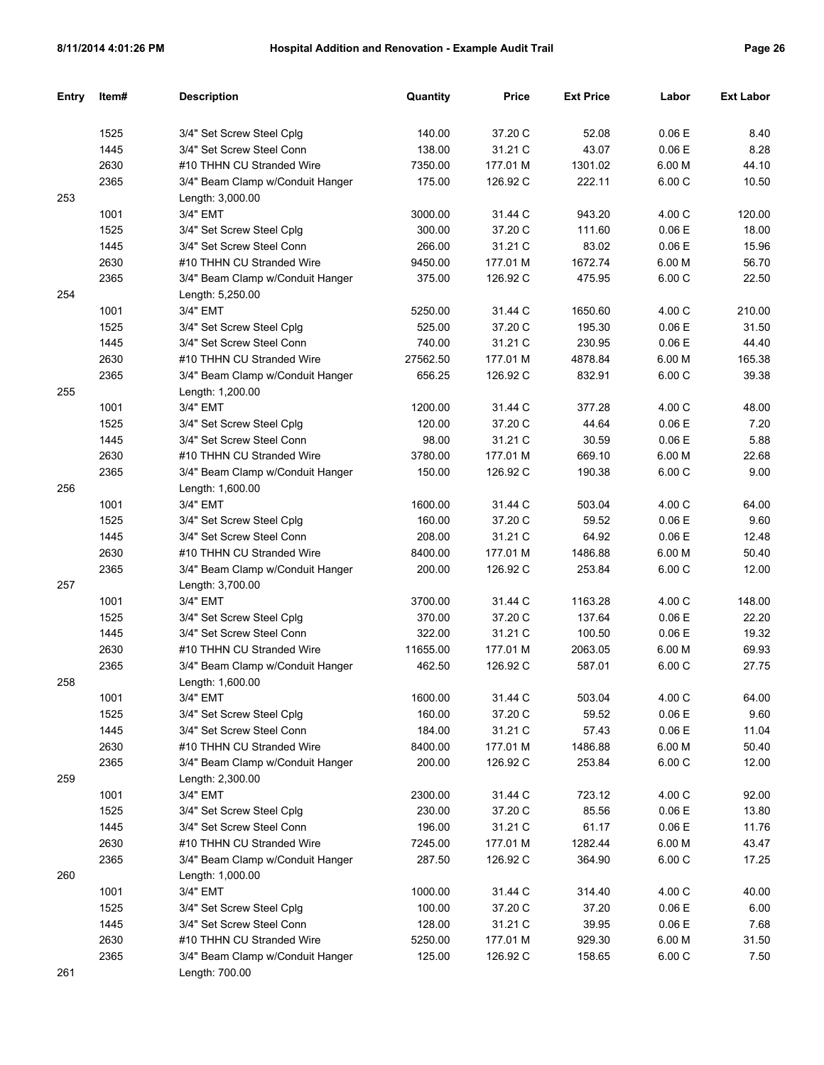| Entry | Item# | Description | Quantity | Price | Ext Price | Labor | Ext Labor |
|---|---|---|---|---|---|---|---|
| | 1525 | 3/4" Set Screw Steel Cplg | 140.00 | 37.20 C | 52.08 | 0.06 E | 8.40 |
| | 1445 | 3/4" Set Screw Steel Conn | 138.00 | 31.21 C | 43.07 | 0.06 E | 8.28 |
| | 2630 | #10 THHN CU Stranded Wire | 7350.00 | 177.01 M | 1301.02 | 6.00 M | 44.10 |
| | 2365 | 3/4" Beam Clamp w/Conduit Hanger | 175.00 | 126.92 C | 222.11 | 6.00 C | 10.50 |
| 253 | | Length: 3,000.00 | | | | | |
| | 1001 | 3/4" EMT | 3000.00 | 31.44 C | 943.20 | 4.00 C | 120.00 |
| | 1525 | 3/4" Set Screw Steel Cplg | 300.00 | 37.20 C | 111.60 | 0.06 E | 18.00 |
| | 1445 | 3/4" Set Screw Steel Conn | 266.00 | 31.21 C | 83.02 | 0.06 E | 15.96 |
| | 2630 | #10 THHN CU Stranded Wire | 9450.00 | 177.01 M | 1672.74 | 6.00 M | 56.70 |
| | 2365 | 3/4" Beam Clamp w/Conduit Hanger | 375.00 | 126.92 C | 475.95 | 6.00 C | 22.50 |
| 254 | | Length: 5,250.00 | | | | | |
| | 1001 | 3/4" EMT | 5250.00 | 31.44 C | 1650.60 | 4.00 C | 210.00 |
| | 1525 | 3/4" Set Screw Steel Cplg | 525.00 | 37.20 C | 195.30 | 0.06 E | 31.50 |
| | 1445 | 3/4" Set Screw Steel Conn | 740.00 | 31.21 C | 230.95 | 0.06 E | 44.40 |
| | 2630 | #10 THHN CU Stranded Wire | 27562.50 | 177.01 M | 4878.84 | 6.00 M | 165.38 |
| | 2365 | 3/4" Beam Clamp w/Conduit Hanger | 656.25 | 126.92 C | 832.91 | 6.00 C | 39.38 |
| 255 | | Length: 1,200.00 | | | | | |
| | 1001 | 3/4" EMT | 1200.00 | 31.44 C | 377.28 | 4.00 C | 48.00 |
| | 1525 | 3/4" Set Screw Steel Cplg | 120.00 | 37.20 C | 44.64 | 0.06 E | 7.20 |
| | 1445 | 3/4" Set Screw Steel Conn | 98.00 | 31.21 C | 30.59 | 0.06 E | 5.88 |
| | 2630 | #10 THHN CU Stranded Wire | 3780.00 | 177.01 M | 669.10 | 6.00 M | 22.68 |
| | 2365 | 3/4" Beam Clamp w/Conduit Hanger | 150.00 | 126.92 C | 190.38 | 6.00 C | 9.00 |
| 256 | | Length: 1,600.00 | | | | | |
| | 1001 | 3/4" EMT | 1600.00 | 31.44 C | 503.04 | 4.00 C | 64.00 |
| | 1525 | 3/4" Set Screw Steel Cplg | 160.00 | 37.20 C | 59.52 | 0.06 E | 9.60 |
| | 1445 | 3/4" Set Screw Steel Conn | 208.00 | 31.21 C | 64.92 | 0.06 E | 12.48 |
| | 2630 | #10 THHN CU Stranded Wire | 8400.00 | 177.01 M | 1486.88 | 6.00 M | 50.40 |
| | 2365 | 3/4" Beam Clamp w/Conduit Hanger | 200.00 | 126.92 C | 253.84 | 6.00 C | 12.00 |
| 257 | | Length: 3,700.00 | | | | | |
| | 1001 | 3/4" EMT | 3700.00 | 31.44 C | 1163.28 | 4.00 C | 148.00 |
| | 1525 | 3/4" Set Screw Steel Cplg | 370.00 | 37.20 C | 137.64 | 0.06 E | 22.20 |
| | 1445 | 3/4" Set Screw Steel Conn | 322.00 | 31.21 C | 100.50 | 0.06 E | 19.32 |
| | 2630 | #10 THHN CU Stranded Wire | 11655.00 | 177.01 M | 2063.05 | 6.00 M | 69.93 |
| | 2365 | 3/4" Beam Clamp w/Conduit Hanger | 462.50 | 126.92 C | 587.01 | 6.00 C | 27.75 |
| 258 | | Length: 1,600.00 | | | | | |
| | 1001 | 3/4" EMT | 1600.00 | 31.44 C | 503.04 | 4.00 C | 64.00 |
| | 1525 | 3/4" Set Screw Steel Cplg | 160.00 | 37.20 C | 59.52 | 0.06 E | 9.60 |
| | 1445 | 3/4" Set Screw Steel Conn | 184.00 | 31.21 C | 57.43 | 0.06 E | 11.04 |
| | 2630 | #10 THHN CU Stranded Wire | 8400.00 | 177.01 M | 1486.88 | 6.00 M | 50.40 |
| | 2365 | 3/4" Beam Clamp w/Conduit Hanger | 200.00 | 126.92 C | 253.84 | 6.00 C | 12.00 |
| 259 | | Length: 2,300.00 | | | | | |
| | 1001 | 3/4" EMT | 2300.00 | 31.44 C | 723.12 | 4.00 C | 92.00 |
| | 1525 | 3/4" Set Screw Steel Cplg | 230.00 | 37.20 C | 85.56 | 0.06 E | 13.80 |
| | 1445 | 3/4" Set Screw Steel Conn | 196.00 | 31.21 C | 61.17 | 0.06 E | 11.76 |
| | 2630 | #10 THHN CU Stranded Wire | 7245.00 | 177.01 M | 1282.44 | 6.00 M | 43.47 |
| | 2365 | 3/4" Beam Clamp w/Conduit Hanger | 287.50 | 126.92 C | 364.90 | 6.00 C | 17.25 |
| 260 | | Length: 1,000.00 | | | | | |
| | 1001 | 3/4" EMT | 1000.00 | 31.44 C | 314.40 | 4.00 C | 40.00 |
| | 1525 | 3/4" Set Screw Steel Cplg | 100.00 | 37.20 C | 37.20 | 0.06 E | 6.00 |
| | 1445 | 3/4" Set Screw Steel Conn | 128.00 | 31.21 C | 39.95 | 0.06 E | 7.68 |
| | 2630 | #10 THHN CU Stranded Wire | 5250.00 | 177.01 M | 929.30 | 6.00 M | 31.50 |
| | 2365 | 3/4" Beam Clamp w/Conduit Hanger | 125.00 | 126.92 C | 158.65 | 6.00 C | 7.50 |
| 261 | | Length: 700.00 | | | | | |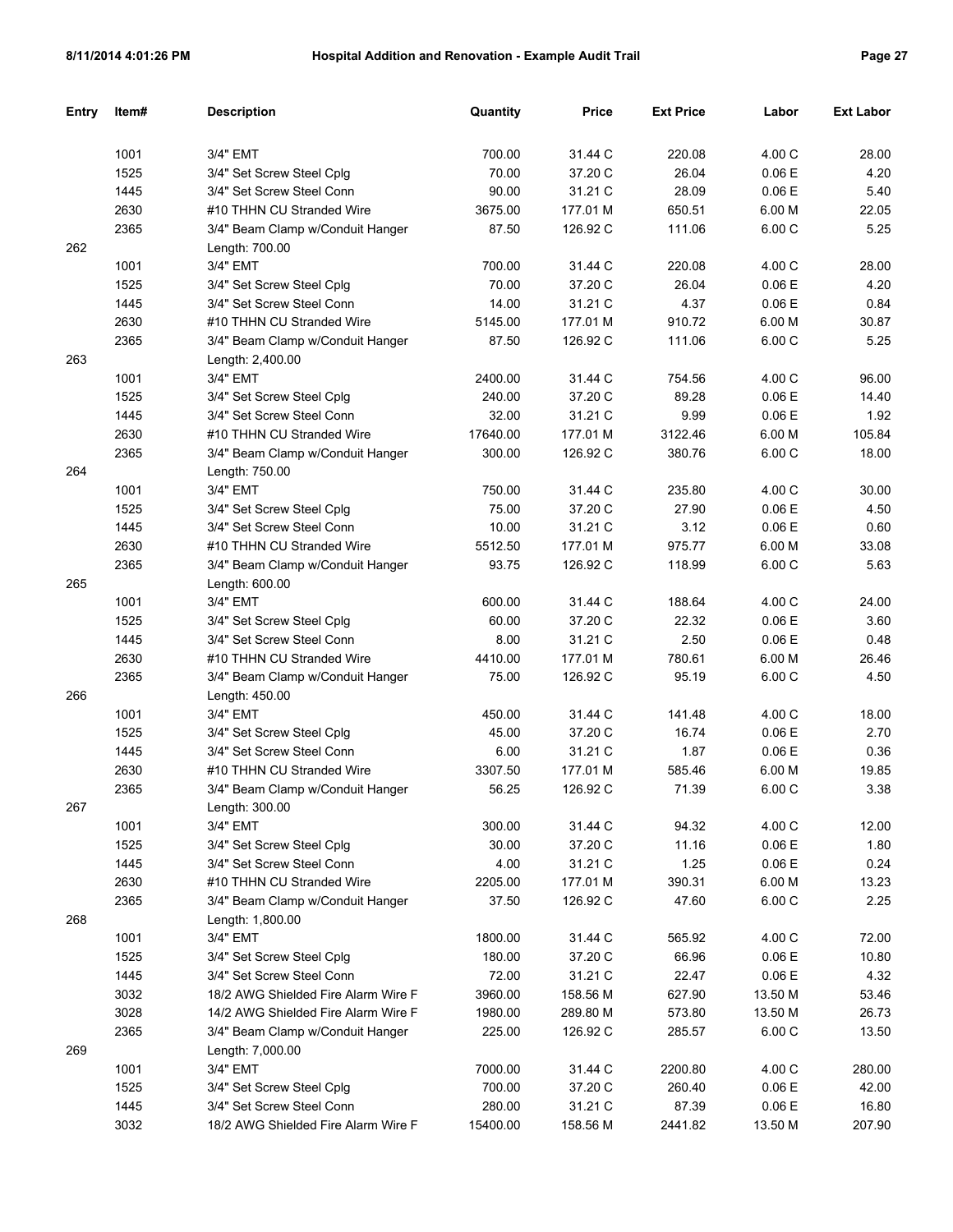| Entry | Item# | Description | Quantity | Price | Ext Price | Labor | Ext Labor |
|---|---|---|---|---|---|---|---|
| | 1001 | 3/4" EMT | 700.00 | 31.44 C | 220.08 | 4.00 C | 28.00 |
| | 1525 | 3/4" Set Screw Steel Cplg | 70.00 | 37.20 C | 26.04 | 0.06 E | 4.20 |
| | 1445 | 3/4" Set Screw Steel Conn | 90.00 | 31.21 C | 28.09 | 0.06 E | 5.40 |
| | 2630 | #10 THHN CU Stranded Wire | 3675.00 | 177.01 M | 650.51 | 6.00 M | 22.05 |
| | 2365 | 3/4" Beam Clamp w/Conduit Hanger | 87.50 | 126.92 C | 111.06 | 6.00 C | 5.25 |
| 262 | | Length: 700.00 | | | | | |
| | 1001 | 3/4" EMT | 700.00 | 31.44 C | 220.08 | 4.00 C | 28.00 |
| | 1525 | 3/4" Set Screw Steel Cplg | 70.00 | 37.20 C | 26.04 | 0.06 E | 4.20 |
| | 1445 | 3/4" Set Screw Steel Conn | 14.00 | 31.21 C | 4.37 | 0.06 E | 0.84 |
| | 2630 | #10 THHN CU Stranded Wire | 5145.00 | 177.01 M | 910.72 | 6.00 M | 30.87 |
| | 2365 | 3/4" Beam Clamp w/Conduit Hanger | 87.50 | 126.92 C | 111.06 | 6.00 C | 5.25 |
| 263 | | Length: 2,400.00 | | | | | |
| | 1001 | 3/4" EMT | 2400.00 | 31.44 C | 754.56 | 4.00 C | 96.00 |
| | 1525 | 3/4" Set Screw Steel Cplg | 240.00 | 37.20 C | 89.28 | 0.06 E | 14.40 |
| | 1445 | 3/4" Set Screw Steel Conn | 32.00 | 31.21 C | 9.99 | 0.06 E | 1.92 |
| | 2630 | #10 THHN CU Stranded Wire | 17640.00 | 177.01 M | 3122.46 | 6.00 M | 105.84 |
| | 2365 | 3/4" Beam Clamp w/Conduit Hanger | 300.00 | 126.92 C | 380.76 | 6.00 C | 18.00 |
| 264 | | Length: 750.00 | | | | | |
| | 1001 | 3/4" EMT | 750.00 | 31.44 C | 235.80 | 4.00 C | 30.00 |
| | 1525 | 3/4" Set Screw Steel Cplg | 75.00 | 37.20 C | 27.90 | 0.06 E | 4.50 |
| | 1445 | 3/4" Set Screw Steel Conn | 10.00 | 31.21 C | 3.12 | 0.06 E | 0.60 |
| | 2630 | #10 THHN CU Stranded Wire | 5512.50 | 177.01 M | 975.77 | 6.00 M | 33.08 |
| | 2365 | 3/4" Beam Clamp w/Conduit Hanger | 93.75 | 126.92 C | 118.99 | 6.00 C | 5.63 |
| 265 | | Length: 600.00 | | | | | |
| | 1001 | 3/4" EMT | 600.00 | 31.44 C | 188.64 | 4.00 C | 24.00 |
| | 1525 | 3/4" Set Screw Steel Cplg | 60.00 | 37.20 C | 22.32 | 0.06 E | 3.60 |
| | 1445 | 3/4" Set Screw Steel Conn | 8.00 | 31.21 C | 2.50 | 0.06 E | 0.48 |
| | 2630 | #10 THHN CU Stranded Wire | 4410.00 | 177.01 M | 780.61 | 6.00 M | 26.46 |
| | 2365 | 3/4" Beam Clamp w/Conduit Hanger | 75.00 | 126.92 C | 95.19 | 6.00 C | 4.50 |
| 266 | | Length: 450.00 | | | | | |
| | 1001 | 3/4" EMT | 450.00 | 31.44 C | 141.48 | 4.00 C | 18.00 |
| | 1525 | 3/4" Set Screw Steel Cplg | 45.00 | 37.20 C | 16.74 | 0.06 E | 2.70 |
| | 1445 | 3/4" Set Screw Steel Conn | 6.00 | 31.21 C | 1.87 | 0.06 E | 0.36 |
| | 2630 | #10 THHN CU Stranded Wire | 3307.50 | 177.01 M | 585.46 | 6.00 M | 19.85 |
| | 2365 | 3/4" Beam Clamp w/Conduit Hanger | 56.25 | 126.92 C | 71.39 | 6.00 C | 3.38 |
| 267 | | Length: 300.00 | | | | | |
| | 1001 | 3/4" EMT | 300.00 | 31.44 C | 94.32 | 4.00 C | 12.00 |
| | 1525 | 3/4" Set Screw Steel Cplg | 30.00 | 37.20 C | 11.16 | 0.06 E | 1.80 |
| | 1445 | 3/4" Set Screw Steel Conn | 4.00 | 31.21 C | 1.25 | 0.06 E | 0.24 |
| | 2630 | #10 THHN CU Stranded Wire | 2205.00 | 177.01 M | 390.31 | 6.00 M | 13.23 |
| | 2365 | 3/4" Beam Clamp w/Conduit Hanger | 37.50 | 126.92 C | 47.60 | 6.00 C | 2.25 |
| 268 | | Length: 1,800.00 | | | | | |
| | 1001 | 3/4" EMT | 1800.00 | 31.44 C | 565.92 | 4.00 C | 72.00 |
| | 1525 | 3/4" Set Screw Steel Cplg | 180.00 | 37.20 C | 66.96 | 0.06 E | 10.80 |
| | 1445 | 3/4" Set Screw Steel Conn | 72.00 | 31.21 C | 22.47 | 0.06 E | 4.32 |
| | 3032 | 18/2 AWG Shielded Fire Alarm Wire F | 3960.00 | 158.56 M | 627.90 | 13.50 M | 53.46 |
| | 3028 | 14/2 AWG Shielded Fire Alarm Wire F | 1980.00 | 289.80 M | 573.80 | 13.50 M | 26.73 |
| | 2365 | 3/4" Beam Clamp w/Conduit Hanger | 225.00 | 126.92 C | 285.57 | 6.00 C | 13.50 |
| 269 | | Length: 7,000.00 | | | | | |
| | 1001 | 3/4" EMT | 7000.00 | 31.44 C | 2200.80 | 4.00 C | 280.00 |
| | 1525 | 3/4" Set Screw Steel Cplg | 700.00 | 37.20 C | 260.40 | 0.06 E | 42.00 |
| | 1445 | 3/4" Set Screw Steel Conn | 280.00 | 31.21 C | 87.39 | 0.06 E | 16.80 |
| | 3032 | 18/2 AWG Shielded Fire Alarm Wire F | 15400.00 | 158.56 M | 2441.82 | 13.50 M | 207.90 |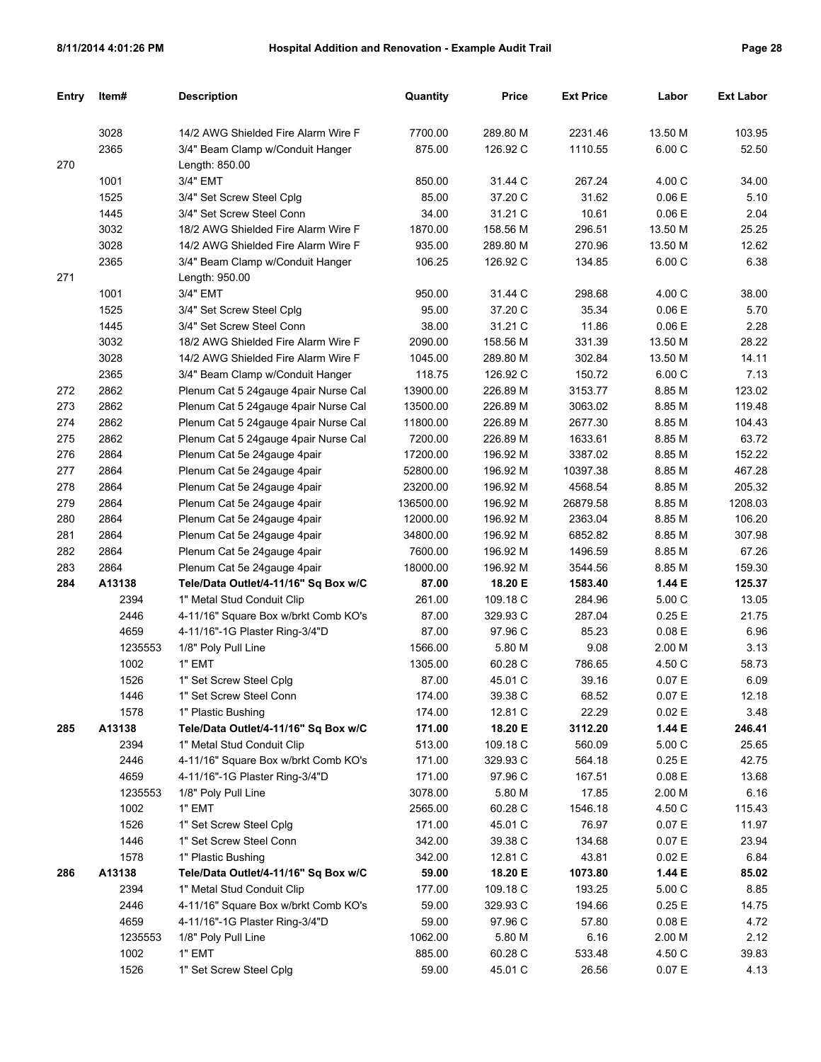| Entry | Item# | Description | Quantity | Price | Ext Price | Labor | Ext Labor |
|---|---|---|---|---|---|---|---|
| | 3028 | 14/2 AWG Shielded Fire Alarm Wire F | 7700.00 | 289.80 M | 2231.46 | 13.50 M | 103.95 |
| | 2365 | 3/4" Beam Clamp w/Conduit Hanger | 875.00 | 126.92 C | 1110.55 | 6.00 C | 52.50 |
| 270 | | Length: 850.00 | | | | | |
| | 1001 | 3/4" EMT | 850.00 | 31.44 C | 267.24 | 4.00 C | 34.00 |
| | 1525 | 3/4" Set Screw Steel Cplg | 85.00 | 37.20 C | 31.62 | 0.06 E | 5.10 |
| | 1445 | 3/4" Set Screw Steel Conn | 34.00 | 31.21 C | 10.61 | 0.06 E | 2.04 |
| | 3032 | 18/2 AWG Shielded Fire Alarm Wire F | 1870.00 | 158.56 M | 296.51 | 13.50 M | 25.25 |
| | 3028 | 14/2 AWG Shielded Fire Alarm Wire F | 935.00 | 289.80 M | 270.96 | 13.50 M | 12.62 |
| | 2365 | 3/4" Beam Clamp w/Conduit Hanger | 106.25 | 126.92 C | 134.85 | 6.00 C | 6.38 |
| 271 | | Length: 950.00 | | | | | |
| | 1001 | 3/4" EMT | 950.00 | 31.44 C | 298.68 | 4.00 C | 38.00 |
| | 1525 | 3/4" Set Screw Steel Cplg | 95.00 | 37.20 C | 35.34 | 0.06 E | 5.70 |
| | 1445 | 3/4" Set Screw Steel Conn | 38.00 | 31.21 C | 11.86 | 0.06 E | 2.28 |
| | 3032 | 18/2 AWG Shielded Fire Alarm Wire F | 2090.00 | 158.56 M | 331.39 | 13.50 M | 28.22 |
| | 3028 | 14/2 AWG Shielded Fire Alarm Wire F | 1045.00 | 289.80 M | 302.84 | 13.50 M | 14.11 |
| | 2365 | 3/4" Beam Clamp w/Conduit Hanger | 118.75 | 126.92 C | 150.72 | 6.00 C | 7.13 |
| 272 | 2862 | Plenum Cat 5 24gauge 4pair Nurse Cal | 13900.00 | 226.89 M | 3153.77 | 8.85 M | 123.02 |
| 273 | 2862 | Plenum Cat 5 24gauge 4pair Nurse Cal | 13500.00 | 226.89 M | 3063.02 | 8.85 M | 119.48 |
| 274 | 2862 | Plenum Cat 5 24gauge 4pair Nurse Cal | 11800.00 | 226.89 M | 2677.30 | 8.85 M | 104.43 |
| 275 | 2862 | Plenum Cat 5 24gauge 4pair Nurse Cal | 7200.00 | 226.89 M | 1633.61 | 8.85 M | 63.72 |
| 276 | 2864 | Plenum Cat 5e 24gauge 4pair | 17200.00 | 196.92 M | 3387.02 | 8.85 M | 152.22 |
| 277 | 2864 | Plenum Cat 5e 24gauge 4pair | 52800.00 | 196.92 M | 10397.38 | 8.85 M | 467.28 |
| 278 | 2864 | Plenum Cat 5e 24gauge 4pair | 23200.00 | 196.92 M | 4568.54 | 8.85 M | 205.32 |
| 279 | 2864 | Plenum Cat 5e 24gauge 4pair | 136500.00 | 196.92 M | 26879.58 | 8.85 M | 1208.03 |
| 280 | 2864 | Plenum Cat 5e 24gauge 4pair | 12000.00 | 196.92 M | 2363.04 | 8.85 M | 106.20 |
| 281 | 2864 | Plenum Cat 5e 24gauge 4pair | 34800.00 | 196.92 M | 6852.82 | 8.85 M | 307.98 |
| 282 | 2864 | Plenum Cat 5e 24gauge 4pair | 7600.00 | 196.92 M | 1496.59 | 8.85 M | 67.26 |
| 283 | 2864 | Plenum Cat 5e 24gauge 4pair | 18000.00 | 196.92 M | 3544.56 | 8.85 M | 159.30 |
| **284** | **A13138** | **Tele/Data Outlet/4-11/16" Sq Box w/C** | **87.00** | **18.20 E** | **1583.40** | **1.44 E** | **125.37** |
| | 2394 | 1" Metal Stud Conduit Clip | 261.00 | 109.18 C | 284.96 | 5.00 C | 13.05 |
| | 2446 | 4-11/16" Square Box w/brkt Comb KO's | 87.00 | 329.93 C | 287.04 | 0.25 E | 21.75 |
| | 4659 | 4-11/16"-1G Plaster Ring-3/4"D | 87.00 | 97.96 C | 85.23 | 0.08 E | 6.96 |
| | 1235553 | 1/8" Poly Pull Line | 1566.00 | 5.80 M | 9.08 | 2.00 M | 3.13 |
| | 1002 | 1" EMT | 1305.00 | 60.28 C | 786.65 | 4.50 C | 58.73 |
| | 1526 | 1" Set Screw Steel Cplg | 87.00 | 45.01 C | 39.16 | 0.07 E | 6.09 |
| | 1446 | 1" Set Screw Steel Conn | 174.00 | 39.38 C | 68.52 | 0.07 E | 12.18 |
| | 1578 | 1" Plastic Bushing | 174.00 | 12.81 C | 22.29 | 0.02 E | 3.48 |
| **285** | **A13138** | **Tele/Data Outlet/4-11/16" Sq Box w/C** | **171.00** | **18.20 E** | **3112.20** | **1.44 E** | **246.41** |
| | 2394 | 1" Metal Stud Conduit Clip | 513.00 | 109.18 C | 560.09 | 5.00 C | 25.65 |
| | 2446 | 4-11/16" Square Box w/brkt Comb KO's | 171.00 | 329.93 C | 564.18 | 0.25 E | 42.75 |
| | 4659 | 4-11/16"-1G Plaster Ring-3/4"D | 171.00 | 97.96 C | 167.51 | 0.08 E | 13.68 |
| | 1235553 | 1/8" Poly Pull Line | 3078.00 | 5.80 M | 17.85 | 2.00 M | 6.16 |
| | 1002 | 1" EMT | 2565.00 | 60.28 C | 1546.18 | 4.50 C | 115.43 |
| | 1526 | 1" Set Screw Steel Cplg | 171.00 | 45.01 C | 76.97 | 0.07 E | 11.97 |
| | 1446 | 1" Set Screw Steel Conn | 342.00 | 39.38 C | 134.68 | 0.07 E | 23.94 |
| | 1578 | 1" Plastic Bushing | 342.00 | 12.81 C | 43.81 | 0.02 E | 6.84 |
| **286** | **A13138** | **Tele/Data Outlet/4-11/16" Sq Box w/C** | **59.00** | **18.20 E** | **1073.80** | **1.44 E** | **85.02** |
| | 2394 | 1" Metal Stud Conduit Clip | 177.00 | 109.18 C | 193.25 | 5.00 C | 8.85 |
| | 2446 | 4-11/16" Square Box w/brkt Comb KO's | 59.00 | 329.93 C | 194.66 | 0.25 E | 14.75 |
| | 4659 | 4-11/16"-1G Plaster Ring-3/4"D | 59.00 | 97.96 C | 57.80 | 0.08 E | 4.72 |
| | 1235553 | 1/8" Poly Pull Line | 1062.00 | 5.80 M | 6.16 | 2.00 M | 2.12 |
| | 1002 | 1" EMT | 885.00 | 60.28 C | 533.48 | 4.50 C | 39.83 |
| | 1526 | 1" Set Screw Steel Cplg | 59.00 | 45.01 C | 26.56 | 0.07 E | 4.13 |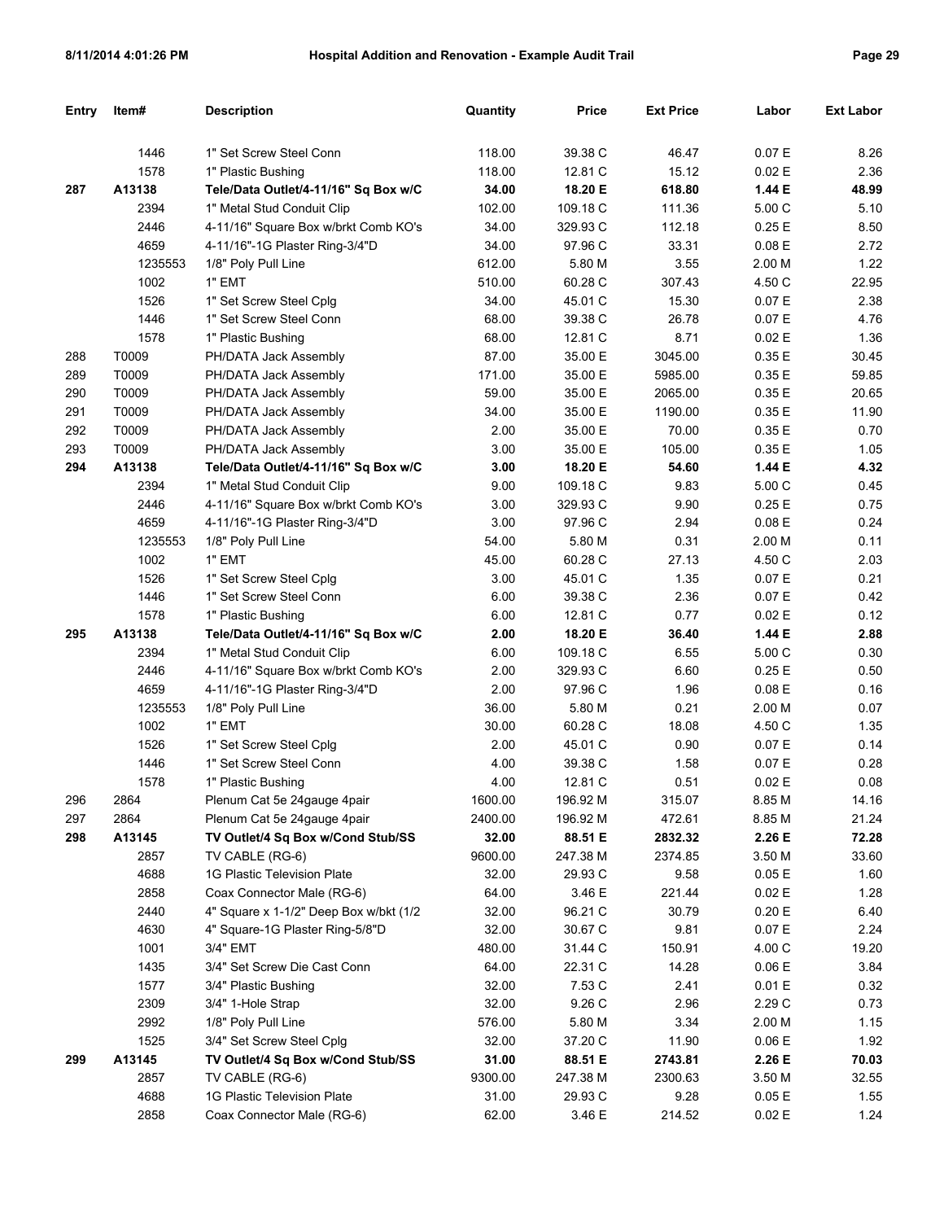| Entry | Item# | Description | Quantity | Price | Ext Price | Labor | Ext Labor |
|---|---|---|---|---|---|---|---|
| | 1446 | 1" Set Screw Steel Conn | 118.00 | 39.38 C | 46.47 | 0.07 E | 8.26 |
| | 1578 | 1" Plastic Bushing | 118.00 | 12.81 C | 15.12 | 0.02 E | 2.36 |
| **287** | **A13138** | **Tele/Data Outlet/4-11/16" Sq Box w/C** | **34.00** | **18.20 E** | **618.80** | **1.44 E** | **48.99** |
| | 2394 | 1" Metal Stud Conduit Clip | 102.00 | 109.18 C | 111.36 | 5.00 C | 5.10 |
| | 2446 | 4-11/16" Square Box w/brkt Comb KO's | 34.00 | 329.93 C | 112.18 | 0.25 E | 8.50 |
| | 4659 | 4-11/16"-1G Plaster Ring-3/4"D | 34.00 | 97.96 C | 33.31 | 0.08 E | 2.72 |
| | 1235553 | 1/8" Poly Pull Line | 612.00 | 5.80 M | 3.55 | 2.00 M | 1.22 |
| | 1002 | 1" EMT | 510.00 | 60.28 C | 307.43 | 4.50 C | 22.95 |
| | 1526 | 1" Set Screw Steel Cplg | 34.00 | 45.01 C | 15.30 | 0.07 E | 2.38 |
| | 1446 | 1" Set Screw Steel Conn | 68.00 | 39.38 C | 26.78 | 0.07 E | 4.76 |
| | 1578 | 1" Plastic Bushing | 68.00 | 12.81 C | 8.71 | 0.02 E | 1.36 |
| 288 | T0009 | PH/DATA Jack Assembly | 87.00 | 35.00 E | 3045.00 | 0.35 E | 30.45 |
| 289 | T0009 | PH/DATA Jack Assembly | 171.00 | 35.00 E | 5985.00 | 0.35 E | 59.85 |
| 290 | T0009 | PH/DATA Jack Assembly | 59.00 | 35.00 E | 2065.00 | 0.35 E | 20.65 |
| 291 | T0009 | PH/DATA Jack Assembly | 34.00 | 35.00 E | 1190.00 | 0.35 E | 11.90 |
| 292 | T0009 | PH/DATA Jack Assembly | 2.00 | 35.00 E | 70.00 | 0.35 E | 0.70 |
| 293 | T0009 | PH/DATA Jack Assembly | 3.00 | 35.00 E | 105.00 | 0.35 E | 1.05 |
| **294** | **A13138** | **Tele/Data Outlet/4-11/16" Sq Box w/C** | **3.00** | **18.20 E** | **54.60** | **1.44 E** | **4.32** |
| | 2394 | 1" Metal Stud Conduit Clip | 9.00 | 109.18 C | 9.83 | 5.00 C | 0.45 |
| | 2446 | 4-11/16" Square Box w/brkt Comb KO's | 3.00 | 329.93 C | 9.90 | 0.25 E | 0.75 |
| | 4659 | 4-11/16"-1G Plaster Ring-3/4"D | 3.00 | 97.96 C | 2.94 | 0.08 E | 0.24 |
| | 1235553 | 1/8" Poly Pull Line | 54.00 | 5.80 M | 0.31 | 2.00 M | 0.11 |
| | 1002 | 1" EMT | 45.00 | 60.28 C | 27.13 | 4.50 C | 2.03 |
| | 1526 | 1" Set Screw Steel Cplg | 3.00 | 45.01 C | 1.35 | 0.07 E | 0.21 |
| | 1446 | 1" Set Screw Steel Conn | 6.00 | 39.38 C | 2.36 | 0.07 E | 0.42 |
| | 1578 | 1" Plastic Bushing | 6.00 | 12.81 C | 0.77 | 0.02 E | 0.12 |
| **295** | **A13138** | **Tele/Data Outlet/4-11/16" Sq Box w/C** | **2.00** | **18.20 E** | **36.40** | **1.44 E** | **2.88** |
| | 2394 | 1" Metal Stud Conduit Clip | 6.00 | 109.18 C | 6.55 | 5.00 C | 0.30 |
| | 2446 | 4-11/16" Square Box w/brkt Comb KO's | 2.00 | 329.93 C | 6.60 | 0.25 E | 0.50 |
| | 4659 | 4-11/16"-1G Plaster Ring-3/4"D | 2.00 | 97.96 C | 1.96 | 0.08 E | 0.16 |
| | 1235553 | 1/8" Poly Pull Line | 36.00 | 5.80 M | 0.21 | 2.00 M | 0.07 |
| | 1002 | 1" EMT | 30.00 | 60.28 C | 18.08 | 4.50 C | 1.35 |
| | 1526 | 1" Set Screw Steel Cplg | 2.00 | 45.01 C | 0.90 | 0.07 E | 0.14 |
| | 1446 | 1" Set Screw Steel Conn | 4.00 | 39.38 C | 1.58 | 0.07 E | 0.28 |
| | 1578 | 1" Plastic Bushing | 4.00 | 12.81 C | 0.51 | 0.02 E | 0.08 |
| 296 | 2864 | Plenum Cat 5e 24gauge 4pair | 1600.00 | 196.92 M | 315.07 | 8.85 M | 14.16 |
| 297 | 2864 | Plenum Cat 5e 24gauge 4pair | 2400.00 | 196.92 M | 472.61 | 8.85 M | 21.24 |
| **298** | **A13145** | **TV Outlet/4 Sq Box w/Cond Stub/SS** | **32.00** | **88.51 E** | **2832.32** | **2.26 E** | **72.28** |
| | 2857 | TV CABLE (RG-6) | 9600.00 | 247.38 M | 2374.85 | 3.50 M | 33.60 |
| | 4688 | 1G Plastic Television Plate | 32.00 | 29.93 C | 9.58 | 0.05 E | 1.60 |
| | 2858 | Coax Connector Male (RG-6) | 64.00 | 3.46 E | 221.44 | 0.02 E | 1.28 |
| | 2440 | 4" Square x 1-1/2" Deep Box w/bkt (1/2 | 32.00 | 96.21 C | 30.79 | 0.20 E | 6.40 |
| | 4630 | 4" Square-1G Plaster Ring-5/8"D | 32.00 | 30.67 C | 9.81 | 0.07 E | 2.24 |
| | 1001 | 3/4" EMT | 480.00 | 31.44 C | 150.91 | 4.00 C | 19.20 |
| | 1435 | 3/4" Set Screw Die Cast Conn | 64.00 | 22.31 C | 14.28 | 0.06 E | 3.84 |
| | 1577 | 3/4" Plastic Bushing | 32.00 | 7.53 C | 2.41 | 0.01 E | 0.32 |
| | 2309 | 3/4" 1-Hole Strap | 32.00 | 9.26 C | 2.96 | 2.29 C | 0.73 |
| | 2992 | 1/8" Poly Pull Line | 576.00 | 5.80 M | 3.34 | 2.00 M | 1.15 |
| | 1525 | 3/4" Set Screw Steel Cplg | 32.00 | 37.20 C | 11.90 | 0.06 E | 1.92 |
| **299** | **A13145** | **TV Outlet/4 Sq Box w/Cond Stub/SS** | **31.00** | **88.51 E** | **2743.81** | **2.26 E** | **70.03** |
| | 2857 | TV CABLE (RG-6) | 9300.00 | 247.38 M | 2300.63 | 3.50 M | 32.55 |
| | 4688 | 1G Plastic Television Plate | 31.00 | 29.93 C | 9.28 | 0.05 E | 1.55 |
| | 2858 | Coax Connector Male (RG-6) | 62.00 | 3.46 E | 214.52 | 0.02 E | 1.24 |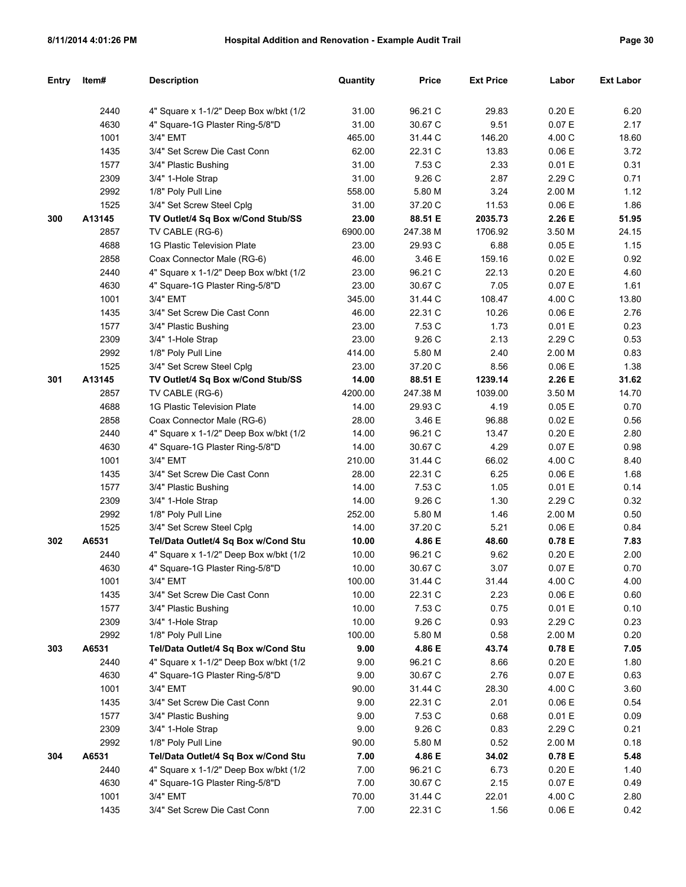| Entry | Item# | Description | Quantity | Price | Ext Price | Labor | Ext Labor |
|---|---|---|---|---|---|---|---|
| | 2440 | 4" Square x 1-1/2" Deep Box w/bkt (1/2 | 31.00 | 96.21 C | 29.83 | 0.20 E | 6.20 |
| | 4630 | 4" Square-1G Plaster Ring-5/8"D | 31.00 | 30.67 C | 9.51 | 0.07 E | 2.17 |
| | 1001 | 3/4" EMT | 465.00 | 31.44 C | 146.20 | 4.00 C | 18.60 |
| | 1435 | 3/4" Set Screw Die Cast Conn | 62.00 | 22.31 C | 13.83 | 0.06 E | 3.72 |
| | 1577 | 3/4" Plastic Bushing | 31.00 | 7.53 C | 2.33 | 0.01 E | 0.31 |
| | 2309 | 3/4" 1-Hole Strap | 31.00 | 9.26 C | 2.87 | 2.29 C | 0.71 |
| | 2992 | 1/8" Poly Pull Line | 558.00 | 5.80 M | 3.24 | 2.00 M | 1.12 |
| | 1525 | 3/4" Set Screw Steel Cplg | 31.00 | 37.20 C | 11.53 | 0.06 E | 1.86 |
| **300** | **A13145** | **TV Outlet/4 Sq Box w/Cond Stub/SS** | **23.00** | **88.51 E** | **2035.73** | **2.26 E** | **51.95** |
| | 2857 | TV CABLE (RG-6) | 6900.00 | 247.38 M | 1706.92 | 3.50 M | 24.15 |
| | 4688 | 1G Plastic Television Plate | 23.00 | 29.93 C | 6.88 | 0.05 E | 1.15 |
| | 2858 | Coax Connector Male (RG-6) | 46.00 | 3.46 E | 159.16 | 0.02 E | 0.92 |
| | 2440 | 4" Square x 1-1/2" Deep Box w/bkt (1/2 | 23.00 | 96.21 C | 22.13 | 0.20 E | 4.60 |
| | 4630 | 4" Square-1G Plaster Ring-5/8"D | 23.00 | 30.67 C | 7.05 | 0.07 E | 1.61 |
| | 1001 | 3/4" EMT | 345.00 | 31.44 C | 108.47 | 4.00 C | 13.80 |
| | 1435 | 3/4" Set Screw Die Cast Conn | 46.00 | 22.31 C | 10.26 | 0.06 E | 2.76 |
| | 1577 | 3/4" Plastic Bushing | 23.00 | 7.53 C | 1.73 | 0.01 E | 0.23 |
| | 2309 | 3/4" 1-Hole Strap | 23.00 | 9.26 C | 2.13 | 2.29 C | 0.53 |
| | 2992 | 1/8" Poly Pull Line | 414.00 | 5.80 M | 2.40 | 2.00 M | 0.83 |
| | 1525 | 3/4" Set Screw Steel Cplg | 23.00 | 37.20 C | 8.56 | 0.06 E | 1.38 |
| **301** | **A13145** | **TV Outlet/4 Sq Box w/Cond Stub/SS** | **14.00** | **88.51 E** | **1239.14** | **2.26 E** | **31.62** |
| | 2857 | TV CABLE (RG-6) | 4200.00 | 247.38 M | 1039.00 | 3.50 M | 14.70 |
| | 4688 | 1G Plastic Television Plate | 14.00 | 29.93 C | 4.19 | 0.05 E | 0.70 |
| | 2858 | Coax Connector Male (RG-6) | 28.00 | 3.46 E | 96.88 | 0.02 E | 0.56 |
| | 2440 | 4" Square x 1-1/2" Deep Box w/bkt (1/2 | 14.00 | 96.21 C | 13.47 | 0.20 E | 2.80 |
| | 4630 | 4" Square-1G Plaster Ring-5/8"D | 14.00 | 30.67 C | 4.29 | 0.07 E | 0.98 |
| | 1001 | 3/4" EMT | 210.00 | 31.44 C | 66.02 | 4.00 C | 8.40 |
| | 1435 | 3/4" Set Screw Die Cast Conn | 28.00 | 22.31 C | 6.25 | 0.06 E | 1.68 |
| | 1577 | 3/4" Plastic Bushing | 14.00 | 7.53 C | 1.05 | 0.01 E | 0.14 |
| | 2309 | 3/4" 1-Hole Strap | 14.00 | 9.26 C | 1.30 | 2.29 C | 0.32 |
| | 2992 | 1/8" Poly Pull Line | 252.00 | 5.80 M | 1.46 | 2.00 M | 0.50 |
| | 1525 | 3/4" Set Screw Steel Cplg | 14.00 | 37.20 C | 5.21 | 0.06 E | 0.84 |
| **302** | **A6531** | **Tel/Data Outlet/4 Sq Box w/Cond Stu** | **10.00** | **4.86 E** | **48.60** | **0.78 E** | **7.83** |
| | 2440 | 4" Square x 1-1/2" Deep Box w/bkt (1/2 | 10.00 | 96.21 C | 9.62 | 0.20 E | 2.00 |
| | 4630 | 4" Square-1G Plaster Ring-5/8"D | 10.00 | 30.67 C | 3.07 | 0.07 E | 0.70 |
| | 1001 | 3/4" EMT | 100.00 | 31.44 C | 31.44 | 4.00 C | 4.00 |
| | 1435 | 3/4" Set Screw Die Cast Conn | 10.00 | 22.31 C | 2.23 | 0.06 E | 0.60 |
| | 1577 | 3/4" Plastic Bushing | 10.00 | 7.53 C | 0.75 | 0.01 E | 0.10 |
| | 2309 | 3/4" 1-Hole Strap | 10.00 | 9.26 C | 0.93 | 2.29 C | 0.23 |
| | 2992 | 1/8" Poly Pull Line | 100.00 | 5.80 M | 0.58 | 2.00 M | 0.20 |
| **303** | **A6531** | **Tel/Data Outlet/4 Sq Box w/Cond Stu** | **9.00** | **4.86 E** | **43.74** | **0.78 E** | **7.05** |
| | 2440 | 4" Square x 1-1/2" Deep Box w/bkt (1/2 | 9.00 | 96.21 C | 8.66 | 0.20 E | 1.80 |
| | 4630 | 4" Square-1G Plaster Ring-5/8"D | 9.00 | 30.67 C | 2.76 | 0.07 E | 0.63 |
| | 1001 | 3/4" EMT | 90.00 | 31.44 C | 28.30 | 4.00 C | 3.60 |
| | 1435 | 3/4" Set Screw Die Cast Conn | 9.00 | 22.31 C | 2.01 | 0.06 E | 0.54 |
| | 1577 | 3/4" Plastic Bushing | 9.00 | 7.53 C | 0.68 | 0.01 E | 0.09 |
| | 2309 | 3/4" 1-Hole Strap | 9.00 | 9.26 C | 0.83 | 2.29 C | 0.21 |
| | 2992 | 1/8" Poly Pull Line | 90.00 | 5.80 M | 0.52 | 2.00 M | 0.18 |
| **304** | **A6531** | **Tel/Data Outlet/4 Sq Box w/Cond Stu** | **7.00** | **4.86 E** | **34.02** | **0.78 E** | **5.48** |
| | 2440 | 4" Square x 1-1/2" Deep Box w/bkt (1/2 | 7.00 | 96.21 C | 6.73 | 0.20 E | 1.40 |
| | 4630 | 4" Square-1G Plaster Ring-5/8"D | 7.00 | 30.67 C | 2.15 | 0.07 E | 0.49 |
| | 1001 | 3/4" EMT | 70.00 | 31.44 C | 22.01 | 4.00 C | 2.80 |
| | 1435 | 3/4" Set Screw Die Cast Conn | 7.00 | 22.31 C | 1.56 | 0.06 E | 0.42 |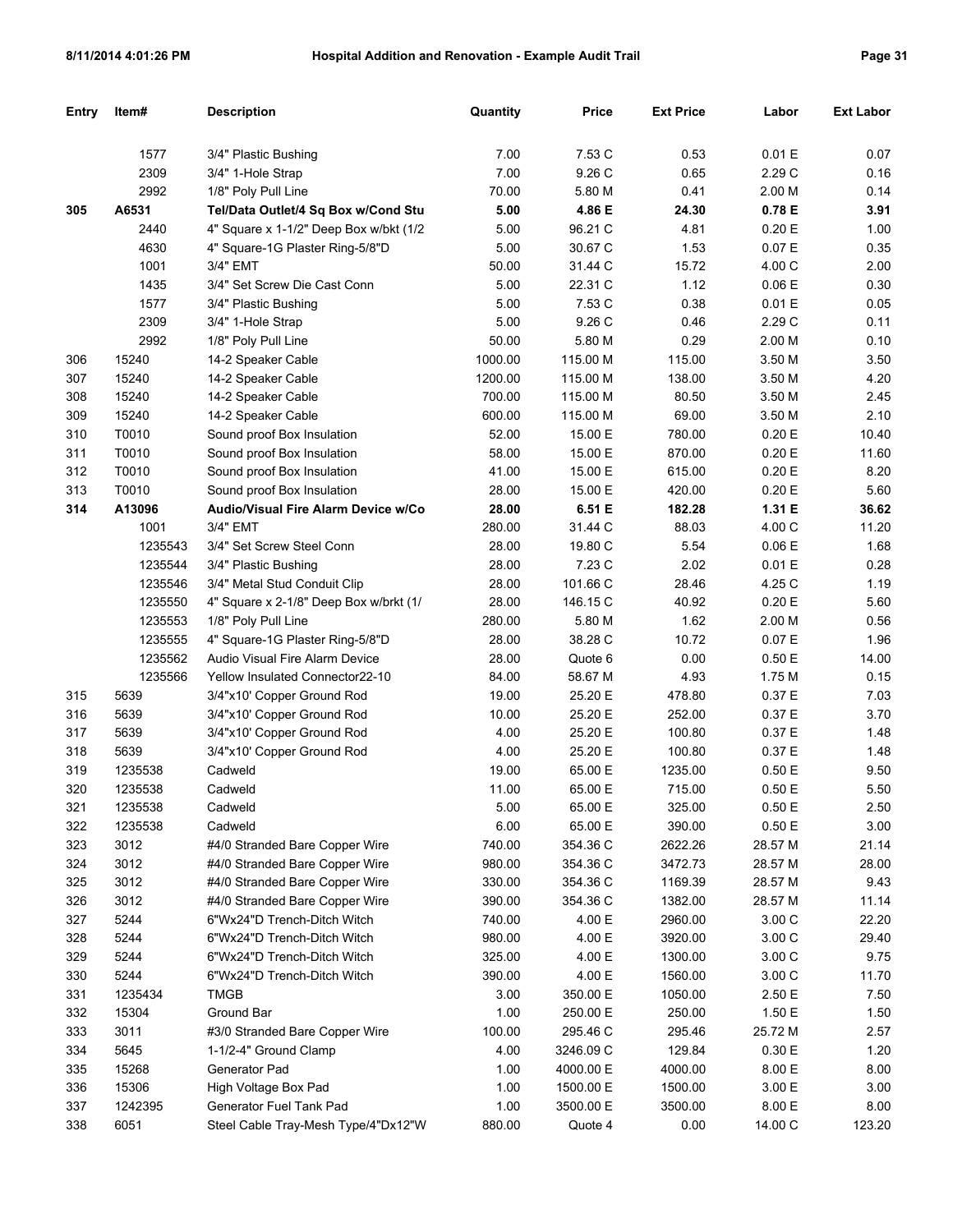| Entry | Item# | Description | Quantity | Price | Ext Price | Labor | Ext Labor |
|---|---|---|---|---|---|---|---|
| | 1577 | 3/4" Plastic Bushing | 7.00 | 7.53 C | 0.53 | 0.01 E | 0.07 |
| | 2309 | 3/4" 1-Hole Strap | 7.00 | 9.26 C | 0.65 | 2.29 C | 0.16 |
| | 2992 | 1/8" Poly Pull Line | 70.00 | 5.80 M | 0.41 | 2.00 M | 0.14 |
| **305** | **A6531** | **Tel/Data Outlet/4 Sq Box w/Cond Stu** | **5.00** | **4.86 E** | **24.30** | **0.78 E** | **3.91** |
| | 2440 | 4" Square x 1-1/2" Deep Box w/bkt (1/2 | 5.00 | 96.21 C | 4.81 | 0.20 E | 1.00 |
| | 4630 | 4" Square-1G Plaster Ring-5/8"D | 5.00 | 30.67 C | 1.53 | 0.07 E | 0.35 |
| | 1001 | 3/4" EMT | 50.00 | 31.44 C | 15.72 | 4.00 C | 2.00 |
| | 1435 | 3/4" Set Screw Die Cast Conn | 5.00 | 22.31 C | 1.12 | 0.06 E | 0.30 |
| | 1577 | 3/4" Plastic Bushing | 5.00 | 7.53 C | 0.38 | 0.01 E | 0.05 |
| | 2309 | 3/4" 1-Hole Strap | 5.00 | 9.26 C | 0.46 | 2.29 C | 0.11 |
| | 2992 | 1/8" Poly Pull Line | 50.00 | 5.80 M | 0.29 | 2.00 M | 0.10 |
| 306 | 15240 | 14-2 Speaker Cable | 1000.00 | 115.00 M | 115.00 | 3.50 M | 3.50 |
| 307 | 15240 | 14-2 Speaker Cable | 1200.00 | 115.00 M | 138.00 | 3.50 M | 4.20 |
| 308 | 15240 | 14-2 Speaker Cable | 700.00 | 115.00 M | 80.50 | 3.50 M | 2.45 |
| 309 | 15240 | 14-2 Speaker Cable | 600.00 | 115.00 M | 69.00 | 3.50 M | 2.10 |
| 310 | T0010 | Sound proof Box Insulation | 52.00 | 15.00 E | 780.00 | 0.20 E | 10.40 |
| 311 | T0010 | Sound proof Box Insulation | 58.00 | 15.00 E | 870.00 | 0.20 E | 11.60 |
| 312 | T0010 | Sound proof Box Insulation | 41.00 | 15.00 E | 615.00 | 0.20 E | 8.20 |
| 313 | T0010 | Sound proof Box Insulation | 28.00 | 15.00 E | 420.00 | 0.20 E | 5.60 |
| **314** | **A13096** | **Audio/Visual Fire Alarm Device w/Co** | **28.00** | **6.51 E** | **182.28** | **1.31 E** | **36.62** |
| | 1001 | 3/4" EMT | 280.00 | 31.44 C | 88.03 | 4.00 C | 11.20 |
| | 1235543 | 3/4" Set Screw Steel Conn | 28.00 | 19.80 C | 5.54 | 0.06 E | 1.68 |
| | 1235544 | 3/4" Plastic Bushing | 28.00 | 7.23 C | 2.02 | 0.01 E | 0.28 |
| | 1235546 | 3/4" Metal Stud Conduit Clip | 28.00 | 101.66 C | 28.46 | 4.25 C | 1.19 |
| | 1235550 | 4" Square x 2-1/8" Deep Box w/brkt (1/ | 28.00 | 146.15 C | 40.92 | 0.20 E | 5.60 |
| | 1235553 | 1/8" Poly Pull Line | 280.00 | 5.80 M | 1.62 | 2.00 M | 0.56 |
| | 1235555 | 4" Square-1G Plaster Ring-5/8"D | 28.00 | 38.28 C | 10.72 | 0.07 E | 1.96 |
| | 1235562 | Audio Visual Fire Alarm Device | 28.00 | Quote 6 | 0.00 | 0.50 E | 14.00 |
| | 1235566 | Yellow Insulated Connector22-10 | 84.00 | 58.67 M | 4.93 | 1.75 M | 0.15 |
| 315 | 5639 | 3/4"x10' Copper Ground Rod | 19.00 | 25.20 E | 478.80 | 0.37 E | 7.03 |
| 316 | 5639 | 3/4"x10' Copper Ground Rod | 10.00 | 25.20 E | 252.00 | 0.37 E | 3.70 |
| 317 | 5639 | 3/4"x10' Copper Ground Rod | 4.00 | 25.20 E | 100.80 | 0.37 E | 1.48 |
| 318 | 5639 | 3/4"x10' Copper Ground Rod | 4.00 | 25.20 E | 100.80 | 0.37 E | 1.48 |
| 319 | 1235538 | Cadweld | 19.00 | 65.00 E | 1235.00 | 0.50 E | 9.50 |
| 320 | 1235538 | Cadweld | 11.00 | 65.00 E | 715.00 | 0.50 E | 5.50 |
| 321 | 1235538 | Cadweld | 5.00 | 65.00 E | 325.00 | 0.50 E | 2.50 |
| 322 | 1235538 | Cadweld | 6.00 | 65.00 E | 390.00 | 0.50 E | 3.00 |
| 323 | 3012 | #4/0 Stranded Bare Copper Wire | 740.00 | 354.36 C | 2622.26 | 28.57 M | 21.14 |
| 324 | 3012 | #4/0 Stranded Bare Copper Wire | 980.00 | 354.36 C | 3472.73 | 28.57 M | 28.00 |
| 325 | 3012 | #4/0 Stranded Bare Copper Wire | 330.00 | 354.36 C | 1169.39 | 28.57 M | 9.43 |
| 326 | 3012 | #4/0 Stranded Bare Copper Wire | 390.00 | 354.36 C | 1382.00 | 28.57 M | 11.14 |
| 327 | 5244 | 6"Wx24"D Trench-Ditch Witch | 740.00 | 4.00 E | 2960.00 | 3.00 C | 22.20 |
| 328 | 5244 | 6"Wx24"D Trench-Ditch Witch | 980.00 | 4.00 E | 3920.00 | 3.00 C | 29.40 |
| 329 | 5244 | 6"Wx24"D Trench-Ditch Witch | 325.00 | 4.00 E | 1300.00 | 3.00 C | 9.75 |
| 330 | 5244 | 6"Wx24"D Trench-Ditch Witch | 390.00 | 4.00 E | 1560.00 | 3.00 C | 11.70 |
| 331 | 1235434 | TMGB | 3.00 | 350.00 E | 1050.00 | 2.50 E | 7.50 |
| 332 | 15304 | Ground Bar | 1.00 | 250.00 E | 250.00 | 1.50 E | 1.50 |
| 333 | 3011 | #3/0 Stranded Bare Copper Wire | 100.00 | 295.46 C | 295.46 | 25.72 M | 2.57 |
| 334 | 5645 | 1-1/2-4" Ground Clamp | 4.00 | 3246.09 C | 129.84 | 0.30 E | 1.20 |
| 335 | 15268 | Generator Pad | 1.00 | 4000.00 E | 4000.00 | 8.00 E | 8.00 |
| 336 | 15306 | High Voltage Box Pad | 1.00 | 1500.00 E | 1500.00 | 3.00 E | 3.00 |
| 337 | 1242395 | Generator Fuel Tank Pad | 1.00 | 3500.00 E | 3500.00 | 8.00 E | 8.00 |
| 338 | 6051 | Steel Cable Tray-Mesh Type/4"Dx12"W | 880.00 | Quote 4 | 0.00 | 14.00 C | 123.20 |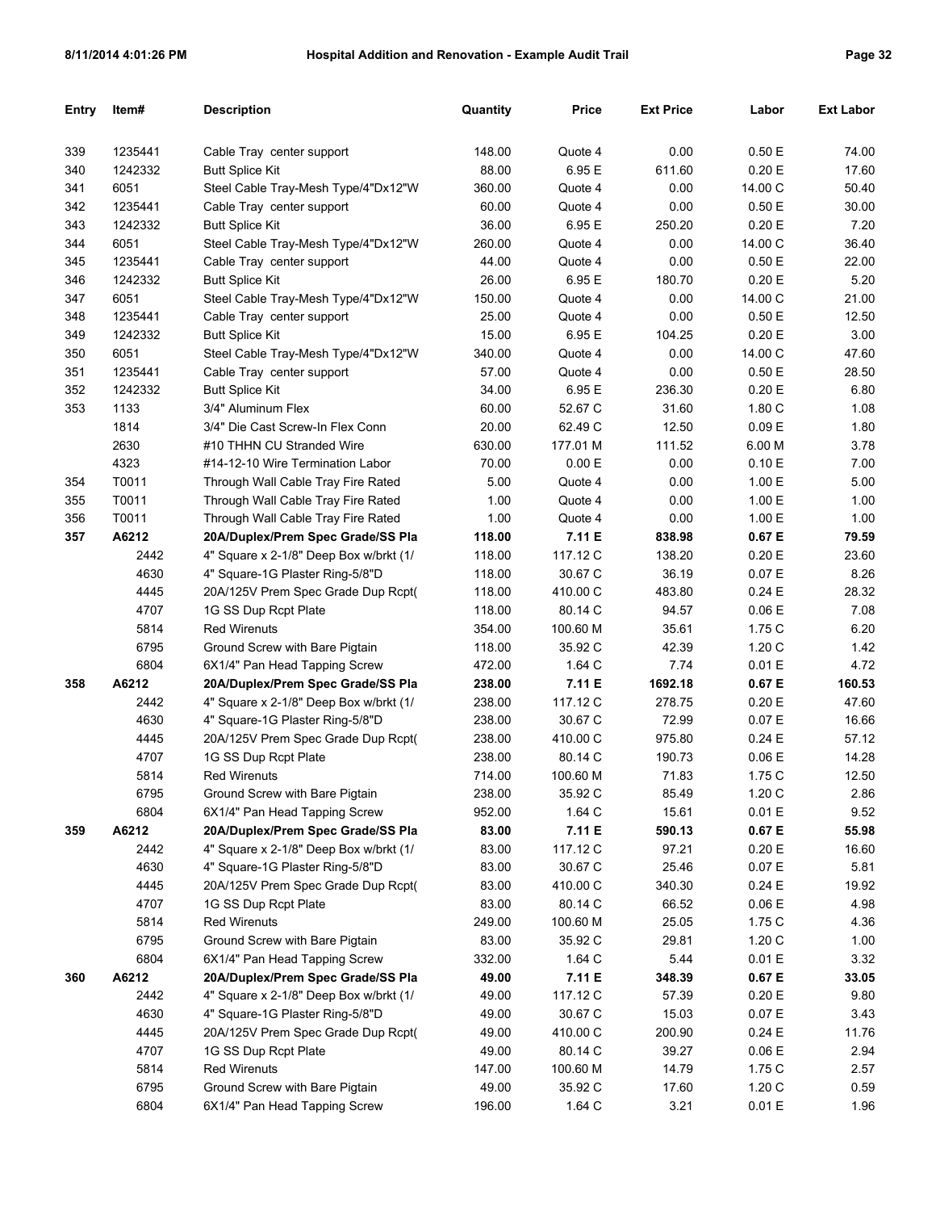| Entry | Item# | Description | Quantity | Price | Ext Price | Labor | Ext Labor |
|---|---|---|---|---|---|---|---|
| 339 | 1235441 | Cable Tray center support | 148.00 | Quote 4 | 0.00 | 0.50 E | 74.00 |
| 340 | 1242332 | Butt Splice Kit | 88.00 | 6.95 E | 611.60 | 0.20 E | 17.60 |
| 341 | 6051 | Steel Cable Tray-Mesh Type/4"Dx12"W | 360.00 | Quote 4 | 0.00 | 14.00 C | 50.40 |
| 342 | 1235441 | Cable Tray center support | 60.00 | Quote 4 | 0.00 | 0.50 E | 30.00 |
| 343 | 1242332 | Butt Splice Kit | 36.00 | 6.95 E | 250.20 | 0.20 E | 7.20 |
| 344 | 6051 | Steel Cable Tray-Mesh Type/4"Dx12"W | 260.00 | Quote 4 | 0.00 | 14.00 C | 36.40 |
| 345 | 1235441 | Cable Tray center support | 44.00 | Quote 4 | 0.00 | 0.50 E | 22.00 |
| 346 | 1242332 | Butt Splice Kit | 26.00 | 6.95 E | 180.70 | 0.20 E | 5.20 |
| 347 | 6051 | Steel Cable Tray-Mesh Type/4"Dx12"W | 150.00 | Quote 4 | 0.00 | 14.00 C | 21.00 |
| 348 | 1235441 | Cable Tray center support | 25.00 | Quote 4 | 0.00 | 0.50 E | 12.50 |
| 349 | 1242332 | Butt Splice Kit | 15.00 | 6.95 E | 104.25 | 0.20 E | 3.00 |
| 350 | 6051 | Steel Cable Tray-Mesh Type/4"Dx12"W | 340.00 | Quote 4 | 0.00 | 14.00 C | 47.60 |
| 351 | 1235441 | Cable Tray center support | 57.00 | Quote 4 | 0.00 | 0.50 E | 28.50 |
| 352 | 1242332 | Butt Splice Kit | 34.00 | 6.95 E | 236.30 | 0.20 E | 6.80 |
| 353 | 1133 | 3/4" Aluminum Flex | 60.00 | 52.67 C | 31.60 | 1.80 C | 1.08 |
| | 1814 | 3/4" Die Cast Screw-In Flex Conn | 20.00 | 62.49 C | 12.50 | 0.09 E | 1.80 |
| | 2630 | #10 THHN CU Stranded Wire | 630.00 | 177.01 M | 111.52 | 6.00 M | 3.78 |
| | 4323 | #14-12-10 Wire Termination Labor | 70.00 | 0.00 E | 0.00 | 0.10 E | 7.00 |
| 354 | T0011 | Through Wall Cable Tray Fire Rated | 5.00 | Quote 4 | 0.00 | 1.00 E | 5.00 |
| 355 | T0011 | Through Wall Cable Tray Fire Rated | 1.00 | Quote 4 | 0.00 | 1.00 E | 1.00 |
| 356 | T0011 | Through Wall Cable Tray Fire Rated | 1.00 | Quote 4 | 0.00 | 1.00 E | 1.00 |
| **357** | **A6212** | **20A/Duplex/Prem Spec Grade/SS Pla** | **118.00** | **7.11 E** | **838.98** | **0.67 E** | **79.59** |
| | 2442 | 4" Square x 2-1/8" Deep Box w/brkt (1/ | 118.00 | 117.12 C | 138.20 | 0.20 E | 23.60 |
| | 4630 | 4" Square-1G Plaster Ring-5/8"D | 118.00 | 30.67 C | 36.19 | 0.07 E | 8.26 |
| | 4445 | 20A/125V Prem Spec Grade Dup Rcpt( | 118.00 | 410.00 C | 483.80 | 0.24 E | 28.32 |
| | 4707 | 1G SS Dup Rcpt Plate | 118.00 | 80.14 C | 94.57 | 0.06 E | 7.08 |
| | 5814 | Red Wirenuts | 354.00 | 100.60 M | 35.61 | 1.75 C | 6.20 |
| | 6795 | Ground Screw with Bare Pigtain | 118.00 | 35.92 C | 42.39 | 1.20 C | 1.42 |
| | 6804 | 6X1/4" Pan Head Tapping Screw | 472.00 | 1.64 C | 7.74 | 0.01 E | 4.72 |
| **358** | **A6212** | **20A/Duplex/Prem Spec Grade/SS Pla** | **238.00** | **7.11 E** | **1692.18** | **0.67 E** | **160.53** |
| | 2442 | 4" Square x 2-1/8" Deep Box w/brkt (1/ | 238.00 | 117.12 C | 278.75 | 0.20 E | 47.60 |
| | 4630 | 4" Square-1G Plaster Ring-5/8"D | 238.00 | 30.67 C | 72.99 | 0.07 E | 16.66 |
| | 4445 | 20A/125V Prem Spec Grade Dup Rcpt( | 238.00 | 410.00 C | 975.80 | 0.24 E | 57.12 |
| | 4707 | 1G SS Dup Rcpt Plate | 238.00 | 80.14 C | 190.73 | 0.06 E | 14.28 |
| | 5814 | Red Wirenuts | 714.00 | 100.60 M | 71.83 | 1.75 C | 12.50 |
| | 6795 | Ground Screw with Bare Pigtain | 238.00 | 35.92 C | 85.49 | 1.20 C | 2.86 |
| | 6804 | 6X1/4" Pan Head Tapping Screw | 952.00 | 1.64 C | 15.61 | 0.01 E | 9.52 |
| **359** | **A6212** | **20A/Duplex/Prem Spec Grade/SS Pla** | **83.00** | **7.11 E** | **590.13** | **0.67 E** | **55.98** |
| | 2442 | 4" Square x 2-1/8" Deep Box w/brkt (1/ | 83.00 | 117.12 C | 97.21 | 0.20 E | 16.60 |
| | 4630 | 4" Square-1G Plaster Ring-5/8"D | 83.00 | 30.67 C | 25.46 | 0.07 E | 5.81 |
| | 4445 | 20A/125V Prem Spec Grade Dup Rcpt( | 83.00 | 410.00 C | 340.30 | 0.24 E | 19.92 |
| | 4707 | 1G SS Dup Rcpt Plate | 83.00 | 80.14 C | 66.52 | 0.06 E | 4.98 |
| | 5814 | Red Wirenuts | 249.00 | 100.60 M | 25.05 | 1.75 C | 4.36 |
| | 6795 | Ground Screw with Bare Pigtain | 83.00 | 35.92 C | 29.81 | 1.20 C | 1.00 |
| | 6804 | 6X1/4" Pan Head Tapping Screw | 332.00 | 1.64 C | 5.44 | 0.01 E | 3.32 |
| **360** | **A6212** | **20A/Duplex/Prem Spec Grade/SS Pla** | **49.00** | **7.11 E** | **348.39** | **0.67 E** | **33.05** |
| | 2442 | 4" Square x 2-1/8" Deep Box w/brkt (1/ | 49.00 | 117.12 C | 57.39 | 0.20 E | 9.80 |
| | 4630 | 4" Square-1G Plaster Ring-5/8"D | 49.00 | 30.67 C | 15.03 | 0.07 E | 3.43 |
| | 4445 | 20A/125V Prem Spec Grade Dup Rcpt( | 49.00 | 410.00 C | 200.90 | 0.24 E | 11.76 |
| | 4707 | 1G SS Dup Rcpt Plate | 49.00 | 80.14 C | 39.27 | 0.06 E | 2.94 |
| | 5814 | Red Wirenuts | 147.00 | 100.60 M | 14.79 | 1.75 C | 2.57 |
| | 6795 | Ground Screw with Bare Pigtain | 49.00 | 35.92 C | 17.60 | 1.20 C | 0.59 |
| | 6804 | 6X1/4" Pan Head Tapping Screw | 196.00 | 1.64 C | 3.21 | 0.01 E | 1.96 |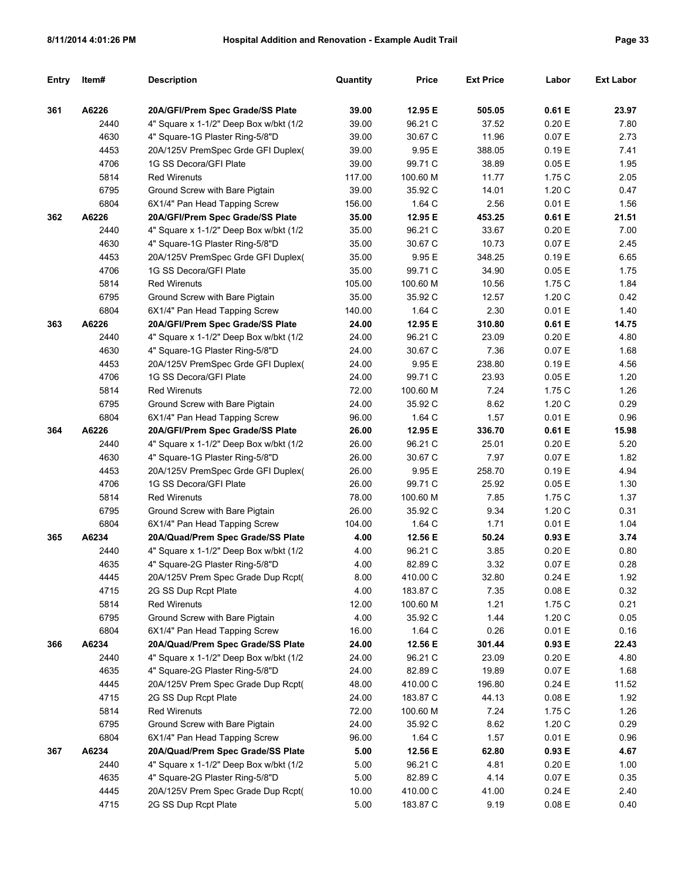| Entry | Item# | Description | Quantity | Price | Ext Price | Labor | Ext Labor |
|---|---|---|---|---|---|---|---|
| **361** | **A6226** | **20A/GFI/Prem Spec Grade/SS Plate** | **39.00** | **12.95 E** | **505.05** | **0.61 E** | **23.97** |
| | 2440 | 4" Square x 1-1/2" Deep Box w/bkt (1/2 | 39.00 | 96.21 C | 37.52 | 0.20 E | 7.80 |
| | 4630 | 4" Square-1G Plaster Ring-5/8"D | 39.00 | 30.67 C | 11.96 | 0.07 E | 2.73 |
| | 4453 | 20A/125V PremSpec Grde GFI Duplex( | 39.00 | 9.95 E | 388.05 | 0.19 E | 7.41 |
| | 4706 | 1G SS Decora/GFI Plate | 39.00 | 99.71 C | 38.89 | 0.05 E | 1.95 |
| | 5814 | Red Wirenuts | 117.00 | 100.60 M | 11.77 | 1.75 C | 2.05 |
| | 6795 | Ground Screw with Bare Pigtain | 39.00 | 35.92 C | 14.01 | 1.20 C | 0.47 |
| | 6804 | 6X1/4" Pan Head Tapping Screw | 156.00 | 1.64 C | 2.56 | 0.01 E | 1.56 |
| **362** | **A6226** | **20A/GFI/Prem Spec Grade/SS Plate** | **35.00** | **12.95 E** | **453.25** | **0.61 E** | **21.51** |
| | 2440 | 4" Square x 1-1/2" Deep Box w/bkt (1/2 | 35.00 | 96.21 C | 33.67 | 0.20 E | 7.00 |
| | 4630 | 4" Square-1G Plaster Ring-5/8"D | 35.00 | 30.67 C | 10.73 | 0.07 E | 2.45 |
| | 4453 | 20A/125V PremSpec Grde GFI Duplex( | 35.00 | 9.95 E | 348.25 | 0.19 E | 6.65 |
| | 4706 | 1G SS Decora/GFI Plate | 35.00 | 99.71 C | 34.90 | 0.05 E | 1.75 |
| | 5814 | Red Wirenuts | 105.00 | 100.60 M | 10.56 | 1.75 C | 1.84 |
| | 6795 | Ground Screw with Bare Pigtain | 35.00 | 35.92 C | 12.57 | 1.20 C | 0.42 |
| | 6804 | 6X1/4" Pan Head Tapping Screw | 140.00 | 1.64 C | 2.30 | 0.01 E | 1.40 |
| **363** | **A6226** | **20A/GFI/Prem Spec Grade/SS Plate** | **24.00** | **12.95 E** | **310.80** | **0.61 E** | **14.75** |
| | 2440 | 4" Square x 1-1/2" Deep Box w/bkt (1/2 | 24.00 | 96.21 C | 23.09 | 0.20 E | 4.80 |
| | 4630 | 4" Square-1G Plaster Ring-5/8"D | 24.00 | 30.67 C | 7.36 | 0.07 E | 1.68 |
| | 4453 | 20A/125V PremSpec Grde GFI Duplex( | 24.00 | 9.95 E | 238.80 | 0.19 E | 4.56 |
| | 4706 | 1G SS Decora/GFI Plate | 24.00 | 99.71 C | 23.93 | 0.05 E | 1.20 |
| | 5814 | Red Wirenuts | 72.00 | 100.60 M | 7.24 | 1.75 C | 1.26 |
| | 6795 | Ground Screw with Bare Pigtain | 24.00 | 35.92 C | 8.62 | 1.20 C | 0.29 |
| | 6804 | 6X1/4" Pan Head Tapping Screw | 96.00 | 1.64 C | 1.57 | 0.01 E | 0.96 |
| **364** | **A6226** | **20A/GFI/Prem Spec Grade/SS Plate** | **26.00** | **12.95 E** | **336.70** | **0.61 E** | **15.98** |
| | 2440 | 4" Square x 1-1/2" Deep Box w/bkt (1/2 | 26.00 | 96.21 C | 25.01 | 0.20 E | 5.20 |
| | 4630 | 4" Square-1G Plaster Ring-5/8"D | 26.00 | 30.67 C | 7.97 | 0.07 E | 1.82 |
| | 4453 | 20A/125V PremSpec Grde GFI Duplex( | 26.00 | 9.95 E | 258.70 | 0.19 E | 4.94 |
| | 4706 | 1G SS Decora/GFI Plate | 26.00 | 99.71 C | 25.92 | 0.05 E | 1.30 |
| | 5814 | Red Wirenuts | 78.00 | 100.60 M | 7.85 | 1.75 C | 1.37 |
| | 6795 | Ground Screw with Bare Pigtain | 26.00 | 35.92 C | 9.34 | 1.20 C | 0.31 |
| | 6804 | 6X1/4" Pan Head Tapping Screw | 104.00 | 1.64 C | 1.71 | 0.01 E | 1.04 |
| **365** | **A6234** | **20A/Quad/Prem Spec Grade/SS Plate** | **4.00** | **12.56 E** | **50.24** | **0.93 E** | **3.74** |
| | 2440 | 4" Square x 1-1/2" Deep Box w/bkt (1/2 | 4.00 | 96.21 C | 3.85 | 0.20 E | 0.80 |
| | 4635 | 4" Square-2G Plaster Ring-5/8"D | 4.00 | 82.89 C | 3.32 | 0.07 E | 0.28 |
| | 4445 | 20A/125V Prem Spec Grade Dup Rcpt( | 8.00 | 410.00 C | 32.80 | 0.24 E | 1.92 |
| | 4715 | 2G SS Dup Rcpt Plate | 4.00 | 183.87 C | 7.35 | 0.08 E | 0.32 |
| | 5814 | Red Wirenuts | 12.00 | 100.60 M | 1.21 | 1.75 C | 0.21 |
| | 6795 | Ground Screw with Bare Pigtain | 4.00 | 35.92 C | 1.44 | 1.20 C | 0.05 |
| | 6804 | 6X1/4" Pan Head Tapping Screw | 16.00 | 1.64 C | 0.26 | 0.01 E | 0.16 |
| **366** | **A6234** | **20A/Quad/Prem Spec Grade/SS Plate** | **24.00** | **12.56 E** | **301.44** | **0.93 E** | **22.43** |
| | 2440 | 4" Square x 1-1/2" Deep Box w/bkt (1/2 | 24.00 | 96.21 C | 23.09 | 0.20 E | 4.80 |
| | 4635 | 4" Square-2G Plaster Ring-5/8"D | 24.00 | 82.89 C | 19.89 | 0.07 E | 1.68 |
| | 4445 | 20A/125V Prem Spec Grade Dup Rcpt( | 48.00 | 410.00 C | 196.80 | 0.24 E | 11.52 |
| | 4715 | 2G SS Dup Rcpt Plate | 24.00 | 183.87 C | 44.13 | 0.08 E | 1.92 |
| | 5814 | Red Wirenuts | 72.00 | 100.60 M | 7.24 | 1.75 C | 1.26 |
| | 6795 | Ground Screw with Bare Pigtain | 24.00 | 35.92 C | 8.62 | 1.20 C | 0.29 |
| | 6804 | 6X1/4" Pan Head Tapping Screw | 96.00 | 1.64 C | 1.57 | 0.01 E | 0.96 |
| **367** | **A6234** | **20A/Quad/Prem Spec Grade/SS Plate** | **5.00** | **12.56 E** | **62.80** | **0.93 E** | **4.67** |
| | 2440 | 4" Square x 1-1/2" Deep Box w/bkt (1/2 | 5.00 | 96.21 C | 4.81 | 0.20 E | 1.00 |
| | 4635 | 4" Square-2G Plaster Ring-5/8"D | 5.00 | 82.89 C | 4.14 | 0.07 E | 0.35 |
| | 4445 | 20A/125V Prem Spec Grade Dup Rcpt( | 10.00 | 410.00 C | 41.00 | 0.24 E | 2.40 |
| | 4715 | 2G SS Dup Rcpt Plate | 5.00 | 183.87 C | 9.19 | 0.08 E | 0.40 |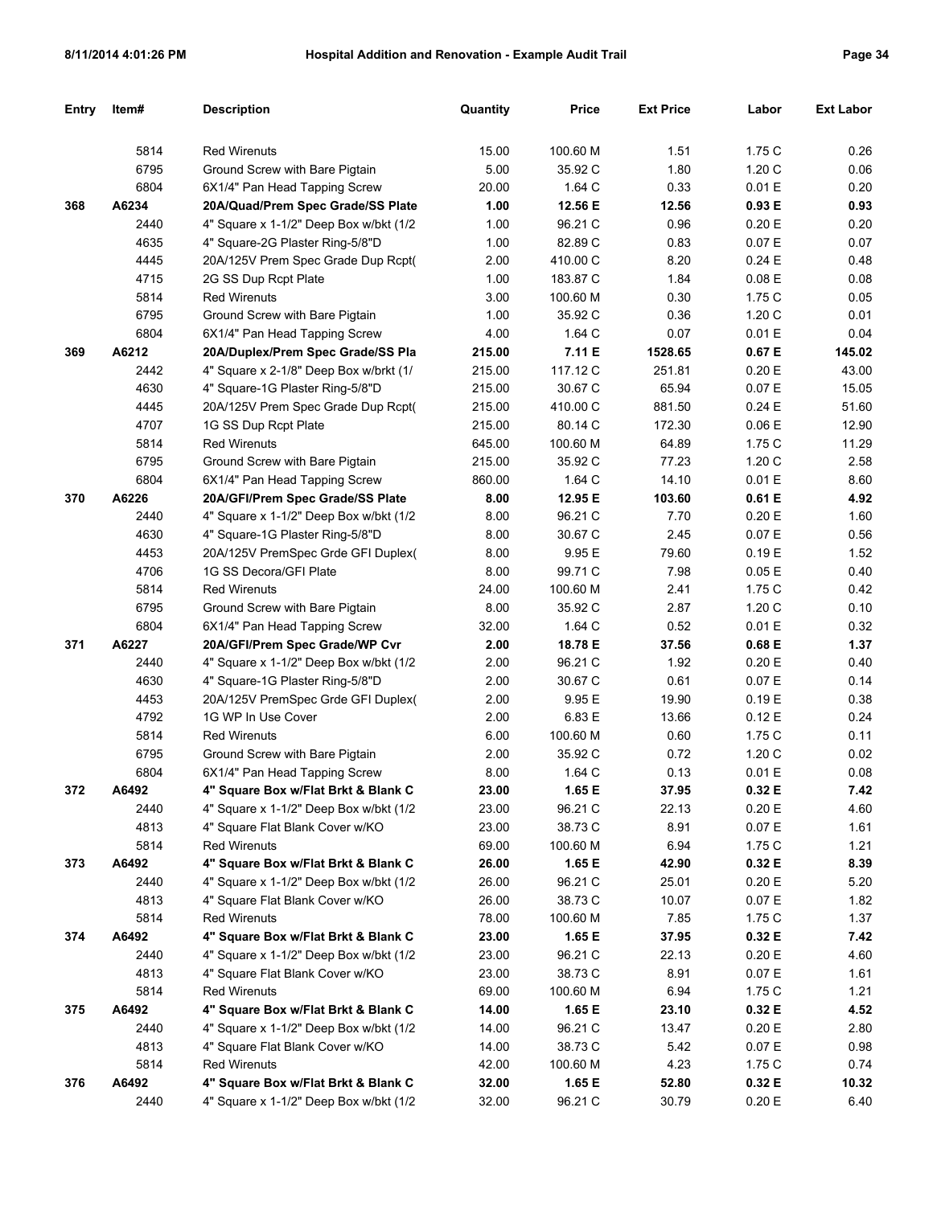| Entry | Item# | Description | Quantity | Price | Ext Price | Labor | Ext Labor |
|---|---|---|---|---|---|---|---|
| | 5814 | Red Wirenuts | 15.00 | 100.60 M | 1.51 | 1.75 C | 0.26 |
| | 6795 | Ground Screw with Bare Pigtain | 5.00 | 35.92 C | 1.80 | 1.20 C | 0.06 |
| | 6804 | 6X1/4" Pan Head Tapping Screw | 20.00 | 1.64 C | 0.33 | 0.01 E | 0.20 |
| **368** | **A6234** | **20A/Quad/Prem Spec Grade/SS Plate** | **1.00** | **12.56 E** | **12.56** | **0.93 E** | **0.93** |
| | 2440 | 4" Square x 1-1/2" Deep Box w/bkt (1/2 | 1.00 | 96.21 C | 0.96 | 0.20 E | 0.20 |
| | 4635 | 4" Square-2G Plaster Ring-5/8"D | 1.00 | 82.89 C | 0.83 | 0.07 E | 0.07 |
| | 4445 | 20A/125V Prem Spec Grade Dup Rcpt( | 2.00 | 410.00 C | 8.20 | 0.24 E | 0.48 |
| | 4715 | 2G SS Dup Rcpt Plate | 1.00 | 183.87 C | 1.84 | 0.08 E | 0.08 |
| | 5814 | Red Wirenuts | 3.00 | 100.60 M | 0.30 | 1.75 C | 0.05 |
| | 6795 | Ground Screw with Bare Pigtain | 1.00 | 35.92 C | 0.36 | 1.20 C | 0.01 |
| | 6804 | 6X1/4" Pan Head Tapping Screw | 4.00 | 1.64 C | 0.07 | 0.01 E | 0.04 |
| **369** | **A6212** | **20A/Duplex/Prem Spec Grade/SS Pla** | **215.00** | **7.11 E** | **1528.65** | **0.67 E** | **145.02** |
| | 2442 | 4" Square x 2-1/8" Deep Box w/brkt (1/ | 215.00 | 117.12 C | 251.81 | 0.20 E | 43.00 |
| | 4630 | 4" Square-1G Plaster Ring-5/8"D | 215.00 | 30.67 C | 65.94 | 0.07 E | 15.05 |
| | 4445 | 20A/125V Prem Spec Grade Dup Rcpt( | 215.00 | 410.00 C | 881.50 | 0.24 E | 51.60 |
| | 4707 | 1G SS Dup Rcpt Plate | 215.00 | 80.14 C | 172.30 | 0.06 E | 12.90 |
| | 5814 | Red Wirenuts | 645.00 | 100.60 M | 64.89 | 1.75 C | 11.29 |
| | 6795 | Ground Screw with Bare Pigtain | 215.00 | 35.92 C | 77.23 | 1.20 C | 2.58 |
| | 6804 | 6X1/4" Pan Head Tapping Screw | 860.00 | 1.64 C | 14.10 | 0.01 E | 8.60 |
| **370** | **A6226** | **20A/GFI/Prem Spec Grade/SS Plate** | **8.00** | **12.95 E** | **103.60** | **0.61 E** | **4.92** |
| | 2440 | 4" Square x 1-1/2" Deep Box w/bkt (1/2 | 8.00 | 96.21 C | 7.70 | 0.20 E | 1.60 |
| | 4630 | 4" Square-1G Plaster Ring-5/8"D | 8.00 | 30.67 C | 2.45 | 0.07 E | 0.56 |
| | 4453 | 20A/125V PremSpec Grde GFI Duplex( | 8.00 | 9.95 E | 79.60 | 0.19 E | 1.52 |
| | 4706 | 1G SS Decora/GFI Plate | 8.00 | 99.71 C | 7.98 | 0.05 E | 0.40 |
| | 5814 | Red Wirenuts | 24.00 | 100.60 M | 2.41 | 1.75 C | 0.42 |
| | 6795 | Ground Screw with Bare Pigtain | 8.00 | 35.92 C | 2.87 | 1.20 C | 0.10 |
| | 6804 | 6X1/4" Pan Head Tapping Screw | 32.00 | 1.64 C | 0.52 | 0.01 E | 0.32 |
| **371** | **A6227** | **20A/GFI/Prem Spec Grade/WP Cvr** | **2.00** | **18.78 E** | **37.56** | **0.68 E** | **1.37** |
| | 2440 | 4" Square x 1-1/2" Deep Box w/bkt (1/2 | 2.00 | 96.21 C | 1.92 | 0.20 E | 0.40 |
| | 4630 | 4" Square-1G Plaster Ring-5/8"D | 2.00 | 30.67 C | 0.61 | 0.07 E | 0.14 |
| | 4453 | 20A/125V PremSpec Grde GFI Duplex( | 2.00 | 9.95 E | 19.90 | 0.19 E | 0.38 |
| | 4792 | 1G WP In Use Cover | 2.00 | 6.83 E | 13.66 | 0.12 E | 0.24 |
| | 5814 | Red Wirenuts | 6.00 | 100.60 M | 0.60 | 1.75 C | 0.11 |
| | 6795 | Ground Screw with Bare Pigtain | 2.00 | 35.92 C | 0.72 | 1.20 C | 0.02 |
| | 6804 | 6X1/4" Pan Head Tapping Screw | 8.00 | 1.64 C | 0.13 | 0.01 E | 0.08 |
| **372** | **A6492** | **4" Square Box w/Flat Brkt & Blank C** | **23.00** | **1.65 E** | **37.95** | **0.32 E** | **7.42** |
| | 2440 | 4" Square x 1-1/2" Deep Box w/bkt (1/2 | 23.00 | 96.21 C | 22.13 | 0.20 E | 4.60 |
| | 4813 | 4" Square Flat Blank Cover w/KO | 23.00 | 38.73 C | 8.91 | 0.07 E | 1.61 |
| | 5814 | Red Wirenuts | 69.00 | 100.60 M | 6.94 | 1.75 C | 1.21 |
| **373** | **A6492** | **4" Square Box w/Flat Brkt & Blank C** | **26.00** | **1.65 E** | **42.90** | **0.32 E** | **8.39** |
| | 2440 | 4" Square x 1-1/2" Deep Box w/bkt (1/2 | 26.00 | 96.21 C | 25.01 | 0.20 E | 5.20 |
| | 4813 | 4" Square Flat Blank Cover w/KO | 26.00 | 38.73 C | 10.07 | 0.07 E | 1.82 |
| | 5814 | Red Wirenuts | 78.00 | 100.60 M | 7.85 | 1.75 C | 1.37 |
| **374** | **A6492** | **4" Square Box w/Flat Brkt & Blank C** | **23.00** | **1.65 E** | **37.95** | **0.32 E** | **7.42** |
| | 2440 | 4" Square x 1-1/2" Deep Box w/bkt (1/2 | 23.00 | 96.21 C | 22.13 | 0.20 E | 4.60 |
| | 4813 | 4" Square Flat Blank Cover w/KO | 23.00 | 38.73 C | 8.91 | 0.07 E | 1.61 |
| | 5814 | Red Wirenuts | 69.00 | 100.60 M | 6.94 | 1.75 C | 1.21 |
| **375** | **A6492** | **4" Square Box w/Flat Brkt & Blank C** | **14.00** | **1.65 E** | **23.10** | **0.32 E** | **4.52** |
| | 2440 | 4" Square x 1-1/2" Deep Box w/bkt (1/2 | 14.00 | 96.21 C | 13.47 | 0.20 E | 2.80 |
| | 4813 | 4" Square Flat Blank Cover w/KO | 14.00 | 38.73 C | 5.42 | 0.07 E | 0.98 |
| | 5814 | Red Wirenuts | 42.00 | 100.60 M | 4.23 | 1.75 C | 0.74 |
| **376** | **A6492** | **4" Square Box w/Flat Brkt & Blank C** | **32.00** | **1.65 E** | **52.80** | **0.32 E** | **10.32** |
| | 2440 | 4" Square x 1-1/2" Deep Box w/bkt (1/2 | 32.00 | 96.21 C | 30.79 | 0.20 E | 6.40 |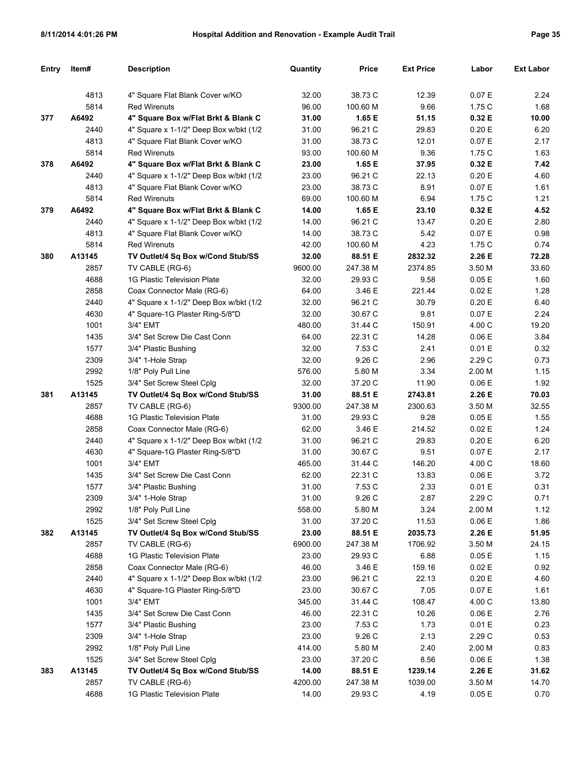| Entry | Item# | Description | Quantity | Price | Ext Price | Labor | Ext Labor |
|---|---|---|---|---|---|---|---|
| | 4813 | 4" Square Flat Blank Cover w/KO | 32.00 | 38.73 C | 12.39 | 0.07 E | 2.24 |
| | 5814 | Red Wirenuts | 96.00 | 100.60 M | 9.66 | 1.75 C | 1.68 |
| **377** | **A6492** | **4" Square Box w/Flat Brkt & Blank C** | **31.00** | **1.65 E** | **51.15** | **0.32 E** | **10.00** |
| | 2440 | 4" Square x 1-1/2" Deep Box w/bkt (1/2 | 31.00 | 96.21 C | 29.83 | 0.20 E | 6.20 |
| | 4813 | 4" Square Flat Blank Cover w/KO | 31.00 | 38.73 C | 12.01 | 0.07 E | 2.17 |
| | 5814 | Red Wirenuts | 93.00 | 100.60 M | 9.36 | 1.75 C | 1.63 |
| **378** | **A6492** | **4" Square Box w/Flat Brkt & Blank C** | **23.00** | **1.65 E** | **37.95** | **0.32 E** | **7.42** |
| | 2440 | 4" Square x 1-1/2" Deep Box w/bkt (1/2 | 23.00 | 96.21 C | 22.13 | 0.20 E | 4.60 |
| | 4813 | 4" Square Flat Blank Cover w/KO | 23.00 | 38.73 C | 8.91 | 0.07 E | 1.61 |
| | 5814 | Red Wirenuts | 69.00 | 100.60 M | 6.94 | 1.75 C | 1.21 |
| **379** | **A6492** | **4" Square Box w/Flat Brkt & Blank C** | **14.00** | **1.65 E** | **23.10** | **0.32 E** | **4.52** |
| | 2440 | 4" Square x 1-1/2" Deep Box w/bkt (1/2 | 14.00 | 96.21 C | 13.47 | 0.20 E | 2.80 |
| | 4813 | 4" Square Flat Blank Cover w/KO | 14.00 | 38.73 C | 5.42 | 0.07 E | 0.98 |
| | 5814 | Red Wirenuts | 42.00 | 100.60 M | 4.23 | 1.75 C | 0.74 |
| **380** | **A13145** | **TV Outlet/4 Sq Box w/Cond Stub/SS** | **32.00** | **88.51 E** | **2832.32** | **2.26 E** | **72.28** |
| | 2857 | TV CABLE (RG-6) | 9600.00 | 247.38 M | 2374.85 | 3.50 M | 33.60 |
| | 4688 | 1G Plastic Television Plate | 32.00 | 29.93 C | 9.58 | 0.05 E | 1.60 |
| | 2858 | Coax Connector Male (RG-6) | 64.00 | 3.46 E | 221.44 | 0.02 E | 1.28 |
| | 2440 | 4" Square x 1-1/2" Deep Box w/bkt (1/2 | 32.00 | 96.21 C | 30.79 | 0.20 E | 6.40 |
| | 4630 | 4" Square-1G Plaster Ring-5/8"D | 32.00 | 30.67 C | 9.81 | 0.07 E | 2.24 |
| | 1001 | 3/4" EMT | 480.00 | 31.44 C | 150.91 | 4.00 C | 19.20 |
| | 1435 | 3/4" Set Screw Die Cast Conn | 64.00 | 22.31 C | 14.28 | 0.06 E | 3.84 |
| | 1577 | 3/4" Plastic Bushing | 32.00 | 7.53 C | 2.41 | 0.01 E | 0.32 |
| | 2309 | 3/4" 1-Hole Strap | 32.00 | 9.26 C | 2.96 | 2.29 C | 0.73 |
| | 2992 | 1/8" Poly Pull Line | 576.00 | 5.80 M | 3.34 | 2.00 M | 1.15 |
| | 1525 | 3/4" Set Screw Steel Cplg | 32.00 | 37.20 C | 11.90 | 0.06 E | 1.92 |
| **381** | **A13145** | **TV Outlet/4 Sq Box w/Cond Stub/SS** | **31.00** | **88.51 E** | **2743.81** | **2.26 E** | **70.03** |
| | 2857 | TV CABLE (RG-6) | 9300.00 | 247.38 M | 2300.63 | 3.50 M | 32.55 |
| | 4688 | 1G Plastic Television Plate | 31.00 | 29.93 C | 9.28 | 0.05 E | 1.55 |
| | 2858 | Coax Connector Male (RG-6) | 62.00 | 3.46 E | 214.52 | 0.02 E | 1.24 |
| | 2440 | 4" Square x 1-1/2" Deep Box w/bkt (1/2 | 31.00 | 96.21 C | 29.83 | 0.20 E | 6.20 |
| | 4630 | 4" Square-1G Plaster Ring-5/8"D | 31.00 | 30.67 C | 9.51 | 0.07 E | 2.17 |
| | 1001 | 3/4" EMT | 465.00 | 31.44 C | 146.20 | 4.00 C | 18.60 |
| | 1435 | 3/4" Set Screw Die Cast Conn | 62.00 | 22.31 C | 13.83 | 0.06 E | 3.72 |
| | 1577 | 3/4" Plastic Bushing | 31.00 | 7.53 C | 2.33 | 0.01 E | 0.31 |
| | 2309 | 3/4" 1-Hole Strap | 31.00 | 9.26 C | 2.87 | 2.29 C | 0.71 |
| | 2992 | 1/8" Poly Pull Line | 558.00 | 5.80 M | 3.24 | 2.00 M | 1.12 |
| | 1525 | 3/4" Set Screw Steel Cplg | 31.00 | 37.20 C | 11.53 | 0.06 E | 1.86 |
| **382** | **A13145** | **TV Outlet/4 Sq Box w/Cond Stub/SS** | **23.00** | **88.51 E** | **2035.73** | **2.26 E** | **51.95** |
| | 2857 | TV CABLE (RG-6) | 6900.00 | 247.38 M | 1706.92 | 3.50 M | 24.15 |
| | 4688 | 1G Plastic Television Plate | 23.00 | 29.93 C | 6.88 | 0.05 E | 1.15 |
| | 2858 | Coax Connector Male (RG-6) | 46.00 | 3.46 E | 159.16 | 0.02 E | 0.92 |
| | 2440 | 4" Square x 1-1/2" Deep Box w/bkt (1/2 | 23.00 | 96.21 C | 22.13 | 0.20 E | 4.60 |
| | 4630 | 4" Square-1G Plaster Ring-5/8"D | 23.00 | 30.67 C | 7.05 | 0.07 E | 1.61 |
| | 1001 | 3/4" EMT | 345.00 | 31.44 C | 108.47 | 4.00 C | 13.80 |
| | 1435 | 3/4" Set Screw Die Cast Conn | 46.00 | 22.31 C | 10.26 | 0.06 E | 2.76 |
| | 1577 | 3/4" Plastic Bushing | 23.00 | 7.53 C | 1.73 | 0.01 E | 0.23 |
| | 2309 | 3/4" 1-Hole Strap | 23.00 | 9.26 C | 2.13 | 2.29 C | 0.53 |
| | 2992 | 1/8" Poly Pull Line | 414.00 | 5.80 M | 2.40 | 2.00 M | 0.83 |
| | 1525 | 3/4" Set Screw Steel Cplg | 23.00 | 37.20 C | 8.56 | 0.06 E | 1.38 |
| **383** | **A13145** | **TV Outlet/4 Sq Box w/Cond Stub/SS** | **14.00** | **88.51 E** | **1239.14** | **2.26 E** | **31.62** |
| | 2857 | TV CABLE (RG-6) | 4200.00 | 247.38 M | 1039.00 | 3.50 M | 14.70 |
| | 4688 | 1G Plastic Television Plate | 14.00 | 29.93 C | 4.19 | 0.05 E | 0.70 |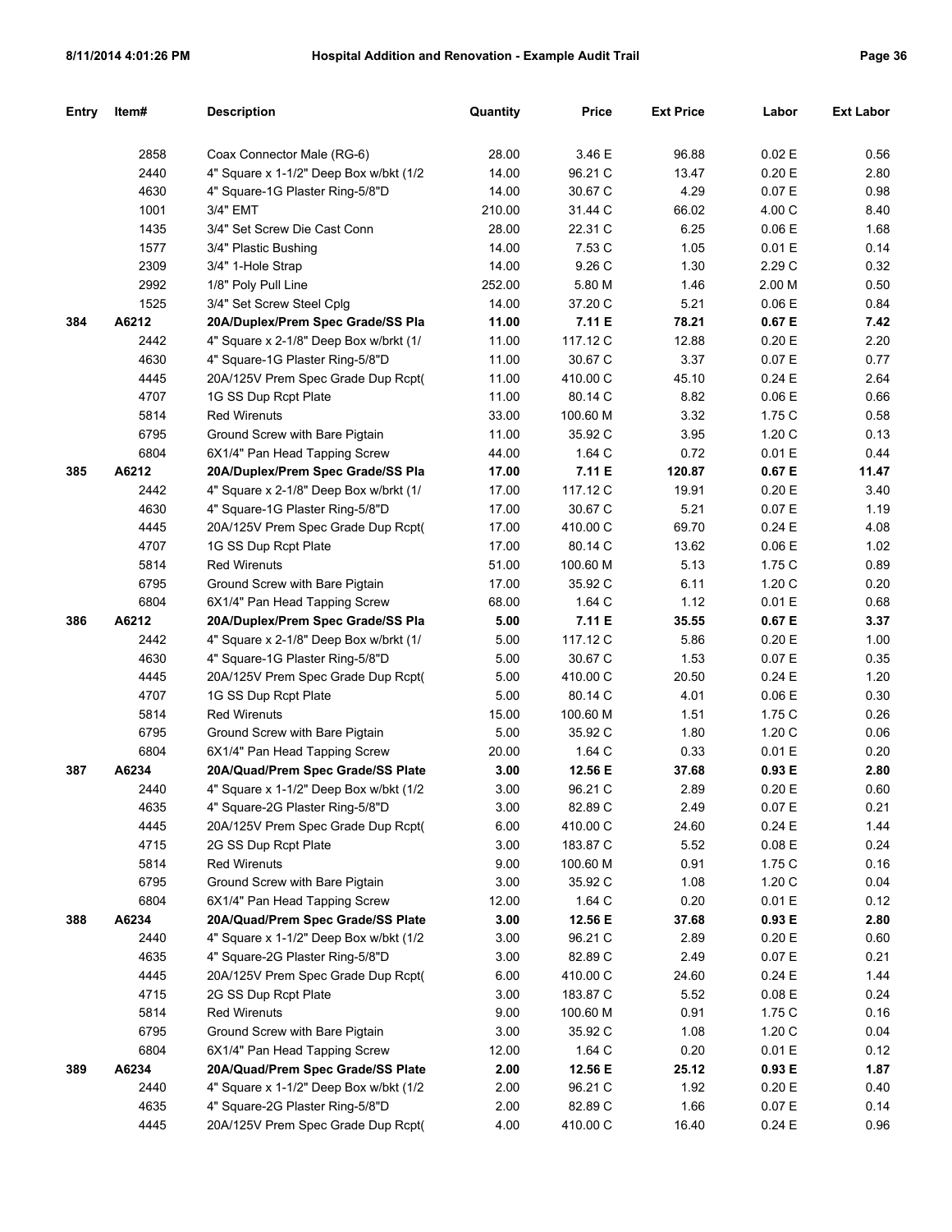| Entry | Item# | Description | Quantity | Price | Ext Price | Labor | Ext Labor |
|---|---|---|---|---|---|---|---|
| | 2858 | Coax Connector Male (RG-6) | 28.00 | 3.46 E | 96.88 | 0.02 E | 0.56 |
| | 2440 | 4" Square x 1-1/2" Deep Box w/bkt (1/2 | 14.00 | 96.21 C | 13.47 | 0.20 E | 2.80 |
| | 4630 | 4" Square-1G Plaster Ring-5/8"D | 14.00 | 30.67 C | 4.29 | 0.07 E | 0.98 |
| | 1001 | 3/4" EMT | 210.00 | 31.44 C | 66.02 | 4.00 C | 8.40 |
| | 1435 | 3/4" Set Screw Die Cast Conn | 28.00 | 22.31 C | 6.25 | 0.06 E | 1.68 |
| | 1577 | 3/4" Plastic Bushing | 14.00 | 7.53 C | 1.05 | 0.01 E | 0.14 |
| | 2309 | 3/4" 1-Hole Strap | 14.00 | 9.26 C | 1.30 | 2.29 C | 0.32 |
| | 2992 | 1/8" Poly Pull Line | 252.00 | 5.80 M | 1.46 | 2.00 M | 0.50 |
| | 1525 | 3/4" Set Screw Steel Cplg | 14.00 | 37.20 C | 5.21 | 0.06 E | 0.84 |
| **384** | **A6212** | **20A/Duplex/Prem Spec Grade/SS Pla** | **11.00** | **7.11 E** | **78.21** | **0.67 E** | **7.42** |
| | 2442 | 4" Square x 2-1/8" Deep Box w/brkt (1/ | 11.00 | 117.12 C | 12.88 | 0.20 E | 2.20 |
| | 4630 | 4" Square-1G Plaster Ring-5/8"D | 11.00 | 30.67 C | 3.37 | 0.07 E | 0.77 |
| | 4445 | 20A/125V Prem Spec Grade Dup Rcpt( | 11.00 | 410.00 C | 45.10 | 0.24 E | 2.64 |
| | 4707 | 1G SS Dup Rcpt Plate | 11.00 | 80.14 C | 8.82 | 0.06 E | 0.66 |
| | 5814 | Red Wirenuts | 33.00 | 100.60 M | 3.32 | 1.75 C | 0.58 |
| | 6795 | Ground Screw with Bare Pigtain | 11.00 | 35.92 C | 3.95 | 1.20 C | 0.13 |
| | 6804 | 6X1/4" Pan Head Tapping Screw | 44.00 | 1.64 C | 0.72 | 0.01 E | 0.44 |
| **385** | **A6212** | **20A/Duplex/Prem Spec Grade/SS Pla** | **17.00** | **7.11 E** | **120.87** | **0.67 E** | **11.47** |
| | 2442 | 4" Square x 2-1/8" Deep Box w/brkt (1/ | 17.00 | 117.12 C | 19.91 | 0.20 E | 3.40 |
| | 4630 | 4" Square-1G Plaster Ring-5/8"D | 17.00 | 30.67 C | 5.21 | 0.07 E | 1.19 |
| | 4445 | 20A/125V Prem Spec Grade Dup Rcpt( | 17.00 | 410.00 C | 69.70 | 0.24 E | 4.08 |
| | 4707 | 1G SS Dup Rcpt Plate | 17.00 | 80.14 C | 13.62 | 0.06 E | 1.02 |
| | 5814 | Red Wirenuts | 51.00 | 100.60 M | 5.13 | 1.75 C | 0.89 |
| | 6795 | Ground Screw with Bare Pigtain | 17.00 | 35.92 C | 6.11 | 1.20 C | 0.20 |
| | 6804 | 6X1/4" Pan Head Tapping Screw | 68.00 | 1.64 C | 1.12 | 0.01 E | 0.68 |
| **386** | **A6212** | **20A/Duplex/Prem Spec Grade/SS Pla** | **5.00** | **7.11 E** | **35.55** | **0.67 E** | **3.37** |
| | 2442 | 4" Square x 2-1/8" Deep Box w/brkt (1/ | 5.00 | 117.12 C | 5.86 | 0.20 E | 1.00 |
| | 4630 | 4" Square-1G Plaster Ring-5/8"D | 5.00 | 30.67 C | 1.53 | 0.07 E | 0.35 |
| | 4445 | 20A/125V Prem Spec Grade Dup Rcpt( | 5.00 | 410.00 C | 20.50 | 0.24 E | 1.20 |
| | 4707 | 1G SS Dup Rcpt Plate | 5.00 | 80.14 C | 4.01 | 0.06 E | 0.30 |
| | 5814 | Red Wirenuts | 15.00 | 100.60 M | 1.51 | 1.75 C | 0.26 |
| | 6795 | Ground Screw with Bare Pigtain | 5.00 | 35.92 C | 1.80 | 1.20 C | 0.06 |
| | 6804 | 6X1/4" Pan Head Tapping Screw | 20.00 | 1.64 C | 0.33 | 0.01 E | 0.20 |
| **387** | **A6234** | **20A/Quad/Prem Spec Grade/SS Plate** | **3.00** | **12.56 E** | **37.68** | **0.93 E** | **2.80** |
| | 2440 | 4" Square x 1-1/2" Deep Box w/bkt (1/2 | 3.00 | 96.21 C | 2.89 | 0.20 E | 0.60 |
| | 4635 | 4" Square-2G Plaster Ring-5/8"D | 3.00 | 82.89 C | 2.49 | 0.07 E | 0.21 |
| | 4445 | 20A/125V Prem Spec Grade Dup Rcpt( | 6.00 | 410.00 C | 24.60 | 0.24 E | 1.44 |
| | 4715 | 2G SS Dup Rcpt Plate | 3.00 | 183.87 C | 5.52 | 0.08 E | 0.24 |
| | 5814 | Red Wirenuts | 9.00 | 100.60 M | 0.91 | 1.75 C | 0.16 |
| | 6795 | Ground Screw with Bare Pigtain | 3.00 | 35.92 C | 1.08 | 1.20 C | 0.04 |
| | 6804 | 6X1/4" Pan Head Tapping Screw | 12.00 | 1.64 C | 0.20 | 0.01 E | 0.12 |
| **388** | **A6234** | **20A/Quad/Prem Spec Grade/SS Plate** | **3.00** | **12.56 E** | **37.68** | **0.93 E** | **2.80** |
| | 2440 | 4" Square x 1-1/2" Deep Box w/bkt (1/2 | 3.00 | 96.21 C | 2.89 | 0.20 E | 0.60 |
| | 4635 | 4" Square-2G Plaster Ring-5/8"D | 3.00 | 82.89 C | 2.49 | 0.07 E | 0.21 |
| | 4445 | 20A/125V Prem Spec Grade Dup Rcpt( | 6.00 | 410.00 C | 24.60 | 0.24 E | 1.44 |
| | 4715 | 2G SS Dup Rcpt Plate | 3.00 | 183.87 C | 5.52 | 0.08 E | 0.24 |
| | 5814 | Red Wirenuts | 9.00 | 100.60 M | 0.91 | 1.75 C | 0.16 |
| | 6795 | Ground Screw with Bare Pigtain | 3.00 | 35.92 C | 1.08 | 1.20 C | 0.04 |
| | 6804 | 6X1/4" Pan Head Tapping Screw | 12.00 | 1.64 C | 0.20 | 0.01 E | 0.12 |
| **389** | **A6234** | **20A/Quad/Prem Spec Grade/SS Plate** | **2.00** | **12.56 E** | **25.12** | **0.93 E** | **1.87** |
| | 2440 | 4" Square x 1-1/2" Deep Box w/bkt (1/2 | 2.00 | 96.21 C | 1.92 | 0.20 E | 0.40 |
| | 4635 | 4" Square-2G Plaster Ring-5/8"D | 2.00 | 82.89 C | 1.66 | 0.07 E | 0.14 |
| | 4445 | 20A/125V Prem Spec Grade Dup Rcpt( | 4.00 | 410.00 C | 16.40 | 0.24 E | 0.96 |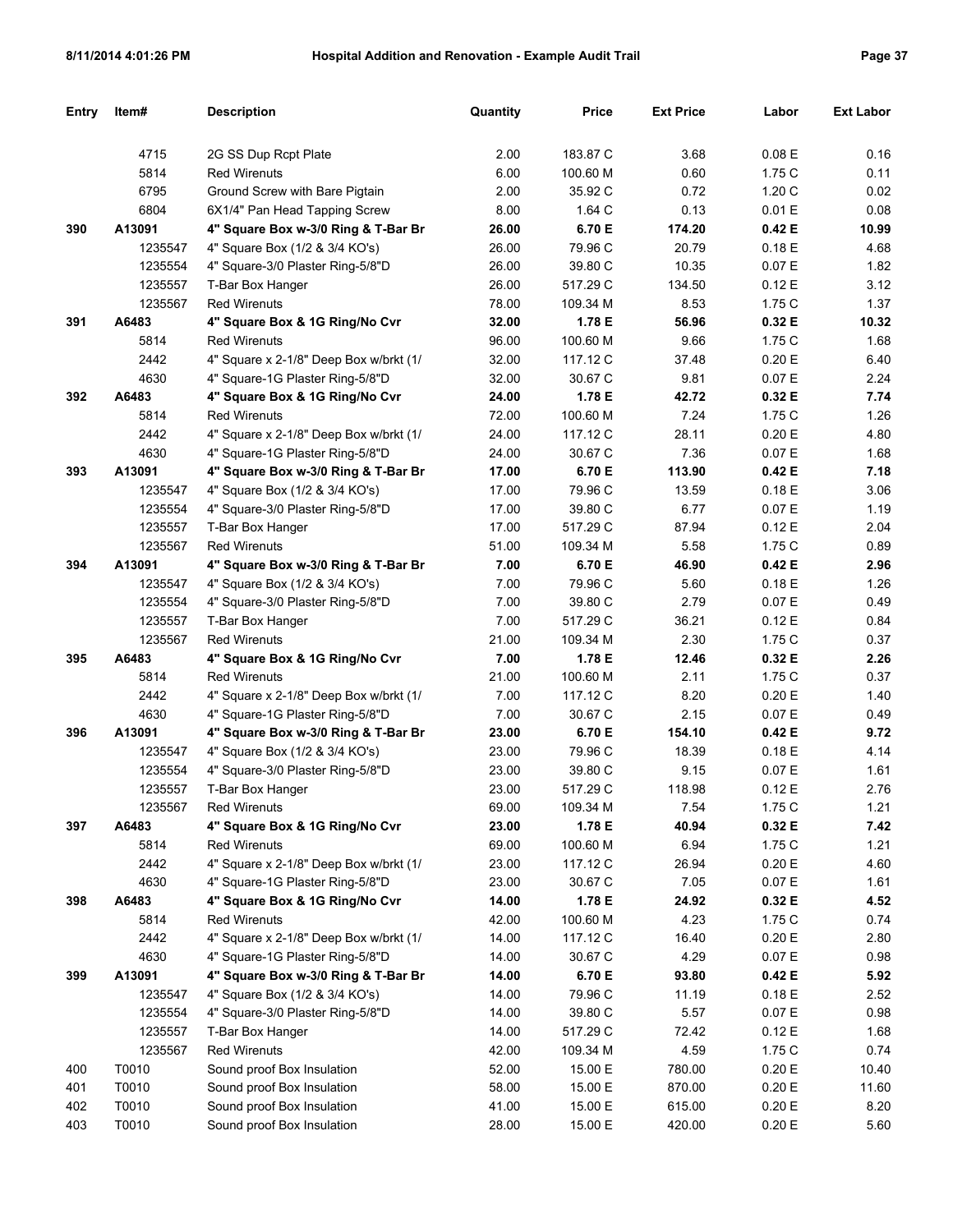| Entry | Item# | Description | Quantity | Price | Ext Price | Labor | Ext Labor |
|---|---|---|---|---|---|---|---|
| | 4715 | 2G SS Dup Rcpt Plate | 2.00 | 183.87 C | 3.68 | 0.08 E | 0.16 |
| | 5814 | Red Wirenuts | 6.00 | 100.60 M | 0.60 | 1.75 C | 0.11 |
| | 6795 | Ground Screw with Bare Pigtain | 2.00 | 35.92 C | 0.72 | 1.20 C | 0.02 |
| | 6804 | 6X1/4" Pan Head Tapping Screw | 8.00 | 1.64 C | 0.13 | 0.01 E | 0.08 |
| **390** | **A13091** | **4" Square Box w-3/0 Ring & T-Bar Br** | **26.00** | **6.70 E** | **174.20** | **0.42 E** | **10.99** |
| | 1235547 | 4" Square Box (1/2 & 3/4 KO's) | 26.00 | 79.96 C | 20.79 | 0.18 E | 4.68 |
| | 1235554 | 4" Square-3/0 Plaster Ring-5/8"D | 26.00 | 39.80 C | 10.35 | 0.07 E | 1.82 |
| | 1235557 | T-Bar Box Hanger | 26.00 | 517.29 C | 134.50 | 0.12 E | 3.12 |
| | 1235567 | Red Wirenuts | 78.00 | 109.34 M | 8.53 | 1.75 C | 1.37 |
| **391** | **A6483** | **4" Square Box & 1G Ring/No Cvr** | **32.00** | **1.78 E** | **56.96** | **0.32 E** | **10.32** |
| | 5814 | Red Wirenuts | 96.00 | 100.60 M | 9.66 | 1.75 C | 1.68 |
| | 2442 | 4" Square x 2-1/8" Deep Box w/brkt (1/ | 32.00 | 117.12 C | 37.48 | 0.20 E | 6.40 |
| | 4630 | 4" Square-1G Plaster Ring-5/8"D | 32.00 | 30.67 C | 9.81 | 0.07 E | 2.24 |
| **392** | **A6483** | **4" Square Box & 1G Ring/No Cvr** | **24.00** | **1.78 E** | **42.72** | **0.32 E** | **7.74** |
| | 5814 | Red Wirenuts | 72.00 | 100.60 M | 7.24 | 1.75 C | 1.26 |
| | 2442 | 4" Square x 2-1/8" Deep Box w/brkt (1/ | 24.00 | 117.12 C | 28.11 | 0.20 E | 4.80 |
| | 4630 | 4" Square-1G Plaster Ring-5/8"D | 24.00 | 30.67 C | 7.36 | 0.07 E | 1.68 |
| **393** | **A13091** | **4" Square Box w-3/0 Ring & T-Bar Br** | **17.00** | **6.70 E** | **113.90** | **0.42 E** | **7.18** |
| | 1235547 | 4" Square Box (1/2 & 3/4 KO's) | 17.00 | 79.96 C | 13.59 | 0.18 E | 3.06 |
| | 1235554 | 4" Square-3/0 Plaster Ring-5/8"D | 17.00 | 39.80 C | 6.77 | 0.07 E | 1.19 |
| | 1235557 | T-Bar Box Hanger | 17.00 | 517.29 C | 87.94 | 0.12 E | 2.04 |
| | 1235567 | Red Wirenuts | 51.00 | 109.34 M | 5.58 | 1.75 C | 0.89 |
| **394** | **A13091** | **4" Square Box w-3/0 Ring & T-Bar Br** | **7.00** | **6.70 E** | **46.90** | **0.42 E** | **2.96** |
| | 1235547 | 4" Square Box (1/2 & 3/4 KO's) | 7.00 | 79.96 C | 5.60 | 0.18 E | 1.26 |
| | 1235554 | 4" Square-3/0 Plaster Ring-5/8"D | 7.00 | 39.80 C | 2.79 | 0.07 E | 0.49 |
| | 1235557 | T-Bar Box Hanger | 7.00 | 517.29 C | 36.21 | 0.12 E | 0.84 |
| | 1235567 | Red Wirenuts | 21.00 | 109.34 M | 2.30 | 1.75 C | 0.37 |
| **395** | **A6483** | **4" Square Box & 1G Ring/No Cvr** | **7.00** | **1.78 E** | **12.46** | **0.32 E** | **2.26** |
| | 5814 | Red Wirenuts | 21.00 | 100.60 M | 2.11 | 1.75 C | 0.37 |
| | 2442 | 4" Square x 2-1/8" Deep Box w/brkt (1/ | 7.00 | 117.12 C | 8.20 | 0.20 E | 1.40 |
| | 4630 | 4" Square-1G Plaster Ring-5/8"D | 7.00 | 30.67 C | 2.15 | 0.07 E | 0.49 |
| **396** | **A13091** | **4" Square Box w-3/0 Ring & T-Bar Br** | **23.00** | **6.70 E** | **154.10** | **0.42 E** | **9.72** |
| | 1235547 | 4" Square Box (1/2 & 3/4 KO's) | 23.00 | 79.96 C | 18.39 | 0.18 E | 4.14 |
| | 1235554 | 4" Square-3/0 Plaster Ring-5/8"D | 23.00 | 39.80 C | 9.15 | 0.07 E | 1.61 |
| | 1235557 | T-Bar Box Hanger | 23.00 | 517.29 C | 118.98 | 0.12 E | 2.76 |
| | 1235567 | Red Wirenuts | 69.00 | 109.34 M | 7.54 | 1.75 C | 1.21 |
| **397** | **A6483** | **4" Square Box & 1G Ring/No Cvr** | **23.00** | **1.78 E** | **40.94** | **0.32 E** | **7.42** |
| | 5814 | Red Wirenuts | 69.00 | 100.60 M | 6.94 | 1.75 C | 1.21 |
| | 2442 | 4" Square x 2-1/8" Deep Box w/brkt (1/ | 23.00 | 117.12 C | 26.94 | 0.20 E | 4.60 |
| | 4630 | 4" Square-1G Plaster Ring-5/8"D | 23.00 | 30.67 C | 7.05 | 0.07 E | 1.61 |
| **398** | **A6483** | **4" Square Box & 1G Ring/No Cvr** | **14.00** | **1.78 E** | **24.92** | **0.32 E** | **4.52** |
| | 5814 | Red Wirenuts | 42.00 | 100.60 M | 4.23 | 1.75 C | 0.74 |
| | 2442 | 4" Square x 2-1/8" Deep Box w/brkt (1/ | 14.00 | 117.12 C | 16.40 | 0.20 E | 2.80 |
| | 4630 | 4" Square-1G Plaster Ring-5/8"D | 14.00 | 30.67 C | 4.29 | 0.07 E | 0.98 |
| **399** | **A13091** | **4" Square Box w-3/0 Ring & T-Bar Br** | **14.00** | **6.70 E** | **93.80** | **0.42 E** | **5.92** |
| | 1235547 | 4" Square Box (1/2 & 3/4 KO's) | 14.00 | 79.96 C | 11.19 | 0.18 E | 2.52 |
| | 1235554 | 4" Square-3/0 Plaster Ring-5/8"D | 14.00 | 39.80 C | 5.57 | 0.07 E | 0.98 |
| | 1235557 | T-Bar Box Hanger | 14.00 | 517.29 C | 72.42 | 0.12 E | 1.68 |
| | 1235567 | Red Wirenuts | 42.00 | 109.34 M | 4.59 | 1.75 C | 0.74 |
| 400 | T0010 | Sound proof Box Insulation | 52.00 | 15.00 E | 780.00 | 0.20 E | 10.40 |
| 401 | T0010 | Sound proof Box Insulation | 58.00 | 15.00 E | 870.00 | 0.20 E | 11.60 |
| 402 | T0010 | Sound proof Box Insulation | 41.00 | 15.00 E | 615.00 | 0.20 E | 8.20 |
| 403 | T0010 | Sound proof Box Insulation | 28.00 | 15.00 E | 420.00 | 0.20 E | 5.60 |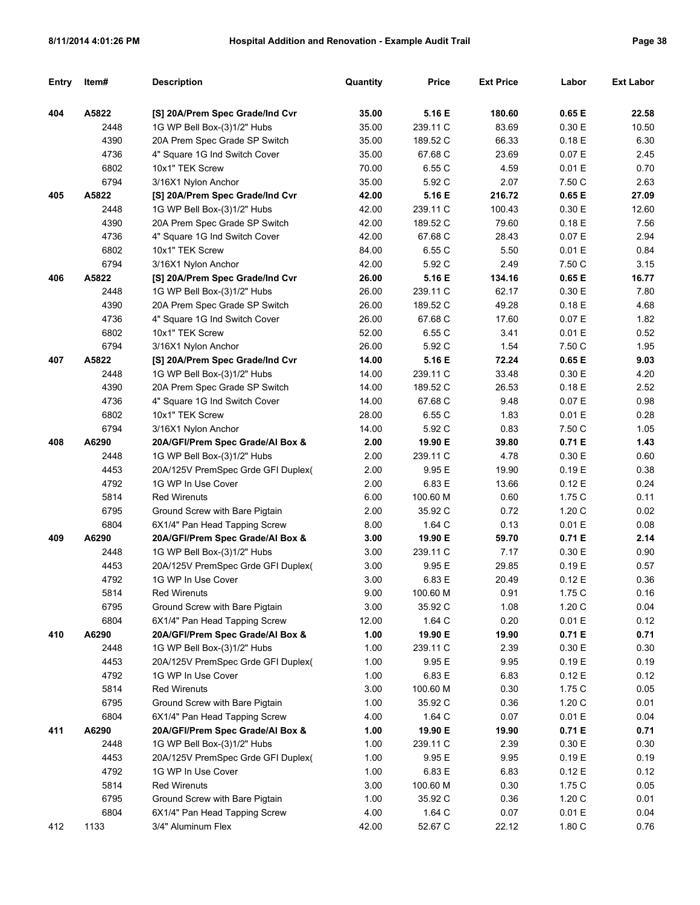| Entry | Item# | Description | Quantity | Price | Ext Price | Labor | Ext Labor |
|---|---|---|---|---|---|---|---|
| **404** | **A5822** | **[S] 20A/Prem Spec Grade/Ind Cvr** | **35.00** | **5.16 E** | **180.60** | **0.65 E** | **22.58** |
| | 2448 | 1G WP Bell Box-(3)1/2" Hubs | 35.00 | 239.11 C | 83.69 | 0.30 E | 10.50 |
| | 4390 | 20A Prem Spec Grade SP Switch | 35.00 | 189.52 C | 66.33 | 0.18 E | 6.30 |
| | 4736 | 4" Square 1G Ind Switch Cover | 35.00 | 67.68 C | 23.69 | 0.07 E | 2.45 |
| | 6802 | 10x1" TEK Screw | 70.00 | 6.55 C | 4.59 | 0.01 E | 0.70 |
| | 6794 | 3/16X1 Nylon Anchor | 35.00 | 5.92 C | 2.07 | 7.50 C | 2.63 |
| **405** | **A5822** | **[S] 20A/Prem Spec Grade/Ind Cvr** | **42.00** | **5.16 E** | **216.72** | **0.65 E** | **27.09** |
| | 2448 | 1G WP Bell Box-(3)1/2" Hubs | 42.00 | 239.11 C | 100.43 | 0.30 E | 12.60 |
| | 4390 | 20A Prem Spec Grade SP Switch | 42.00 | 189.52 C | 79.60 | 0.18 E | 7.56 |
| | 4736 | 4" Square 1G Ind Switch Cover | 42.00 | 67.68 C | 28.43 | 0.07 E | 2.94 |
| | 6802 | 10x1" TEK Screw | 84.00 | 6.55 C | 5.50 | 0.01 E | 0.84 |
| | 6794 | 3/16X1 Nylon Anchor | 42.00 | 5.92 C | 2.49 | 7.50 C | 3.15 |
| **406** | **A5822** | **[S] 20A/Prem Spec Grade/Ind Cvr** | **26.00** | **5.16 E** | **134.16** | **0.65 E** | **16.77** |
| | 2448 | 1G WP Bell Box-(3)1/2" Hubs | 26.00 | 239.11 C | 62.17 | 0.30 E | 7.80 |
| | 4390 | 20A Prem Spec Grade SP Switch | 26.00 | 189.52 C | 49.28 | 0.18 E | 4.68 |
| | 4736 | 4" Square 1G Ind Switch Cover | 26.00 | 67.68 C | 17.60 | 0.07 E | 1.82 |
| | 6802 | 10x1" TEK Screw | 52.00 | 6.55 C | 3.41 | 0.01 E | 0.52 |
| | 6794 | 3/16X1 Nylon Anchor | 26.00 | 5.92 C | 1.54 | 7.50 C | 1.95 |
| **407** | **A5822** | **[S] 20A/Prem Spec Grade/Ind Cvr** | **14.00** | **5.16 E** | **72.24** | **0.65 E** | **9.03** |
| | 2448 | 1G WP Bell Box-(3)1/2" Hubs | 14.00 | 239.11 C | 33.48 | 0.30 E | 4.20 |
| | 4390 | 20A Prem Spec Grade SP Switch | 14.00 | 189.52 C | 26.53 | 0.18 E | 2.52 |
| | 4736 | 4" Square 1G Ind Switch Cover | 14.00 | 67.68 C | 9.48 | 0.07 E | 0.98 |
| | 6802 | 10x1" TEK Screw | 28.00 | 6.55 C | 1.83 | 0.01 E | 0.28 |
| | 6794 | 3/16X1 Nylon Anchor | 14.00 | 5.92 C | 0.83 | 7.50 C | 1.05 |
| **408** | **A6290** | **20A/GFI/Prem Spec Grade/Al Box &** | **2.00** | **19.90 E** | **39.80** | **0.71 E** | **1.43** |
| | 2448 | 1G WP Bell Box-(3)1/2" Hubs | 2.00 | 239.11 C | 4.78 | 0.30 E | 0.60 |
| | 4453 | 20A/125V PremSpec Grde GFI Duplex( | 2.00 | 9.95 E | 19.90 | 0.19 E | 0.38 |
| | 4792 | 1G WP In Use Cover | 2.00 | 6.83 E | 13.66 | 0.12 E | 0.24 |
| | 5814 | Red Wirenuts | 6.00 | 100.60 M | 0.60 | 1.75 C | 0.11 |
| | 6795 | Ground Screw with Bare Pigtain | 2.00 | 35.92 C | 0.72 | 1.20 C | 0.02 |
| | 6804 | 6X1/4" Pan Head Tapping Screw | 8.00 | 1.64 C | 0.13 | 0.01 E | 0.08 |
| **409** | **A6290** | **20A/GFI/Prem Spec Grade/Al Box &** | **3.00** | **19.90 E** | **59.70** | **0.71 E** | **2.14** |
| | 2448 | 1G WP Bell Box-(3)1/2" Hubs | 3.00 | 239.11 C | 7.17 | 0.30 E | 0.90 |
| | 4453 | 20A/125V PremSpec Grde GFI Duplex( | 3.00 | 9.95 E | 29.85 | 0.19 E | 0.57 |
| | 4792 | 1G WP In Use Cover | 3.00 | 6.83 E | 20.49 | 0.12 E | 0.36 |
| | 5814 | Red Wirenuts | 9.00 | 100.60 M | 0.91 | 1.75 C | 0.16 |
| | 6795 | Ground Screw with Bare Pigtain | 3.00 | 35.92 C | 1.08 | 1.20 C | 0.04 |
| | 6804 | 6X1/4" Pan Head Tapping Screw | 12.00 | 1.64 C | 0.20 | 0.01 E | 0.12 |
| **410** | **A6290** | **20A/GFI/Prem Spec Grade/Al Box &** | **1.00** | **19.90 E** | **19.90** | **0.71 E** | **0.71** |
| | 2448 | 1G WP Bell Box-(3)1/2" Hubs | 1.00 | 239.11 C | 2.39 | 0.30 E | 0.30 |
| | 4453 | 20A/125V PremSpec Grde GFI Duplex( | 1.00 | 9.95 E | 9.95 | 0.19 E | 0.19 |
| | 4792 | 1G WP In Use Cover | 1.00 | 6.83 E | 6.83 | 0.12 E | 0.12 |
| | 5814 | Red Wirenuts | 3.00 | 100.60 M | 0.30 | 1.75 C | 0.05 |
| | 6795 | Ground Screw with Bare Pigtain | 1.00 | 35.92 C | 0.36 | 1.20 C | 0.01 |
| | 6804 | 6X1/4" Pan Head Tapping Screw | 4.00 | 1.64 C | 0.07 | 0.01 E | 0.04 |
| **411** | **A6290** | **20A/GFI/Prem Spec Grade/Al Box &** | **1.00** | **19.90 E** | **19.90** | **0.71 E** | **0.71** |
| | 2448 | 1G WP Bell Box-(3)1/2" Hubs | 1.00 | 239.11 C | 2.39 | 0.30 E | 0.30 |
| | 4453 | 20A/125V PremSpec Grde GFI Duplex( | 1.00 | 9.95 E | 9.95 | 0.19 E | 0.19 |
| | 4792 | 1G WP In Use Cover | 1.00 | 6.83 E | 6.83 | 0.12 E | 0.12 |
| | 5814 | Red Wirenuts | 3.00 | 100.60 M | 0.30 | 1.75 C | 0.05 |
| | 6795 | Ground Screw with Bare Pigtain | 1.00 | 35.92 C | 0.36 | 1.20 C | 0.01 |
| | 6804 | 6X1/4" Pan Head Tapping Screw | 4.00 | 1.64 C | 0.07 | 0.01 E | 0.04 |
| 412 | 1133 | 3/4" Aluminum Flex | 42.00 | 52.67 C | 22.12 | 1.80 C | 0.76 |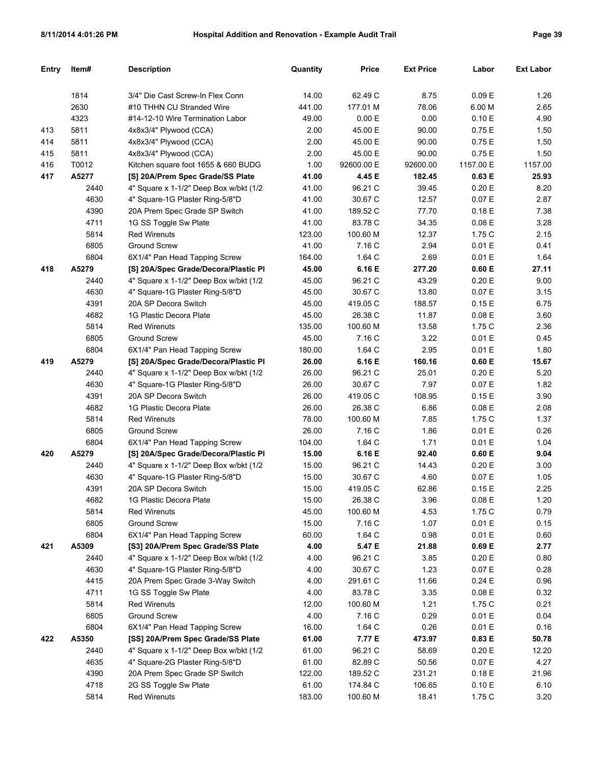| Entry | Item# | Description | Quantity | Price | Ext Price | Labor | Ext Labor |
|---|---|---|---|---|---|---|---|
| | 1814 | 3/4" Die Cast Screw-In Flex Conn | 14.00 | 62.49 C | 8.75 | 0.09 E | 1.26 |
| | 2630 | #10 THHN CU Stranded Wire | 441.00 | 177.01 M | 78.06 | 6.00 M | 2.65 |
| | 4323 | #14-12-10 Wire Termination Labor | 49.00 | 0.00 E | 0.00 | 0.10 E | 4.90 |
| 413 | 5811 | 4x8x3/4" Plywood (CCA) | 2.00 | 45.00 E | 90.00 | 0.75 E | 1.50 |
| 414 | 5811 | 4x8x3/4" Plywood (CCA) | 2.00 | 45.00 E | 90.00 | 0.75 E | 1.50 |
| 415 | 5811 | 4x8x3/4" Plywood (CCA) | 2.00 | 45.00 E | 90.00 | 0.75 E | 1.50 |
| 416 | T0012 | Kitchen square foot 1655 & 660 BUDG | 1.00 | 92600.00 E | 92600.00 | 1157.00 E | 1157.00 |
| **417** | **A5277** | **[S] 20A/Prem Spec Grade/SS Plate** | **41.00** | **4.45 E** | **182.45** | **0.63 E** | **25.93** |
| | 2440 | 4" Square x 1-1/2" Deep Box w/bkt (1/2 | 41.00 | 96.21 C | 39.45 | 0.20 E | 8.20 |
| | 4630 | 4" Square-1G Plaster Ring-5/8"D | 41.00 | 30.67 C | 12.57 | 0.07 E | 2.87 |
| | 4390 | 20A Prem Spec Grade SP Switch | 41.00 | 189.52 C | 77.70 | 0.18 E | 7.38 |
| | 4711 | 1G SS Toggle Sw Plate | 41.00 | 83.78 C | 34.35 | 0.08 E | 3.28 |
| | 5814 | Red Wirenuts | 123.00 | 100.60 M | 12.37 | 1.75 C | 2.15 |
| | 6805 | Ground Screw | 41.00 | 7.16 C | 2.94 | 0.01 E | 0.41 |
| | 6804 | 6X1/4" Pan Head Tapping Screw | 164.00 | 1.64 C | 2.69 | 0.01 E | 1.64 |
| **418** | **A5279** | **[S] 20A/Spec Grade/Decora/Plastic Pl** | **45.00** | **6.16 E** | **277.20** | **0.60 E** | **27.11** |
| | 2440 | 4" Square x 1-1/2" Deep Box w/bkt (1/2 | 45.00 | 96.21 C | 43.29 | 0.20 E | 9.00 |
| | 4630 | 4" Square-1G Plaster Ring-5/8"D | 45.00 | 30.67 C | 13.80 | 0.07 E | 3.15 |
| | 4391 | 20A SP Decora Switch | 45.00 | 419.05 C | 188.57 | 0.15 E | 6.75 |
| | 4682 | 1G Plastic Decora Plate | 45.00 | 26.38 C | 11.87 | 0.08 E | 3.60 |
| | 5814 | Red Wirenuts | 135.00 | 100.60 M | 13.58 | 1.75 C | 2.36 |
| | 6805 | Ground Screw | 45.00 | 7.16 C | 3.22 | 0.01 E | 0.45 |
| | 6804 | 6X1/4" Pan Head Tapping Screw | 180.00 | 1.64 C | 2.95 | 0.01 E | 1.80 |
| **419** | **A5279** | **[S] 20A/Spec Grade/Decora/Plastic Pl** | **26.00** | **6.16 E** | **160.16** | **0.60 E** | **15.67** |
| | 2440 | 4" Square x 1-1/2" Deep Box w/bkt (1/2 | 26.00 | 96.21 C | 25.01 | 0.20 E | 5.20 |
| | 4630 | 4" Square-1G Plaster Ring-5/8"D | 26.00 | 30.67 C | 7.97 | 0.07 E | 1.82 |
| | 4391 | 20A SP Decora Switch | 26.00 | 419.05 C | 108.95 | 0.15 E | 3.90 |
| | 4682 | 1G Plastic Decora Plate | 26.00 | 26.38 C | 6.86 | 0.08 E | 2.08 |
| | 5814 | Red Wirenuts | 78.00 | 100.60 M | 7.85 | 1.75 C | 1.37 |
| | 6805 | Ground Screw | 26.00 | 7.16 C | 1.86 | 0.01 E | 0.26 |
| | 6804 | 6X1/4" Pan Head Tapping Screw | 104.00 | 1.64 C | 1.71 | 0.01 E | 1.04 |
| **420** | **A5279** | **[S] 20A/Spec Grade/Decora/Plastic Pl** | **15.00** | **6.16 E** | **92.40** | **0.60 E** | **9.04** |
| | 2440 | 4" Square x 1-1/2" Deep Box w/bkt (1/2 | 15.00 | 96.21 C | 14.43 | 0.20 E | 3.00 |
| | 4630 | 4" Square-1G Plaster Ring-5/8"D | 15.00 | 30.67 C | 4.60 | 0.07 E | 1.05 |
| | 4391 | 20A SP Decora Switch | 15.00 | 419.05 C | 62.86 | 0.15 E | 2.25 |
| | 4682 | 1G Plastic Decora Plate | 15.00 | 26.38 C | 3.96 | 0.08 E | 1.20 |
| | 5814 | Red Wirenuts | 45.00 | 100.60 M | 4.53 | 1.75 C | 0.79 |
| | 6805 | Ground Screw | 15.00 | 7.16 C | 1.07 | 0.01 E | 0.15 |
| | 6804 | 6X1/4" Pan Head Tapping Screw | 60.00 | 1.64 C | 0.98 | 0.01 E | 0.60 |
| **421** | **A5309** | **[S3] 20A/Prem Spec Grade/SS Plate** | **4.00** | **5.47 E** | **21.88** | **0.69 E** | **2.77** |
| | 2440 | 4" Square x 1-1/2" Deep Box w/bkt (1/2 | 4.00 | 96.21 C | 3.85 | 0.20 E | 0.80 |
| | 4630 | 4" Square-1G Plaster Ring-5/8"D | 4.00 | 30.67 C | 1.23 | 0.07 E | 0.28 |
| | 4415 | 20A Prem Spec Grade 3-Way Switch | 4.00 | 291.61 C | 11.66 | 0.24 E | 0.96 |
| | 4711 | 1G SS Toggle Sw Plate | 4.00 | 83.78 C | 3.35 | 0.08 E | 0.32 |
| | 5814 | Red Wirenuts | 12.00 | 100.60 M | 1.21 | 1.75 C | 0.21 |
| | 6805 | Ground Screw | 4.00 | 7.16 C | 0.29 | 0.01 E | 0.04 |
| | 6804 | 6X1/4" Pan Head Tapping Screw | 16.00 | 1.64 C | 0.26 | 0.01 E | 0.16 |
| **422** | **A5350** | **[SS] 20A/Prem Spec Grade/SS Plate** | **61.00** | **7.77 E** | **473.97** | **0.83 E** | **50.78** |
| | 2440 | 4" Square x 1-1/2" Deep Box w/bkt (1/2 | 61.00 | 96.21 C | 58.69 | 0.20 E | 12.20 |
| | 4635 | 4" Square-2G Plaster Ring-5/8"D | 61.00 | 82.89 C | 50.56 | 0.07 E | 4.27 |
| | 4390 | 20A Prem Spec Grade SP Switch | 122.00 | 189.52 C | 231.21 | 0.18 E | 21.96 |
| | 4718 | 2G SS Toggle Sw Plate | 61.00 | 174.84 C | 106.65 | 0.10 E | 6.10 |
| | 5814 | Red Wirenuts | 183.00 | 100.60 M | 18.41 | 1.75 C | 3.20 |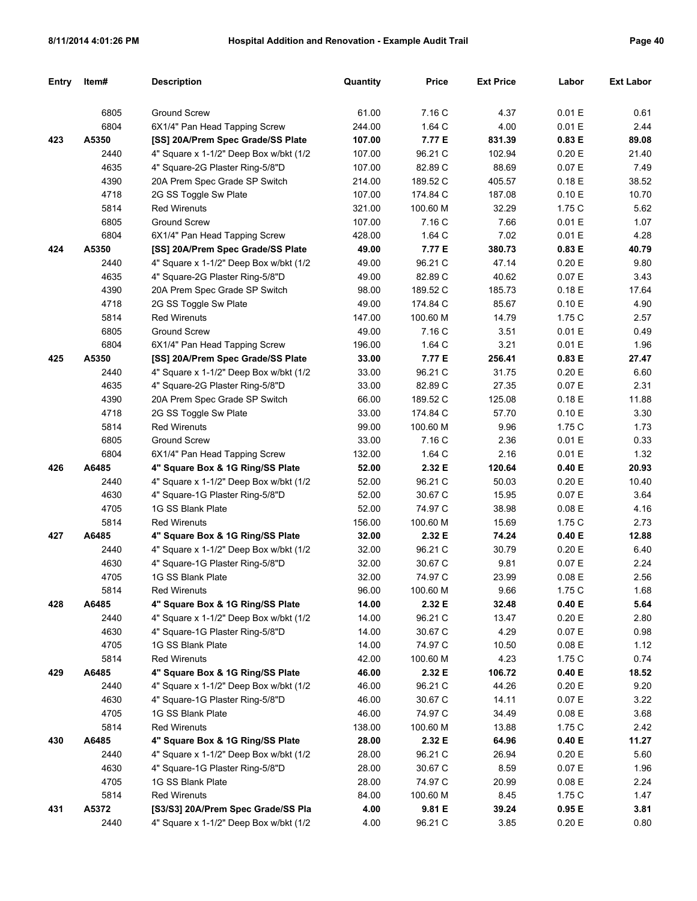| Entry | Item# | Description | Quantity | Price | Ext Price | Labor | Ext Labor |
|---|---|---|---|---|---|---|---|
| | 6805 | Ground Screw | 61.00 | 7.16 C | 4.37 | 0.01 E | 0.61 |
| | 6804 | 6X1/4" Pan Head Tapping Screw | 244.00 | 1.64 C | 4.00 | 0.01 E | 2.44 |
| **423** | **A5350** | **[SS] 20A/Prem Spec Grade/SS Plate** | **107.00** | **7.77 E** | **831.39** | **0.83 E** | **89.08** |
| | 2440 | 4" Square x 1-1/2" Deep Box w/bkt (1/2 | 107.00 | 96.21 C | 102.94 | 0.20 E | 21.40 |
| | 4635 | 4" Square-2G Plaster Ring-5/8"D | 107.00 | 82.89 C | 88.69 | 0.07 E | 7.49 |
| | 4390 | 20A Prem Spec Grade SP Switch | 214.00 | 189.52 C | 405.57 | 0.18 E | 38.52 |
| | 4718 | 2G SS Toggle Sw Plate | 107.00 | 174.84 C | 187.08 | 0.10 E | 10.70 |
| | 5814 | Red Wirenuts | 321.00 | 100.60 M | 32.29 | 1.75 C | 5.62 |
| | 6805 | Ground Screw | 107.00 | 7.16 C | 7.66 | 0.01 E | 1.07 |
| | 6804 | 6X1/4" Pan Head Tapping Screw | 428.00 | 1.64 C | 7.02 | 0.01 E | 4.28 |
| **424** | **A5350** | **[SS] 20A/Prem Spec Grade/SS Plate** | **49.00** | **7.77 E** | **380.73** | **0.83 E** | **40.79** |
| | 2440 | 4" Square x 1-1/2" Deep Box w/bkt (1/2 | 49.00 | 96.21 C | 47.14 | 0.20 E | 9.80 |
| | 4635 | 4" Square-2G Plaster Ring-5/8"D | 49.00 | 82.89 C | 40.62 | 0.07 E | 3.43 |
| | 4390 | 20A Prem Spec Grade SP Switch | 98.00 | 189.52 C | 185.73 | 0.18 E | 17.64 |
| | 4718 | 2G SS Toggle Sw Plate | 49.00 | 174.84 C | 85.67 | 0.10 E | 4.90 |
| | 5814 | Red Wirenuts | 147.00 | 100.60 M | 14.79 | 1.75 C | 2.57 |
| | 6805 | Ground Screw | 49.00 | 7.16 C | 3.51 | 0.01 E | 0.49 |
| | 6804 | 6X1/4" Pan Head Tapping Screw | 196.00 | 1.64 C | 3.21 | 0.01 E | 1.96 |
| **425** | **A5350** | **[SS] 20A/Prem Spec Grade/SS Plate** | **33.00** | **7.77 E** | **256.41** | **0.83 E** | **27.47** |
| | 2440 | 4" Square x 1-1/2" Deep Box w/bkt (1/2 | 33.00 | 96.21 C | 31.75 | 0.20 E | 6.60 |
| | 4635 | 4" Square-2G Plaster Ring-5/8"D | 33.00 | 82.89 C | 27.35 | 0.07 E | 2.31 |
| | 4390 | 20A Prem Spec Grade SP Switch | 66.00 | 189.52 C | 125.08 | 0.18 E | 11.88 |
| | 4718 | 2G SS Toggle Sw Plate | 33.00 | 174.84 C | 57.70 | 0.10 E | 3.30 |
| | 5814 | Red Wirenuts | 99.00 | 100.60 M | 9.96 | 1.75 C | 1.73 |
| | 6805 | Ground Screw | 33.00 | 7.16 C | 2.36 | 0.01 E | 0.33 |
| | 6804 | 6X1/4" Pan Head Tapping Screw | 132.00 | 1.64 C | 2.16 | 0.01 E | 1.32 |
| **426** | **A6485** | **4" Square Box & 1G Ring/SS Plate** | **52.00** | **2.32 E** | **120.64** | **0.40 E** | **20.93** |
| | 2440 | 4" Square x 1-1/2" Deep Box w/bkt (1/2 | 52.00 | 96.21 C | 50.03 | 0.20 E | 10.40 |
| | 4630 | 4" Square-1G Plaster Ring-5/8"D | 52.00 | 30.67 C | 15.95 | 0.07 E | 3.64 |
| | 4705 | 1G SS Blank Plate | 52.00 | 74.97 C | 38.98 | 0.08 E | 4.16 |
| | 5814 | Red Wirenuts | 156.00 | 100.60 M | 15.69 | 1.75 C | 2.73 |
| **427** | **A6485** | **4" Square Box & 1G Ring/SS Plate** | **32.00** | **2.32 E** | **74.24** | **0.40 E** | **12.88** |
| | 2440 | 4" Square x 1-1/2" Deep Box w/bkt (1/2 | 32.00 | 96.21 C | 30.79 | 0.20 E | 6.40 |
| | 4630 | 4" Square-1G Plaster Ring-5/8"D | 32.00 | 30.67 C | 9.81 | 0.07 E | 2.24 |
| | 4705 | 1G SS Blank Plate | 32.00 | 74.97 C | 23.99 | 0.08 E | 2.56 |
| | 5814 | Red Wirenuts | 96.00 | 100.60 M | 9.66 | 1.75 C | 1.68 |
| **428** | **A6485** | **4" Square Box & 1G Ring/SS Plate** | **14.00** | **2.32 E** | **32.48** | **0.40 E** | **5.64** |
| | 2440 | 4" Square x 1-1/2" Deep Box w/bkt (1/2 | 14.00 | 96.21 C | 13.47 | 0.20 E | 2.80 |
| | 4630 | 4" Square-1G Plaster Ring-5/8"D | 14.00 | 30.67 C | 4.29 | 0.07 E | 0.98 |
| | 4705 | 1G SS Blank Plate | 14.00 | 74.97 C | 10.50 | 0.08 E | 1.12 |
| | 5814 | Red Wirenuts | 42.00 | 100.60 M | 4.23 | 1.75 C | 0.74 |
| **429** | **A6485** | **4" Square Box & 1G Ring/SS Plate** | **46.00** | **2.32 E** | **106.72** | **0.40 E** | **18.52** |
| | 2440 | 4" Square x 1-1/2" Deep Box w/bkt (1/2 | 46.00 | 96.21 C | 44.26 | 0.20 E | 9.20 |
| | 4630 | 4" Square-1G Plaster Ring-5/8"D | 46.00 | 30.67 C | 14.11 | 0.07 E | 3.22 |
| | 4705 | 1G SS Blank Plate | 46.00 | 74.97 C | 34.49 | 0.08 E | 3.68 |
| | 5814 | Red Wirenuts | 138.00 | 100.60 M | 13.88 | 1.75 C | 2.42 |
| **430** | **A6485** | **4" Square Box & 1G Ring/SS Plate** | **28.00** | **2.32 E** | **64.96** | **0.40 E** | **11.27** |
| | 2440 | 4" Square x 1-1/2" Deep Box w/bkt (1/2 | 28.00 | 96.21 C | 26.94 | 0.20 E | 5.60 |
| | 4630 | 4" Square-1G Plaster Ring-5/8"D | 28.00 | 30.67 C | 8.59 | 0.07 E | 1.96 |
| | 4705 | 1G SS Blank Plate | 28.00 | 74.97 C | 20.99 | 0.08 E | 2.24 |
| | 5814 | Red Wirenuts | 84.00 | 100.60 M | 8.45 | 1.75 C | 1.47 |
| **431** | **A5372** | **[S3/S3] 20A/Prem Spec Grade/SS Pla** | **4.00** | **9.81 E** | **39.24** | **0.95 E** | **3.81** |
| | 2440 | 4" Square x 1-1/2" Deep Box w/bkt (1/2 | 4.00 | 96.21 C | 3.85 | 0.20 E | 0.80 |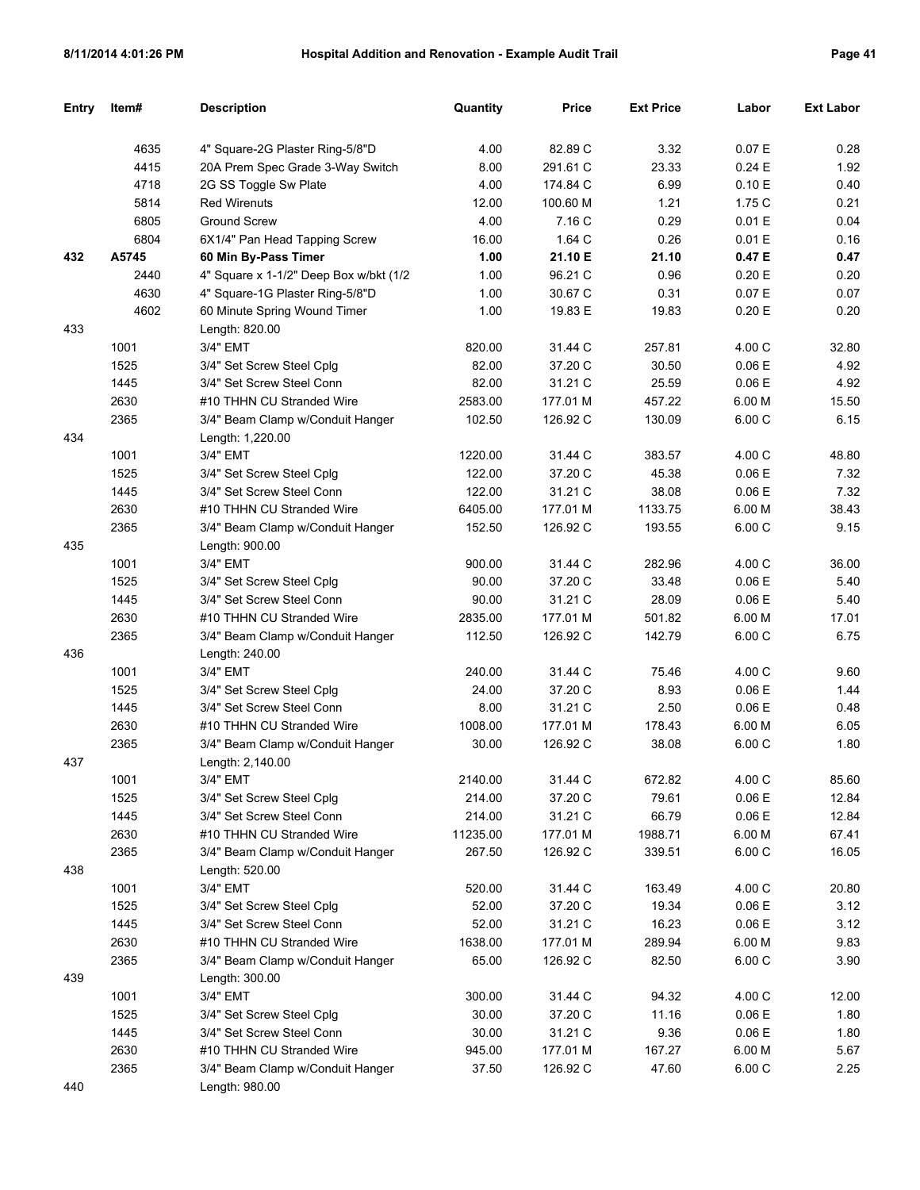| Entry | Item# | Description | Quantity | Price | Ext Price | Labor | Ext Labor |
|---|---|---|---|---|---|---|---|
| | 4635 | 4" Square-2G Plaster Ring-5/8"D | 4.00 | 82.89 C | 3.32 | 0.07 E | 0.28 |
| | 4415 | 20A Prem Spec Grade 3-Way Switch | 8.00 | 291.61 C | 23.33 | 0.24 E | 1.92 |
| | 4718 | 2G SS Toggle Sw Plate | 4.00 | 174.84 C | 6.99 | 0.10 E | 0.40 |
| | 5814 | Red Wirenuts | 12.00 | 100.60 M | 1.21 | 1.75 C | 0.21 |
| | 6805 | Ground Screw | 4.00 | 7.16 C | 0.29 | 0.01 E | 0.04 |
| | 6804 | 6X1/4" Pan Head Tapping Screw | 16.00 | 1.64 C | 0.26 | 0.01 E | 0.16 |
| **432** | **A5745** | **60 Min By-Pass Timer** | **1.00** | **21.10 E** | **21.10** | **0.47 E** | **0.47** |
| | 2440 | 4" Square x 1-1/2" Deep Box w/bkt (1/2 | 1.00 | 96.21 C | 0.96 | 0.20 E | 0.20 |
| | 4630 | 4" Square-1G Plaster Ring-5/8"D | 1.00 | 30.67 C | 0.31 | 0.07 E | 0.07 |
| | 4602 | 60 Minute Spring Wound Timer | 1.00 | 19.83 E | 19.83 | 0.20 E | 0.20 |
| 433 | | Length: 820.00 | | | | | |
| | 1001 | 3/4" EMT | 820.00 | 31.44 C | 257.81 | 4.00 C | 32.80 |
| | 1525 | 3/4" Set Screw Steel Cplg | 82.00 | 37.20 C | 30.50 | 0.06 E | 4.92 |
| | 1445 | 3/4" Set Screw Steel Conn | 82.00 | 31.21 C | 25.59 | 0.06 E | 4.92 |
| | 2630 | #10 THHN CU Stranded Wire | 2583.00 | 177.01 M | 457.22 | 6.00 M | 15.50 |
| | 2365 | 3/4" Beam Clamp w/Conduit Hanger | 102.50 | 126.92 C | 130.09 | 6.00 C | 6.15 |
| 434 | | Length: 1,220.00 | | | | | |
| | 1001 | 3/4" EMT | 1220.00 | 31.44 C | 383.57 | 4.00 C | 48.80 |
| | 1525 | 3/4" Set Screw Steel Cplg | 122.00 | 37.20 C | 45.38 | 0.06 E | 7.32 |
| | 1445 | 3/4" Set Screw Steel Conn | 122.00 | 31.21 C | 38.08 | 0.06 E | 7.32 |
| | 2630 | #10 THHN CU Stranded Wire | 6405.00 | 177.01 M | 1133.75 | 6.00 M | 38.43 |
| | 2365 | 3/4" Beam Clamp w/Conduit Hanger | 152.50 | 126.92 C | 193.55 | 6.00 C | 9.15 |
| 435 | | Length: 900.00 | | | | | |
| | 1001 | 3/4" EMT | 900.00 | 31.44 C | 282.96 | 4.00 C | 36.00 |
| | 1525 | 3/4" Set Screw Steel Cplg | 90.00 | 37.20 C | 33.48 | 0.06 E | 5.40 |
| | 1445 | 3/4" Set Screw Steel Conn | 90.00 | 31.21 C | 28.09 | 0.06 E | 5.40 |
| | 2630 | #10 THHN CU Stranded Wire | 2835.00 | 177.01 M | 501.82 | 6.00 M | 17.01 |
| | 2365 | 3/4" Beam Clamp w/Conduit Hanger | 112.50 | 126.92 C | 142.79 | 6.00 C | 6.75 |
| 436 | | Length: 240.00 | | | | | |
| | 1001 | 3/4" EMT | 240.00 | 31.44 C | 75.46 | 4.00 C | 9.60 |
| | 1525 | 3/4" Set Screw Steel Cplg | 24.00 | 37.20 C | 8.93 | 0.06 E | 1.44 |
| | 1445 | 3/4" Set Screw Steel Conn | 8.00 | 31.21 C | 2.50 | 0.06 E | 0.48 |
| | 2630 | #10 THHN CU Stranded Wire | 1008.00 | 177.01 M | 178.43 | 6.00 M | 6.05 |
| | 2365 | 3/4" Beam Clamp w/Conduit Hanger | 30.00 | 126.92 C | 38.08 | 6.00 C | 1.80 |
| 437 | | Length: 2,140.00 | | | | | |
| | 1001 | 3/4" EMT | 2140.00 | 31.44 C | 672.82 | 4.00 C | 85.60 |
| | 1525 | 3/4" Set Screw Steel Cplg | 214.00 | 37.20 C | 79.61 | 0.06 E | 12.84 |
| | 1445 | 3/4" Set Screw Steel Conn | 214.00 | 31.21 C | 66.79 | 0.06 E | 12.84 |
| | 2630 | #10 THHN CU Stranded Wire | 11235.00 | 177.01 M | 1988.71 | 6.00 M | 67.41 |
| | 2365 | 3/4" Beam Clamp w/Conduit Hanger | 267.50 | 126.92 C | 339.51 | 6.00 C | 16.05 |
| 438 | | Length: 520.00 | | | | | |
| | 1001 | 3/4" EMT | 520.00 | 31.44 C | 163.49 | 4.00 C | 20.80 |
| | 1525 | 3/4" Set Screw Steel Cplg | 52.00 | 37.20 C | 19.34 | 0.06 E | 3.12 |
| | 1445 | 3/4" Set Screw Steel Conn | 52.00 | 31.21 C | 16.23 | 0.06 E | 3.12 |
| | 2630 | #10 THHN CU Stranded Wire | 1638.00 | 177.01 M | 289.94 | 6.00 M | 9.83 |
| | 2365 | 3/4" Beam Clamp w/Conduit Hanger | 65.00 | 126.92 C | 82.50 | 6.00 C | 3.90 |
| 439 | | Length: 300.00 | | | | | |
| | 1001 | 3/4" EMT | 300.00 | 31.44 C | 94.32 | 4.00 C | 12.00 |
| | 1525 | 3/4" Set Screw Steel Cplg | 30.00 | 37.20 C | 11.16 | 0.06 E | 1.80 |
| | 1445 | 3/4" Set Screw Steel Conn | 30.00 | 31.21 C | 9.36 | 0.06 E | 1.80 |
| | 2630 | #10 THHN CU Stranded Wire | 945.00 | 177.01 M | 167.27 | 6.00 M | 5.67 |
| | 2365 | 3/4" Beam Clamp w/Conduit Hanger | 37.50 | 126.92 C | 47.60 | 6.00 C | 2.25 |
| 440 | | Length: 980.00 | | | | | |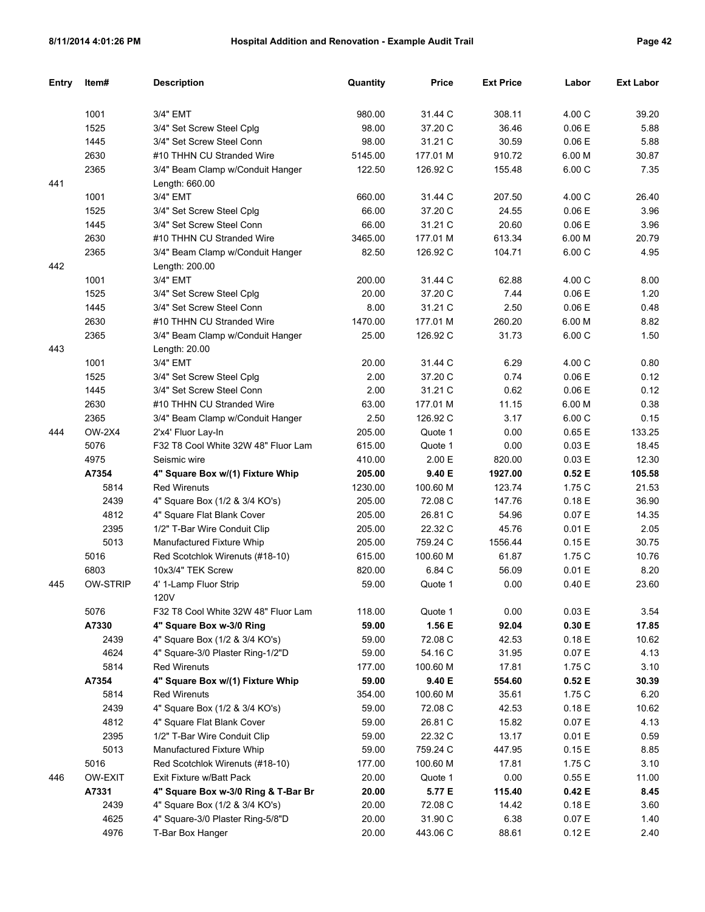| Entry | Item# | Description | Quantity | Price | Ext Price | Labor | Ext Labor |
|---|---|---|---|---|---|---|---|
| | 1001 | 3/4" EMT | 980.00 | 31.44 C | 308.11 | 4.00 C | 39.20 |
| | 1525 | 3/4" Set Screw Steel Cplg | 98.00 | 37.20 C | 36.46 | 0.06 E | 5.88 |
| | 1445 | 3/4" Set Screw Steel Conn | 98.00 | 31.21 C | 30.59 | 0.06 E | 5.88 |
| | 2630 | #10 THHN CU Stranded Wire | 5145.00 | 177.01 M | 910.72 | 6.00 M | 30.87 |
| | 2365 | 3/4" Beam Clamp w/Conduit Hanger | 122.50 | 126.92 C | 155.48 | 6.00 C | 7.35 |
| 441 | | Length: 660.00 | | | | | |
| | 1001 | 3/4" EMT | 660.00 | 31.44 C | 207.50 | 4.00 C | 26.40 |
| | 1525 | 3/4" Set Screw Steel Cplg | 66.00 | 37.20 C | 24.55 | 0.06 E | 3.96 |
| | 1445 | 3/4" Set Screw Steel Conn | 66.00 | 31.21 C | 20.60 | 0.06 E | 3.96 |
| | 2630 | #10 THHN CU Stranded Wire | 3465.00 | 177.01 M | 613.34 | 6.00 M | 20.79 |
| | 2365 | 3/4" Beam Clamp w/Conduit Hanger | 82.50 | 126.92 C | 104.71 | 6.00 C | 4.95 |
| 442 | | Length: 200.00 | | | | | |
| | 1001 | 3/4" EMT | 200.00 | 31.44 C | 62.88 | 4.00 C | 8.00 |
| | 1525 | 3/4" Set Screw Steel Cplg | 20.00 | 37.20 C | 7.44 | 0.06 E | 1.20 |
| | 1445 | 3/4" Set Screw Steel Conn | 8.00 | 31.21 C | 2.50 | 0.06 E | 0.48 |
| | 2630 | #10 THHN CU Stranded Wire | 1470.00 | 177.01 M | 260.20 | 6.00 M | 8.82 |
| | 2365 | 3/4" Beam Clamp w/Conduit Hanger | 25.00 | 126.92 C | 31.73 | 6.00 C | 1.50 |
| 443 | | Length: 20.00 | | | | | |
| | 1001 | 3/4" EMT | 20.00 | 31.44 C | 6.29 | 4.00 C | 0.80 |
| | 1525 | 3/4" Set Screw Steel Cplg | 2.00 | 37.20 C | 0.74 | 0.06 E | 0.12 |
| | 1445 | 3/4" Set Screw Steel Conn | 2.00 | 31.21 C | 0.62 | 0.06 E | 0.12 |
| | 2630 | #10 THHN CU Stranded Wire | 63.00 | 177.01 M | 11.15 | 6.00 M | 0.38 |
| | 2365 | 3/4" Beam Clamp w/Conduit Hanger | 2.50 | 126.92 C | 3.17 | 6.00 C | 0.15 |
| 444 | OW-2X4 | 2'x4' Fluor Lay-In | 205.00 | Quote 1 | 0.00 | 0.65 E | 133.25 |
| | 5076 | F32 T8 Cool White 32W 48" Fluor Lam | 615.00 | Quote 1 | 0.00 | 0.03 E | 18.45 |
| | 4975 | Seismic wire | 410.00 | 2.00 E | 820.00 | 0.03 E | 12.30 |
| | **A7354** | **4" Square Box w/(1) Fixture Whip** | **205.00** | **9.40 E** | **1927.00** | **0.52 E** | **105.58** |
| | 5814 | Red Wirenuts | 1230.00 | 100.60 M | 123.74 | 1.75 C | 21.53 |
| | 2439 | 4" Square Box (1/2 & 3/4 KO's) | 205.00 | 72.08 C | 147.76 | 0.18 E | 36.90 |
| | 4812 | 4" Square Flat Blank Cover | 205.00 | 26.81 C | 54.96 | 0.07 E | 14.35 |
| | 2395 | 1/2" T-Bar Wire Conduit Clip | 205.00 | 22.32 C | 45.76 | 0.01 E | 2.05 |
| | 5013 | Manufactured Fixture Whip | 205.00 | 759.24 C | 1556.44 | 0.15 E | 30.75 |
| | 5016 | Red Scotchlok Wirenuts (#18-10) | 615.00 | 100.60 M | 61.87 | 1.75 C | 10.76 |
| | 6803 | 10x3/4" TEK Screw | 820.00 | 6.84 C | 56.09 | 0.01 E | 8.20 |
| 445 | OW-STRIP | 4' 1-Lamp Fluor Strip 120V | 59.00 | Quote 1 | 0.00 | 0.40 E | 23.60 |
| | 5076 | F32 T8 Cool White 32W 48" Fluor Lam | 118.00 | Quote 1 | 0.00 | 0.03 E | 3.54 |
| | **A7330** | **4" Square Box w-3/0 Ring** | **59.00** | **1.56 E** | **92.04** | **0.30 E** | **17.85** |
| | 2439 | 4" Square Box (1/2 & 3/4 KO's) | 59.00 | 72.08 C | 42.53 | 0.18 E | 10.62 |
| | 4624 | 4" Square-3/0 Plaster Ring-1/2"D | 59.00 | 54.16 C | 31.95 | 0.07 E | 4.13 |
| | 5814 | Red Wirenuts | 177.00 | 100.60 M | 17.81 | 1.75 C | 3.10 |
| | **A7354** | **4" Square Box w/(1) Fixture Whip** | **59.00** | **9.40 E** | **554.60** | **0.52 E** | **30.39** |
| | 5814 | Red Wirenuts | 354.00 | 100.60 M | 35.61 | 1.75 C | 6.20 |
| | 2439 | 4" Square Box (1/2 & 3/4 KO's) | 59.00 | 72.08 C | 42.53 | 0.18 E | 10.62 |
| | 4812 | 4" Square Flat Blank Cover | 59.00 | 26.81 C | 15.82 | 0.07 E | 4.13 |
| | 2395 | 1/2" T-Bar Wire Conduit Clip | 59.00 | 22.32 C | 13.17 | 0.01 E | 0.59 |
| | 5013 | Manufactured Fixture Whip | 59.00 | 759.24 C | 447.95 | 0.15 E | 8.85 |
| | 5016 | Red Scotchlok Wirenuts (#18-10) | 177.00 | 100.60 M | 17.81 | 1.75 C | 3.10 |
| 446 | OW-EXIT | Exit Fixture w/Batt Pack | 20.00 | Quote 1 | 0.00 | 0.55 E | 11.00 |
| | **A7331** | **4" Square Box w-3/0 Ring & T-Bar Br** | **20.00** | **5.77 E** | **115.40** | **0.42 E** | **8.45** |
| | 2439 | 4" Square Box (1/2 & 3/4 KO's) | 20.00 | 72.08 C | 14.42 | 0.18 E | 3.60 |
| | 4625 | 4" Square-3/0 Plaster Ring-5/8"D | 20.00 | 31.90 C | 6.38 | 0.07 E | 1.40 |
| | 4976 | T-Bar Box Hanger | 20.00 | 443.06 C | 88.61 | 0.12 E | 2.40 |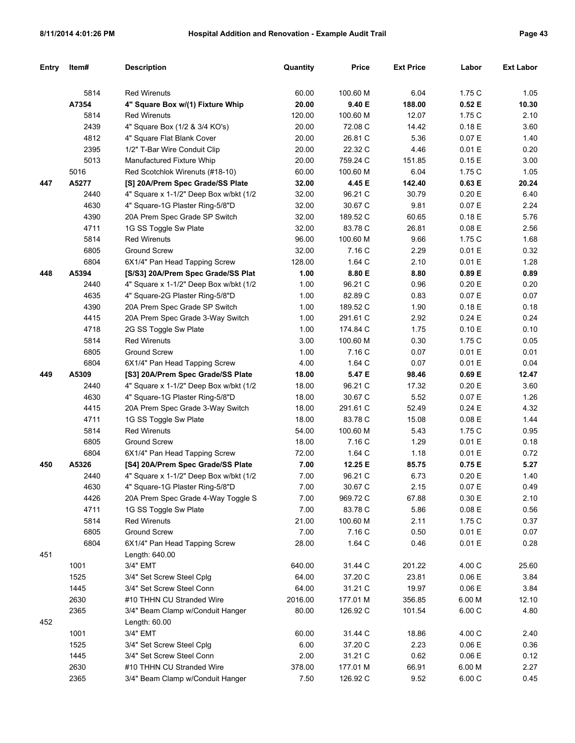| Entry | Item# | Description | Quantity | Price | Ext Price | Labor | Ext Labor |
|---|---|---|---|---|---|---|---|
| | 5814 | Red Wirenuts | 60.00 | 100.60 M | 6.04 | 1.75 C | 1.05 |
| | **A7354** | **4" Square Box w/(1) Fixture Whip** | **20.00** | **9.40 E** | **188.00** | **0.52 E** | **10.30** |
| | 5814 | Red Wirenuts | 120.00 | 100.60 M | 12.07 | 1.75 C | 2.10 |
| | 2439 | 4" Square Box (1/2 & 3/4 KO's) | 20.00 | 72.08 C | 14.42 | 0.18 E | 3.60 |
| | 4812 | 4" Square Flat Blank Cover | 20.00 | 26.81 C | 5.36 | 0.07 E | 1.40 |
| | 2395 | 1/2" T-Bar Wire Conduit Clip | 20.00 | 22.32 C | 4.46 | 0.01 E | 0.20 |
| | 5013 | Manufactured Fixture Whip | 20.00 | 759.24 C | 151.85 | 0.15 E | 3.00 |
| | 5016 | Red Scotchlok Wirenuts (#18-10) | 60.00 | 100.60 M | 6.04 | 1.75 C | 1.05 |
| **447** | **A5277** | **[S] 20A/Prem Spec Grade/SS Plate** | **32.00** | **4.45 E** | **142.40** | **0.63 E** | **20.24** |
| | 2440 | 4" Square x 1-1/2" Deep Box w/bkt (1/2 | 32.00 | 96.21 C | 30.79 | 0.20 E | 6.40 |
| | 4630 | 4" Square-1G Plaster Ring-5/8"D | 32.00 | 30.67 C | 9.81 | 0.07 E | 2.24 |
| | 4390 | 20A Prem Spec Grade SP Switch | 32.00 | 189.52 C | 60.65 | 0.18 E | 5.76 |
| | 4711 | 1G SS Toggle Sw Plate | 32.00 | 83.78 C | 26.81 | 0.08 E | 2.56 |
| | 5814 | Red Wirenuts | 96.00 | 100.60 M | 9.66 | 1.75 C | 1.68 |
| | 6805 | Ground Screw | 32.00 | 7.16 C | 2.29 | 0.01 E | 0.32 |
| | 6804 | 6X1/4" Pan Head Tapping Screw | 128.00 | 1.64 C | 2.10 | 0.01 E | 1.28 |
| **448** | **A5394** | **[S/S3] 20A/Prem Spec Grade/SS Plat** | **1.00** | **8.80 E** | **8.80** | **0.89 E** | **0.89** |
| | 2440 | 4" Square x 1-1/2" Deep Box w/bkt (1/2 | 1.00 | 96.21 C | 0.96 | 0.20 E | 0.20 |
| | 4635 | 4" Square-2G Plaster Ring-5/8"D | 1.00 | 82.89 C | 0.83 | 0.07 E | 0.07 |
| | 4390 | 20A Prem Spec Grade SP Switch | 1.00 | 189.52 C | 1.90 | 0.18 E | 0.18 |
| | 4415 | 20A Prem Spec Grade 3-Way Switch | 1.00 | 291.61 C | 2.92 | 0.24 E | 0.24 |
| | 4718 | 2G SS Toggle Sw Plate | 1.00 | 174.84 C | 1.75 | 0.10 E | 0.10 |
| | 5814 | Red Wirenuts | 3.00 | 100.60 M | 0.30 | 1.75 C | 0.05 |
| | 6805 | Ground Screw | 1.00 | 7.16 C | 0.07 | 0.01 E | 0.01 |
| | 6804 | 6X1/4" Pan Head Tapping Screw | 4.00 | 1.64 C | 0.07 | 0.01 E | 0.04 |
| **449** | **A5309** | **[S3] 20A/Prem Spec Grade/SS Plate** | **18.00** | **5.47 E** | **98.46** | **0.69 E** | **12.47** |
| | 2440 | 4" Square x 1-1/2" Deep Box w/bkt (1/2 | 18.00 | 96.21 C | 17.32 | 0.20 E | 3.60 |
| | 4630 | 4" Square-1G Plaster Ring-5/8"D | 18.00 | 30.67 C | 5.52 | 0.07 E | 1.26 |
| | 4415 | 20A Prem Spec Grade 3-Way Switch | 18.00 | 291.61 C | 52.49 | 0.24 E | 4.32 |
| | 4711 | 1G SS Toggle Sw Plate | 18.00 | 83.78 C | 15.08 | 0.08 E | 1.44 |
| | 5814 | Red Wirenuts | 54.00 | 100.60 M | 5.43 | 1.75 C | 0.95 |
| | 6805 | Ground Screw | 18.00 | 7.16 C | 1.29 | 0.01 E | 0.18 |
| | 6804 | 6X1/4" Pan Head Tapping Screw | 72.00 | 1.64 C | 1.18 | 0.01 E | 0.72 |
| **450** | **A5326** | **[S4] 20A/Prem Spec Grade/SS Plate** | **7.00** | **12.25 E** | **85.75** | **0.75 E** | **5.27** |
| | 2440 | 4" Square x 1-1/2" Deep Box w/bkt (1/2 | 7.00 | 96.21 C | 6.73 | 0.20 E | 1.40 |
| | 4630 | 4" Square-1G Plaster Ring-5/8"D | 7.00 | 30.67 C | 2.15 | 0.07 E | 0.49 |
| | 4426 | 20A Prem Spec Grade 4-Way Toggle S | 7.00 | 969.72 C | 67.88 | 0.30 E | 2.10 |
| | 4711 | 1G SS Toggle Sw Plate | 7.00 | 83.78 C | 5.86 | 0.08 E | 0.56 |
| | 5814 | Red Wirenuts | 21.00 | 100.60 M | 2.11 | 1.75 C | 0.37 |
| | 6805 | Ground Screw | 7.00 | 7.16 C | 0.50 | 0.01 E | 0.07 |
| | 6804 | 6X1/4" Pan Head Tapping Screw | 28.00 | 1.64 C | 0.46 | 0.01 E | 0.28 |
| 451 | | Length: 640.00 | | | | | |
| | 1001 | 3/4" EMT | 640.00 | 31.44 C | 201.22 | 4.00 C | 25.60 |
| | 1525 | 3/4" Set Screw Steel Cplg | 64.00 | 37.20 C | 23.81 | 0.06 E | 3.84 |
| | 1445 | 3/4" Set Screw Steel Conn | 64.00 | 31.21 C | 19.97 | 0.06 E | 3.84 |
| | 2630 | #10 THHN CU Stranded Wire | 2016.00 | 177.01 M | 356.85 | 6.00 M | 12.10 |
| | 2365 | 3/4" Beam Clamp w/Conduit Hanger | 80.00 | 126.92 C | 101.54 | 6.00 C | 4.80 |
| 452 | | Length: 60.00 | | | | | |
| | 1001 | 3/4" EMT | 60.00 | 31.44 C | 18.86 | 4.00 C | 2.40 |
| | 1525 | 3/4" Set Screw Steel Cplg | 6.00 | 37.20 C | 2.23 | 0.06 E | 0.36 |
| | 1445 | 3/4" Set Screw Steel Conn | 2.00 | 31.21 C | 0.62 | 0.06 E | 0.12 |
| | 2630 | #10 THHN CU Stranded Wire | 378.00 | 177.01 M | 66.91 | 6.00 M | 2.27 |
| | 2365 | 3/4" Beam Clamp w/Conduit Hanger | 7.50 | 126.92 C | 9.52 | 6.00 C | 0.45 |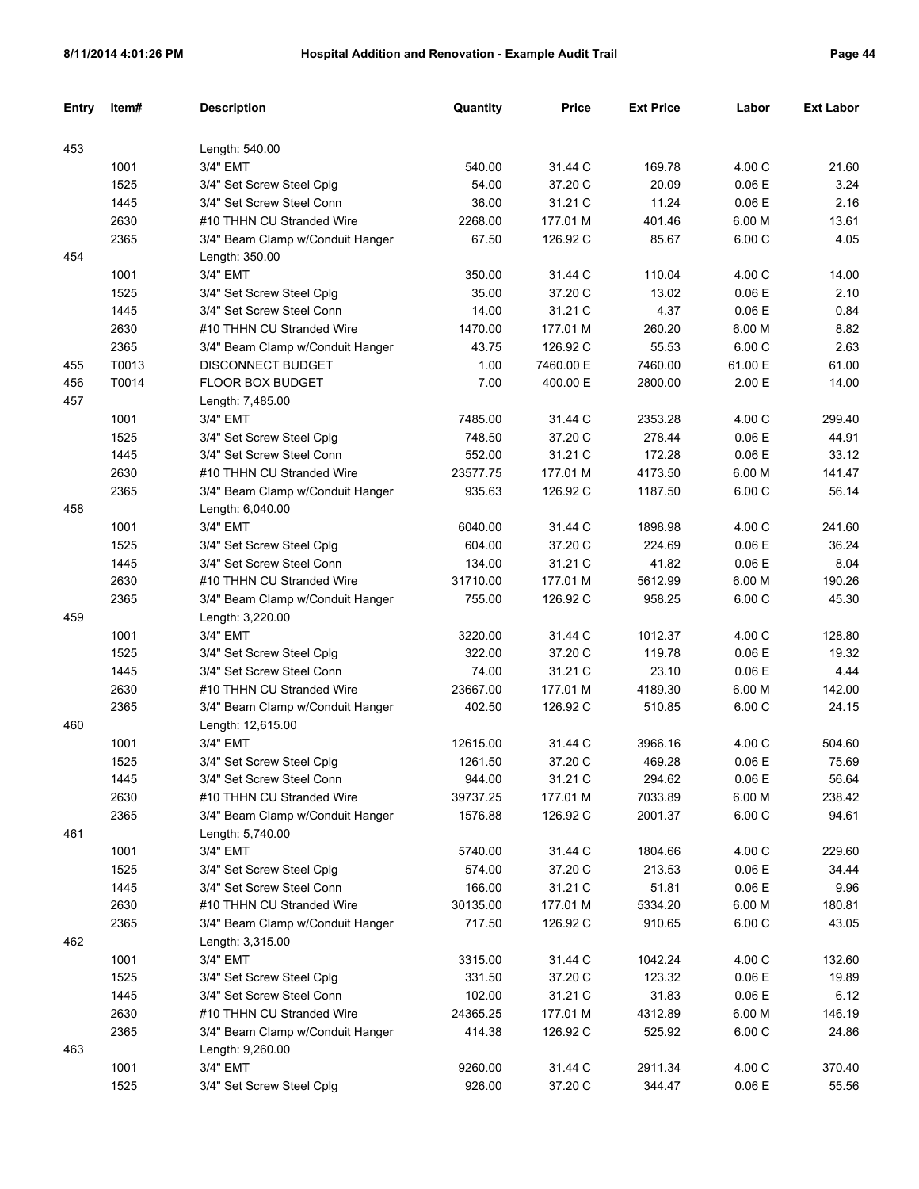| Entry | Item# | Description | Quantity | Price | Ext Price | Labor | Ext Labor |
|---|---|---|---|---|---|---|---|
| 453 | | Length: 540.00 | | | | | |
| | 1001 | 3/4" EMT | 540.00 | 31.44 C | 169.78 | 4.00 C | 21.60 |
| | 1525 | 3/4" Set Screw Steel Cplg | 54.00 | 37.20 C | 20.09 | 0.06 E | 3.24 |
| | 1445 | 3/4" Set Screw Steel Conn | 36.00 | 31.21 C | 11.24 | 0.06 E | 2.16 |
| | 2630 | #10 THHN CU Stranded Wire | 2268.00 | 177.01 M | 401.46 | 6.00 M | 13.61 |
| | 2365 | 3/4" Beam Clamp w/Conduit Hanger | 67.50 | 126.92 C | 85.67 | 6.00 C | 4.05 |
| 454 | | Length: 350.00 | | | | | |
| | 1001 | 3/4" EMT | 350.00 | 31.44 C | 110.04 | 4.00 C | 14.00 |
| | 1525 | 3/4" Set Screw Steel Cplg | 35.00 | 37.20 C | 13.02 | 0.06 E | 2.10 |
| | 1445 | 3/4" Set Screw Steel Conn | 14.00 | 31.21 C | 4.37 | 0.06 E | 0.84 |
| | 2630 | #10 THHN CU Stranded Wire | 1470.00 | 177.01 M | 260.20 | 6.00 M | 8.82 |
| | 2365 | 3/4" Beam Clamp w/Conduit Hanger | 43.75 | 126.92 C | 55.53 | 6.00 C | 2.63 |
| 455 | T0013 | DISCONNECT BUDGET | 1.00 | 7460.00 E | 7460.00 | 61.00 E | 61.00 |
| 456 | T0014 | FLOOR BOX BUDGET | 7.00 | 400.00 E | 2800.00 | 2.00 E | 14.00 |
| 457 | | Length: 7,485.00 | | | | | |
| | 1001 | 3/4" EMT | 7485.00 | 31.44 C | 2353.28 | 4.00 C | 299.40 |
| | 1525 | 3/4" Set Screw Steel Cplg | 748.50 | 37.20 C | 278.44 | 0.06 E | 44.91 |
| | 1445 | 3/4" Set Screw Steel Conn | 552.00 | 31.21 C | 172.28 | 0.06 E | 33.12 |
| | 2630 | #10 THHN CU Stranded Wire | 23577.75 | 177.01 M | 4173.50 | 6.00 M | 141.47 |
| | 2365 | 3/4" Beam Clamp w/Conduit Hanger | 935.63 | 126.92 C | 1187.50 | 6.00 C | 56.14 |
| 458 | | Length: 6,040.00 | | | | | |
| | 1001 | 3/4" EMT | 6040.00 | 31.44 C | 1898.98 | 4.00 C | 241.60 |
| | 1525 | 3/4" Set Screw Steel Cplg | 604.00 | 37.20 C | 224.69 | 0.06 E | 36.24 |
| | 1445 | 3/4" Set Screw Steel Conn | 134.00 | 31.21 C | 41.82 | 0.06 E | 8.04 |
| | 2630 | #10 THHN CU Stranded Wire | 31710.00 | 177.01 M | 5612.99 | 6.00 M | 190.26 |
| | 2365 | 3/4" Beam Clamp w/Conduit Hanger | 755.00 | 126.92 C | 958.25 | 6.00 C | 45.30 |
| 459 | | Length: 3,220.00 | | | | | |
| | 1001 | 3/4" EMT | 3220.00 | 31.44 C | 1012.37 | 4.00 C | 128.80 |
| | 1525 | 3/4" Set Screw Steel Cplg | 322.00 | 37.20 C | 119.78 | 0.06 E | 19.32 |
| | 1445 | 3/4" Set Screw Steel Conn | 74.00 | 31.21 C | 23.10 | 0.06 E | 4.44 |
| | 2630 | #10 THHN CU Stranded Wire | 23667.00 | 177.01 M | 4189.30 | 6.00 M | 142.00 |
| | 2365 | 3/4" Beam Clamp w/Conduit Hanger | 402.50 | 126.92 C | 510.85 | 6.00 C | 24.15 |
| 460 | | Length: 12,615.00 | | | | | |
| | 1001 | 3/4" EMT | 12615.00 | 31.44 C | 3966.16 | 4.00 C | 504.60 |
| | 1525 | 3/4" Set Screw Steel Cplg | 1261.50 | 37.20 C | 469.28 | 0.06 E | 75.69 |
| | 1445 | 3/4" Set Screw Steel Conn | 944.00 | 31.21 C | 294.62 | 0.06 E | 56.64 |
| | 2630 | #10 THHN CU Stranded Wire | 39737.25 | 177.01 M | 7033.89 | 6.00 M | 238.42 |
| | 2365 | 3/4" Beam Clamp w/Conduit Hanger | 1576.88 | 126.92 C | 2001.37 | 6.00 C | 94.61 |
| 461 | | Length: 5,740.00 | | | | | |
| | 1001 | 3/4" EMT | 5740.00 | 31.44 C | 1804.66 | 4.00 C | 229.60 |
| | 1525 | 3/4" Set Screw Steel Cplg | 574.00 | 37.20 C | 213.53 | 0.06 E | 34.44 |
| | 1445 | 3/4" Set Screw Steel Conn | 166.00 | 31.21 C | 51.81 | 0.06 E | 9.96 |
| | 2630 | #10 THHN CU Stranded Wire | 30135.00 | 177.01 M | 5334.20 | 6.00 M | 180.81 |
| | 2365 | 3/4" Beam Clamp w/Conduit Hanger | 717.50 | 126.92 C | 910.65 | 6.00 C | 43.05 |
| 462 | | Length: 3,315.00 | | | | | |
| | 1001 | 3/4" EMT | 3315.00 | 31.44 C | 1042.24 | 4.00 C | 132.60 |
| | 1525 | 3/4" Set Screw Steel Cplg | 331.50 | 37.20 C | 123.32 | 0.06 E | 19.89 |
| | 1445 | 3/4" Set Screw Steel Conn | 102.00 | 31.21 C | 31.83 | 0.06 E | 6.12 |
| | 2630 | #10 THHN CU Stranded Wire | 24365.25 | 177.01 M | 4312.89 | 6.00 M | 146.19 |
| | 2365 | 3/4" Beam Clamp w/Conduit Hanger | 414.38 | 126.92 C | 525.92 | 6.00 C | 24.86 |
| 463 | | Length: 9,260.00 | | | | | |
| | 1001 | 3/4" EMT | 9260.00 | 31.44 C | 2911.34 | 4.00 C | 370.40 |
| | 1525 | 3/4" Set Screw Steel Cplg | 926.00 | 37.20 C | 344.47 | 0.06 E | 55.56 |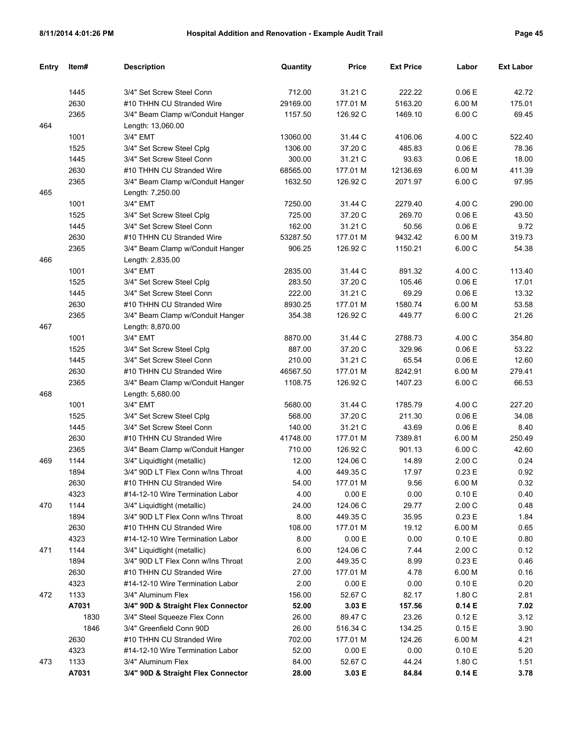| Entry | Item# | Description | Quantity | Price | Ext Price | Labor | Ext Labor |
|---|---|---|---|---|---|---|---|
| | 1445 | 3/4" Set Screw Steel Conn | 712.00 | 31.21 C | 222.22 | 0.06 E | 42.72 |
| | 2630 | #10 THHN CU Stranded Wire | 29169.00 | 177.01 M | 5163.20 | 6.00 M | 175.01 |
| | 2365 | 3/4" Beam Clamp w/Conduit Hanger | 1157.50 | 126.92 C | 1469.10 | 6.00 C | 69.45 |
| 464 | | Length: 13,060.00 | | | | | |
| | 1001 | 3/4" EMT | 13060.00 | 31.44 C | 4106.06 | 4.00 C | 522.40 |
| | 1525 | 3/4" Set Screw Steel Cplg | 1306.00 | 37.20 C | 485.83 | 0.06 E | 78.36 |
| | 1445 | 3/4" Set Screw Steel Conn | 300.00 | 31.21 C | 93.63 | 0.06 E | 18.00 |
| | 2630 | #10 THHN CU Stranded Wire | 68565.00 | 177.01 M | 12136.69 | 6.00 M | 411.39 |
| | 2365 | 3/4" Beam Clamp w/Conduit Hanger | 1632.50 | 126.92 C | 2071.97 | 6.00 C | 97.95 |
| 465 | | Length: 7,250.00 | | | | | |
| | 1001 | 3/4" EMT | 7250.00 | 31.44 C | 2279.40 | 4.00 C | 290.00 |
| | 1525 | 3/4" Set Screw Steel Cplg | 725.00 | 37.20 C | 269.70 | 0.06 E | 43.50 |
| | 1445 | 3/4" Set Screw Steel Conn | 162.00 | 31.21 C | 50.56 | 0.06 E | 9.72 |
| | 2630 | #10 THHN CU Stranded Wire | 53287.50 | 177.01 M | 9432.42 | 6.00 M | 319.73 |
| | 2365 | 3/4" Beam Clamp w/Conduit Hanger | 906.25 | 126.92 C | 1150.21 | 6.00 C | 54.38 |
| 466 | | Length: 2,835.00 | | | | | |
| | 1001 | 3/4" EMT | 2835.00 | 31.44 C | 891.32 | 4.00 C | 113.40 |
| | 1525 | 3/4" Set Screw Steel Cplg | 283.50 | 37.20 C | 105.46 | 0.06 E | 17.01 |
| | 1445 | 3/4" Set Screw Steel Conn | 222.00 | 31.21 C | 69.29 | 0.06 E | 13.32 |
| | 2630 | #10 THHN CU Stranded Wire | 8930.25 | 177.01 M | 1580.74 | 6.00 M | 53.58 |
| | 2365 | 3/4" Beam Clamp w/Conduit Hanger | 354.38 | 126.92 C | 449.77 | 6.00 C | 21.26 |
| 467 | | Length: 8,870.00 | | | | | |
| | 1001 | 3/4" EMT | 8870.00 | 31.44 C | 2788.73 | 4.00 C | 354.80 |
| | 1525 | 3/4" Set Screw Steel Cplg | 887.00 | 37.20 C | 329.96 | 0.06 E | 53.22 |
| | 1445 | 3/4" Set Screw Steel Conn | 210.00 | 31.21 C | 65.54 | 0.06 E | 12.60 |
| | 2630 | #10 THHN CU Stranded Wire | 46567.50 | 177.01 M | 8242.91 | 6.00 M | 279.41 |
| | 2365 | 3/4" Beam Clamp w/Conduit Hanger | 1108.75 | 126.92 C | 1407.23 | 6.00 C | 66.53 |
| 468 | | Length: 5,680.00 | | | | | |
| | 1001 | 3/4" EMT | 5680.00 | 31.44 C | 1785.79 | 4.00 C | 227.20 |
| | 1525 | 3/4" Set Screw Steel Cplg | 568.00 | 37.20 C | 211.30 | 0.06 E | 34.08 |
| | 1445 | 3/4" Set Screw Steel Conn | 140.00 | 31.21 C | 43.69 | 0.06 E | 8.40 |
| | 2630 | #10 THHN CU Stranded Wire | 41748.00 | 177.01 M | 7389.81 | 6.00 M | 250.49 |
| | 2365 | 3/4" Beam Clamp w/Conduit Hanger | 710.00 | 126.92 C | 901.13 | 6.00 C | 42.60 |
| 469 | 1144 | 3/4" Liquidtight (metallic) | 12.00 | 124.06 C | 14.89 | 2.00 C | 0.24 |
| | 1894 | 3/4" 90D LT Flex Conn w/Ins Throat | 4.00 | 449.35 C | 17.97 | 0.23 E | 0.92 |
| | 2630 | #10 THHN CU Stranded Wire | 54.00 | 177.01 M | 9.56 | 6.00 M | 0.32 |
| | 4323 | #14-12-10 Wire Termination Labor | 4.00 | 0.00 E | 0.00 | 0.10 E | 0.40 |
| 470 | 1144 | 3/4" Liquidtight (metallic) | 24.00 | 124.06 C | 29.77 | 2.00 C | 0.48 |
| | 1894 | 3/4" 90D LT Flex Conn w/Ins Throat | 8.00 | 449.35 C | 35.95 | 0.23 E | 1.84 |
| | 2630 | #10 THHN CU Stranded Wire | 108.00 | 177.01 M | 19.12 | 6.00 M | 0.65 |
| | 4323 | #14-12-10 Wire Termination Labor | 8.00 | 0.00 E | 0.00 | 0.10 E | 0.80 |
| 471 | 1144 | 3/4" Liquidtight (metallic) | 6.00 | 124.06 C | 7.44 | 2.00 C | 0.12 |
| | 1894 | 3/4" 90D LT Flex Conn w/Ins Throat | 2.00 | 449.35 C | 8.99 | 0.23 E | 0.46 |
| | 2630 | #10 THHN CU Stranded Wire | 27.00 | 177.01 M | 4.78 | 6.00 M | 0.16 |
| | 4323 | #14-12-10 Wire Termination Labor | 2.00 | 0.00 E | 0.00 | 0.10 E | 0.20 |
| 472 | 1133 | 3/4" Aluminum Flex | 156.00 | 52.67 C | 82.17 | 1.80 C | 2.81 |
| | **A7031** | **3/4" 90D & Straight Flex Connector** | **52.00** | **3.03 E** | **157.56** | **0.14 E** | **7.02** |
| | 1830 | 3/4" Steel Squeeze Flex Conn | 26.00 | 89.47 C | 23.26 | 0.12 E | 3.12 |
| | 1846 | 3/4" Greenfield Conn 90D | 26.00 | 516.34 C | 134.25 | 0.15 E | 3.90 |
| | 2630 | #10 THHN CU Stranded Wire | 702.00 | 177.01 M | 124.26 | 6.00 M | 4.21 |
| | 4323 | #14-12-10 Wire Termination Labor | 52.00 | 0.00 E | 0.00 | 0.10 E | 5.20 |
| 473 | 1133 | 3/4" Aluminum Flex | 84.00 | 52.67 C | 44.24 | 1.80 C | 1.51 |
| | **A7031** | **3/4" 90D & Straight Flex Connector** | **28.00** | **3.03 E** | **84.84** | **0.14 E** | **3.78** |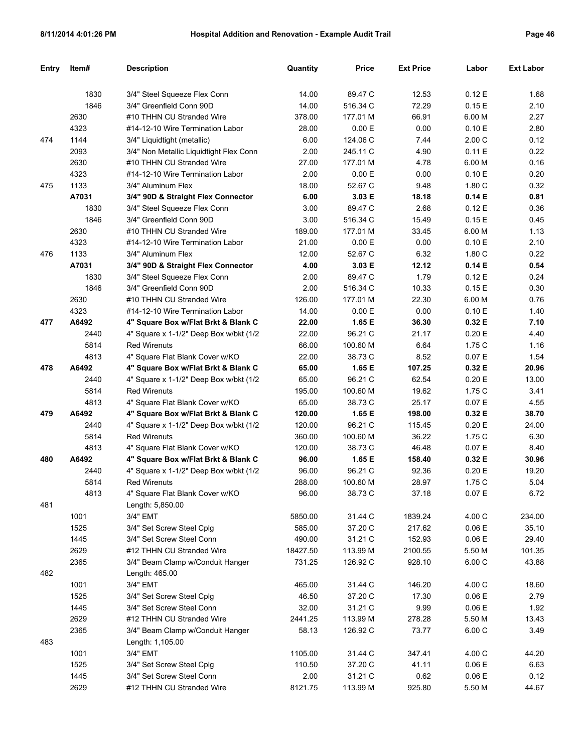| Entry | Item# | Description | Quantity | Price | Ext Price | Labor | Ext Labor |
|---|---|---|---|---|---|---|---|
| | 1830 | 3/4" Steel Squeeze Flex Conn | 14.00 | 89.47 C | 12.53 | 0.12 E | 1.68 |
| | 1846 | 3/4" Greenfield Conn 90D | 14.00 | 516.34 C | 72.29 | 0.15 E | 2.10 |
| | 2630 | #10 THHN CU Stranded Wire | 378.00 | 177.01 M | 66.91 | 6.00 M | 2.27 |
| | 4323 | #14-12-10 Wire Termination Labor | 28.00 | 0.00 E | 0.00 | 0.10 E | 2.80 |
| 474 | 1144 | 3/4" Liquidtight (metallic) | 6.00 | 124.06 C | 7.44 | 2.00 C | 0.12 |
| | 2093 | 3/4" Non Metallic Liquidtight Flex Conn | 2.00 | 245.11 C | 4.90 | 0.11 E | 0.22 |
| | 2630 | #10 THHN CU Stranded Wire | 27.00 | 177.01 M | 4.78 | 6.00 M | 0.16 |
| | 4323 | #14-12-10 Wire Termination Labor | 2.00 | 0.00 E | 0.00 | 0.10 E | 0.20 |
| 475 | 1133 | 3/4" Aluminum Flex | 18.00 | 52.67 C | 9.48 | 1.80 C | 0.32 |
| | **A7031** | **3/4" 90D & Straight Flex Connector** | **6.00** | **3.03 E** | **18.18** | **0.14 E** | **0.81** |
| | 1830 | 3/4" Steel Squeeze Flex Conn | 3.00 | 89.47 C | 2.68 | 0.12 E | 0.36 |
| | 1846 | 3/4" Greenfield Conn 90D | 3.00 | 516.34 C | 15.49 | 0.15 E | 0.45 |
| | 2630 | #10 THHN CU Stranded Wire | 189.00 | 177.01 M | 33.45 | 6.00 M | 1.13 |
| | 4323 | #14-12-10 Wire Termination Labor | 21.00 | 0.00 E | 0.00 | 0.10 E | 2.10 |
| 476 | 1133 | 3/4" Aluminum Flex | 12.00 | 52.67 C | 6.32 | 1.80 C | 0.22 |
| | **A7031** | **3/4" 90D & Straight Flex Connector** | **4.00** | **3.03 E** | **12.12** | **0.14 E** | **0.54** |
| | 1830 | 3/4" Steel Squeeze Flex Conn | 2.00 | 89.47 C | 1.79 | 0.12 E | 0.24 |
| | 1846 | 3/4" Greenfield Conn 90D | 2.00 | 516.34 C | 10.33 | 0.15 E | 0.30 |
| | 2630 | #10 THHN CU Stranded Wire | 126.00 | 177.01 M | 22.30 | 6.00 M | 0.76 |
| | 4323 | #14-12-10 Wire Termination Labor | 14.00 | 0.00 E | 0.00 | 0.10 E | 1.40 |
| **477** | **A6492** | **4" Square Box w/Flat Brkt & Blank C** | **22.00** | **1.65 E** | **36.30** | **0.32 E** | **7.10** |
| | 2440 | 4" Square x 1-1/2" Deep Box w/bkt (1/2 | 22.00 | 96.21 C | 21.17 | 0.20 E | 4.40 |
| | 5814 | Red Wirenuts | 66.00 | 100.60 M | 6.64 | 1.75 C | 1.16 |
| | 4813 | 4" Square Flat Blank Cover w/KO | 22.00 | 38.73 C | 8.52 | 0.07 E | 1.54 |
| **478** | **A6492** | **4" Square Box w/Flat Brkt & Blank C** | **65.00** | **1.65 E** | **107.25** | **0.32 E** | **20.96** |
| | 2440 | 4" Square x 1-1/2" Deep Box w/bkt (1/2 | 65.00 | 96.21 C | 62.54 | 0.20 E | 13.00 |
| | 5814 | Red Wirenuts | 195.00 | 100.60 M | 19.62 | 1.75 C | 3.41 |
| | 4813 | 4" Square Flat Blank Cover w/KO | 65.00 | 38.73 C | 25.17 | 0.07 E | 4.55 |
| **479** | **A6492** | **4" Square Box w/Flat Brkt & Blank C** | **120.00** | **1.65 E** | **198.00** | **0.32 E** | **38.70** |
| | 2440 | 4" Square x 1-1/2" Deep Box w/bkt (1/2 | 120.00 | 96.21 C | 115.45 | 0.20 E | 24.00 |
| | 5814 | Red Wirenuts | 360.00 | 100.60 M | 36.22 | 1.75 C | 6.30 |
| | 4813 | 4" Square Flat Blank Cover w/KO | 120.00 | 38.73 C | 46.48 | 0.07 E | 8.40 |
| **480** | **A6492** | **4" Square Box w/Flat Brkt & Blank C** | **96.00** | **1.65 E** | **158.40** | **0.32 E** | **30.96** |
| | 2440 | 4" Square x 1-1/2" Deep Box w/bkt (1/2 | 96.00 | 96.21 C | 92.36 | 0.20 E | 19.20 |
| | 5814 | Red Wirenuts | 288.00 | 100.60 M | 28.97 | 1.75 C | 5.04 |
| | 4813 | 4" Square Flat Blank Cover w/KO | 96.00 | 38.73 C | 37.18 | 0.07 E | 6.72 |
| 481 | | Length: 5,850.00 | | | | | |
| | 1001 | 3/4" EMT | 5850.00 | 31.44 C | 1839.24 | 4.00 C | 234.00 |
| | 1525 | 3/4" Set Screw Steel Cplg | 585.00 | 37.20 C | 217.62 | 0.06 E | 35.10 |
| | 1445 | 3/4" Set Screw Steel Conn | 490.00 | 31.21 C | 152.93 | 0.06 E | 29.40 |
| | 2629 | #12 THHN CU Stranded Wire | 18427.50 | 113.99 M | 2100.55 | 5.50 M | 101.35 |
| | 2365 | 3/4" Beam Clamp w/Conduit Hanger | 731.25 | 126.92 C | 928.10 | 6.00 C | 43.88 |
| 482 | | Length: 465.00 | | | | | |
| | 1001 | 3/4" EMT | 465.00 | 31.44 C | 146.20 | 4.00 C | 18.60 |
| | 1525 | 3/4" Set Screw Steel Cplg | 46.50 | 37.20 C | 17.30 | 0.06 E | 2.79 |
| | 1445 | 3/4" Set Screw Steel Conn | 32.00 | 31.21 C | 9.99 | 0.06 E | 1.92 |
| | 2629 | #12 THHN CU Stranded Wire | 2441.25 | 113.99 M | 278.28 | 5.50 M | 13.43 |
| | 2365 | 3/4" Beam Clamp w/Conduit Hanger | 58.13 | 126.92 C | 73.77 | 6.00 C | 3.49 |
| 483 | | Length: 1,105.00 | | | | | |
| | 1001 | 3/4" EMT | 1105.00 | 31.44 C | 347.41 | 4.00 C | 44.20 |
| | 1525 | 3/4" Set Screw Steel Cplg | 110.50 | 37.20 C | 41.11 | 0.06 E | 6.63 |
| | 1445 | 3/4" Set Screw Steel Conn | 2.00 | 31.21 C | 0.62 | 0.06 E | 0.12 |
| | 2629 | #12 THHN CU Stranded Wire | 8121.75 | 113.99 M | 925.80 | 5.50 M | 44.67 |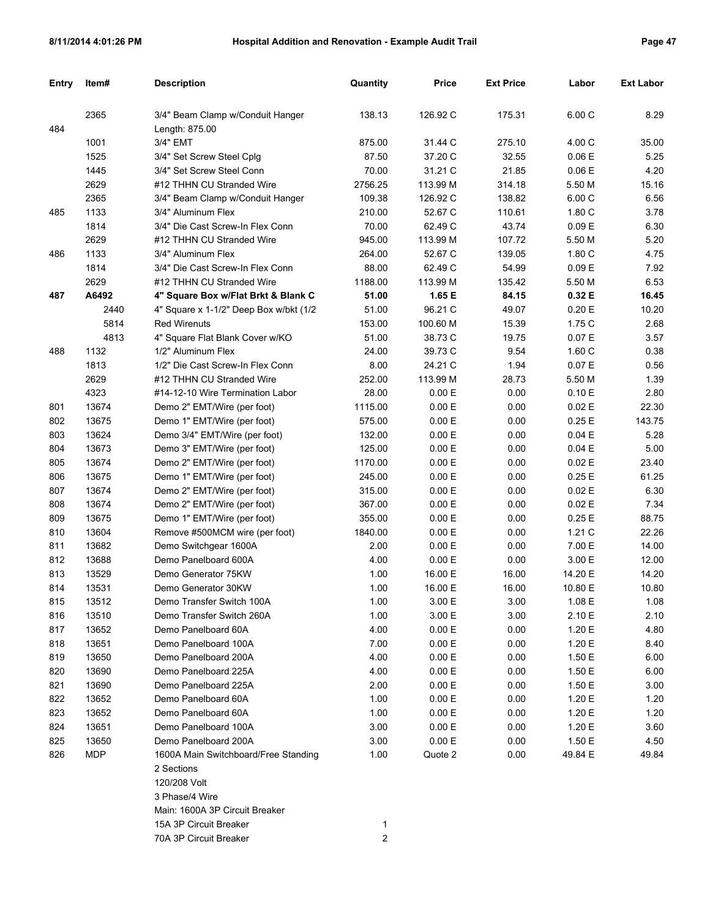| Entry | Item# | Description | Quantity | Price | Ext Price | Labor | Ext Labor |
|---|---|---|---|---|---|---|---|
| | 2365 | 3/4" Beam Clamp w/Conduit Hanger | 138.13 | 126.92 C | 175.31 | 6.00 C | 8.29 |
| 484 | | Length: 875.00 | | | | | |
| | 1001 | 3/4" EMT | 875.00 | 31.44 C | 275.10 | 4.00 C | 35.00 |
| | 1525 | 3/4" Set Screw Steel Cplg | 87.50 | 37.20 C | 32.55 | 0.06 E | 5.25 |
| | 1445 | 3/4" Set Screw Steel Conn | 70.00 | 31.21 C | 21.85 | 0.06 E | 4.20 |
| | 2629 | #12 THHN CU Stranded Wire | 2756.25 | 113.99 M | 314.18 | 5.50 M | 15.16 |
| | 2365 | 3/4" Beam Clamp w/Conduit Hanger | 109.38 | 126.92 C | 138.82 | 6.00 C | 6.56 |
| 485 | 1133 | 3/4" Aluminum Flex | 210.00 | 52.67 C | 110.61 | 1.80 C | 3.78 |
| | 1814 | 3/4" Die Cast Screw-In Flex Conn | 70.00 | 62.49 C | 43.74 | 0.09 E | 6.30 |
| | 2629 | #12 THHN CU Stranded Wire | 945.00 | 113.99 M | 107.72 | 5.50 M | 5.20 |
| 486 | 1133 | 3/4" Aluminum Flex | 264.00 | 52.67 C | 139.05 | 1.80 C | 4.75 |
| | 1814 | 3/4" Die Cast Screw-In Flex Conn | 88.00 | 62.49 C | 54.99 | 0.09 E | 7.92 |
| | 2629 | #12 THHN CU Stranded Wire | 1188.00 | 113.99 M | 135.42 | 5.50 M | 6.53 |
| **487** | **A6492** | **4" Square Box w/Flat Brkt & Blank C** | **51.00** | **1.65 E** | **84.15** | **0.32 E** | **16.45** |
| | 2440 | 4" Square x 1-1/2" Deep Box w/bkt (1/2 | 51.00 | 96.21 C | 49.07 | 0.20 E | 10.20 |
| | 5814 | Red Wirenuts | 153.00 | 100.60 M | 15.39 | 1.75 C | 2.68 |
| | 4813 | 4" Square Flat Blank Cover w/KO | 51.00 | 38.73 C | 19.75 | 0.07 E | 3.57 |
| 488 | 1132 | 1/2" Aluminum Flex | 24.00 | 39.73 C | 9.54 | 1.60 C | 0.38 |
| | 1813 | 1/2" Die Cast Screw-In Flex Conn | 8.00 | 24.21 C | 1.94 | 0.07 E | 0.56 |
| | 2629 | #12 THHN CU Stranded Wire | 252.00 | 113.99 M | 28.73 | 5.50 M | 1.39 |
| | 4323 | #14-12-10 Wire Termination Labor | 28.00 | 0.00 E | 0.00 | 0.10 E | 2.80 |
| 801 | 13674 | Demo 2" EMT/Wire (per foot) | 1115.00 | 0.00 E | 0.00 | 0.02 E | 22.30 |
| 802 | 13675 | Demo 1" EMT/Wire (per foot) | 575.00 | 0.00 E | 0.00 | 0.25 E | 143.75 |
| 803 | 13624 | Demo 3/4" EMT/Wire (per foot) | 132.00 | 0.00 E | 0.00 | 0.04 E | 5.28 |
| 804 | 13673 | Demo 3" EMT/Wire (per foot) | 125.00 | 0.00 E | 0.00 | 0.04 E | 5.00 |
| 805 | 13674 | Demo 2" EMT/Wire (per foot) | 1170.00 | 0.00 E | 0.00 | 0.02 E | 23.40 |
| 806 | 13675 | Demo 1" EMT/Wire (per foot) | 245.00 | 0.00 E | 0.00 | 0.25 E | 61.25 |
| 807 | 13674 | Demo 2" EMT/Wire (per foot) | 315.00 | 0.00 E | 0.00 | 0.02 E | 6.30 |
| 808 | 13674 | Demo 2" EMT/Wire (per foot) | 367.00 | 0.00 E | 0.00 | 0.02 E | 7.34 |
| 809 | 13675 | Demo 1" EMT/Wire (per foot) | 355.00 | 0.00 E | 0.00 | 0.25 E | 88.75 |
| 810 | 13604 | Remove #500MCM wire (per foot) | 1840.00 | 0.00 E | 0.00 | 1.21 C | 22.26 |
| 811 | 13682 | Demo Switchgear 1600A | 2.00 | 0.00 E | 0.00 | 7.00 E | 14.00 |
| 812 | 13688 | Demo Panelboard 600A | 4.00 | 0.00 E | 0.00 | 3.00 E | 12.00 |
| 813 | 13529 | Demo Generator 75KW | 1.00 | 16.00 E | 16.00 | 14.20 E | 14.20 |
| 814 | 13531 | Demo Generator 30KW | 1.00 | 16.00 E | 16.00 | 10.80 E | 10.80 |
| 815 | 13512 | Demo Transfer Switch 100A | 1.00 | 3.00 E | 3.00 | 1.08 E | 1.08 |
| 816 | 13510 | Demo Transfer Switch 260A | 1.00 | 3.00 E | 3.00 | 2.10 E | 2.10 |
| 817 | 13652 | Demo Panelboard 60A | 4.00 | 0.00 E | 0.00 | 1.20 E | 4.80 |
| 818 | 13651 | Demo Panelboard 100A | 7.00 | 0.00 E | 0.00 | 1.20 E | 8.40 |
| 819 | 13650 | Demo Panelboard 200A | 4.00 | 0.00 E | 0.00 | 1.50 E | 6.00 |
| 820 | 13690 | Demo Panelboard 225A | 4.00 | 0.00 E | 0.00 | 1.50 E | 6.00 |
| 821 | 13690 | Demo Panelboard 225A | 2.00 | 0.00 E | 0.00 | 1.50 E | 3.00 |
| 822 | 13652 | Demo Panelboard 60A | 1.00 | 0.00 E | 0.00 | 1.20 E | 1.20 |
| 823 | 13652 | Demo Panelboard 60A | 1.00 | 0.00 E | 0.00 | 1.20 E | 1.20 |
| 824 | 13651 | Demo Panelboard 100A | 3.00 | 0.00 E | 0.00 | 1.20 E | 3.60 |
| 825 | 13650 | Demo Panelboard 200A | 3.00 | 0.00 E | 0.00 | 1.50 E | 4.50 |
| 826 | MDP | 1600A Main Switchboard/Free Standing | 1.00 | Quote 2 | 0.00 | 49.84 E | 49.84 |
| | | 2 Sections | | | | | |
| | | 120/208 Volt | | | | | |
| | | 3 Phase/4 Wire | | | | | |
| | | Main: 1600A 3P Circuit Breaker | | | | | |
| | | 15A 3P Circuit Breaker | 1 | | | | |
| | | 70A 3P Circuit Breaker | 2 | | | | |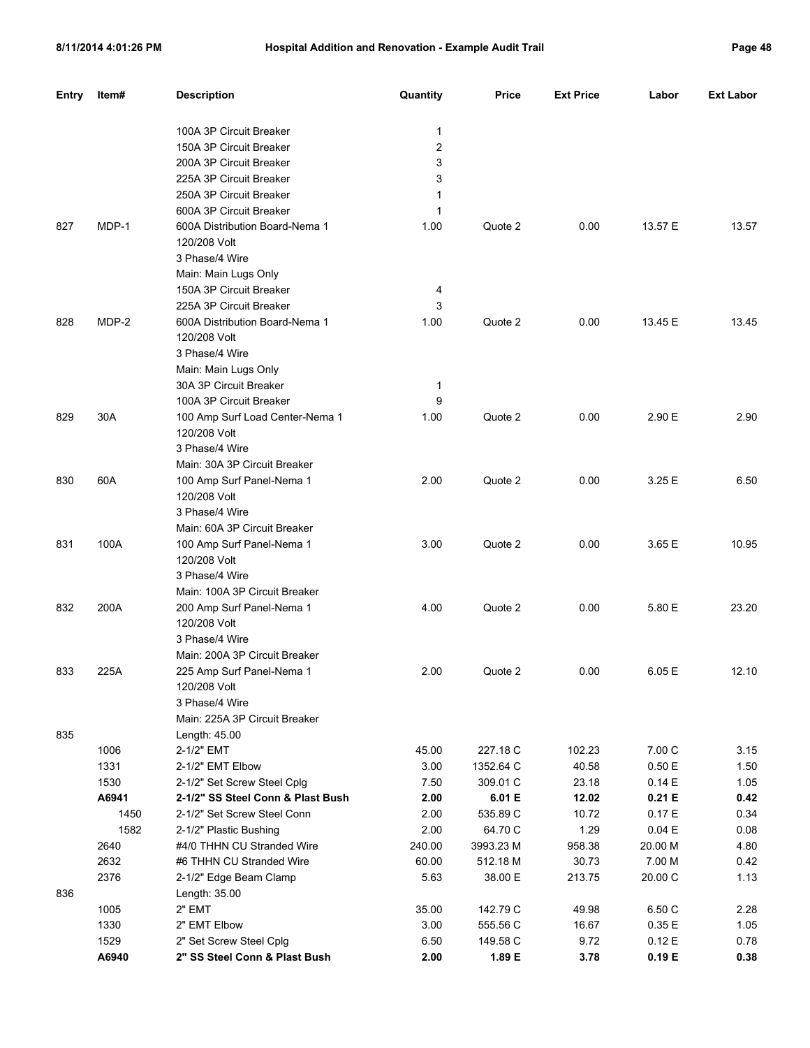| Entry | Item# | Description | Quantity | Price | Ext Price | Labor | Ext Labor |
|---|---|---|---|---|---|---|---|
| | | 100A 3P Circuit Breaker | 1 | | | | |
| | | 150A 3P Circuit Breaker | 2 | | | | |
| | | 200A 3P Circuit Breaker | 3 | | | | |
| | | 225A 3P Circuit Breaker | 3 | | | | |
| | | 250A 3P Circuit Breaker | 1 | | | | |
| | | 600A 3P Circuit Breaker | 1 | | | | |
| 827 | MDP-1 | 600A Distribution Board-Nema 1 | 1.00 | Quote 2 | 0.00 | 13.57 E | 13.57 |
| | | 120/208 Volt | | | | | |
| | | 3 Phase/4 Wire | | | | | |
| | | Main: Main Lugs Only | | | | | |
| | | 150A 3P Circuit Breaker | 4 | | | | |
| | | 225A 3P Circuit Breaker | 3 | | | | |
| 828 | MDP-2 | 600A Distribution Board-Nema 1 | 1.00 | Quote 2 | 0.00 | 13.45 E | 13.45 |
| | | 120/208 Volt | | | | | |
| | | 3 Phase/4 Wire | | | | | |
| | | Main: Main Lugs Only | | | | | |
| | | 30A 3P Circuit Breaker | 1 | | | | |
| | | 100A 3P Circuit Breaker | 9 | | | | |
| 829 | 30A | 100 Amp Surf Load Center-Nema 1 | 1.00 | Quote 2 | 0.00 | 2.90 E | 2.90 |
| | | 120/208 Volt | | | | | |
| | | 3 Phase/4 Wire | | | | | |
| | | Main: 30A 3P Circuit Breaker | | | | | |
| 830 | 60A | 100 Amp Surf Panel-Nema 1 | 2.00 | Quote 2 | 0.00 | 3.25 E | 6.50 |
| | | 120/208 Volt | | | | | |
| | | 3 Phase/4 Wire | | | | | |
| | | Main: 60A 3P Circuit Breaker | | | | | |
| 831 | 100A | 100 Amp Surf Panel-Nema 1 | 3.00 | Quote 2 | 0.00 | 3.65 E | 10.95 |
| | | 120/208 Volt | | | | | |
| | | 3 Phase/4 Wire | | | | | |
| | | Main: 100A 3P Circuit Breaker | | | | | |
| 832 | 200A | 200 Amp Surf Panel-Nema 1 | 4.00 | Quote 2 | 0.00 | 5.80 E | 23.20 |
| | | 120/208 Volt | | | | | |
| | | 3 Phase/4 Wire | | | | | |
| | | Main: 200A 3P Circuit Breaker | | | | | |
| 833 | 225A | 225 Amp Surf Panel-Nema 1 | 2.00 | Quote 2 | 0.00 | 6.05 E | 12.10 |
| | | 120/208 Volt | | | | | |
| | | 3 Phase/4 Wire | | | | | |
| | | Main: 225A 3P Circuit Breaker | | | | | |
| 835 | | Length: 45.00 | | | | | |
| | 1006 | 2-1/2" EMT | 45.00 | 227.18 C | 102.23 | 7.00 C | 3.15 |
| | 1331 | 2-1/2" EMT Elbow | 3.00 | 1352.64 C | 40.58 | 0.50 E | 1.50 |
| | 1530 | 2-1/2" Set Screw Steel Cplg | 7.50 | 309.01 C | 23.18 | 0.14 E | 1.05 |
| | **A6941** | **2-1/2" SS Steel Conn & Plast Bush** | **2.00** | **6.01 E** | **12.02** | **0.21 E** | **0.42** |
| | 1450 | 2-1/2" Set Screw Steel Conn | 2.00 | 535.89 C | 10.72 | 0.17 E | 0.34 |
| | 1582 | 2-1/2" Plastic Bushing | 2.00 | 64.70 C | 1.29 | 0.04 E | 0.08 |
| | 2640 | #4/0 THHN CU Stranded Wire | 240.00 | 3993.23 M | 958.38 | 20.00 M | 4.80 |
| | 2632 | #6 THHN CU Stranded Wire | 60.00 | 512.18 M | 30.73 | 7.00 M | 0.42 |
| | 2376 | 2-1/2" Edge Beam Clamp | 5.63 | 38.00 E | 213.75 | 20.00 C | 1.13 |
| 836 | | Length: 35.00 | | | | | |
| | 1005 | 2" EMT | 35.00 | 142.79 C | 49.98 | 6.50 C | 2.28 |
| | 1330 | 2" EMT Elbow | 3.00 | 555.56 C | 16.67 | 0.35 E | 1.05 |
| | 1529 | 2" Set Screw Steel Cplg | 6.50 | 149.58 C | 9.72 | 0.12 E | 0.78 |
| | **A6940** | **2" SS Steel Conn & Plast Bush** | **2.00** | **1.89 E** | **3.78** | **0.19 E** | **0.38** |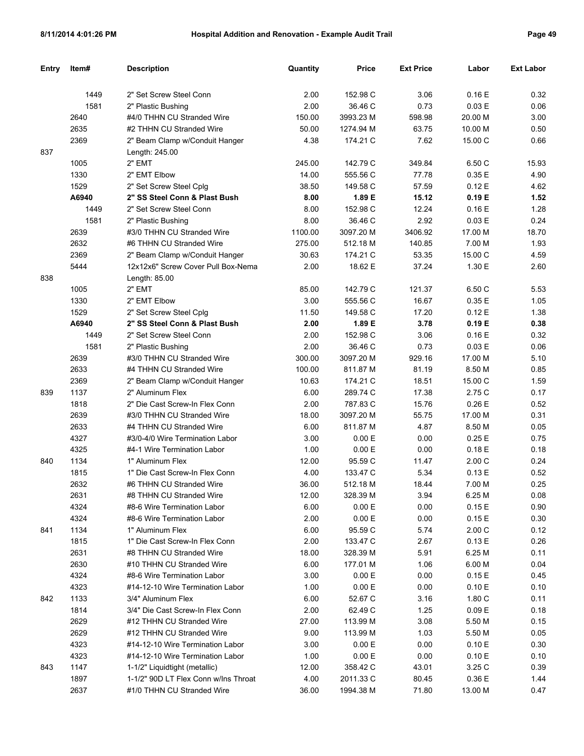| Entry | Item# | Description | Quantity | Price | Ext Price | Labor | Ext Labor |
|---|---|---|---|---|---|---|---|
| | 1449 | 2" Set Screw Steel Conn | 2.00 | 152.98 C | 3.06 | 0.16 E | 0.32 |
| | 1581 | 2" Plastic Bushing | 2.00 | 36.46 C | 0.73 | 0.03 E | 0.06 |
| | 2640 | #4/0 THHN CU Stranded Wire | 150.00 | 3993.23 M | 598.98 | 20.00 M | 3.00 |
| | 2635 | #2 THHN CU Stranded Wire | 50.00 | 1274.94 M | 63.75 | 10.00 M | 0.50 |
| | 2369 | 2" Beam Clamp w/Conduit Hanger | 4.38 | 174.21 C | 7.62 | 15.00 C | 0.66 |
| 837 | | Length: 245.00 | | | | | |
| | 1005 | 2" EMT | 245.00 | 142.79 C | 349.84 | 6.50 C | 15.93 |
| | 1330 | 2" EMT Elbow | 14.00 | 555.56 C | 77.78 | 0.35 E | 4.90 |
| | 1529 | 2" Set Screw Steel Cplg | 38.50 | 149.58 C | 57.59 | 0.12 E | 4.62 |
| | **A6940** | **2" SS Steel Conn & Plast Bush** | **8.00** | **1.89 E** | **15.12** | **0.19 E** | **1.52** |
| | 1449 | 2" Set Screw Steel Conn | 8.00 | 152.98 C | 12.24 | 0.16 E | 1.28 |
| | 1581 | 2" Plastic Bushing | 8.00 | 36.46 C | 2.92 | 0.03 E | 0.24 |
| | 2639 | #3/0 THHN CU Stranded Wire | 1100.00 | 3097.20 M | 3406.92 | 17.00 M | 18.70 |
| | 2632 | #6 THHN CU Stranded Wire | 275.00 | 512.18 M | 140.85 | 7.00 M | 1.93 |
| | 2369 | 2" Beam Clamp w/Conduit Hanger | 30.63 | 174.21 C | 53.35 | 15.00 C | 4.59 |
| | 5444 | 12x12x6" Screw Cover Pull Box-Nema | 2.00 | 18.62 E | 37.24 | 1.30 E | 2.60 |
| 838 | | Length: 85.00 | | | | | |
| | 1005 | 2" EMT | 85.00 | 142.79 C | 121.37 | 6.50 C | 5.53 |
| | 1330 | 2" EMT Elbow | 3.00 | 555.56 C | 16.67 | 0.35 E | 1.05 |
| | 1529 | 2" Set Screw Steel Cplg | 11.50 | 149.58 C | 17.20 | 0.12 E | 1.38 |
| | **A6940** | **2" SS Steel Conn & Plast Bush** | **2.00** | **1.89 E** | **3.78** | **0.19 E** | **0.38** |
| | 1449 | 2" Set Screw Steel Conn | 2.00 | 152.98 C | 3.06 | 0.16 E | 0.32 |
| | 1581 | 2" Plastic Bushing | 2.00 | 36.46 C | 0.73 | 0.03 E | 0.06 |
| | 2639 | #3/0 THHN CU Stranded Wire | 300.00 | 3097.20 M | 929.16 | 17.00 M | 5.10 |
| | 2633 | #4 THHN CU Stranded Wire | 100.00 | 811.87 M | 81.19 | 8.50 M | 0.85 |
| | 2369 | 2" Beam Clamp w/Conduit Hanger | 10.63 | 174.21 C | 18.51 | 15.00 C | 1.59 |
| 839 | 1137 | 2" Aluminum Flex | 6.00 | 289.74 C | 17.38 | 2.75 C | 0.17 |
| | 1818 | 2" Die Cast Screw-In Flex Conn | 2.00 | 787.83 C | 15.76 | 0.26 E | 0.52 |
| | 2639 | #3/0 THHN CU Stranded Wire | 18.00 | 3097.20 M | 55.75 | 17.00 M | 0.31 |
| | 2633 | #4 THHN CU Stranded Wire | 6.00 | 811.87 M | 4.87 | 8.50 M | 0.05 |
| | 4327 | #3/0-4/0 Wire Termination Labor | 3.00 | 0.00 E | 0.00 | 0.25 E | 0.75 |
| | 4325 | #4-1 Wire Termination Labor | 1.00 | 0.00 E | 0.00 | 0.18 E | 0.18 |
| 840 | 1134 | 1" Aluminum Flex | 12.00 | 95.59 C | 11.47 | 2.00 C | 0.24 |
| | 1815 | 1" Die Cast Screw-In Flex Conn | 4.00 | 133.47 C | 5.34 | 0.13 E | 0.52 |
| | 2632 | #6 THHN CU Stranded Wire | 36.00 | 512.18 M | 18.44 | 7.00 M | 0.25 |
| | 2631 | #8 THHN CU Stranded Wire | 12.00 | 328.39 M | 3.94 | 6.25 M | 0.08 |
| | 4324 | #8-6 Wire Termination Labor | 6.00 | 0.00 E | 0.00 | 0.15 E | 0.90 |
| | 4324 | #8-6 Wire Termination Labor | 2.00 | 0.00 E | 0.00 | 0.15 E | 0.30 |
| 841 | 1134 | 1" Aluminum Flex | 6.00 | 95.59 C | 5.74 | 2.00 C | 0.12 |
| | 1815 | 1" Die Cast Screw-In Flex Conn | 2.00 | 133.47 C | 2.67 | 0.13 E | 0.26 |
| | 2631 | #8 THHN CU Stranded Wire | 18.00 | 328.39 M | 5.91 | 6.25 M | 0.11 |
| | 2630 | #10 THHN CU Stranded Wire | 6.00 | 177.01 M | 1.06 | 6.00 M | 0.04 |
| | 4324 | #8-6 Wire Termination Labor | 3.00 | 0.00 E | 0.00 | 0.15 E | 0.45 |
| | 4323 | #14-12-10 Wire Termination Labor | 1.00 | 0.00 E | 0.00 | 0.10 E | 0.10 |
| 842 | 1133 | 3/4" Aluminum Flex | 6.00 | 52.67 C | 3.16 | 1.80 C | 0.11 |
| | 1814 | 3/4" Die Cast Screw-In Flex Conn | 2.00 | 62.49 C | 1.25 | 0.09 E | 0.18 |
| | 2629 | #12 THHN CU Stranded Wire | 27.00 | 113.99 M | 3.08 | 5.50 M | 0.15 |
| | 2629 | #12 THHN CU Stranded Wire | 9.00 | 113.99 M | 1.03 | 5.50 M | 0.05 |
| | 4323 | #14-12-10 Wire Termination Labor | 3.00 | 0.00 E | 0.00 | 0.10 E | 0.30 |
| | 4323 | #14-12-10 Wire Termination Labor | 1.00 | 0.00 E | 0.00 | 0.10 E | 0.10 |
| 843 | 1147 | 1-1/2" Liquidtight (metallic) | 12.00 | 358.42 C | 43.01 | 3.25 C | 0.39 |
| | 1897 | 1-1/2" 90D LT Flex Conn w/Ins Throat | 4.00 | 2011.33 C | 80.45 | 0.36 E | 1.44 |
| | 2637 | #1/0 THHN CU Stranded Wire | 36.00 | 1994.38 M | 71.80 | 13.00 M | 0.47 |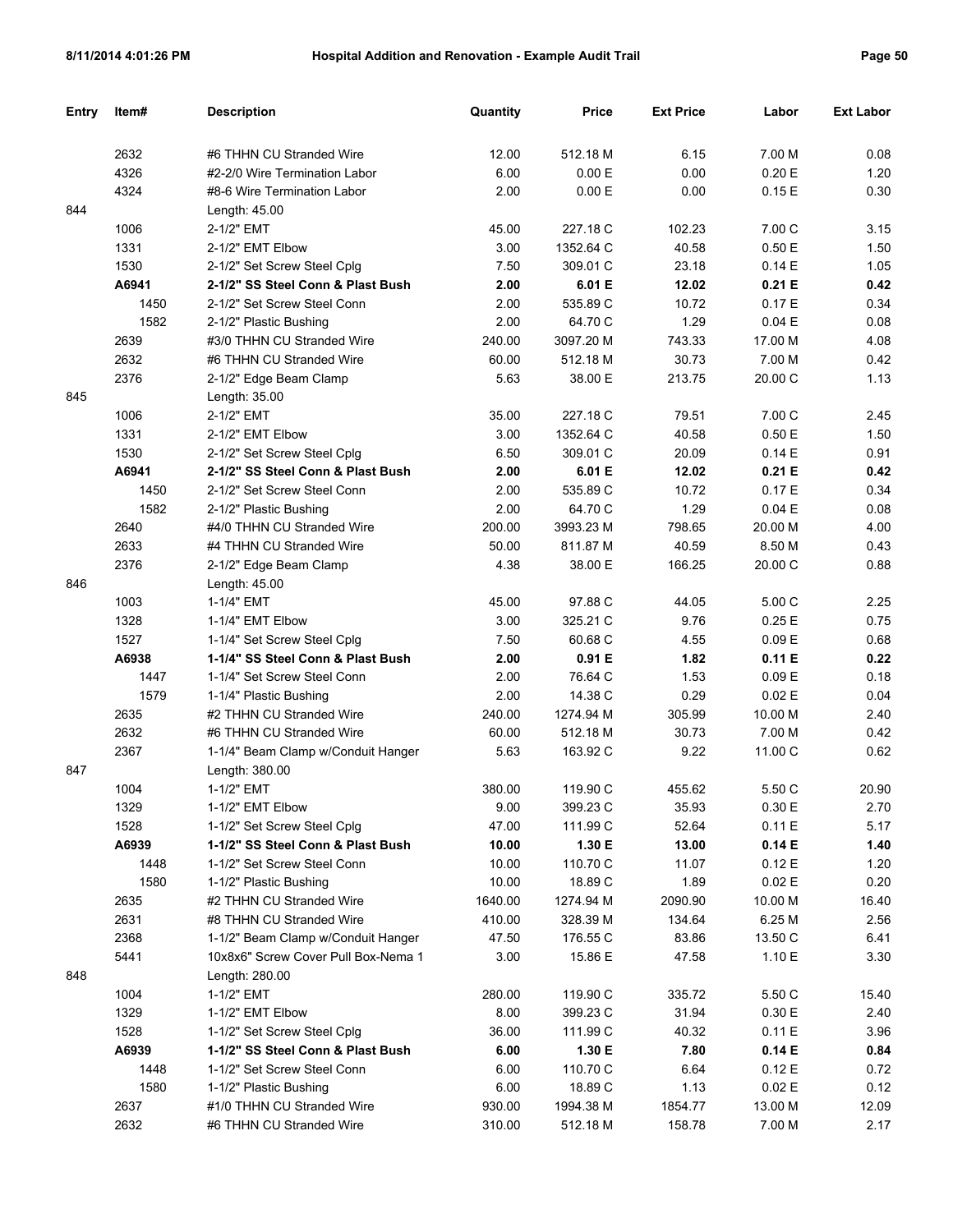| Entry | Item# | Description | Quantity | Price | Ext Price | Labor | Ext Labor |
|---|---|---|---|---|---|---|---|
| | 2632 | #6 THHN CU Stranded Wire | 12.00 | 512.18 M | 6.15 | 7.00 M | 0.08 |
| | 4326 | #2-2/0 Wire Termination Labor | 6.00 | 0.00 E | 0.00 | 0.20 E | 1.20 |
| | 4324 | #8-6 Wire Termination Labor | 2.00 | 0.00 E | 0.00 | 0.15 E | 0.30 |
| 844 | | Length: 45.00 | | | | | |
| | 1006 | 2-1/2" EMT | 45.00 | 227.18 C | 102.23 | 7.00 C | 3.15 |
| | 1331 | 2-1/2" EMT Elbow | 3.00 | 1352.64 C | 40.58 | 0.50 E | 1.50 |
| | 1530 | 2-1/2" Set Screw Steel Cplg | 7.50 | 309.01 C | 23.18 | 0.14 E | 1.05 |
| | **A6941** | **2-1/2" SS Steel Conn & Plast Bush** | **2.00** | **6.01 E** | **12.02** | **0.21 E** | **0.42** |
| | 1450 | 2-1/2" Set Screw Steel Conn | 2.00 | 535.89 C | 10.72 | 0.17 E | 0.34 |
| | 1582 | 2-1/2" Plastic Bushing | 2.00 | 64.70 C | 1.29 | 0.04 E | 0.08 |
| | 2639 | #3/0 THHN CU Stranded Wire | 240.00 | 3097.20 M | 743.33 | 17.00 M | 4.08 |
| | 2632 | #6 THHN CU Stranded Wire | 60.00 | 512.18 M | 30.73 | 7.00 M | 0.42 |
| | 2376 | 2-1/2" Edge Beam Clamp | 5.63 | 38.00 E | 213.75 | 20.00 C | 1.13 |
| 845 | | Length: 35.00 | | | | | |
| | 1006 | 2-1/2" EMT | 35.00 | 227.18 C | 79.51 | 7.00 C | 2.45 |
| | 1331 | 2-1/2" EMT Elbow | 3.00 | 1352.64 C | 40.58 | 0.50 E | 1.50 |
| | 1530 | 2-1/2" Set Screw Steel Cplg | 6.50 | 309.01 C | 20.09 | 0.14 E | 0.91 |
| | **A6941** | **2-1/2" SS Steel Conn & Plast Bush** | **2.00** | **6.01 E** | **12.02** | **0.21 E** | **0.42** |
| | 1450 | 2-1/2" Set Screw Steel Conn | 2.00 | 535.89 C | 10.72 | 0.17 E | 0.34 |
| | 1582 | 2-1/2" Plastic Bushing | 2.00 | 64.70 C | 1.29 | 0.04 E | 0.08 |
| | 2640 | #4/0 THHN CU Stranded Wire | 200.00 | 3993.23 M | 798.65 | 20.00 M | 4.00 |
| | 2633 | #4 THHN CU Stranded Wire | 50.00 | 811.87 M | 40.59 | 8.50 M | 0.43 |
| | 2376 | 2-1/2" Edge Beam Clamp | 4.38 | 38.00 E | 166.25 | 20.00 C | 0.88 |
| 846 | | Length: 45.00 | | | | | |
| | 1003 | 1-1/4" EMT | 45.00 | 97.88 C | 44.05 | 5.00 C | 2.25 |
| | 1328 | 1-1/4" EMT Elbow | 3.00 | 325.21 C | 9.76 | 0.25 E | 0.75 |
| | 1527 | 1-1/4" Set Screw Steel Cplg | 7.50 | 60.68 C | 4.55 | 0.09 E | 0.68 |
| | **A6938** | **1-1/4" SS Steel Conn & Plast Bush** | **2.00** | **0.91 E** | **1.82** | **0.11 E** | **0.22** |
| | 1447 | 1-1/4" Set Screw Steel Conn | 2.00 | 76.64 C | 1.53 | 0.09 E | 0.18 |
| | 1579 | 1-1/4" Plastic Bushing | 2.00 | 14.38 C | 0.29 | 0.02 E | 0.04 |
| | 2635 | #2 THHN CU Stranded Wire | 240.00 | 1274.94 M | 305.99 | 10.00 M | 2.40 |
| | 2632 | #6 THHN CU Stranded Wire | 60.00 | 512.18 M | 30.73 | 7.00 M | 0.42 |
| | 2367 | 1-1/4" Beam Clamp w/Conduit Hanger | 5.63 | 163.92 C | 9.22 | 11.00 C | 0.62 |
| 847 | | Length: 380.00 | | | | | |
| | 1004 | 1-1/2" EMT | 380.00 | 119.90 C | 455.62 | 5.50 C | 20.90 |
| | 1329 | 1-1/2" EMT Elbow | 9.00 | 399.23 C | 35.93 | 0.30 E | 2.70 |
| | 1528 | 1-1/2" Set Screw Steel Cplg | 47.00 | 111.99 C | 52.64 | 0.11 E | 5.17 |
| | **A6939** | **1-1/2" SS Steel Conn & Plast Bush** | **10.00** | **1.30 E** | **13.00** | **0.14 E** | **1.40** |
| | 1448 | 1-1/2" Set Screw Steel Conn | 10.00 | 110.70 C | 11.07 | 0.12 E | 1.20 |
| | 1580 | 1-1/2" Plastic Bushing | 10.00 | 18.89 C | 1.89 | 0.02 E | 0.20 |
| | 2635 | #2 THHN CU Stranded Wire | 1640.00 | 1274.94 M | 2090.90 | 10.00 M | 16.40 |
| | 2631 | #8 THHN CU Stranded Wire | 410.00 | 328.39 M | 134.64 | 6.25 M | 2.56 |
| | 2368 | 1-1/2" Beam Clamp w/Conduit Hanger | 47.50 | 176.55 C | 83.86 | 13.50 C | 6.41 |
| | 5441 | 10x8x6" Screw Cover Pull Box-Nema 1 | 3.00 | 15.86 E | 47.58 | 1.10 E | 3.30 |
| 848 | | Length: 280.00 | | | | | |
| | 1004 | 1-1/2" EMT | 280.00 | 119.90 C | 335.72 | 5.50 C | 15.40 |
| | 1329 | 1-1/2" EMT Elbow | 8.00 | 399.23 C | 31.94 | 0.30 E | 2.40 |
| | 1528 | 1-1/2" Set Screw Steel Cplg | 36.00 | 111.99 C | 40.32 | 0.11 E | 3.96 |
| | **A6939** | **1-1/2" SS Steel Conn & Plast Bush** | **6.00** | **1.30 E** | **7.80** | **0.14 E** | **0.84** |
| | 1448 | 1-1/2" Set Screw Steel Conn | 6.00 | 110.70 C | 6.64 | 0.12 E | 0.72 |
| | 1580 | 1-1/2" Plastic Bushing | 6.00 | 18.89 C | 1.13 | 0.02 E | 0.12 |
| | 2637 | #1/0 THHN CU Stranded Wire | 930.00 | 1994.38 M | 1854.77 | 13.00 M | 12.09 |
| | 2632 | #6 THHN CU Stranded Wire | 310.00 | 512.18 M | 158.78 | 7.00 M | 2.17 |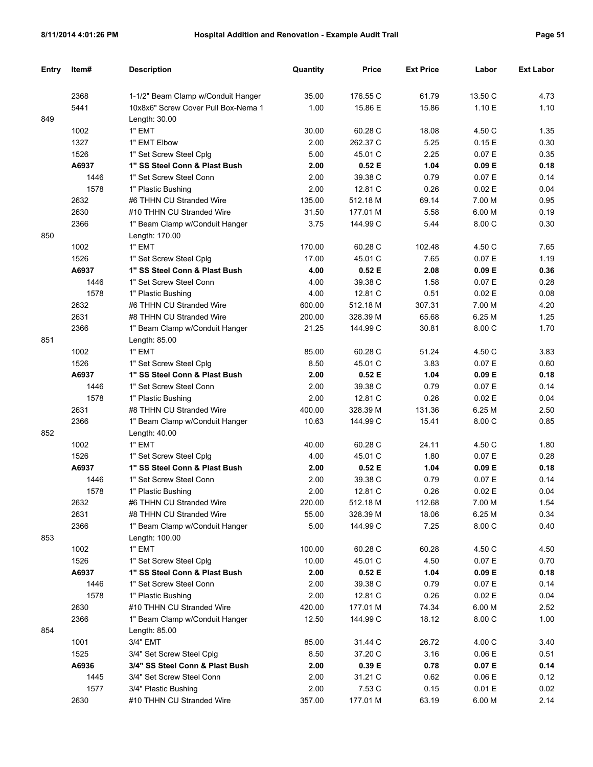| Entry | Item# | Description | Quantity | Price | Ext Price | Labor | Ext Labor |
|---|---|---|---|---|---|---|---|
| | 2368 | 1-1/2" Beam Clamp w/Conduit Hanger | 35.00 | 176.55 C | 61.79 | 13.50 C | 4.73 |
| | 5441 | 10x8x6" Screw Cover Pull Box-Nema 1 | 1.00 | 15.86 E | 15.86 | 1.10 E | 1.10 |
| 849 | | Length: 30.00 | | | | | |
| | 1002 | 1" EMT | 30.00 | 60.28 C | 18.08 | 4.50 C | 1.35 |
| | 1327 | 1" EMT Elbow | 2.00 | 262.37 C | 5.25 | 0.15 E | 0.30 |
| | 1526 | 1" Set Screw Steel Cplg | 5.00 | 45.01 C | 2.25 | 0.07 E | 0.35 |
| | **A6937** | **1" SS Steel Conn & Plast Bush** | **2.00** | **0.52 E** | **1.04** | **0.09 E** | **0.18** |
| | 1446 | 1" Set Screw Steel Conn | 2.00 | 39.38 C | 0.79 | 0.07 E | 0.14 |
| | 1578 | 1" Plastic Bushing | 2.00 | 12.81 C | 0.26 | 0.02 E | 0.04 |
| | 2632 | #6 THHN CU Stranded Wire | 135.00 | 512.18 M | 69.14 | 7.00 M | 0.95 |
| | 2630 | #10 THHN CU Stranded Wire | 31.50 | 177.01 M | 5.58 | 6.00 M | 0.19 |
| | 2366 | 1" Beam Clamp w/Conduit Hanger | 3.75 | 144.99 C | 5.44 | 8.00 C | 0.30 |
| 850 | | Length: 170.00 | | | | | |
| | 1002 | 1" EMT | 170.00 | 60.28 C | 102.48 | 4.50 C | 7.65 |
| | 1526 | 1" Set Screw Steel Cplg | 17.00 | 45.01 C | 7.65 | 0.07 E | 1.19 |
| | **A6937** | **1" SS Steel Conn & Plast Bush** | **4.00** | **0.52 E** | **2.08** | **0.09 E** | **0.36** |
| | 1446 | 1" Set Screw Steel Conn | 4.00 | 39.38 C | 1.58 | 0.07 E | 0.28 |
| | 1578 | 1" Plastic Bushing | 4.00 | 12.81 C | 0.51 | 0.02 E | 0.08 |
| | 2632 | #6 THHN CU Stranded Wire | 600.00 | 512.18 M | 307.31 | 7.00 M | 4.20 |
| | 2631 | #8 THHN CU Stranded Wire | 200.00 | 328.39 M | 65.68 | 6.25 M | 1.25 |
| | 2366 | 1" Beam Clamp w/Conduit Hanger | 21.25 | 144.99 C | 30.81 | 8.00 C | 1.70 |
| 851 | | Length: 85.00 | | | | | |
| | 1002 | 1" EMT | 85.00 | 60.28 C | 51.24 | 4.50 C | 3.83 |
| | 1526 | 1" Set Screw Steel Cplg | 8.50 | 45.01 C | 3.83 | 0.07 E | 0.60 |
| | **A6937** | **1" SS Steel Conn & Plast Bush** | **2.00** | **0.52 E** | **1.04** | **0.09 E** | **0.18** |
| | 1446 | 1" Set Screw Steel Conn | 2.00 | 39.38 C | 0.79 | 0.07 E | 0.14 |
| | 1578 | 1" Plastic Bushing | 2.00 | 12.81 C | 0.26 | 0.02 E | 0.04 |
| | 2631 | #8 THHN CU Stranded Wire | 400.00 | 328.39 M | 131.36 | 6.25 M | 2.50 |
| | 2366 | 1" Beam Clamp w/Conduit Hanger | 10.63 | 144.99 C | 15.41 | 8.00 C | 0.85 |
| 852 | | Length: 40.00 | | | | | |
| | 1002 | 1" EMT | 40.00 | 60.28 C | 24.11 | 4.50 C | 1.80 |
| | 1526 | 1" Set Screw Steel Cplg | 4.00 | 45.01 C | 1.80 | 0.07 E | 0.28 |
| | **A6937** | **1" SS Steel Conn & Plast Bush** | **2.00** | **0.52 E** | **1.04** | **0.09 E** | **0.18** |
| | 1446 | 1" Set Screw Steel Conn | 2.00 | 39.38 C | 0.79 | 0.07 E | 0.14 |
| | 1578 | 1" Plastic Bushing | 2.00 | 12.81 C | 0.26 | 0.02 E | 0.04 |
| | 2632 | #6 THHN CU Stranded Wire | 220.00 | 512.18 M | 112.68 | 7.00 M | 1.54 |
| | 2631 | #8 THHN CU Stranded Wire | 55.00 | 328.39 M | 18.06 | 6.25 M | 0.34 |
| | 2366 | 1" Beam Clamp w/Conduit Hanger | 5.00 | 144.99 C | 7.25 | 8.00 C | 0.40 |
| 853 | | Length: 100.00 | | | | | |
| | 1002 | 1" EMT | 100.00 | 60.28 C | 60.28 | 4.50 C | 4.50 |
| | 1526 | 1" Set Screw Steel Cplg | 10.00 | 45.01 C | 4.50 | 0.07 E | 0.70 |
| | **A6937** | **1" SS Steel Conn & Plast Bush** | **2.00** | **0.52 E** | **1.04** | **0.09 E** | **0.18** |
| | 1446 | 1" Set Screw Steel Conn | 2.00 | 39.38 C | 0.79 | 0.07 E | 0.14 |
| | 1578 | 1" Plastic Bushing | 2.00 | 12.81 C | 0.26 | 0.02 E | 0.04 |
| | 2630 | #10 THHN CU Stranded Wire | 420.00 | 177.01 M | 74.34 | 6.00 M | 2.52 |
| | 2366 | 1" Beam Clamp w/Conduit Hanger | 12.50 | 144.99 C | 18.12 | 8.00 C | 1.00 |
| 854 | | Length: 85.00 | | | | | |
| | 1001 | 3/4" EMT | 85.00 | 31.44 C | 26.72 | 4.00 C | 3.40 |
| | 1525 | 3/4" Set Screw Steel Cplg | 8.50 | 37.20 C | 3.16 | 0.06 E | 0.51 |
| | **A6936** | **3/4" SS Steel Conn & Plast Bush** | **2.00** | **0.39 E** | **0.78** | **0.07 E** | **0.14** |
| | 1445 | 3/4" Set Screw Steel Conn | 2.00 | 31.21 C | 0.62 | 0.06 E | 0.12 |
| | 1577 | 3/4" Plastic Bushing | 2.00 | 7.53 C | 0.15 | 0.01 E | 0.02 |
| | 2630 | #10 THHN CU Stranded Wire | 357.00 | 177.01 M | 63.19 | 6.00 M | 2.14 |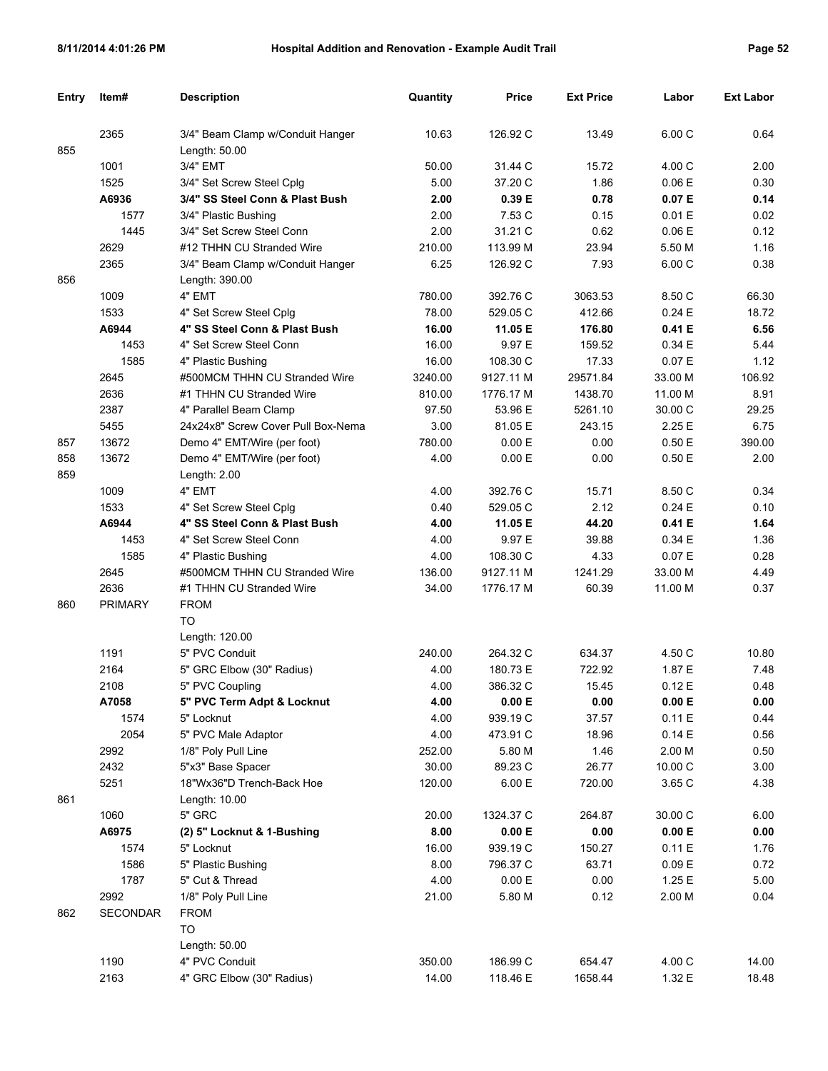| Entry | Item# | Description | Quantity | Price | Ext Price | Labor | Ext Labor |
|---|---|---|---|---|---|---|---|
| | 2365 | 3/4" Beam Clamp w/Conduit Hanger | 10.63 | 126.92 C | 13.49 | 6.00 C | 0.64 |
| 855 | | Length: 50.00 | | | | | |
| | 1001 | 3/4" EMT | 50.00 | 31.44 C | 15.72 | 4.00 C | 2.00 |
| | 1525 | 3/4" Set Screw Steel Cplg | 5.00 | 37.20 C | 1.86 | 0.06 E | 0.30 |
| | **A6936** | **3/4" SS Steel Conn & Plast Bush** | **2.00** | **0.39 E** | **0.78** | **0.07 E** | **0.14** |
| | 1577 | 3/4" Plastic Bushing | 2.00 | 7.53 C | 0.15 | 0.01 E | 0.02 |
| | 1445 | 3/4" Set Screw Steel Conn | 2.00 | 31.21 C | 0.62 | 0.06 E | 0.12 |
| | 2629 | #12 THHN CU Stranded Wire | 210.00 | 113.99 M | 23.94 | 5.50 M | 1.16 |
| | 2365 | 3/4" Beam Clamp w/Conduit Hanger | 6.25 | 126.92 C | 7.93 | 6.00 C | 0.38 |
| 856 | | Length: 390.00 | | | | | |
| | 1009 | 4" EMT | 780.00 | 392.76 C | 3063.53 | 8.50 C | 66.30 |
| | 1533 | 4" Set Screw Steel Cplg | 78.00 | 529.05 C | 412.66 | 0.24 E | 18.72 |
| | **A6944** | **4" SS Steel Conn & Plast Bush** | **16.00** | **11.05 E** | **176.80** | **0.41 E** | **6.56** |
| | 1453 | 4" Set Screw Steel Conn | 16.00 | 9.97 E | 159.52 | 0.34 E | 5.44 |
| | 1585 | 4" Plastic Bushing | 16.00 | 108.30 C | 17.33 | 0.07 E | 1.12 |
| | 2645 | #500MCM THHN CU Stranded Wire | 3240.00 | 9127.11 M | 29571.84 | 33.00 M | 106.92 |
| | 2636 | #1 THHN CU Stranded Wire | 810.00 | 1776.17 M | 1438.70 | 11.00 M | 8.91 |
| | 2387 | 4" Parallel Beam Clamp | 97.50 | 53.96 E | 5261.10 | 30.00 C | 29.25 |
| | 5455 | 24x24x8" Screw Cover Pull Box-Nema | 3.00 | 81.05 E | 243.15 | 2.25 E | 6.75 |
| 857 | 13672 | Demo 4" EMT/Wire (per foot) | 780.00 | 0.00 E | 0.00 | 0.50 E | 390.00 |
| 858 | 13672 | Demo 4" EMT/Wire (per foot) | 4.00 | 0.00 E | 0.00 | 0.50 E | 2.00 |
| 859 | | Length: 2.00 | | | | | |
| | 1009 | 4" EMT | 4.00 | 392.76 C | 15.71 | 8.50 C | 0.34 |
| | 1533 | 4" Set Screw Steel Cplg | 0.40 | 529.05 C | 2.12 | 0.24 E | 0.10 |
| | **A6944** | **4" SS Steel Conn & Plast Bush** | **4.00** | **11.05 E** | **44.20** | **0.41 E** | **1.64** |
| | 1453 | 4" Set Screw Steel Conn | 4.00 | 9.97 E | 39.88 | 0.34 E | 1.36 |
| | 1585 | 4" Plastic Bushing | 4.00 | 108.30 C | 4.33 | 0.07 E | 0.28 |
| | 2645 | #500MCM THHN CU Stranded Wire | 136.00 | 9127.11 M | 1241.29 | 33.00 M | 4.49 |
| | 2636 | #1 THHN CU Stranded Wire | 34.00 | 1776.17 M | 60.39 | 11.00 M | 0.37 |
| 860 | PRIMARY | FROM | | | | | |
| | | TO | | | | | |
| | | Length: 120.00 | | | | | |
| | 1191 | 5" PVC Conduit | 240.00 | 264.32 C | 634.37 | 4.50 C | 10.80 |
| | 2164 | 5" GRC Elbow (30" Radius) | 4.00 | 180.73 E | 722.92 | 1.87 E | 7.48 |
| | 2108 | 5" PVC Coupling | 4.00 | 386.32 C | 15.45 | 0.12 E | 0.48 |
| | **A7058** | **5" PVC Term Adpt & Locknut** | **4.00** | **0.00 E** | **0.00** | **0.00 E** | **0.00** |
| | 1574 | 5" Locknut | 4.00 | 939.19 C | 37.57 | 0.11 E | 0.44 |
| | 2054 | 5" PVC Male Adaptor | 4.00 | 473.91 C | 18.96 | 0.14 E | 0.56 |
| | 2992 | 1/8" Poly Pull Line | 252.00 | 5.80 M | 1.46 | 2.00 M | 0.50 |
| | 2432 | 5"x3" Base Spacer | 30.00 | 89.23 C | 26.77 | 10.00 C | 3.00 |
| | 5251 | 18"Wx36"D Trench-Back Hoe | 120.00 | 6.00 E | 720.00 | 3.65 C | 4.38 |
| 861 | | Length: 10.00 | | | | | |
| | 1060 | 5" GRC | 20.00 | 1324.37 C | 264.87 | 30.00 C | 6.00 |
| | **A6975** | **(2) 5" Locknut & 1-Bushing** | **8.00** | **0.00 E** | **0.00** | **0.00 E** | **0.00** |
| | 1574 | 5" Locknut | 16.00 | 939.19 C | 150.27 | 0.11 E | 1.76 |
| | 1586 | 5" Plastic Bushing | 8.00 | 796.37 C | 63.71 | 0.09 E | 0.72 |
| | 1787 | 5" Cut & Thread | 4.00 | 0.00 E | 0.00 | 1.25 E | 5.00 |
| | 2992 | 1/8" Poly Pull Line | 21.00 | 5.80 M | 0.12 | 2.00 M | 0.04 |
| 862 | SECONDAR | FROM | | | | | |
| | | TO | | | | | |
| | | Length: 50.00 | | | | | |
| | 1190 | 4" PVC Conduit | 350.00 | 186.99 C | 654.47 | 4.00 C | 14.00 |
| | 2163 | 4" GRC Elbow (30" Radius) | 14.00 | 118.46 E | 1658.44 | 1.32 E | 18.48 |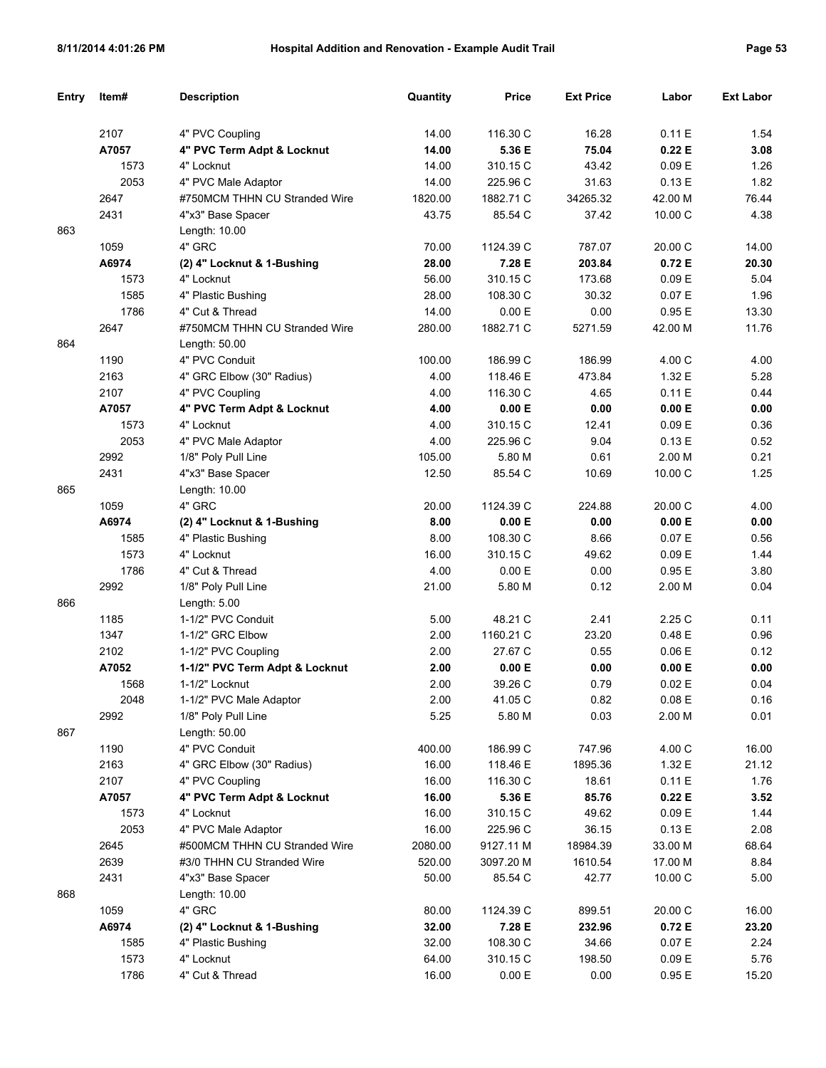| Entry | Item# | Description | Quantity | Price | Ext Price | Labor | Ext Labor |
|---|---|---|---|---|---|---|---|
| | 2107 | 4" PVC Coupling | 14.00 | 116.30 C | 16.28 | 0.11 E | 1.54 |
| | **A7057** | **4" PVC Term Adpt & Locknut** | **14.00** | **5.36 E** | **75.04** | **0.22 E** | **3.08** |
| | 1573 | 4" Locknut | 14.00 | 310.15 C | 43.42 | 0.09 E | 1.26 |
| | 2053 | 4" PVC Male Adaptor | 14.00 | 225.96 C | 31.63 | 0.13 E | 1.82 |
| | 2647 | #750MCM THHN CU Stranded Wire | 1820.00 | 1882.71 C | 34265.32 | 42.00 M | 76.44 |
| | 2431 | 4"x3" Base Spacer | 43.75 | 85.54 C | 37.42 | 10.00 C | 4.38 |
| 863 | | Length: 10.00 | | | | | |
| | 1059 | 4" GRC | 70.00 | 1124.39 C | 787.07 | 20.00 C | 14.00 |
| | **A6974** | **(2) 4" Locknut & 1-Bushing** | **28.00** | **7.28 E** | **203.84** | **0.72 E** | **20.30** |
| | 1573 | 4" Locknut | 56.00 | 310.15 C | 173.68 | 0.09 E | 5.04 |
| | 1585 | 4" Plastic Bushing | 28.00 | 108.30 C | 30.32 | 0.07 E | 1.96 |
| | 1786 | 4" Cut & Thread | 14.00 | 0.00 E | 0.00 | 0.95 E | 13.30 |
| | 2647 | #750MCM THHN CU Stranded Wire | 280.00 | 1882.71 C | 5271.59 | 42.00 M | 11.76 |
| 864 | | Length: 50.00 | | | | | |
| | 1190 | 4" PVC Conduit | 100.00 | 186.99 C | 186.99 | 4.00 C | 4.00 |
| | 2163 | 4" GRC Elbow (30" Radius) | 4.00 | 118.46 E | 473.84 | 1.32 E | 5.28 |
| | 2107 | 4" PVC Coupling | 4.00 | 116.30 C | 4.65 | 0.11 E | 0.44 |
| | **A7057** | **4" PVC Term Adpt & Locknut** | **4.00** | **0.00 E** | **0.00** | **0.00 E** | **0.00** |
| | 1573 | 4" Locknut | 4.00 | 310.15 C | 12.41 | 0.09 E | 0.36 |
| | 2053 | 4" PVC Male Adaptor | 4.00 | 225.96 C | 9.04 | 0.13 E | 0.52 |
| | 2992 | 1/8" Poly Pull Line | 105.00 | 5.80 M | 0.61 | 2.00 M | 0.21 |
| | 2431 | 4"x3" Base Spacer | 12.50 | 85.54 C | 10.69 | 10.00 C | 1.25 |
| 865 | | Length: 10.00 | | | | | |
| | 1059 | 4" GRC | 20.00 | 1124.39 C | 224.88 | 20.00 C | 4.00 |
| | **A6974** | **(2) 4" Locknut & 1-Bushing** | **8.00** | **0.00 E** | **0.00** | **0.00 E** | **0.00** |
| | 1585 | 4" Plastic Bushing | 8.00 | 108.30 C | 8.66 | 0.07 E | 0.56 |
| | 1573 | 4" Locknut | 16.00 | 310.15 C | 49.62 | 0.09 E | 1.44 |
| | 1786 | 4" Cut & Thread | 4.00 | 0.00 E | 0.00 | 0.95 E | 3.80 |
| | 2992 | 1/8" Poly Pull Line | 21.00 | 5.80 M | 0.12 | 2.00 M | 0.04 |
| 866 | | Length: 5.00 | | | | | |
| | 1185 | 1-1/2" PVC Conduit | 5.00 | 48.21 C | 2.41 | 2.25 C | 0.11 |
| | 1347 | 1-1/2" GRC Elbow | 2.00 | 1160.21 C | 23.20 | 0.48 E | 0.96 |
| | 2102 | 1-1/2" PVC Coupling | 2.00 | 27.67 C | 0.55 | 0.06 E | 0.12 |
| | **A7052** | **1-1/2" PVC Term Adpt & Locknut** | **2.00** | **0.00 E** | **0.00** | **0.00 E** | **0.00** |
| | 1568 | 1-1/2" Locknut | 2.00 | 39.26 C | 0.79 | 0.02 E | 0.04 |
| | 2048 | 1-1/2" PVC Male Adaptor | 2.00 | 41.05 C | 0.82 | 0.08 E | 0.16 |
| | 2992 | 1/8" Poly Pull Line | 5.25 | 5.80 M | 0.03 | 2.00 M | 0.01 |
| 867 | | Length: 50.00 | | | | | |
| | 1190 | 4" PVC Conduit | 400.00 | 186.99 C | 747.96 | 4.00 C | 16.00 |
| | 2163 | 4" GRC Elbow (30" Radius) | 16.00 | 118.46 E | 1895.36 | 1.32 E | 21.12 |
| | 2107 | 4" PVC Coupling | 16.00 | 116.30 C | 18.61 | 0.11 E | 1.76 |
| | **A7057** | **4" PVC Term Adpt & Locknut** | **16.00** | **5.36 E** | **85.76** | **0.22 E** | **3.52** |
| | 1573 | 4" Locknut | 16.00 | 310.15 C | 49.62 | 0.09 E | 1.44 |
| | 2053 | 4" PVC Male Adaptor | 16.00 | 225.96 C | 36.15 | 0.13 E | 2.08 |
| | 2645 | #500MCM THHN CU Stranded Wire | 2080.00 | 9127.11 M | 18984.39 | 33.00 M | 68.64 |
| | 2639 | #3/0 THHN CU Stranded Wire | 520.00 | 3097.20 M | 1610.54 | 17.00 M | 8.84 |
| | 2431 | 4"x3" Base Spacer | 50.00 | 85.54 C | 42.77 | 10.00 C | 5.00 |
| 868 | | Length: 10.00 | | | | | |
| | 1059 | 4" GRC | 80.00 | 1124.39 C | 899.51 | 20.00 C | 16.00 |
| | **A6974** | **(2) 4" Locknut & 1-Bushing** | **32.00** | **7.28 E** | **232.96** | **0.72 E** | **23.20** |
| | 1585 | 4" Plastic Bushing | 32.00 | 108.30 C | 34.66 | 0.07 E | 2.24 |
| | 1573 | 4" Locknut | 64.00 | 310.15 C | 198.50 | 0.09 E | 5.76 |
| | 1786 | 4" Cut & Thread | 16.00 | 0.00 E | 0.00 | 0.95 E | 15.20 |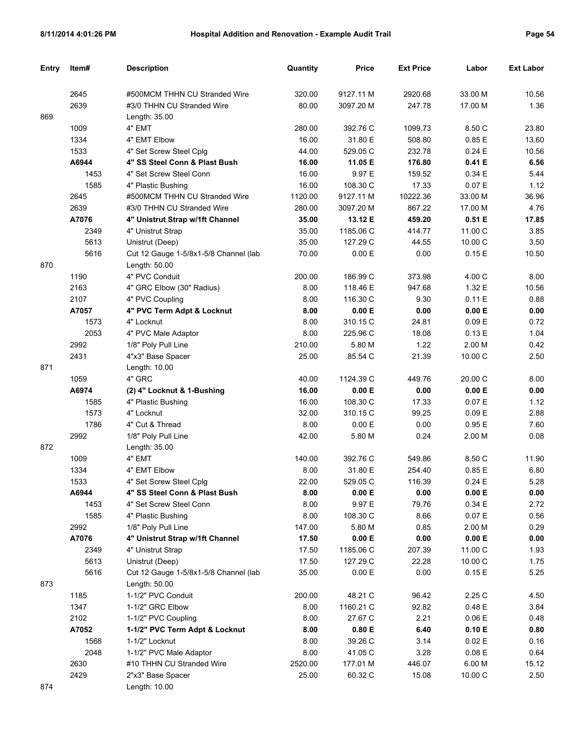| Entry | Item# | Description | Quantity | Price | Ext Price | Labor | Ext Labor |
|---|---|---|---|---|---|---|---|
| | 2645 | #500MCM THHN CU Stranded Wire | 320.00 | 9127.11 M | 2920.68 | 33.00 M | 10.56 |
| | 2639 | #3/0 THHN CU Stranded Wire | 80.00 | 3097.20 M | 247.78 | 17.00 M | 1.36 |
| 869 | | Length: 35.00 | | | | | |
| | 1009 | 4" EMT | 280.00 | 392.76 C | 1099.73 | 8.50 C | 23.80 |
| | 1334 | 4" EMT Elbow | 16.00 | 31.80 E | 508.80 | 0.85 E | 13.60 |
| | 1533 | 4" Set Screw Steel Cplg | 44.00 | 529.05 C | 232.78 | 0.24 E | 10.56 |
| | **A6944** | **4" SS Steel Conn & Plast Bush** | **16.00** | **11.05 E** | **176.80** | **0.41 E** | **6.56** |
| | 1453 | 4" Set Screw Steel Conn | 16.00 | 9.97 E | 159.52 | 0.34 E | 5.44 |
| | 1585 | 4" Plastic Bushing | 16.00 | 108.30 C | 17.33 | 0.07 E | 1.12 |
| | 2645 | #500MCM THHN CU Stranded Wire | 1120.00 | 9127.11 M | 10222.36 | 33.00 M | 36.96 |
| | 2639 | #3/0 THHN CU Stranded Wire | 280.00 | 3097.20 M | 867.22 | 17.00 M | 4.76 |
| | **A7076** | **4" Unistrut Strap w/1ft Channel** | **35.00** | **13.12 E** | **459.20** | **0.51 E** | **17.85** |
| | 2349 | 4" Unistrut Strap | 35.00 | 1185.06 C | 414.77 | 11.00 C | 3.85 |
| | 5613 | Unistrut (Deep) | 35.00 | 127.29 C | 44.55 | 10.00 C | 3.50 |
| | 5616 | Cut 12 Gauge 1-5/8x1-5/8 Channel (lab | 70.00 | 0.00 E | 0.00 | 0.15 E | 10.50 |
| 870 | | Length: 50.00 | | | | | |
| | 1190 | 4" PVC Conduit | 200.00 | 186.99 C | 373.98 | 4.00 C | 8.00 |
| | 2163 | 4" GRC Elbow (30" Radius) | 8.00 | 118.46 E | 947.68 | 1.32 E | 10.56 |
| | 2107 | 4" PVC Coupling | 8.00 | 116.30 C | 9.30 | 0.11 E | 0.88 |
| | **A7057** | **4" PVC Term Adpt & Locknut** | **8.00** | **0.00 E** | **0.00** | **0.00 E** | **0.00** |
| | 1573 | 4" Locknut | 8.00 | 310.15 C | 24.81 | 0.09 E | 0.72 |
| | 2053 | 4" PVC Male Adaptor | 8.00 | 225.96 C | 18.08 | 0.13 E | 1.04 |
| | 2992 | 1/8" Poly Pull Line | 210.00 | 5.80 M | 1.22 | 2.00 M | 0.42 |
| | 2431 | 4"x3" Base Spacer | 25.00 | 85.54 C | 21.39 | 10.00 C | 2.50 |
| 871 | | Length: 10.00 | | | | | |
| | 1059 | 4" GRC | 40.00 | 1124.39 C | 449.76 | 20.00 C | 8.00 |
| | **A6974** | **(2) 4" Locknut & 1-Bushing** | **16.00** | **0.00 E** | **0.00** | **0.00 E** | **0.00** |
| | 1585 | 4" Plastic Bushing | 16.00 | 108.30 C | 17.33 | 0.07 E | 1.12 |
| | 1573 | 4" Locknut | 32.00 | 310.15 C | 99.25 | 0.09 E | 2.88 |
| | 1786 | 4" Cut & Thread | 8.00 | 0.00 E | 0.00 | 0.95 E | 7.60 |
| | 2992 | 1/8" Poly Pull Line | 42.00 | 5.80 M | 0.24 | 2.00 M | 0.08 |
| 872 | | Length: 35.00 | | | | | |
| | 1009 | 4" EMT | 140.00 | 392.76 C | 549.86 | 8.50 C | 11.90 |
| | 1334 | 4" EMT Elbow | 8.00 | 31.80 E | 254.40 | 0.85 E | 6.80 |
| | 1533 | 4" Set Screw Steel Cplg | 22.00 | 529.05 C | 116.39 | 0.24 E | 5.28 |
| | **A6944** | **4" SS Steel Conn & Plast Bush** | **8.00** | **0.00 E** | **0.00** | **0.00 E** | **0.00** |
| | 1453 | 4" Set Screw Steel Conn | 8.00 | 9.97 E | 79.76 | 0.34 E | 2.72 |
| | 1585 | 4" Plastic Bushing | 8.00 | 108.30 C | 8.66 | 0.07 E | 0.56 |
| | 2992 | 1/8" Poly Pull Line | 147.00 | 5.80 M | 0.85 | 2.00 M | 0.29 |
| | **A7076** | **4" Unistrut Strap w/1ft Channel** | **17.50** | **0.00 E** | **0.00** | **0.00 E** | **0.00** |
| | 2349 | 4" Unistrut Strap | 17.50 | 1185.06 C | 207.39 | 11.00 C | 1.93 |
| | 5613 | Unistrut (Deep) | 17.50 | 127.29 C | 22.28 | 10.00 C | 1.75 |
| | 5616 | Cut 12 Gauge 1-5/8x1-5/8 Channel (lab | 35.00 | 0.00 E | 0.00 | 0.15 E | 5.25 |
| 873 | | Length: 50.00 | | | | | |
| | 1185 | 1-1/2" PVC Conduit | 200.00 | 48.21 C | 96.42 | 2.25 C | 4.50 |
| | 1347 | 1-1/2" GRC Elbow | 8.00 | 1160.21 C | 92.82 | 0.48 E | 3.84 |
| | 2102 | 1-1/2" PVC Coupling | 8.00 | 27.67 C | 2.21 | 0.06 E | 0.48 |
| | **A7052** | **1-1/2" PVC Term Adpt & Locknut** | **8.00** | **0.80 E** | **6.40** | **0.10 E** | **0.80** |
| | 1568 | 1-1/2" Locknut | 8.00 | 39.26 C | 3.14 | 0.02 E | 0.16 |
| | 2048 | 1-1/2" PVC Male Adaptor | 8.00 | 41.05 C | 3.28 | 0.08 E | 0.64 |
| | 2630 | #10 THHN CU Stranded Wire | 2520.00 | 177.01 M | 446.07 | 6.00 M | 15.12 |
| | 2429 | 2"x3" Base Spacer | 25.00 | 60.32 C | 15.08 | 10.00 C | 2.50 |
| 874 | | Length: 10.00 | | | | | |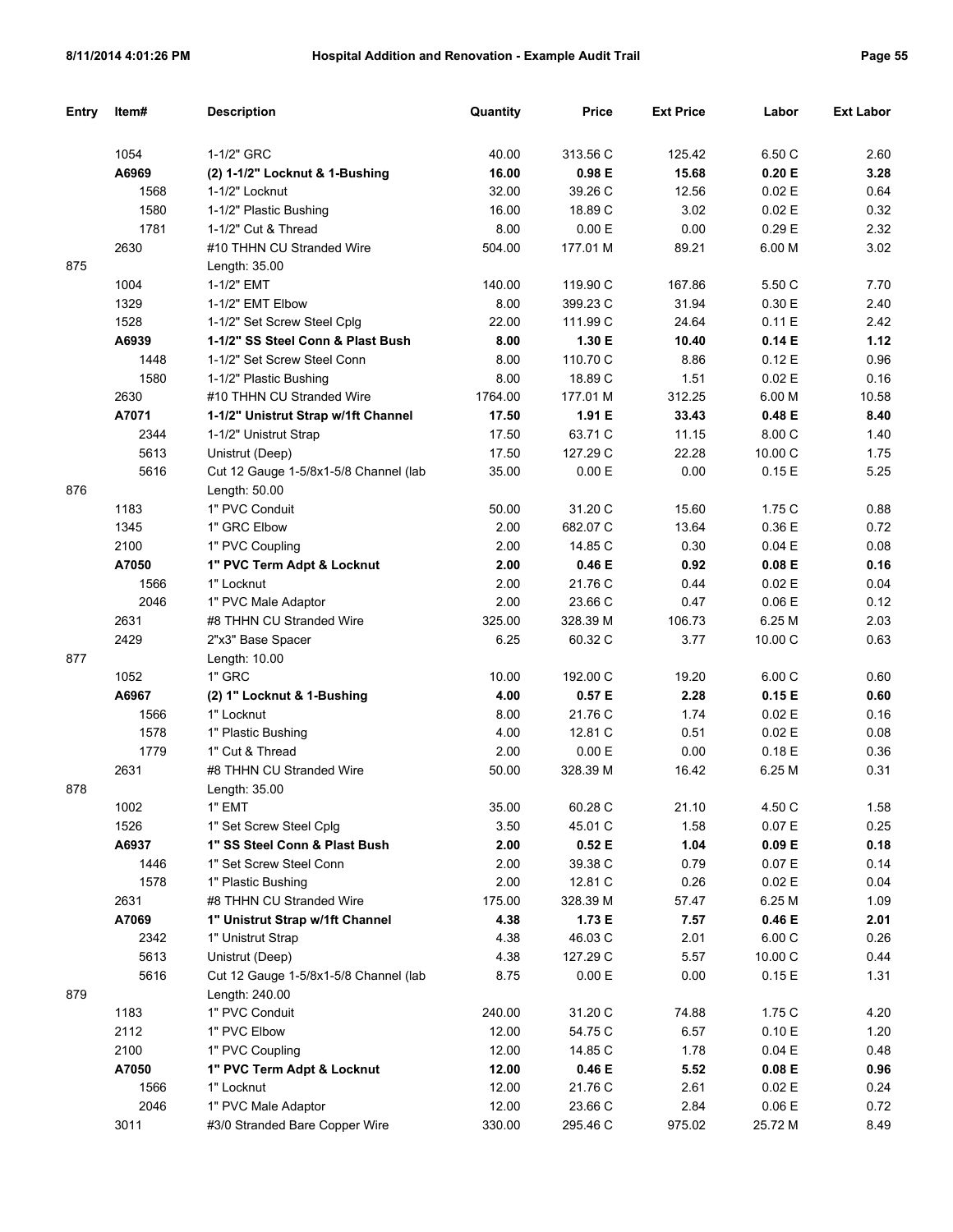| Entry | Item# | Description | Quantity | Price | Ext Price | Labor | Ext Labor |
|---|---|---|---|---|---|---|---|
| | 1054 | 1-1/2" GRC | 40.00 | 313.56 C | 125.42 | 6.50 C | 2.60 |
| | **A6969** | **(2) 1-1/2" Locknut & 1-Bushing** | **16.00** | **0.98 E** | **15.68** | **0.20 E** | **3.28** |
| | 1568 | 1-1/2" Locknut | 32.00 | 39.26 C | 12.56 | 0.02 E | 0.64 |
| | 1580 | 1-1/2" Plastic Bushing | 16.00 | 18.89 C | 3.02 | 0.02 E | 0.32 |
| | 1781 | 1-1/2" Cut & Thread | 8.00 | 0.00 E | 0.00 | 0.29 E | 2.32 |
| | 2630 | #10 THHN CU Stranded Wire | 504.00 | 177.01 M | 89.21 | 6.00 M | 3.02 |
| 875 | | Length: 35.00 | | | | | |
| | 1004 | 1-1/2" EMT | 140.00 | 119.90 C | 167.86 | 5.50 C | 7.70 |
| | 1329 | 1-1/2" EMT Elbow | 8.00 | 399.23 C | 31.94 | 0.30 E | 2.40 |
| | 1528 | 1-1/2" Set Screw Steel Cplg | 22.00 | 111.99 C | 24.64 | 0.11 E | 2.42 |
| | **A6939** | **1-1/2" SS Steel Conn & Plast Bush** | **8.00** | **1.30 E** | **10.40** | **0.14 E** | **1.12** |
| | 1448 | 1-1/2" Set Screw Steel Conn | 8.00 | 110.70 C | 8.86 | 0.12 E | 0.96 |
| | 1580 | 1-1/2" Plastic Bushing | 8.00 | 18.89 C | 1.51 | 0.02 E | 0.16 |
| | 2630 | #10 THHN CU Stranded Wire | 1764.00 | 177.01 M | 312.25 | 6.00 M | 10.58 |
| | **A7071** | **1-1/2" Unistrut Strap w/1ft Channel** | **17.50** | **1.91 E** | **33.43** | **0.48 E** | **8.40** |
| | 2344 | 1-1/2" Unistrut Strap | 17.50 | 63.71 C | 11.15 | 8.00 C | 1.40 |
| | 5613 | Unistrut (Deep) | 17.50 | 127.29 C | 22.28 | 10.00 C | 1.75 |
| | 5616 | Cut 12 Gauge 1-5/8x1-5/8 Channel (lab | 35.00 | 0.00 E | 0.00 | 0.15 E | 5.25 |
| 876 | | Length: 50.00 | | | | | |
| | 1183 | 1" PVC Conduit | 50.00 | 31.20 C | 15.60 | 1.75 C | 0.88 |
| | 1345 | 1" GRC Elbow | 2.00 | 682.07 C | 13.64 | 0.36 E | 0.72 |
| | 2100 | 1" PVC Coupling | 2.00 | 14.85 C | 0.30 | 0.04 E | 0.08 |
| | **A7050** | **1" PVC Term Adpt & Locknut** | **2.00** | **0.46 E** | **0.92** | **0.08 E** | **0.16** |
| | 1566 | 1" Locknut | 2.00 | 21.76 C | 0.44 | 0.02 E | 0.04 |
| | 2046 | 1" PVC Male Adaptor | 2.00 | 23.66 C | 0.47 | 0.06 E | 0.12 |
| | 2631 | #8 THHN CU Stranded Wire | 325.00 | 328.39 M | 106.73 | 6.25 M | 2.03 |
| | 2429 | 2"x3" Base Spacer | 6.25 | 60.32 C | 3.77 | 10.00 C | 0.63 |
| 877 | | Length: 10.00 | | | | | |
| | 1052 | 1" GRC | 10.00 | 192.00 C | 19.20 | 6.00 C | 0.60 |
| | **A6967** | **(2) 1" Locknut & 1-Bushing** | **4.00** | **0.57 E** | **2.28** | **0.15 E** | **0.60** |
| | 1566 | 1" Locknut | 8.00 | 21.76 C | 1.74 | 0.02 E | 0.16 |
| | 1578 | 1" Plastic Bushing | 4.00 | 12.81 C | 0.51 | 0.02 E | 0.08 |
| | 1779 | 1" Cut & Thread | 2.00 | 0.00 E | 0.00 | 0.18 E | 0.36 |
| | 2631 | #8 THHN CU Stranded Wire | 50.00 | 328.39 M | 16.42 | 6.25 M | 0.31 |
| 878 | | Length: 35.00 | | | | | |
| | 1002 | 1" EMT | 35.00 | 60.28 C | 21.10 | 4.50 C | 1.58 |
| | 1526 | 1" Set Screw Steel Cplg | 3.50 | 45.01 C | 1.58 | 0.07 E | 0.25 |
| | **A6937** | **1" SS Steel Conn & Plast Bush** | **2.00** | **0.52 E** | **1.04** | **0.09 E** | **0.18** |
| | 1446 | 1" Set Screw Steel Conn | 2.00 | 39.38 C | 0.79 | 0.07 E | 0.14 |
| | 1578 | 1" Plastic Bushing | 2.00 | 12.81 C | 0.26 | 0.02 E | 0.04 |
| | 2631 | #8 THHN CU Stranded Wire | 175.00 | 328.39 M | 57.47 | 6.25 M | 1.09 |
| | **A7069** | **1" Unistrut Strap w/1ft Channel** | **4.38** | **1.73 E** | **7.57** | **0.46 E** | **2.01** |
| | 2342 | 1" Unistrut Strap | 4.38 | 46.03 C | 2.01 | 6.00 C | 0.26 |
| | 5613 | Unistrut (Deep) | 4.38 | 127.29 C | 5.57 | 10.00 C | 0.44 |
| | 5616 | Cut 12 Gauge 1-5/8x1-5/8 Channel (lab | 8.75 | 0.00 E | 0.00 | 0.15 E | 1.31 |
| 879 | | Length: 240.00 | | | | | |
| | 1183 | 1" PVC Conduit | 240.00 | 31.20 C | 74.88 | 1.75 C | 4.20 |
| | 2112 | 1" PVC Elbow | 12.00 | 54.75 C | 6.57 | 0.10 E | 1.20 |
| | 2100 | 1" PVC Coupling | 12.00 | 14.85 C | 1.78 | 0.04 E | 0.48 |
| | **A7050** | **1" PVC Term Adpt & Locknut** | **12.00** | **0.46 E** | **5.52** | **0.08 E** | **0.96** |
| | 1566 | 1" Locknut | 12.00 | 21.76 C | 2.61 | 0.02 E | 0.24 |
| | 2046 | 1" PVC Male Adaptor | 12.00 | 23.66 C | 2.84 | 0.06 E | 0.72 |
| | 3011 | #3/0 Stranded Bare Copper Wire | 330.00 | 295.46 C | 975.02 | 25.72 M | 8.49 |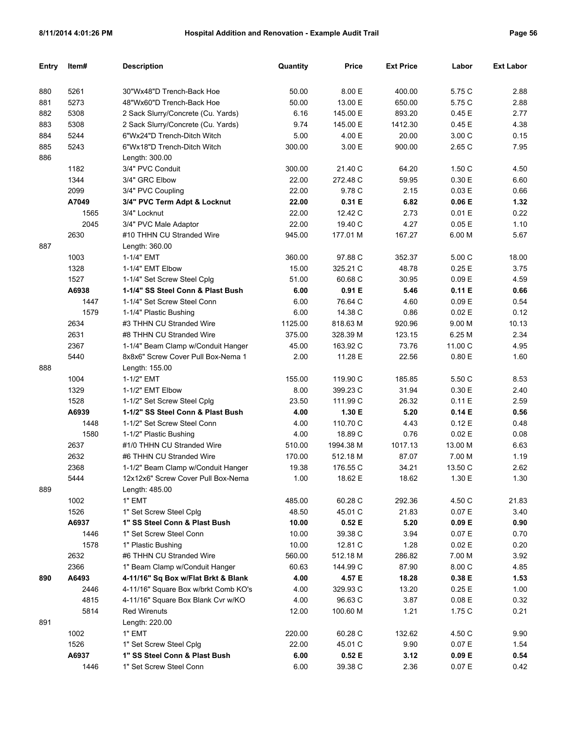| Entry | Item# | Description | Quantity | Price | Ext Price | Labor | Ext Labor |
|---|---|---|---|---|---|---|---|
| 880 | 5261 | 30"Wx48"D Trench-Back Hoe | 50.00 | 8.00 E | 400.00 | 5.75 C | 2.88 |
| 881 | 5273 | 48"Wx60"D Trench-Back Hoe | 50.00 | 13.00 E | 650.00 | 5.75 C | 2.88 |
| 882 | 5308 | 2 Sack Slurry/Concrete (Cu. Yards) | 6.16 | 145.00 E | 893.20 | 0.45 E | 2.77 |
| 883 | 5308 | 2 Sack Slurry/Concrete (Cu. Yards) | 9.74 | 145.00 E | 1412.30 | 0.45 E | 4.38 |
| 884 | 5244 | 6"Wx24"D Trench-Ditch Witch | 5.00 | 4.00 E | 20.00 | 3.00 C | 0.15 |
| 885 | 5243 | 6"Wx18"D Trench-Ditch Witch | 300.00 | 3.00 E | 900.00 | 2.65 C | 7.95 |
| 886 | | Length: 300.00 | | | | | |
| | 1182 | 3/4" PVC Conduit | 300.00 | 21.40 C | 64.20 | 1.50 C | 4.50 |
| | 1344 | 3/4" GRC Elbow | 22.00 | 272.48 C | 59.95 | 0.30 E | 6.60 |
| | 2099 | 3/4" PVC Coupling | 22.00 | 9.78 C | 2.15 | 0.03 E | 0.66 |
| | **A7049** | **3/4" PVC Term Adpt & Locknut** | **22.00** | **0.31 E** | **6.82** | **0.06 E** | **1.32** |
| | 1565 | 3/4" Locknut | 22.00 | 12.42 C | 2.73 | 0.01 E | 0.22 |
| | 2045 | 3/4" PVC Male Adaptor | 22.00 | 19.40 C | 4.27 | 0.05 E | 1.10 |
| | 2630 | #10 THHN CU Stranded Wire | 945.00 | 177.01 M | 167.27 | 6.00 M | 5.67 |
| 887 | | Length: 360.00 | | | | | |
| | 1003 | 1-1/4" EMT | 360.00 | 97.88 C | 352.37 | 5.00 C | 18.00 |
| | 1328 | 1-1/4" EMT Elbow | 15.00 | 325.21 C | 48.78 | 0.25 E | 3.75 |
| | 1527 | 1-1/4" Set Screw Steel Cplg | 51.00 | 60.68 C | 30.95 | 0.09 E | 4.59 |
| | **A6938** | **1-1/4" SS Steel Conn & Plast Bush** | **6.00** | **0.91 E** | **5.46** | **0.11 E** | **0.66** |
| | 1447 | 1-1/4" Set Screw Steel Conn | 6.00 | 76.64 C | 4.60 | 0.09 E | 0.54 |
| | 1579 | 1-1/4" Plastic Bushing | 6.00 | 14.38 C | 0.86 | 0.02 E | 0.12 |
| | 2634 | #3 THHN CU Stranded Wire | 1125.00 | 818.63 M | 920.96 | 9.00 M | 10.13 |
| | 2631 | #8 THHN CU Stranded Wire | 375.00 | 328.39 M | 123.15 | 6.25 M | 2.34 |
| | 2367 | 1-1/4" Beam Clamp w/Conduit Hanger | 45.00 | 163.92 C | 73.76 | 11.00 C | 4.95 |
| | 5440 | 8x8x6" Screw Cover Pull Box-Nema 1 | 2.00 | 11.28 E | 22.56 | 0.80 E | 1.60 |
| 888 | | Length: 155.00 | | | | | |
| | 1004 | 1-1/2" EMT | 155.00 | 119.90 C | 185.85 | 5.50 C | 8.53 |
| | 1329 | 1-1/2" EMT Elbow | 8.00 | 399.23 C | 31.94 | 0.30 E | 2.40 |
| | 1528 | 1-1/2" Set Screw Steel Cplg | 23.50 | 111.99 C | 26.32 | 0.11 E | 2.59 |
| | **A6939** | **1-1/2" SS Steel Conn & Plast Bush** | **4.00** | **1.30 E** | **5.20** | **0.14 E** | **0.56** |
| | 1448 | 1-1/2" Set Screw Steel Conn | 4.00 | 110.70 C | 4.43 | 0.12 E | 0.48 |
| | 1580 | 1-1/2" Plastic Bushing | 4.00 | 18.89 C | 0.76 | 0.02 E | 0.08 |
| | 2637 | #1/0 THHN CU Stranded Wire | 510.00 | 1994.38 M | 1017.13 | 13.00 M | 6.63 |
| | 2632 | #6 THHN CU Stranded Wire | 170.00 | 512.18 M | 87.07 | 7.00 M | 1.19 |
| | 2368 | 1-1/2" Beam Clamp w/Conduit Hanger | 19.38 | 176.55 C | 34.21 | 13.50 C | 2.62 |
| | 5444 | 12x12x6" Screw Cover Pull Box-Nema | 1.00 | 18.62 E | 18.62 | 1.30 E | 1.30 |
| 889 | | Length: 485.00 | | | | | |
| | 1002 | 1" EMT | 485.00 | 60.28 C | 292.36 | 4.50 C | 21.83 |
| | 1526 | 1" Set Screw Steel Cplg | 48.50 | 45.01 C | 21.83 | 0.07 E | 3.40 |
| | **A6937** | **1" SS Steel Conn & Plast Bush** | **10.00** | **0.52 E** | **5.20** | **0.09 E** | **0.90** |
| | 1446 | 1" Set Screw Steel Conn | 10.00 | 39.38 C | 3.94 | 0.07 E | 0.70 |
| | 1578 | 1" Plastic Bushing | 10.00 | 12.81 C | 1.28 | 0.02 E | 0.20 |
| | 2632 | #6 THHN CU Stranded Wire | 560.00 | 512.18 M | 286.82 | 7.00 M | 3.92 |
| | 2366 | 1" Beam Clamp w/Conduit Hanger | 60.63 | 144.99 C | 87.90 | 8.00 C | 4.85 |
| **890** | **A6493** | **4-11/16" Sq Box w/Flat Brkt & Blank** | **4.00** | **4.57 E** | **18.28** | **0.38 E** | **1.53** |
| | 2446 | 4-11/16" Square Box w/brkt Comb KO's | 4.00 | 329.93 C | 13.20 | 0.25 E | 1.00 |
| | 4815 | 4-11/16" Square Box Blank Cvr w/KO | 4.00 | 96.63 C | 3.87 | 0.08 E | 0.32 |
| | 5814 | Red Wirenuts | 12.00 | 100.60 M | 1.21 | 1.75 C | 0.21 |
| 891 | | Length: 220.00 | | | | | |
| | 1002 | 1" EMT | 220.00 | 60.28 C | 132.62 | 4.50 C | 9.90 |
| | 1526 | 1" Set Screw Steel Cplg | 22.00 | 45.01 C | 9.90 | 0.07 E | 1.54 |
| | **A6937** | **1" SS Steel Conn & Plast Bush** | **6.00** | **0.52 E** | **3.12** | **0.09 E** | **0.54** |
| | 1446 | 1" Set Screw Steel Conn | 6.00 | 39.38 C | 2.36 | 0.07 E | 0.42 |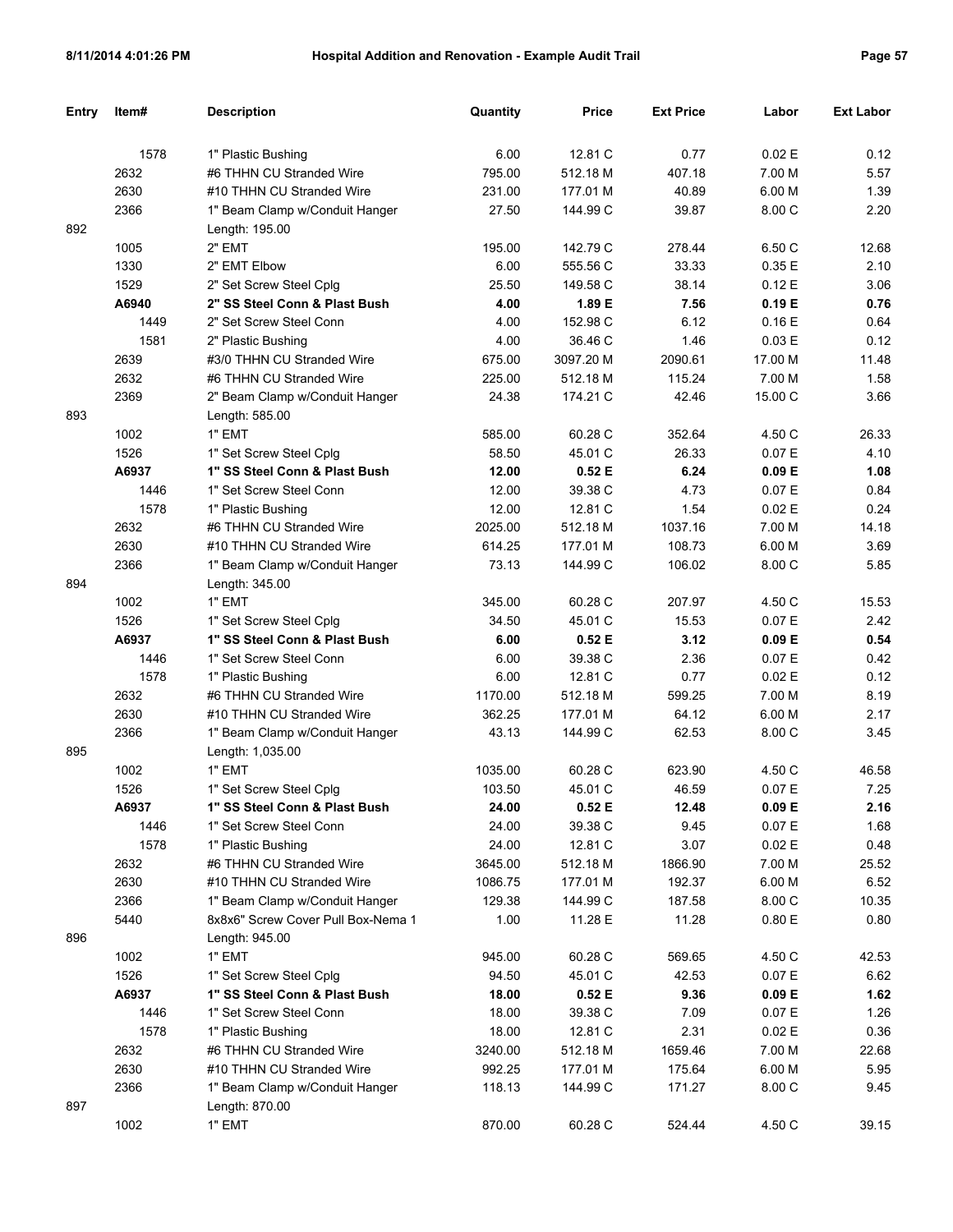| Entry | Item# | Description | Quantity | Price | Ext Price | Labor | Ext Labor |
|---|---|---|---|---|---|---|---|
| | 1578 | 1" Plastic Bushing | 6.00 | 12.81 C | 0.77 | 0.02 E | 0.12 |
| | 2632 | #6 THHN CU Stranded Wire | 795.00 | 512.18 M | 407.18 | 7.00 M | 5.57 |
| | 2630 | #10 THHN CU Stranded Wire | 231.00 | 177.01 M | 40.89 | 6.00 M | 1.39 |
| | 2366 | 1" Beam Clamp w/Conduit Hanger | 27.50 | 144.99 C | 39.87 | 8.00 C | 2.20 |
| 892 | | Length: 195.00 | | | | | |
| | 1005 | 2" EMT | 195.00 | 142.79 C | 278.44 | 6.50 C | 12.68 |
| | 1330 | 2" EMT Elbow | 6.00 | 555.56 C | 33.33 | 0.35 E | 2.10 |
| | 1529 | 2" Set Screw Steel Cplg | 25.50 | 149.58 C | 38.14 | 0.12 E | 3.06 |
| | **A6940** | **2" SS Steel Conn & Plast Bush** | **4.00** | **1.89 E** | **7.56** | **0.19 E** | **0.76** |
| | 1449 | 2" Set Screw Steel Conn | 4.00 | 152.98 C | 6.12 | 0.16 E | 0.64 |
| | 1581 | 2" Plastic Bushing | 4.00 | 36.46 C | 1.46 | 0.03 E | 0.12 |
| | 2639 | #3/0 THHN CU Stranded Wire | 675.00 | 3097.20 M | 2090.61 | 17.00 M | 11.48 |
| | 2632 | #6 THHN CU Stranded Wire | 225.00 | 512.18 M | 115.24 | 7.00 M | 1.58 |
| | 2369 | 2" Beam Clamp w/Conduit Hanger | 24.38 | 174.21 C | 42.46 | 15.00 C | 3.66 |
| 893 | | Length: 585.00 | | | | | |
| | 1002 | 1" EMT | 585.00 | 60.28 C | 352.64 | 4.50 C | 26.33 |
| | 1526 | 1" Set Screw Steel Cplg | 58.50 | 45.01 C | 26.33 | 0.07 E | 4.10 |
| | **A6937** | **1" SS Steel Conn & Plast Bush** | **12.00** | **0.52 E** | **6.24** | **0.09 E** | **1.08** |
| | 1446 | 1" Set Screw Steel Conn | 12.00 | 39.38 C | 4.73 | 0.07 E | 0.84 |
| | 1578 | 1" Plastic Bushing | 12.00 | 12.81 C | 1.54 | 0.02 E | 0.24 |
| | 2632 | #6 THHN CU Stranded Wire | 2025.00 | 512.18 M | 1037.16 | 7.00 M | 14.18 |
| | 2630 | #10 THHN CU Stranded Wire | 614.25 | 177.01 M | 108.73 | 6.00 M | 3.69 |
| | 2366 | 1" Beam Clamp w/Conduit Hanger | 73.13 | 144.99 C | 106.02 | 8.00 C | 5.85 |
| 894 | | Length: 345.00 | | | | | |
| | 1002 | 1" EMT | 345.00 | 60.28 C | 207.97 | 4.50 C | 15.53 |
| | 1526 | 1" Set Screw Steel Cplg | 34.50 | 45.01 C | 15.53 | 0.07 E | 2.42 |
| | **A6937** | **1" SS Steel Conn & Plast Bush** | **6.00** | **0.52 E** | **3.12** | **0.09 E** | **0.54** |
| | 1446 | 1" Set Screw Steel Conn | 6.00 | 39.38 C | 2.36 | 0.07 E | 0.42 |
| | 1578 | 1" Plastic Bushing | 6.00 | 12.81 C | 0.77 | 0.02 E | 0.12 |
| | 2632 | #6 THHN CU Stranded Wire | 1170.00 | 512.18 M | 599.25 | 7.00 M | 8.19 |
| | 2630 | #10 THHN CU Stranded Wire | 362.25 | 177.01 M | 64.12 | 6.00 M | 2.17 |
| | 2366 | 1" Beam Clamp w/Conduit Hanger | 43.13 | 144.99 C | 62.53 | 8.00 C | 3.45 |
| 895 | | Length: 1,035.00 | | | | | |
| | 1002 | 1" EMT | 1035.00 | 60.28 C | 623.90 | 4.50 C | 46.58 |
| | 1526 | 1" Set Screw Steel Cplg | 103.50 | 45.01 C | 46.59 | 0.07 E | 7.25 |
| | **A6937** | **1" SS Steel Conn & Plast Bush** | **24.00** | **0.52 E** | **12.48** | **0.09 E** | **2.16** |
| | 1446 | 1" Set Screw Steel Conn | 24.00 | 39.38 C | 9.45 | 0.07 E | 1.68 |
| | 1578 | 1" Plastic Bushing | 24.00 | 12.81 C | 3.07 | 0.02 E | 0.48 |
| | 2632 | #6 THHN CU Stranded Wire | 3645.00 | 512.18 M | 1866.90 | 7.00 M | 25.52 |
| | 2630 | #10 THHN CU Stranded Wire | 1086.75 | 177.01 M | 192.37 | 6.00 M | 6.52 |
| | 2366 | 1" Beam Clamp w/Conduit Hanger | 129.38 | 144.99 C | 187.58 | 8.00 C | 10.35 |
| | 5440 | 8x8x6" Screw Cover Pull Box-Nema 1 | 1.00 | 11.28 E | 11.28 | 0.80 E | 0.80 |
| 896 | | Length: 945.00 | | | | | |
| | 1002 | 1" EMT | 945.00 | 60.28 C | 569.65 | 4.50 C | 42.53 |
| | 1526 | 1" Set Screw Steel Cplg | 94.50 | 45.01 C | 42.53 | 0.07 E | 6.62 |
| | **A6937** | **1" SS Steel Conn & Plast Bush** | **18.00** | **0.52 E** | **9.36** | **0.09 E** | **1.62** |
| | 1446 | 1" Set Screw Steel Conn | 18.00 | 39.38 C | 7.09 | 0.07 E | 1.26 |
| | 1578 | 1" Plastic Bushing | 18.00 | 12.81 C | 2.31 | 0.02 E | 0.36 |
| | 2632 | #6 THHN CU Stranded Wire | 3240.00 | 512.18 M | 1659.46 | 7.00 M | 22.68 |
| | 2630 | #10 THHN CU Stranded Wire | 992.25 | 177.01 M | 175.64 | 6.00 M | 5.95 |
| | 2366 | 1" Beam Clamp w/Conduit Hanger | 118.13 | 144.99 C | 171.27 | 8.00 C | 9.45 |
| 897 | | Length: 870.00 | | | | | |
| | 1002 | 1" EMT | 870.00 | 60.28 C | 524.44 | 4.50 C | 39.15 |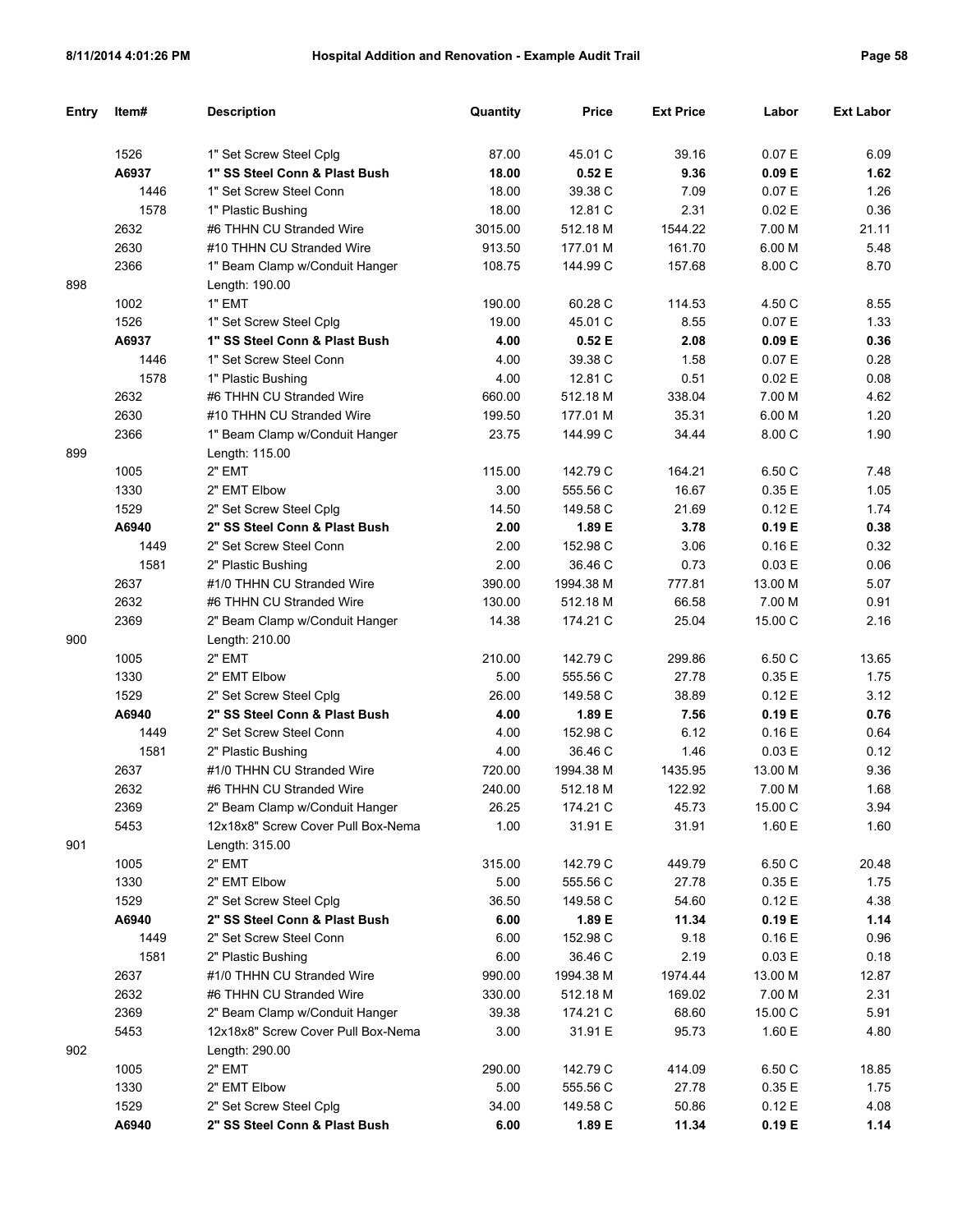| Entry | Item# | Description | Quantity | Price | Ext Price | Labor | Ext Labor |
|---|---|---|---|---|---|---|---|
| | 1526 | 1" Set Screw Steel Cplg | 87.00 | 45.01 C | 39.16 | 0.07 E | 6.09 |
| | **A6937** | **1" SS Steel Conn & Plast Bush** | **18.00** | **0.52 E** | **9.36** | **0.09 E** | **1.62** |
| | 1446 | 1" Set Screw Steel Conn | 18.00 | 39.38 C | 7.09 | 0.07 E | 1.26 |
| | 1578 | 1" Plastic Bushing | 18.00 | 12.81 C | 2.31 | 0.02 E | 0.36 |
| | 2632 | #6 THHN CU Stranded Wire | 3015.00 | 512.18 M | 1544.22 | 7.00 M | 21.11 |
| | 2630 | #10 THHN CU Stranded Wire | 913.50 | 177.01 M | 161.70 | 6.00 M | 5.48 |
| | 2366 | 1" Beam Clamp w/Conduit Hanger | 108.75 | 144.99 C | 157.68 | 8.00 C | 8.70 |
| 898 | | Length: 190.00 | | | | | |
| | 1002 | 1" EMT | 190.00 | 60.28 C | 114.53 | 4.50 C | 8.55 |
| | 1526 | 1" Set Screw Steel Cplg | 19.00 | 45.01 C | 8.55 | 0.07 E | 1.33 |
| | **A6937** | **1" SS Steel Conn & Plast Bush** | **4.00** | **0.52 E** | **2.08** | **0.09 E** | **0.36** |
| | 1446 | 1" Set Screw Steel Conn | 4.00 | 39.38 C | 1.58 | 0.07 E | 0.28 |
| | 1578 | 1" Plastic Bushing | 4.00 | 12.81 C | 0.51 | 0.02 E | 0.08 |
| | 2632 | #6 THHN CU Stranded Wire | 660.00 | 512.18 M | 338.04 | 7.00 M | 4.62 |
| | 2630 | #10 THHN CU Stranded Wire | 199.50 | 177.01 M | 35.31 | 6.00 M | 1.20 |
| | 2366 | 1" Beam Clamp w/Conduit Hanger | 23.75 | 144.99 C | 34.44 | 8.00 C | 1.90 |
| 899 | | Length: 115.00 | | | | | |
| | 1005 | 2" EMT | 115.00 | 142.79 C | 164.21 | 6.50 C | 7.48 |
| | 1330 | 2" EMT Elbow | 3.00 | 555.56 C | 16.67 | 0.35 E | 1.05 |
| | 1529 | 2" Set Screw Steel Cplg | 14.50 | 149.58 C | 21.69 | 0.12 E | 1.74 |
| | **A6940** | **2" SS Steel Conn & Plast Bush** | **2.00** | **1.89 E** | **3.78** | **0.19 E** | **0.38** |
| | 1449 | 2" Set Screw Steel Conn | 2.00 | 152.98 C | 3.06 | 0.16 E | 0.32 |
| | 1581 | 2" Plastic Bushing | 2.00 | 36.46 C | 0.73 | 0.03 E | 0.06 |
| | 2637 | #1/0 THHN CU Stranded Wire | 390.00 | 1994.38 M | 777.81 | 13.00 M | 5.07 |
| | 2632 | #6 THHN CU Stranded Wire | 130.00 | 512.18 M | 66.58 | 7.00 M | 0.91 |
| | 2369 | 2" Beam Clamp w/Conduit Hanger | 14.38 | 174.21 C | 25.04 | 15.00 C | 2.16 |
| 900 | | Length: 210.00 | | | | | |
| | 1005 | 2" EMT | 210.00 | 142.79 C | 299.86 | 6.50 C | 13.65 |
| | 1330 | 2" EMT Elbow | 5.00 | 555.56 C | 27.78 | 0.35 E | 1.75 |
| | 1529 | 2" Set Screw Steel Cplg | 26.00 | 149.58 C | 38.89 | 0.12 E | 3.12 |
| | **A6940** | **2" SS Steel Conn & Plast Bush** | **4.00** | **1.89 E** | **7.56** | **0.19 E** | **0.76** |
| | 1449 | 2" Set Screw Steel Conn | 4.00 | 152.98 C | 6.12 | 0.16 E | 0.64 |
| | 1581 | 2" Plastic Bushing | 4.00 | 36.46 C | 1.46 | 0.03 E | 0.12 |
| | 2637 | #1/0 THHN CU Stranded Wire | 720.00 | 1994.38 M | 1435.95 | 13.00 M | 9.36 |
| | 2632 | #6 THHN CU Stranded Wire | 240.00 | 512.18 M | 122.92 | 7.00 M | 1.68 |
| | 2369 | 2" Beam Clamp w/Conduit Hanger | 26.25 | 174.21 C | 45.73 | 15.00 C | 3.94 |
| | 5453 | 12x18x8" Screw Cover Pull Box-Nema | 1.00 | 31.91 E | 31.91 | 1.60 E | 1.60 |
| 901 | | Length: 315.00 | | | | | |
| | 1005 | 2" EMT | 315.00 | 142.79 C | 449.79 | 6.50 C | 20.48 |
| | 1330 | 2" EMT Elbow | 5.00 | 555.56 C | 27.78 | 0.35 E | 1.75 |
| | 1529 | 2" Set Screw Steel Cplg | 36.50 | 149.58 C | 54.60 | 0.12 E | 4.38 |
| | **A6940** | **2" SS Steel Conn & Plast Bush** | **6.00** | **1.89 E** | **11.34** | **0.19 E** | **1.14** |
| | 1449 | 2" Set Screw Steel Conn | 6.00 | 152.98 C | 9.18 | 0.16 E | 0.96 |
| | 1581 | 2" Plastic Bushing | 6.00 | 36.46 C | 2.19 | 0.03 E | 0.18 |
| | 2637 | #1/0 THHN CU Stranded Wire | 990.00 | 1994.38 M | 1974.44 | 13.00 M | 12.87 |
| | 2632 | #6 THHN CU Stranded Wire | 330.00 | 512.18 M | 169.02 | 7.00 M | 2.31 |
| | 2369 | 2" Beam Clamp w/Conduit Hanger | 39.38 | 174.21 C | 68.60 | 15.00 C | 5.91 |
| | 5453 | 12x18x8" Screw Cover Pull Box-Nema | 3.00 | 31.91 E | 95.73 | 1.60 E | 4.80 |
| 902 | | Length: 290.00 | | | | | |
| | 1005 | 2" EMT | 290.00 | 142.79 C | 414.09 | 6.50 C | 18.85 |
| | 1330 | 2" EMT Elbow | 5.00 | 555.56 C | 27.78 | 0.35 E | 1.75 |
| | 1529 | 2" Set Screw Steel Cplg | 34.00 | 149.58 C | 50.86 | 0.12 E | 4.08 |
| | **A6940** | **2" SS Steel Conn & Plast Bush** | **6.00** | **1.89 E** | **11.34** | **0.19 E** | **1.14** |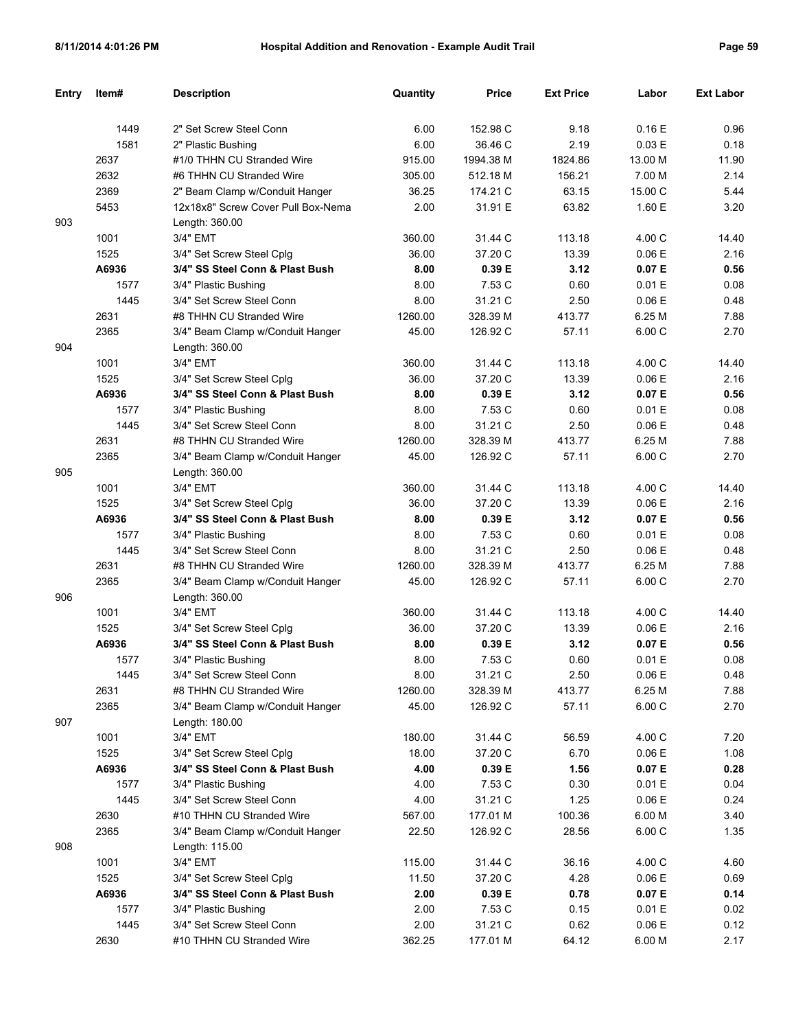| Entry | Item# | Description | Quantity | Price | Ext Price | Labor | Ext Labor |
|---|---|---|---|---|---|---|---|
| | 1449 | 2" Set Screw Steel Conn | 6.00 | 152.98 C | 9.18 | 0.16 E | 0.96 |
| | 1581 | 2" Plastic Bushing | 6.00 | 36.46 C | 2.19 | 0.03 E | 0.18 |
| | 2637 | #1/0 THHN CU Stranded Wire | 915.00 | 1994.38 M | 1824.86 | 13.00 M | 11.90 |
| | 2632 | #6 THHN CU Stranded Wire | 305.00 | 512.18 M | 156.21 | 7.00 M | 2.14 |
| | 2369 | 2" Beam Clamp w/Conduit Hanger | 36.25 | 174.21 C | 63.15 | 15.00 C | 5.44 |
| | 5453 | 12x18x8" Screw Cover Pull Box-Nema | 2.00 | 31.91 E | 63.82 | 1.60 E | 3.20 |
| 903 | | Length: 360.00 | | | | | |
| | 1001 | 3/4" EMT | 360.00 | 31.44 C | 113.18 | 4.00 C | 14.40 |
| | 1525 | 3/4" Set Screw Steel Cplg | 36.00 | 37.20 C | 13.39 | 0.06 E | 2.16 |
| | **A6936** | **3/4" SS Steel Conn & Plast Bush** | **8.00** | **0.39 E** | **3.12** | **0.07 E** | **0.56** |
| | 1577 | 3/4" Plastic Bushing | 8.00 | 7.53 C | 0.60 | 0.01 E | 0.08 |
| | 1445 | 3/4" Set Screw Steel Conn | 8.00 | 31.21 C | 2.50 | 0.06 E | 0.48 |
| | 2631 | #8 THHN CU Stranded Wire | 1260.00 | 328.39 M | 413.77 | 6.25 M | 7.88 |
| | 2365 | 3/4" Beam Clamp w/Conduit Hanger | 45.00 | 126.92 C | 57.11 | 6.00 C | 2.70 |
| 904 | | Length: 360.00 | | | | | |
| | 1001 | 3/4" EMT | 360.00 | 31.44 C | 113.18 | 4.00 C | 14.40 |
| | 1525 | 3/4" Set Screw Steel Cplg | 36.00 | 37.20 C | 13.39 | 0.06 E | 2.16 |
| | **A6936** | **3/4" SS Steel Conn & Plast Bush** | **8.00** | **0.39 E** | **3.12** | **0.07 E** | **0.56** |
| | 1577 | 3/4" Plastic Bushing | 8.00 | 7.53 C | 0.60 | 0.01 E | 0.08 |
| | 1445 | 3/4" Set Screw Steel Conn | 8.00 | 31.21 C | 2.50 | 0.06 E | 0.48 |
| | 2631 | #8 THHN CU Stranded Wire | 1260.00 | 328.39 M | 413.77 | 6.25 M | 7.88 |
| | 2365 | 3/4" Beam Clamp w/Conduit Hanger | 45.00 | 126.92 C | 57.11 | 6.00 C | 2.70 |
| 905 | | Length: 360.00 | | | | | |
| | 1001 | 3/4" EMT | 360.00 | 31.44 C | 113.18 | 4.00 C | 14.40 |
| | 1525 | 3/4" Set Screw Steel Cplg | 36.00 | 37.20 C | 13.39 | 0.06 E | 2.16 |
| | **A6936** | **3/4" SS Steel Conn & Plast Bush** | **8.00** | **0.39 E** | **3.12** | **0.07 E** | **0.56** |
| | 1577 | 3/4" Plastic Bushing | 8.00 | 7.53 C | 0.60 | 0.01 E | 0.08 |
| | 1445 | 3/4" Set Screw Steel Conn | 8.00 | 31.21 C | 2.50 | 0.06 E | 0.48 |
| | 2631 | #8 THHN CU Stranded Wire | 1260.00 | 328.39 M | 413.77 | 6.25 M | 7.88 |
| | 2365 | 3/4" Beam Clamp w/Conduit Hanger | 45.00 | 126.92 C | 57.11 | 6.00 C | 2.70 |
| 906 | | Length: 360.00 | | | | | |
| | 1001 | 3/4" EMT | 360.00 | 31.44 C | 113.18 | 4.00 C | 14.40 |
| | 1525 | 3/4" Set Screw Steel Cplg | 36.00 | 37.20 C | 13.39 | 0.06 E | 2.16 |
| | **A6936** | **3/4" SS Steel Conn & Plast Bush** | **8.00** | **0.39 E** | **3.12** | **0.07 E** | **0.56** |
| | 1577 | 3/4" Plastic Bushing | 8.00 | 7.53 C | 0.60 | 0.01 E | 0.08 |
| | 1445 | 3/4" Set Screw Steel Conn | 8.00 | 31.21 C | 2.50 | 0.06 E | 0.48 |
| | 2631 | #8 THHN CU Stranded Wire | 1260.00 | 328.39 M | 413.77 | 6.25 M | 7.88 |
| | 2365 | 3/4" Beam Clamp w/Conduit Hanger | 45.00 | 126.92 C | 57.11 | 6.00 C | 2.70 |
| 907 | | Length: 180.00 | | | | | |
| | 1001 | 3/4" EMT | 180.00 | 31.44 C | 56.59 | 4.00 C | 7.20 |
| | 1525 | 3/4" Set Screw Steel Cplg | 18.00 | 37.20 C | 6.70 | 0.06 E | 1.08 |
| | **A6936** | **3/4" SS Steel Conn & Plast Bush** | **4.00** | **0.39 E** | **1.56** | **0.07 E** | **0.28** |
| | 1577 | 3/4" Plastic Bushing | 4.00 | 7.53 C | 0.30 | 0.01 E | 0.04 |
| | 1445 | 3/4" Set Screw Steel Conn | 4.00 | 31.21 C | 1.25 | 0.06 E | 0.24 |
| | 2630 | #10 THHN CU Stranded Wire | 567.00 | 177.01 M | 100.36 | 6.00 M | 3.40 |
| | 2365 | 3/4" Beam Clamp w/Conduit Hanger | 22.50 | 126.92 C | 28.56 | 6.00 C | 1.35 |
| 908 | | Length: 115.00 | | | | | |
| | 1001 | 3/4" EMT | 115.00 | 31.44 C | 36.16 | 4.00 C | 4.60 |
| | 1525 | 3/4" Set Screw Steel Cplg | 11.50 | 37.20 C | 4.28 | 0.06 E | 0.69 |
| | **A6936** | **3/4" SS Steel Conn & Plast Bush** | **2.00** | **0.39 E** | **0.78** | **0.07 E** | **0.14** |
| | 1577 | 3/4" Plastic Bushing | 2.00 | 7.53 C | 0.15 | 0.01 E | 0.02 |
| | 1445 | 3/4" Set Screw Steel Conn | 2.00 | 31.21 C | 0.62 | 0.06 E | 0.12 |
| | 2630 | #10 THHN CU Stranded Wire | 362.25 | 177.01 M | 64.12 | 6.00 M | 2.17 |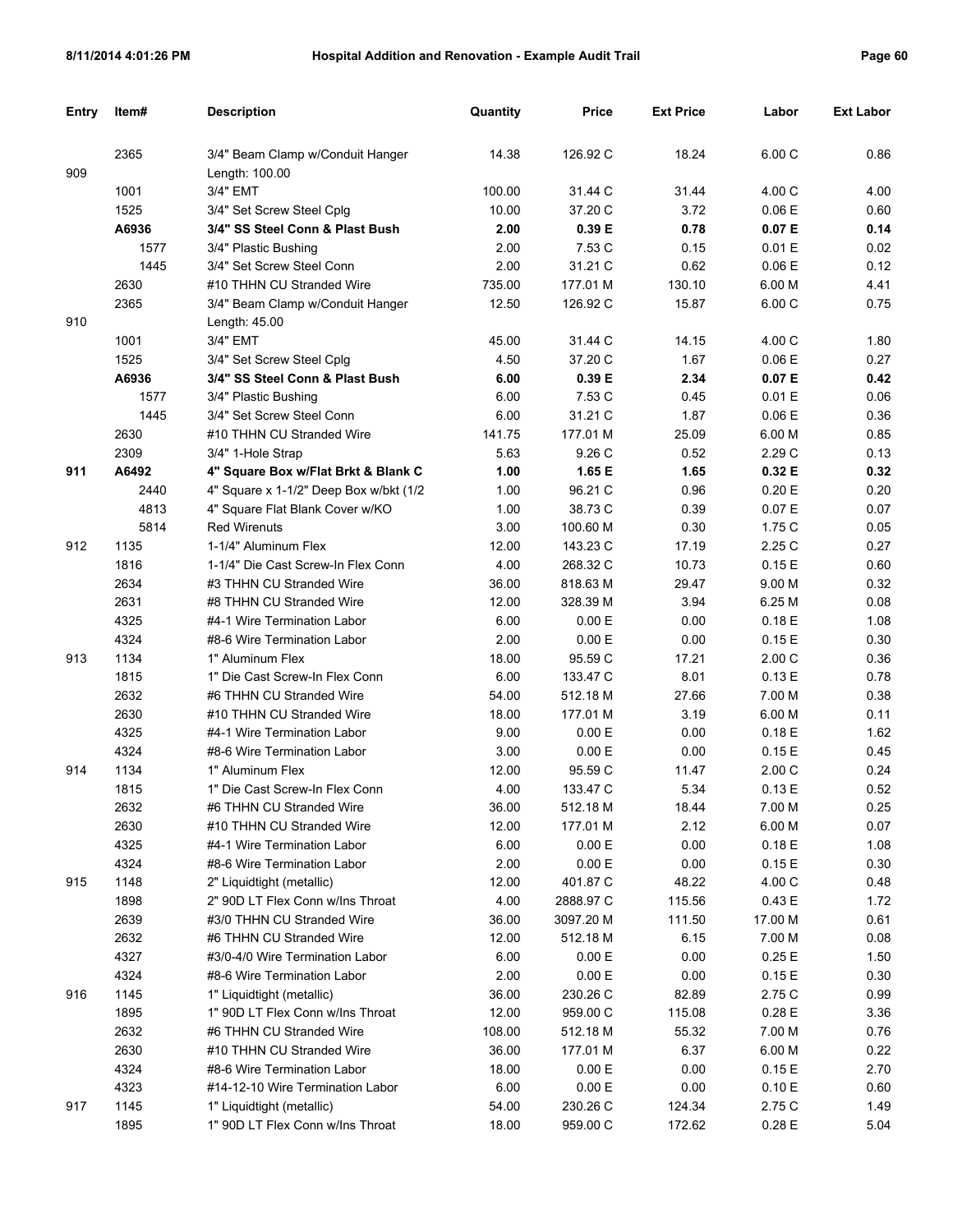| Entry | Item# | Description | Quantity | Price | Ext Price | Labor | Ext Labor |
|---|---|---|---|---|---|---|---|
| | 2365 | 3/4" Beam Clamp w/Conduit Hanger | 14.38 | 126.92 C | 18.24 | 6.00 C | 0.86 |
| 909 | | Length: 100.00 | | | | | |
| | 1001 | 3/4" EMT | 100.00 | 31.44 C | 31.44 | 4.00 C | 4.00 |
| | 1525 | 3/4" Set Screw Steel Cplg | 10.00 | 37.20 C | 3.72 | 0.06 E | 0.60 |
| | **A6936** | **3/4" SS Steel Conn & Plast Bush** | **2.00** | **0.39 E** | **0.78** | **0.07 E** | **0.14** |
| | 1577 | 3/4" Plastic Bushing | 2.00 | 7.53 C | 0.15 | 0.01 E | 0.02 |
| | 1445 | 3/4" Set Screw Steel Conn | 2.00 | 31.21 C | 0.62 | 0.06 E | 0.12 |
| | 2630 | #10 THHN CU Stranded Wire | 735.00 | 177.01 M | 130.10 | 6.00 M | 4.41 |
| | 2365 | 3/4" Beam Clamp w/Conduit Hanger | 12.50 | 126.92 C | 15.87 | 6.00 C | 0.75 |
| 910 | | Length: 45.00 | | | | | |
| | 1001 | 3/4" EMT | 45.00 | 31.44 C | 14.15 | 4.00 C | 1.80 |
| | 1525 | 3/4" Set Screw Steel Cplg | 4.50 | 37.20 C | 1.67 | 0.06 E | 0.27 |
| | **A6936** | **3/4" SS Steel Conn & Plast Bush** | **6.00** | **0.39 E** | **2.34** | **0.07 E** | **0.42** |
| | 1577 | 3/4" Plastic Bushing | 6.00 | 7.53 C | 0.45 | 0.01 E | 0.06 |
| | 1445 | 3/4" Set Screw Steel Conn | 6.00 | 31.21 C | 1.87 | 0.06 E | 0.36 |
| | 2630 | #10 THHN CU Stranded Wire | 141.75 | 177.01 M | 25.09 | 6.00 M | 0.85 |
| | 2309 | 3/4" 1-Hole Strap | 5.63 | 9.26 C | 0.52 | 2.29 C | 0.13 |
| **911** | **A6492** | **4" Square Box w/Flat Brkt & Blank C** | **1.00** | **1.65 E** | **1.65** | **0.32 E** | **0.32** |
| | 2440 | 4" Square x 1-1/2" Deep Box w/bkt (1/2 | 1.00 | 96.21 C | 0.96 | 0.20 E | 0.20 |
| | 4813 | 4" Square Flat Blank Cover w/KO | 1.00 | 38.73 C | 0.39 | 0.07 E | 0.07 |
| | 5814 | Red Wirenuts | 3.00 | 100.60 M | 0.30 | 1.75 C | 0.05 |
| 912 | 1135 | 1-1/4" Aluminum Flex | 12.00 | 143.23 C | 17.19 | 2.25 C | 0.27 |
| | 1816 | 1-1/4" Die Cast Screw-In Flex Conn | 4.00 | 268.32 C | 10.73 | 0.15 E | 0.60 |
| | 2634 | #3 THHN CU Stranded Wire | 36.00 | 818.63 M | 29.47 | 9.00 M | 0.32 |
| | 2631 | #8 THHN CU Stranded Wire | 12.00 | 328.39 M | 3.94 | 6.25 M | 0.08 |
| | 4325 | #4-1 Wire Termination Labor | 6.00 | 0.00 E | 0.00 | 0.18 E | 1.08 |
| | 4324 | #8-6 Wire Termination Labor | 2.00 | 0.00 E | 0.00 | 0.15 E | 0.30 |
| 913 | 1134 | 1" Aluminum Flex | 18.00 | 95.59 C | 17.21 | 2.00 C | 0.36 |
| | 1815 | 1" Die Cast Screw-In Flex Conn | 6.00 | 133.47 C | 8.01 | 0.13 E | 0.78 |
| | 2632 | #6 THHN CU Stranded Wire | 54.00 | 512.18 M | 27.66 | 7.00 M | 0.38 |
| | 2630 | #10 THHN CU Stranded Wire | 18.00 | 177.01 M | 3.19 | 6.00 M | 0.11 |
| | 4325 | #4-1 Wire Termination Labor | 9.00 | 0.00 E | 0.00 | 0.18 E | 1.62 |
| | 4324 | #8-6 Wire Termination Labor | 3.00 | 0.00 E | 0.00 | 0.15 E | 0.45 |
| 914 | 1134 | 1" Aluminum Flex | 12.00 | 95.59 C | 11.47 | 2.00 C | 0.24 |
| | 1815 | 1" Die Cast Screw-In Flex Conn | 4.00 | 133.47 C | 5.34 | 0.13 E | 0.52 |
| | 2632 | #6 THHN CU Stranded Wire | 36.00 | 512.18 M | 18.44 | 7.00 M | 0.25 |
| | 2630 | #10 THHN CU Stranded Wire | 12.00 | 177.01 M | 2.12 | 6.00 M | 0.07 |
| | 4325 | #4-1 Wire Termination Labor | 6.00 | 0.00 E | 0.00 | 0.18 E | 1.08 |
| | 4324 | #8-6 Wire Termination Labor | 2.00 | 0.00 E | 0.00 | 0.15 E | 0.30 |
| 915 | 1148 | 2" Liquidtight (metallic) | 12.00 | 401.87 C | 48.22 | 4.00 C | 0.48 |
| | 1898 | 2" 90D LT Flex Conn w/Ins Throat | 4.00 | 2888.97 C | 115.56 | 0.43 E | 1.72 |
| | 2639 | #3/0 THHN CU Stranded Wire | 36.00 | 3097.20 M | 111.50 | 17.00 M | 0.61 |
| | 2632 | #6 THHN CU Stranded Wire | 12.00 | 512.18 M | 6.15 | 7.00 M | 0.08 |
| | 4327 | #3/0-4/0 Wire Termination Labor | 6.00 | 0.00 E | 0.00 | 0.25 E | 1.50 |
| | 4324 | #8-6 Wire Termination Labor | 2.00 | 0.00 E | 0.00 | 0.15 E | 0.30 |
| 916 | 1145 | 1" Liquidtight (metallic) | 36.00 | 230.26 C | 82.89 | 2.75 C | 0.99 |
| | 1895 | 1" 90D LT Flex Conn w/Ins Throat | 12.00 | 959.00 C | 115.08 | 0.28 E | 3.36 |
| | 2632 | #6 THHN CU Stranded Wire | 108.00 | 512.18 M | 55.32 | 7.00 M | 0.76 |
| | 2630 | #10 THHN CU Stranded Wire | 36.00 | 177.01 M | 6.37 | 6.00 M | 0.22 |
| | 4324 | #8-6 Wire Termination Labor | 18.00 | 0.00 E | 0.00 | 0.15 E | 2.70 |
| | 4323 | #14-12-10 Wire Termination Labor | 6.00 | 0.00 E | 0.00 | 0.10 E | 0.60 |
| 917 | 1145 | 1" Liquidtight (metallic) | 54.00 | 230.26 C | 124.34 | 2.75 C | 1.49 |
| | 1895 | 1" 90D LT Flex Conn w/Ins Throat | 18.00 | 959.00 C | 172.62 | 0.28 E | 5.04 |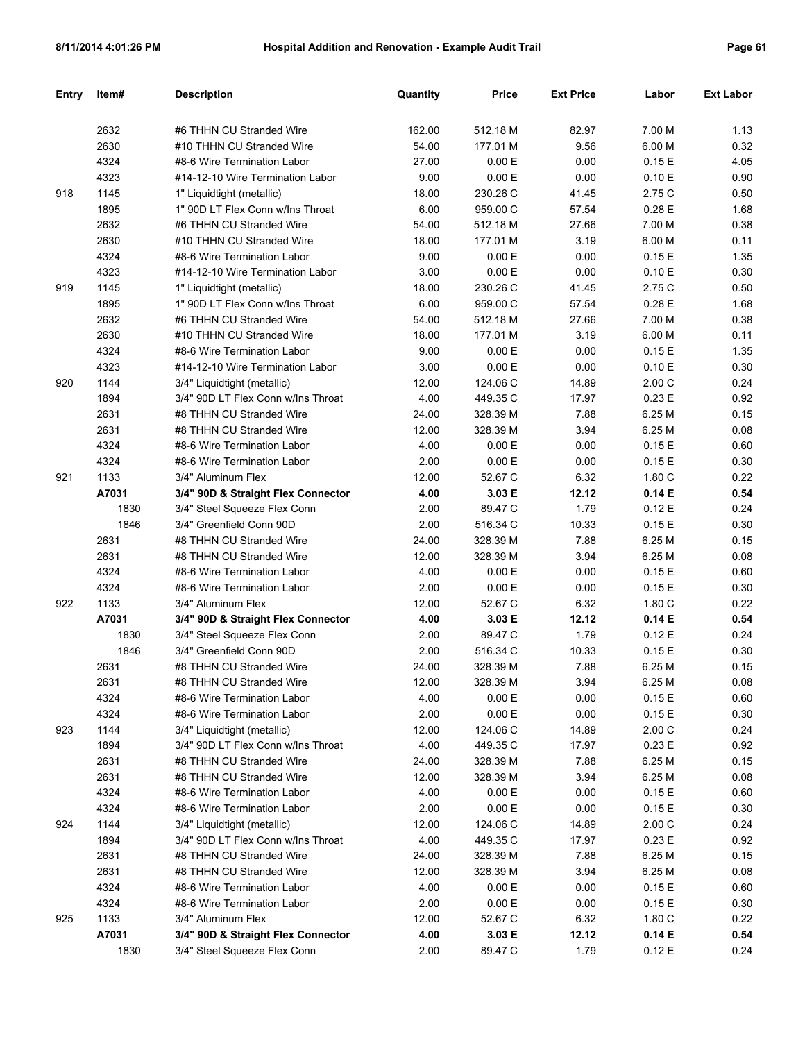| Entry | Item# | Description | Quantity | Price | Ext Price | Labor | Ext Labor |
|---|---|---|---|---|---|---|---|
| | 2632 | #6 THHN CU Stranded Wire | 162.00 | 512.18 M | 82.97 | 7.00 M | 1.13 |
| | 2630 | #10 THHN CU Stranded Wire | 54.00 | 177.01 M | 9.56 | 6.00 M | 0.32 |
| | 4324 | #8-6 Wire Termination Labor | 27.00 | 0.00 E | 0.00 | 0.15 E | 4.05 |
| | 4323 | #14-12-10 Wire Termination Labor | 9.00 | 0.00 E | 0.00 | 0.10 E | 0.90 |
| 918 | 1145 | 1" Liquidtight (metallic) | 18.00 | 230.26 C | 41.45 | 2.75 C | 0.50 |
| | 1895 | 1" 90D LT Flex Conn w/Ins Throat | 6.00 | 959.00 C | 57.54 | 0.28 E | 1.68 |
| | 2632 | #6 THHN CU Stranded Wire | 54.00 | 512.18 M | 27.66 | 7.00 M | 0.38 |
| | 2630 | #10 THHN CU Stranded Wire | 18.00 | 177.01 M | 3.19 | 6.00 M | 0.11 |
| | 4324 | #8-6 Wire Termination Labor | 9.00 | 0.00 E | 0.00 | 0.15 E | 1.35 |
| | 4323 | #14-12-10 Wire Termination Labor | 3.00 | 0.00 E | 0.00 | 0.10 E | 0.30 |
| 919 | 1145 | 1" Liquidtight (metallic) | 18.00 | 230.26 C | 41.45 | 2.75 C | 0.50 |
| | 1895 | 1" 90D LT Flex Conn w/Ins Throat | 6.00 | 959.00 C | 57.54 | 0.28 E | 1.68 |
| | 2632 | #6 THHN CU Stranded Wire | 54.00 | 512.18 M | 27.66 | 7.00 M | 0.38 |
| | 2630 | #10 THHN CU Stranded Wire | 18.00 | 177.01 M | 3.19 | 6.00 M | 0.11 |
| | 4324 | #8-6 Wire Termination Labor | 9.00 | 0.00 E | 0.00 | 0.15 E | 1.35 |
| | 4323 | #14-12-10 Wire Termination Labor | 3.00 | 0.00 E | 0.00 | 0.10 E | 0.30 |
| 920 | 1144 | 3/4" Liquidtight (metallic) | 12.00 | 124.06 C | 14.89 | 2.00 C | 0.24 |
| | 1894 | 3/4" 90D LT Flex Conn w/Ins Throat | 4.00 | 449.35 C | 17.97 | 0.23 E | 0.92 |
| | 2631 | #8 THHN CU Stranded Wire | 24.00 | 328.39 M | 7.88 | 6.25 M | 0.15 |
| | 2631 | #8 THHN CU Stranded Wire | 12.00 | 328.39 M | 3.94 | 6.25 M | 0.08 |
| | 4324 | #8-6 Wire Termination Labor | 4.00 | 0.00 E | 0.00 | 0.15 E | 0.60 |
| | 4324 | #8-6 Wire Termination Labor | 2.00 | 0.00 E | 0.00 | 0.15 E | 0.30 |
| 921 | 1133 | 3/4" Aluminum Flex | 12.00 | 52.67 C | 6.32 | 1.80 C | 0.22 |
| | **A7031** | **3/4" 90D & Straight Flex Connector** | **4.00** | **3.03 E** | **12.12** | **0.14 E** | **0.54** |
| | 1830 | 3/4" Steel Squeeze Flex Conn | 2.00 | 89.47 C | 1.79 | 0.12 E | 0.24 |
| | 1846 | 3/4" Greenfield Conn 90D | 2.00 | 516.34 C | 10.33 | 0.15 E | 0.30 |
| | 2631 | #8 THHN CU Stranded Wire | 24.00 | 328.39 M | 7.88 | 6.25 M | 0.15 |
| | 2631 | #8 THHN CU Stranded Wire | 12.00 | 328.39 M | 3.94 | 6.25 M | 0.08 |
| | 4324 | #8-6 Wire Termination Labor | 4.00 | 0.00 E | 0.00 | 0.15 E | 0.60 |
| | 4324 | #8-6 Wire Termination Labor | 2.00 | 0.00 E | 0.00 | 0.15 E | 0.30 |
| 922 | 1133 | 3/4" Aluminum Flex | 12.00 | 52.67 C | 6.32 | 1.80 C | 0.22 |
| | **A7031** | **3/4" 90D & Straight Flex Connector** | **4.00** | **3.03 E** | **12.12** | **0.14 E** | **0.54** |
| | 1830 | 3/4" Steel Squeeze Flex Conn | 2.00 | 89.47 C | 1.79 | 0.12 E | 0.24 |
| | 1846 | 3/4" Greenfield Conn 90D | 2.00 | 516.34 C | 10.33 | 0.15 E | 0.30 |
| | 2631 | #8 THHN CU Stranded Wire | 24.00 | 328.39 M | 7.88 | 6.25 M | 0.15 |
| | 2631 | #8 THHN CU Stranded Wire | 12.00 | 328.39 M | 3.94 | 6.25 M | 0.08 |
| | 4324 | #8-6 Wire Termination Labor | 4.00 | 0.00 E | 0.00 | 0.15 E | 0.60 |
| | 4324 | #8-6 Wire Termination Labor | 2.00 | 0.00 E | 0.00 | 0.15 E | 0.30 |
| 923 | 1144 | 3/4" Liquidtight (metallic) | 12.00 | 124.06 C | 14.89 | 2.00 C | 0.24 |
| | 1894 | 3/4" 90D LT Flex Conn w/Ins Throat | 4.00 | 449.35 C | 17.97 | 0.23 E | 0.92 |
| | 2631 | #8 THHN CU Stranded Wire | 24.00 | 328.39 M | 7.88 | 6.25 M | 0.15 |
| | 2631 | #8 THHN CU Stranded Wire | 12.00 | 328.39 M | 3.94 | 6.25 M | 0.08 |
| | 4324 | #8-6 Wire Termination Labor | 4.00 | 0.00 E | 0.00 | 0.15 E | 0.60 |
| | 4324 | #8-6 Wire Termination Labor | 2.00 | 0.00 E | 0.00 | 0.15 E | 0.30 |
| 924 | 1144 | 3/4" Liquidtight (metallic) | 12.00 | 124.06 C | 14.89 | 2.00 C | 0.24 |
| | 1894 | 3/4" 90D LT Flex Conn w/Ins Throat | 4.00 | 449.35 C | 17.97 | 0.23 E | 0.92 |
| | 2631 | #8 THHN CU Stranded Wire | 24.00 | 328.39 M | 7.88 | 6.25 M | 0.15 |
| | 2631 | #8 THHN CU Stranded Wire | 12.00 | 328.39 M | 3.94 | 6.25 M | 0.08 |
| | 4324 | #8-6 Wire Termination Labor | 4.00 | 0.00 E | 0.00 | 0.15 E | 0.60 |
| | 4324 | #8-6 Wire Termination Labor | 2.00 | 0.00 E | 0.00 | 0.15 E | 0.30 |
| 925 | 1133 | 3/4" Aluminum Flex | 12.00 | 52.67 C | 6.32 | 1.80 C | 0.22 |
| | **A7031** | **3/4" 90D & Straight Flex Connector** | **4.00** | **3.03 E** | **12.12** | **0.14 E** | **0.54** |
| | 1830 | 3/4" Steel Squeeze Flex Conn | 2.00 | 89.47 C | 1.79 | 0.12 E | 0.24 |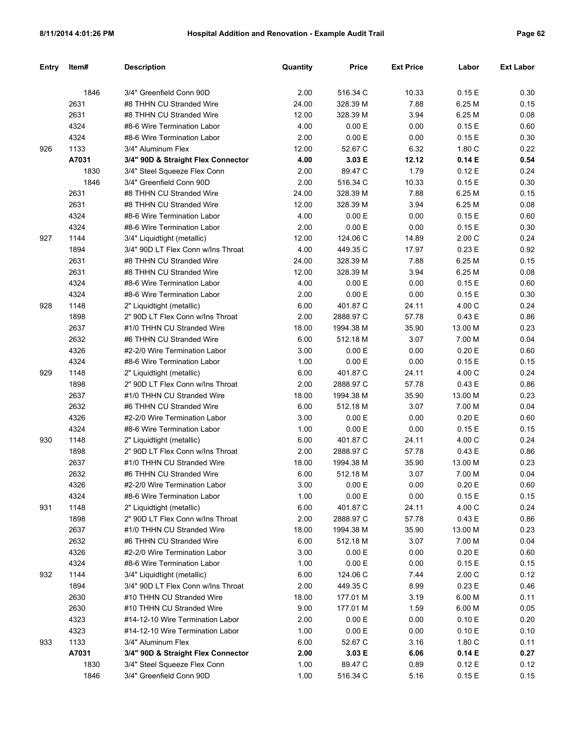| Entry | Item# | Description | Quantity | Price | Ext Price | Labor | Ext Labor |
|---|---|---|---|---|---|---|---|
| | 1846 | 3/4" Greenfield Conn 90D | 2.00 | 516.34 C | 10.33 | 0.15 E | 0.30 |
| | 2631 | #8 THHN CU Stranded Wire | 24.00 | 328.39 M | 7.88 | 6.25 M | 0.15 |
| | 2631 | #8 THHN CU Stranded Wire | 12.00 | 328.39 M | 3.94 | 6.25 M | 0.08 |
| | 4324 | #8-6 Wire Termination Labor | 4.00 | 0.00 E | 0.00 | 0.15 E | 0.60 |
| | 4324 | #8-6 Wire Termination Labor | 2.00 | 0.00 E | 0.00 | 0.15 E | 0.30 |
| 926 | 1133 | 3/4" Aluminum Flex | 12.00 | 52.67 C | 6.32 | 1.80 C | 0.22 |
| | **A7031** | **3/4" 90D & Straight Flex Connector** | **4.00** | **3.03 E** | **12.12** | **0.14 E** | **0.54** |
| | 1830 | 3/4" Steel Squeeze Flex Conn | 2.00 | 89.47 C | 1.79 | 0.12 E | 0.24 |
| | 1846 | 3/4" Greenfield Conn 90D | 2.00 | 516.34 C | 10.33 | 0.15 E | 0.30 |
| | 2631 | #8 THHN CU Stranded Wire | 24.00 | 328.39 M | 7.88 | 6.25 M | 0.15 |
| | 2631 | #8 THHN CU Stranded Wire | 12.00 | 328.39 M | 3.94 | 6.25 M | 0.08 |
| | 4324 | #8-6 Wire Termination Labor | 4.00 | 0.00 E | 0.00 | 0.15 E | 0.60 |
| | 4324 | #8-6 Wire Termination Labor | 2.00 | 0.00 E | 0.00 | 0.15 E | 0.30 |
| 927 | 1144 | 3/4" Liquidtight (metallic) | 12.00 | 124.06 C | 14.89 | 2.00 C | 0.24 |
| | 1894 | 3/4" 90D LT Flex Conn w/Ins Throat | 4.00 | 449.35 C | 17.97 | 0.23 E | 0.92 |
| | 2631 | #8 THHN CU Stranded Wire | 24.00 | 328.39 M | 7.88 | 6.25 M | 0.15 |
| | 2631 | #8 THHN CU Stranded Wire | 12.00 | 328.39 M | 3.94 | 6.25 M | 0.08 |
| | 4324 | #8-6 Wire Termination Labor | 4.00 | 0.00 E | 0.00 | 0.15 E | 0.60 |
| | 4324 | #8-6 Wire Termination Labor | 2.00 | 0.00 E | 0.00 | 0.15 E | 0.30 |
| 928 | 1148 | 2" Liquidtight (metallic) | 6.00 | 401.87 C | 24.11 | 4.00 C | 0.24 |
| | 1898 | 2" 90D LT Flex Conn w/Ins Throat | 2.00 | 2888.97 C | 57.78 | 0.43 E | 0.86 |
| | 2637 | #1/0 THHN CU Stranded Wire | 18.00 | 1994.38 M | 35.90 | 13.00 M | 0.23 |
| | 2632 | #6 THHN CU Stranded Wire | 6.00 | 512.18 M | 3.07 | 7.00 M | 0.04 |
| | 4326 | #2-2/0 Wire Termination Labor | 3.00 | 0.00 E | 0.00 | 0.20 E | 0.60 |
| | 4324 | #8-6 Wire Termination Labor | 1.00 | 0.00 E | 0.00 | 0.15 E | 0.15 |
| 929 | 1148 | 2" Liquidtight (metallic) | 6.00 | 401.87 C | 24.11 | 4.00 C | 0.24 |
| | 1898 | 2" 90D LT Flex Conn w/Ins Throat | 2.00 | 2888.97 C | 57.78 | 0.43 E | 0.86 |
| | 2637 | #1/0 THHN CU Stranded Wire | 18.00 | 1994.38 M | 35.90 | 13.00 M | 0.23 |
| | 2632 | #6 THHN CU Stranded Wire | 6.00 | 512.18 M | 3.07 | 7.00 M | 0.04 |
| | 4326 | #2-2/0 Wire Termination Labor | 3.00 | 0.00 E | 0.00 | 0.20 E | 0.60 |
| | 4324 | #8-6 Wire Termination Labor | 1.00 | 0.00 E | 0.00 | 0.15 E | 0.15 |
| 930 | 1148 | 2" Liquidtight (metallic) | 6.00 | 401.87 C | 24.11 | 4.00 C | 0.24 |
| | 1898 | 2" 90D LT Flex Conn w/Ins Throat | 2.00 | 2888.97 C | 57.78 | 0.43 E | 0.86 |
| | 2637 | #1/0 THHN CU Stranded Wire | 18.00 | 1994.38 M | 35.90 | 13.00 M | 0.23 |
| | 2632 | #6 THHN CU Stranded Wire | 6.00 | 512.18 M | 3.07 | 7.00 M | 0.04 |
| | 4326 | #2-2/0 Wire Termination Labor | 3.00 | 0.00 E | 0.00 | 0.20 E | 0.60 |
| | 4324 | #8-6 Wire Termination Labor | 1.00 | 0.00 E | 0.00 | 0.15 E | 0.15 |
| 931 | 1148 | 2" Liquidtight (metallic) | 6.00 | 401.87 C | 24.11 | 4.00 C | 0.24 |
| | 1898 | 2" 90D LT Flex Conn w/Ins Throat | 2.00 | 2888.97 C | 57.78 | 0.43 E | 0.86 |
| | 2637 | #1/0 THHN CU Stranded Wire | 18.00 | 1994.38 M | 35.90 | 13.00 M | 0.23 |
| | 2632 | #6 THHN CU Stranded Wire | 6.00 | 512.18 M | 3.07 | 7.00 M | 0.04 |
| | 4326 | #2-2/0 Wire Termination Labor | 3.00 | 0.00 E | 0.00 | 0.20 E | 0.60 |
| | 4324 | #8-6 Wire Termination Labor | 1.00 | 0.00 E | 0.00 | 0.15 E | 0.15 |
| 932 | 1144 | 3/4" Liquidtight (metallic) | 6.00 | 124.06 C | 7.44 | 2.00 C | 0.12 |
| | 1894 | 3/4" 90D LT Flex Conn w/Ins Throat | 2.00 | 449.35 C | 8.99 | 0.23 E | 0.46 |
| | 2630 | #10 THHN CU Stranded Wire | 18.00 | 177.01 M | 3.19 | 6.00 M | 0.11 |
| | 2630 | #10 THHN CU Stranded Wire | 9.00 | 177.01 M | 1.59 | 6.00 M | 0.05 |
| | 4323 | #14-12-10 Wire Termination Labor | 2.00 | 0.00 E | 0.00 | 0.10 E | 0.20 |
| | 4323 | #14-12-10 Wire Termination Labor | 1.00 | 0.00 E | 0.00 | 0.10 E | 0.10 |
| 933 | 1133 | 3/4" Aluminum Flex | 6.00 | 52.67 C | 3.16 | 1.80 C | 0.11 |
| | **A7031** | **3/4" 90D & Straight Flex Connector** | **2.00** | **3.03 E** | **6.06** | **0.14 E** | **0.27** |
| | 1830 | 3/4" Steel Squeeze Flex Conn | 1.00 | 89.47 C | 0.89 | 0.12 E | 0.12 |
| | 1846 | 3/4" Greenfield Conn 90D | 1.00 | 516.34 C | 5.16 | 0.15 E | 0.15 |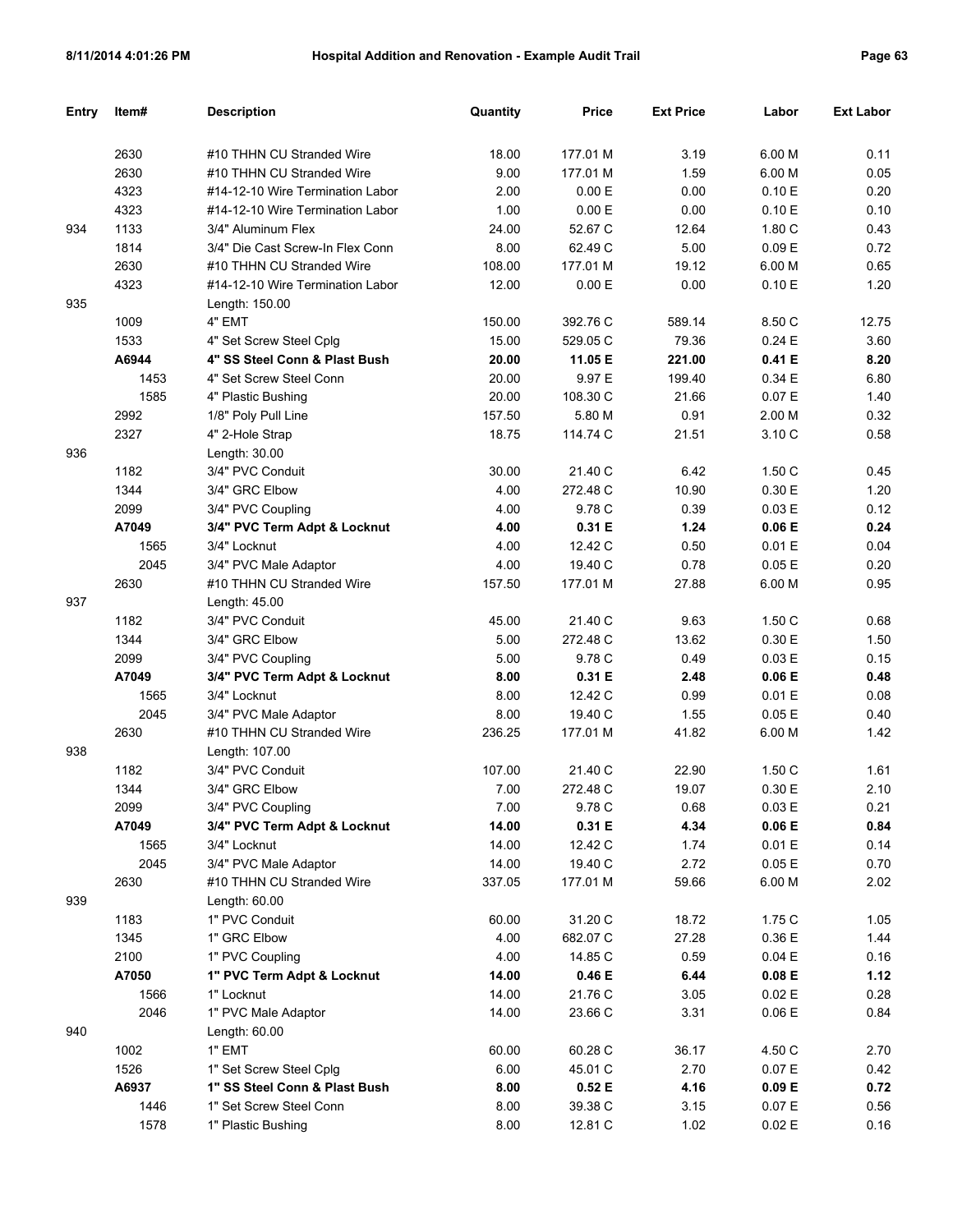| Entry | Item# | Description | Quantity | Price | Ext Price | Labor | Ext Labor |
|---|---|---|---|---|---|---|---|
| | 2630 | #10 THHN CU Stranded Wire | 18.00 | 177.01 M | 3.19 | 6.00 M | 0.11 |
| | 2630 | #10 THHN CU Stranded Wire | 9.00 | 177.01 M | 1.59 | 6.00 M | 0.05 |
| | 4323 | #14-12-10 Wire Termination Labor | 2.00 | 0.00 E | 0.00 | 0.10 E | 0.20 |
| | 4323 | #14-12-10 Wire Termination Labor | 1.00 | 0.00 E | 0.00 | 0.10 E | 0.10 |
| 934 | 1133 | 3/4" Aluminum Flex | 24.00 | 52.67 C | 12.64 | 1.80 C | 0.43 |
| | 1814 | 3/4" Die Cast Screw-In Flex Conn | 8.00 | 62.49 C | 5.00 | 0.09 E | 0.72 |
| | 2630 | #10 THHN CU Stranded Wire | 108.00 | 177.01 M | 19.12 | 6.00 M | 0.65 |
| | 4323 | #14-12-10 Wire Termination Labor | 12.00 | 0.00 E | 0.00 | 0.10 E | 1.20 |
| 935 | | Length: 150.00 | | | | | |
| | 1009 | 4" EMT | 150.00 | 392.76 C | 589.14 | 8.50 C | 12.75 |
| | 1533 | 4" Set Screw Steel Cplg | 15.00 | 529.05 C | 79.36 | 0.24 E | 3.60 |
| | **A6944** | **4" SS Steel Conn & Plast Bush** | **20.00** | **11.05 E** | **221.00** | **0.41 E** | **8.20** |
| | 1453 | 4" Set Screw Steel Conn | 20.00 | 9.97 E | 199.40 | 0.34 E | 6.80 |
| | 1585 | 4" Plastic Bushing | 20.00 | 108.30 C | 21.66 | 0.07 E | 1.40 |
| | 2992 | 1/8" Poly Pull Line | 157.50 | 5.80 M | 0.91 | 2.00 M | 0.32 |
| | 2327 | 4" 2-Hole Strap | 18.75 | 114.74 C | 21.51 | 3.10 C | 0.58 |
| 936 | | Length: 30.00 | | | | | |
| | 1182 | 3/4" PVC Conduit | 30.00 | 21.40 C | 6.42 | 1.50 C | 0.45 |
| | 1344 | 3/4" GRC Elbow | 4.00 | 272.48 C | 10.90 | 0.30 E | 1.20 |
| | 2099 | 3/4" PVC Coupling | 4.00 | 9.78 C | 0.39 | 0.03 E | 0.12 |
| | **A7049** | **3/4" PVC Term Adpt & Locknut** | **4.00** | **0.31 E** | **1.24** | **0.06 E** | **0.24** |
| | 1565 | 3/4" Locknut | 4.00 | 12.42 C | 0.50 | 0.01 E | 0.04 |
| | 2045 | 3/4" PVC Male Adaptor | 4.00 | 19.40 C | 0.78 | 0.05 E | 0.20 |
| | 2630 | #10 THHN CU Stranded Wire | 157.50 | 177.01 M | 27.88 | 6.00 M | 0.95 |
| 937 | | Length: 45.00 | | | | | |
| | 1182 | 3/4" PVC Conduit | 45.00 | 21.40 C | 9.63 | 1.50 C | 0.68 |
| | 1344 | 3/4" GRC Elbow | 5.00 | 272.48 C | 13.62 | 0.30 E | 1.50 |
| | 2099 | 3/4" PVC Coupling | 5.00 | 9.78 C | 0.49 | 0.03 E | 0.15 |
| | **A7049** | **3/4" PVC Term Adpt & Locknut** | **8.00** | **0.31 E** | **2.48** | **0.06 E** | **0.48** |
| | 1565 | 3/4" Locknut | 8.00 | 12.42 C | 0.99 | 0.01 E | 0.08 |
| | 2045 | 3/4" PVC Male Adaptor | 8.00 | 19.40 C | 1.55 | 0.05 E | 0.40 |
| | 2630 | #10 THHN CU Stranded Wire | 236.25 | 177.01 M | 41.82 | 6.00 M | 1.42 |
| 938 | | Length: 107.00 | | | | | |
| | 1182 | 3/4" PVC Conduit | 107.00 | 21.40 C | 22.90 | 1.50 C | 1.61 |
| | 1344 | 3/4" GRC Elbow | 7.00 | 272.48 C | 19.07 | 0.30 E | 2.10 |
| | 2099 | 3/4" PVC Coupling | 7.00 | 9.78 C | 0.68 | 0.03 E | 0.21 |
| | **A7049** | **3/4" PVC Term Adpt & Locknut** | **14.00** | **0.31 E** | **4.34** | **0.06 E** | **0.84** |
| | 1565 | 3/4" Locknut | 14.00 | 12.42 C | 1.74 | 0.01 E | 0.14 |
| | 2045 | 3/4" PVC Male Adaptor | 14.00 | 19.40 C | 2.72 | 0.05 E | 0.70 |
| | 2630 | #10 THHN CU Stranded Wire | 337.05 | 177.01 M | 59.66 | 6.00 M | 2.02 |
| 939 | | Length: 60.00 | | | | | |
| | 1183 | 1" PVC Conduit | 60.00 | 31.20 C | 18.72 | 1.75 C | 1.05 |
| | 1345 | 1" GRC Elbow | 4.00 | 682.07 C | 27.28 | 0.36 E | 1.44 |
| | 2100 | 1" PVC Coupling | 4.00 | 14.85 C | 0.59 | 0.04 E | 0.16 |
| | **A7050** | **1" PVC Term Adpt & Locknut** | **14.00** | **0.46 E** | **6.44** | **0.08 E** | **1.12** |
| | 1566 | 1" Locknut | 14.00 | 21.76 C | 3.05 | 0.02 E | 0.28 |
| | 2046 | 1" PVC Male Adaptor | 14.00 | 23.66 C | 3.31 | 0.06 E | 0.84 |
| 940 | | Length: 60.00 | | | | | |
| | 1002 | 1" EMT | 60.00 | 60.28 C | 36.17 | 4.50 C | 2.70 |
| | 1526 | 1" Set Screw Steel Cplg | 6.00 | 45.01 C | 2.70 | 0.07 E | 0.42 |
| | **A6937** | **1" SS Steel Conn & Plast Bush** | **8.00** | **0.52 E** | **4.16** | **0.09 E** | **0.72** |
| | 1446 | 1" Set Screw Steel Conn | 8.00 | 39.38 C | 3.15 | 0.07 E | 0.56 |
| | 1578 | 1" Plastic Bushing | 8.00 | 12.81 C | 1.02 | 0.02 E | 0.16 |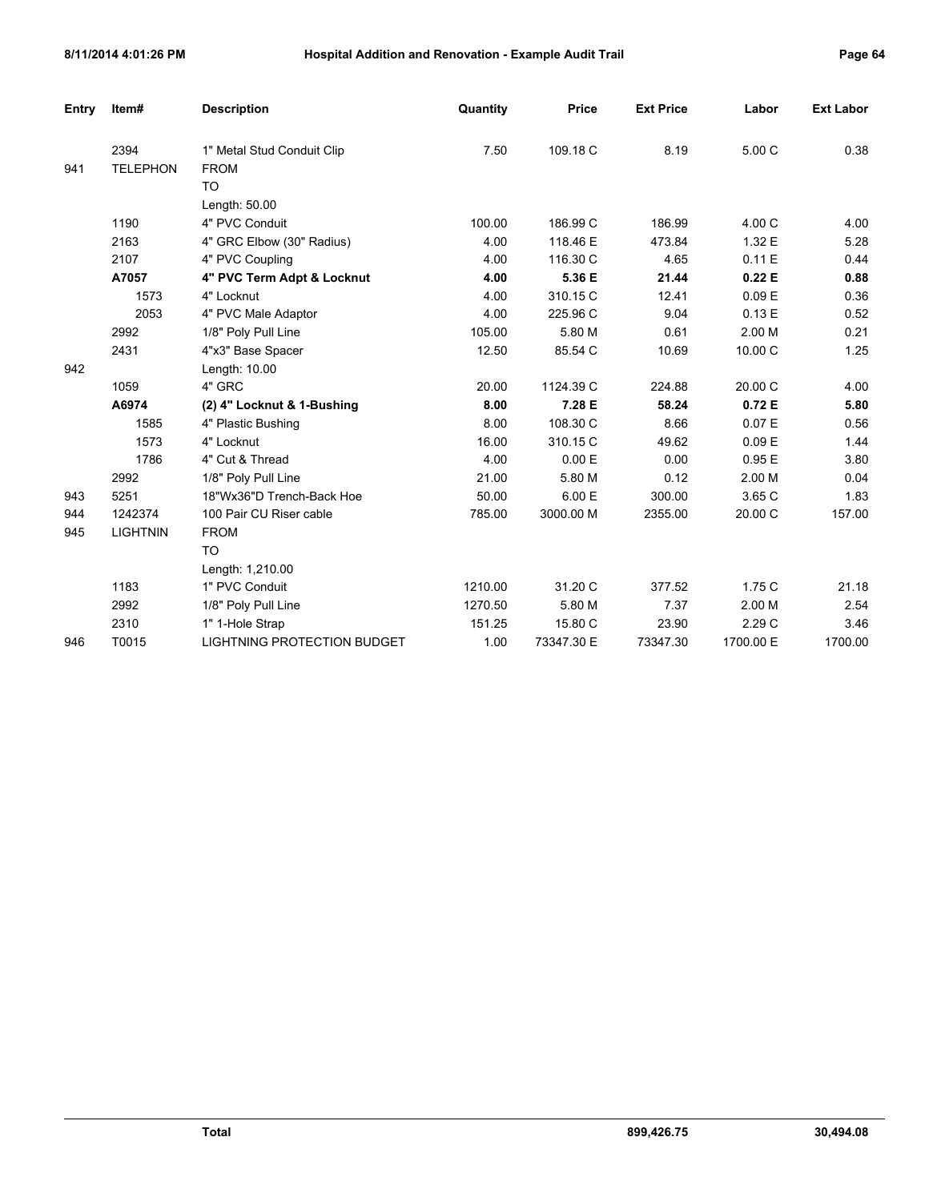| Entry | Item# | Description | Quantity | Price | Ext Price | Labor | Ext Labor |
|---|---|---|---|---|---|---|---|
| | 2394 | 1" Metal Stud Conduit Clip | 7.50 | 109.18 C | 8.19 | 5.00 C | 0.38 |
| 941 | TELEPHON | FROM | | | | | |
| | | TO | | | | | |
| | | Length: 50.00 | | | | | |
| | 1190 | 4" PVC Conduit | 100.00 | 186.99 C | 186.99 | 4.00 C | 4.00 |
| | 2163 | 4" GRC Elbow (30" Radius) | 4.00 | 118.46 E | 473.84 | 1.32 E | 5.28 |
| | 2107 | 4" PVC Coupling | 4.00 | 116.30 C | 4.65 | 0.11 E | 0.44 |
| | **A7057** | **4" PVC Term Adpt & Locknut** | **4.00** | **5.36 E** | **21.44** | **0.22 E** | **0.88** |
| | 1573 | 4" Locknut | 4.00 | 310.15 C | 12.41 | 0.09 E | 0.36 |
| | 2053 | 4" PVC Male Adaptor | 4.00 | 225.96 C | 9.04 | 0.13 E | 0.52 |
| | 2992 | 1/8" Poly Pull Line | 105.00 | 5.80 M | 0.61 | 2.00 M | 0.21 |
| | 2431 | 4"x3" Base Spacer | 12.50 | 85.54 C | 10.69 | 10.00 C | 1.25 |
| 942 | | Length: 10.00 | | | | | |
| | 1059 | 4" GRC | 20.00 | 1124.39 C | 224.88 | 20.00 C | 4.00 |
| | **A6974** | **(2) 4" Locknut & 1-Bushing** | **8.00** | **7.28 E** | **58.24** | **0.72 E** | **5.80** |
| | 1585 | 4" Plastic Bushing | 8.00 | 108.30 C | 8.66 | 0.07 E | 0.56 |
| | 1573 | 4" Locknut | 16.00 | 310.15 C | 49.62 | 0.09 E | 1.44 |
| | 1786 | 4" Cut & Thread | 4.00 | 0.00 E | 0.00 | 0.95 E | 3.80 |
| | 2992 | 1/8" Poly Pull Line | 21.00 | 5.80 M | 0.12 | 2.00 M | 0.04 |
| 943 | 5251 | 18"Wx36"D Trench-Back Hoe | 50.00 | 6.00 E | 300.00 | 3.65 C | 1.83 |
| 944 | 1242374 | 100 Pair CU Riser cable | 785.00 | 3000.00 M | 2355.00 | 20.00 C | 157.00 |
| 945 | LIGHTNIN | FROM | | | | | |
| | | TO | | | | | |
| | | Length: 1,210.00 | | | | | |
| | 1183 | 1" PVC Conduit | 1210.00 | 31.20 C | 377.52 | 1.75 C | 21.18 |
| | 2992 | 1/8" Poly Pull Line | 1270.50 | 5.80 M | 7.37 | 2.00 M | 2.54 |
| | 2310 | 1" 1-Hole Strap | 151.25 | 15.80 C | 23.90 | 2.29 C | 3.46 |
| 946 | T0015 | LIGHTNING PROTECTION BUDGET | 1.00 | 73347.30 E | 73347.30 | 1700.00 E | 1700.00 |
| | | **Total** | | | **899,426.75** | | **30,494.08** |